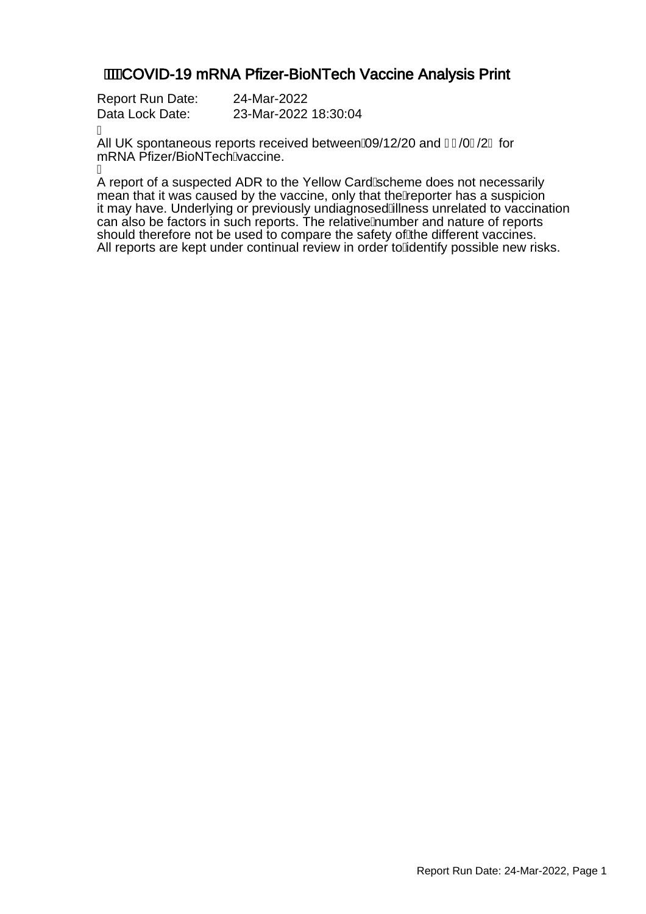# COVID-19 mRNA Pfizer-BioNTech Vaccine Analysis Print

Report Run Date: 24-Mar-2022
Data Lock Date: 23-Mar-2022 18:30:04

All UK spontaneous reports received between 09/12/20 and /0 /2 for mRNA Pfizer/BioNTech vaccine.

A report of a suspected ADR to the Yellow Card scheme does not necessarily mean that it was caused by the vaccine, only that the reporter has a suspicion it may have. Underlying or previously undiagnosed illness unrelated to vaccination can also be factors in such reports. The relative number and nature of reports should therefore not be used to compare the safety of the different vaccines. All reports are kept under continual review in order to identify possible new risks.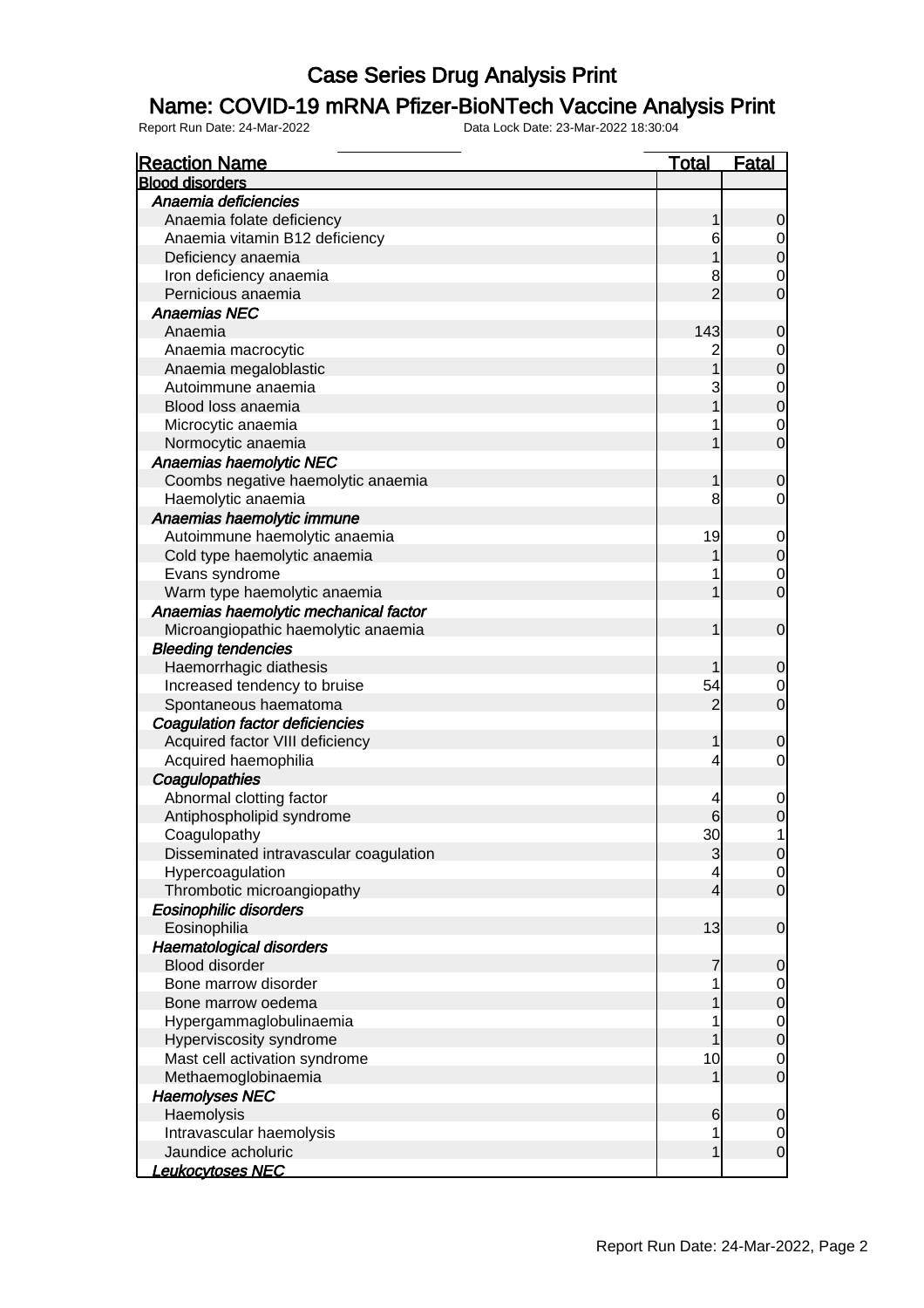# Case Series Drug Analysis Print

## Name: COVID-19 mRNA Pfizer-BioNTech Vaccine Analysis Print

Report Run Date: 24-Mar-2022 Data Lock Date: 23-Mar-2022 18:30:04

| Reaction Name | Total | Fatal |
|---|---|---|
| **Blood disorders** | | |
| *Anaemia deficiencies* | | |
| Anaemia folate deficiency | 1 | 0 |
| Anaemia vitamin B12 deficiency | 6 | 0 |
| Deficiency anaemia | 1 | 0 |
| Iron deficiency anaemia | 8 | 0 |
| Pernicious anaemia | 2 | 0 |
| *Anaemias NEC* | | |
| Anaemia | 143 | 0 |
| Anaemia macrocytic | 2 | 0 |
| Anaemia megaloblastic | 1 | 0 |
| Autoimmune anaemia | 3 | 0 |
| Blood loss anaemia | 1 | 0 |
| Microcytic anaemia | 1 | 0 |
| Normocytic anaemia | 1 | 0 |
| *Anaemias haemolytic NEC* | | |
| Coombs negative haemolytic anaemia | 1 | 0 |
| Haemolytic anaemia | 8 | 0 |
| *Anaemias haemolytic immune* | | |
| Autoimmune haemolytic anaemia | 19 | 0 |
| Cold type haemolytic anaemia | 1 | 0 |
| Evans syndrome | 1 | 0 |
| Warm type haemolytic anaemia | 1 | 0 |
| *Anaemias haemolytic mechanical factor* | | |
| Microangiopathic haemolytic anaemia | 1 | 0 |
| *Bleeding tendencies* | | |
| Haemorrhagic diathesis | 1 | 0 |
| Increased tendency to bruise | 54 | 0 |
| Spontaneous haematoma | 2 | 0 |
| *Coagulation factor deficiencies* | | |
| Acquired factor VIII deficiency | 1 | 0 |
| Acquired haemophilia | 4 | 0 |
| *Coagulopathies* | | |
| Abnormal clotting factor | 4 | 0 |
| Antiphospholipid syndrome | 6 | 0 |
| Coagulopathy | 30 | 1 |
| Disseminated intravascular coagulation | 3 | 0 |
| Hypercoagulation | 4 | 0 |
| Thrombotic microangiopathy | 4 | 0 |
| *Eosinophilic disorders* | | |
| Eosinophilia | 13 | 0 |
| *Haematological disorders* | | |
| Blood disorder | 7 | 0 |
| Bone marrow disorder | 1 | 0 |
| Bone marrow oedema | 1 | 0 |
| Hypergammaglobulinaemia | 1 | 0 |
| Hyperviscosity syndrome | 1 | 0 |
| Mast cell activation syndrome | 10 | 0 |
| Methaemoglobinaemia | 1 | 0 |
| *Haemolyses NEC* | | |
| Haemolysis | 6 | 0 |
| Intravascular haemolysis | 1 | 0 |
| Jaundice acholuric | 1 | 0 |
| *Leukocytoses NEC* | | |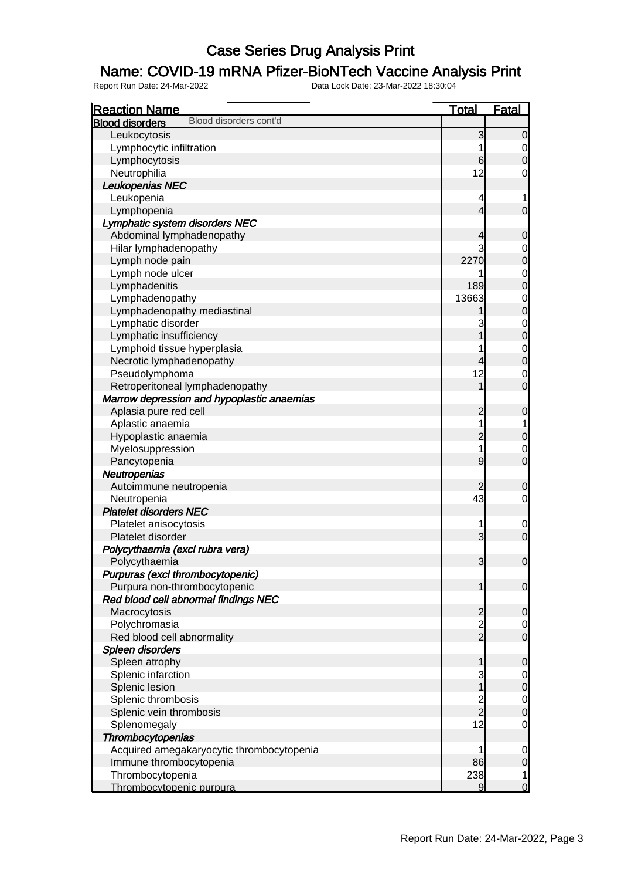# Case Series Drug Analysis Print

## Name: COVID-19 mRNA Pfizer-BioNTech Vaccine Analysis Print

Report Run Date: 24-Mar-2022 Data Lock Date: 23-Mar-2022 18:30:04

| Reaction Name | Total | Fatal |
|---|---|---|
| **Blood disorders** Blood disorders cont'd | | |
| Leukocytosis | 3 | 0 |
| Lymphocytic infiltration | 1 | 0 |
| Lymphocytosis | 6 | 0 |
| Neutrophilia | 12 | 0 |
| ***Leukopenias NEC*** | | |
| Leukopenia | 4 | 1 |
| Lymphopenia | 4 | 0 |
| ***Lymphatic system disorders NEC*** | | |
| Abdominal lymphadenopathy | 4 | 0 |
| Hilar lymphadenopathy | 3 | 0 |
| Lymph node pain | 2270 | 0 |
| Lymph node ulcer | 1 | 0 |
| Lymphadenitis | 189 | 0 |
| Lymphadenopathy | 13663 | 0 |
| Lymphadenopathy mediastinal | 1 | 0 |
| Lymphatic disorder | 3 | 0 |
| Lymphatic insufficiency | 1 | 0 |
| Lymphoid tissue hyperplasia | 1 | 0 |
| Necrotic lymphadenopathy | 4 | 0 |
| Pseudolymphoma | 12 | 0 |
| Retroperitoneal lymphadenopathy | 1 | 0 |
| ***Marrow depression and hypoplastic anaemias*** | | |
| Aplasia pure red cell | 2 | 0 |
| Aplastic anaemia | 1 | 1 |
| Hypoplastic anaemia | 2 | 0 |
| Myelosuppression | 1 | 0 |
| Pancytopenia | 9 | 0 |
| ***Neutropenias*** | | |
| Autoimmune neutropenia | 2 | 0 |
| Neutropenia | 43 | 0 |
| ***Platelet disorders NEC*** | | |
| Platelet anisocytosis | 1 | 0 |
| Platelet disorder | 3 | 0 |
| ***Polycythaemia (excl rubra vera)*** | | |
| Polycythaemia | 3 | 0 |
| ***Purpuras (excl thrombocytopenic)*** | | |
| Purpura non-thrombocytopenic | 1 | 0 |
| ***Red blood cell abnormal findings NEC*** | | |
| Macrocytosis | 2 | 0 |
| Polychromasia | 2 | 0 |
| Red blood cell abnormality | 2 | 0 |
| ***Spleen disorders*** | | |
| Spleen atrophy | 1 | 0 |
| Splenic infarction | 3 | 0 |
| Splenic lesion | 1 | 0 |
| Splenic thrombosis | 2 | 0 |
| Splenic vein thrombosis | 2 | 0 |
| Splenomegaly | 12 | 0 |
| ***Thrombocytopenias*** | | |
| Acquired amegakaryocytic thrombocytopenia | 1 | 0 |
| Immune thrombocytopenia | 86 | 0 |
| Thrombocytopenia | 238 | 1 |
| Thrombocytopenic purpura | 9 | 0 |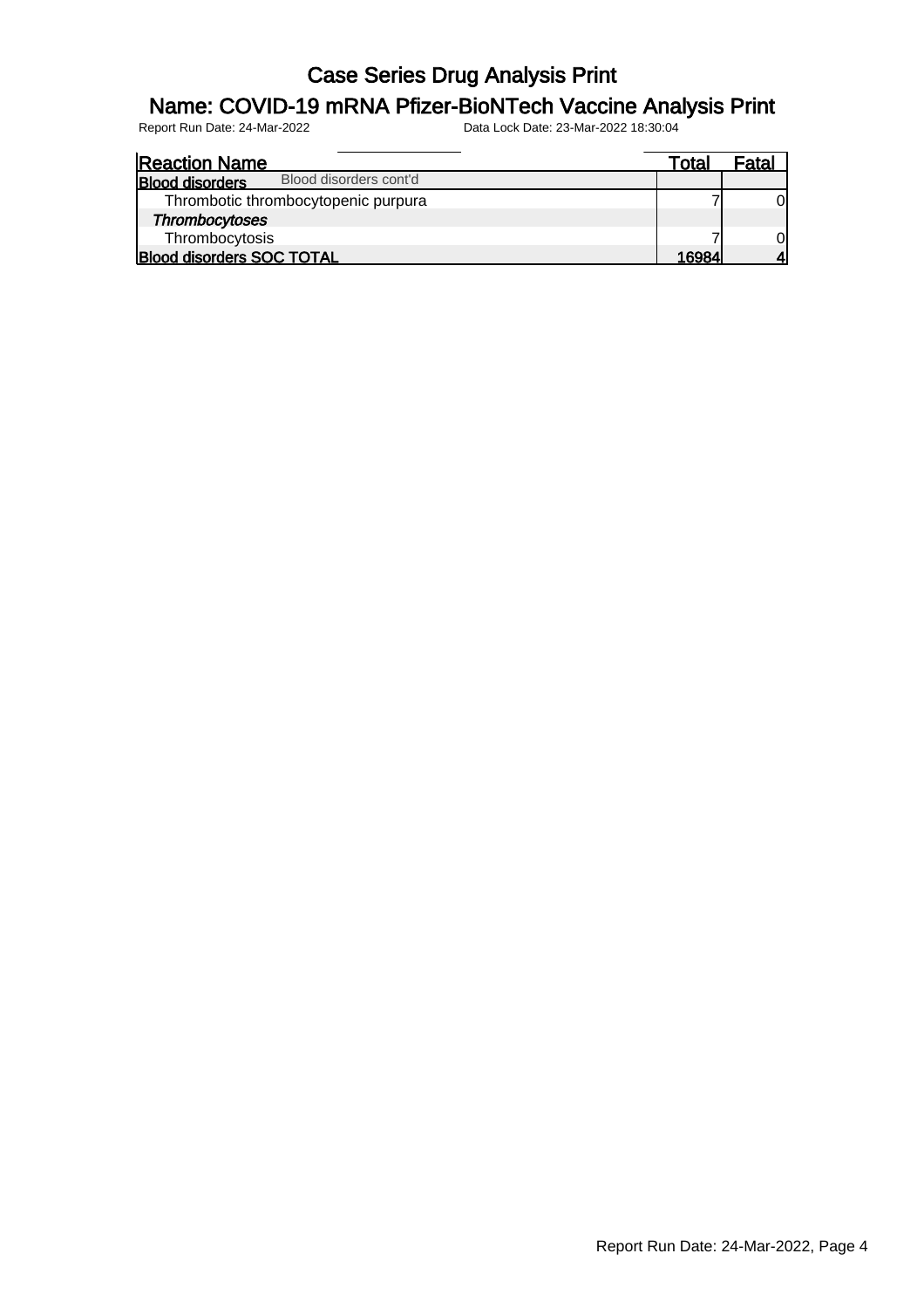# Case Series Drug Analysis Print

## Name: COVID-19 mRNA Pfizer-BioNTech Vaccine Analysis Print

Report Run Date: 24-Mar-2022 Data Lock Date: 23-Mar-2022 18:30:04

| Reaction Name | Total | Fatal |
|---|---|---|
| **Blood disorders** Blood disorders cont'd | | |
| Thrombotic thrombocytopenic purpura | 7 | 0 |
| ***Thrombocytoses*** | | |
| Thrombocytosis | 7 | 0 |
| **Blood disorders SOC TOTAL** | **16984** | **4** |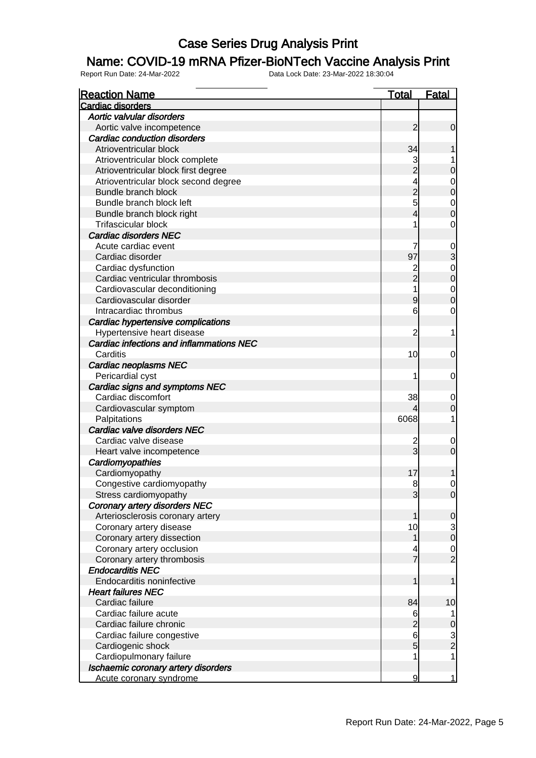# Case Series Drug Analysis Print

## Name: COVID-19 mRNA Pfizer-BioNTech Vaccine Analysis Print

Report Run Date: 24-Mar-2022 Data Lock Date: 23-Mar-2022 18:30:04

| Reaction Name | Total | Fatal |
|---|---|---|
| **Cardiac disorders** | | |
| *Aortic valvular disorders* | | |
| Aortic valve incompetence | 2 | 0 |
| *Cardiac conduction disorders* | | |
| Atrioventricular block | 34 | 1 |
| Atrioventricular block complete | 3 | 1 |
| Atrioventricular block first degree | 2 | 0 |
| Atrioventricular block second degree | 4 | 0 |
| Bundle branch block | 2 | 0 |
| Bundle branch block left | 5 | 0 |
| Bundle branch block right | 4 | 0 |
| Trifascicular block | 1 | 0 |
| *Cardiac disorders NEC* | | |
| Acute cardiac event | 7 | 0 |
| Cardiac disorder | 97 | 3 |
| Cardiac dysfunction | 2 | 0 |
| Cardiac ventricular thrombosis | 2 | 0 |
| Cardiovascular deconditioning | 1 | 0 |
| Cardiovascular disorder | 9 | 0 |
| Intracardiac thrombus | 6 | 0 |
| *Cardiac hypertensive complications* | | |
| Hypertensive heart disease | 2 | 1 |
| *Cardiac infections and inflammations NEC* | | |
| Carditis | 10 | 0 |
| *Cardiac neoplasms NEC* | | |
| Pericardial cyst | 1 | 0 |
| *Cardiac signs and symptoms NEC* | | |
| Cardiac discomfort | 38 | 0 |
| Cardiovascular symptom | 4 | 0 |
| Palpitations | 6068 | 1 |
| *Cardiac valve disorders NEC* | | |
| Cardiac valve disease | 2 | 0 |
| Heart valve incompetence | 3 | 0 |
| *Cardiomyopathies* | | |
| Cardiomyopathy | 17 | 1 |
| Congestive cardiomyopathy | 8 | 0 |
| Stress cardiomyopathy | 3 | 0 |
| *Coronary artery disorders NEC* | | |
| Arteriosclerosis coronary artery | 1 | 0 |
| Coronary artery disease | 10 | 3 |
| Coronary artery dissection | 1 | 0 |
| Coronary artery occlusion | 4 | 0 |
| Coronary artery thrombosis | 7 | 2 |
| *Endocarditis NEC* | | |
| Endocarditis noninfective | 1 | 1 |
| *Heart failures NEC* | | |
| Cardiac failure | 84 | 10 |
| Cardiac failure acute | 6 | 1 |
| Cardiac failure chronic | 2 | 0 |
| Cardiac failure congestive | 6 | 3 |
| Cardiogenic shock | 5 | 2 |
| Cardiopulmonary failure | 1 | 1 |
| *Ischaemic coronary artery disorders* | | |
| Acute coronary syndrome | 9 | 1 |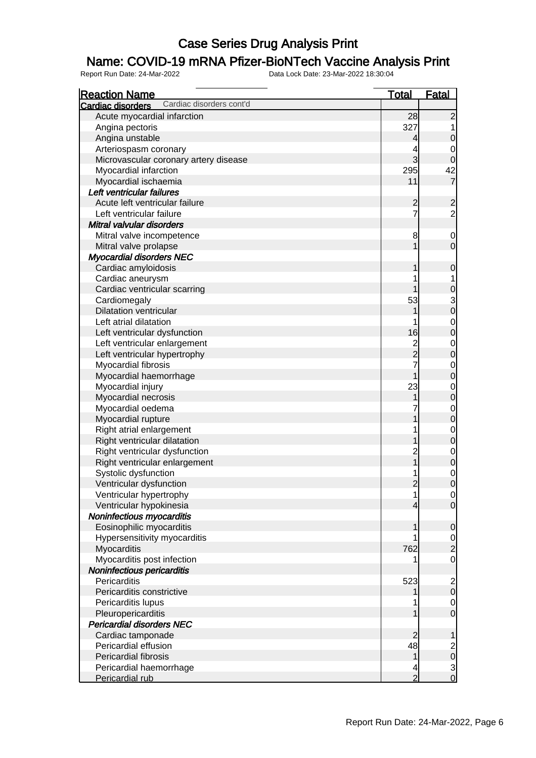# Case Series Drug Analysis Print

## Name: COVID-19 mRNA Pfizer-BioNTech Vaccine Analysis Print

Report Run Date: 24-Mar-2022 Data Lock Date: 23-Mar-2022 18:30:04

| Reaction Name | Total | Fatal |
|---|---|---|
| **Cardiac disorders** Cardiac disorders cont'd | | |
| Acute myocardial infarction | 28 | 2 |
| Angina pectoris | 327 | 1 |
| Angina unstable | 4 | 0 |
| Arteriospasm coronary | 4 | 0 |
| Microvascular coronary artery disease | 3 | 0 |
| Myocardial infarction | 295 | 42 |
| Myocardial ischaemia | 11 | 7 |
| ***Left ventricular failures*** | | |
| Acute left ventricular failure | 2 | 2 |
| Left ventricular failure | 7 | 2 |
| ***Mitral valvular disorders*** | | |
| Mitral valve incompetence | 8 | 0 |
| Mitral valve prolapse | 1 | 0 |
| ***Myocardial disorders NEC*** | | |
| Cardiac amyloidosis | 1 | 0 |
| Cardiac aneurysm | 1 | 1 |
| Cardiac ventricular scarring | 1 | 0 |
| Cardiomegaly | 53 | 3 |
| Dilatation ventricular | 1 | 0 |
| Left atrial dilatation | 1 | 0 |
| Left ventricular dysfunction | 16 | 0 |
| Left ventricular enlargement | 2 | 0 |
| Left ventricular hypertrophy | 2 | 0 |
| Myocardial fibrosis | 7 | 0 |
| Myocardial haemorrhage | 1 | 0 |
| Myocardial injury | 23 | 0 |
| Myocardial necrosis | 1 | 0 |
| Myocardial oedema | 7 | 0 |
| Myocardial rupture | 1 | 0 |
| Right atrial enlargement | 1 | 0 |
| Right ventricular dilatation | 1 | 0 |
| Right ventricular dysfunction | 2 | 0 |
| Right ventricular enlargement | 1 | 0 |
| Systolic dysfunction | 1 | 0 |
| Ventricular dysfunction | 2 | 0 |
| Ventricular hypertrophy | 1 | 0 |
| Ventricular hypokinesia | 4 | 0 |
| ***Noninfectious myocarditis*** | | |
| Eosinophilic myocarditis | 1 | 0 |
| Hypersensitivity myocarditis | 1 | 0 |
| Myocarditis | 762 | 2 |
| Myocarditis post infection | 1 | 0 |
| ***Noninfectious pericarditis*** | | |
| Pericarditis | 523 | 2 |
| Pericarditis constrictive | 1 | 0 |
| Pericarditis lupus | 1 | 0 |
| Pleuropericarditis | 1 | 0 |
| ***Pericardial disorders NEC*** | | |
| Cardiac tamponade | 2 | 1 |
| Pericardial effusion | 48 | 2 |
| Pericardial fibrosis | 1 | 0 |
| Pericardial haemorrhage | 4 | 3 |
| Pericardial rub | 2 | 0 |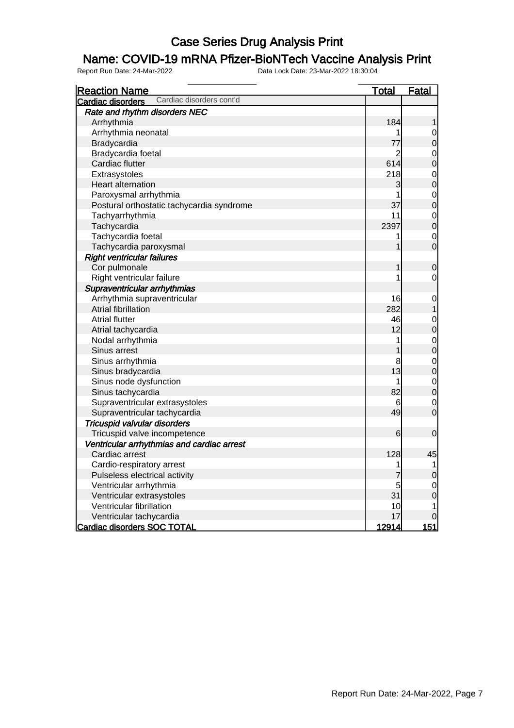# Case Series Drug Analysis Print

## Name: COVID-19 mRNA Pfizer-BioNTech Vaccine Analysis Print

Report Run Date: 24-Mar-2022 Data Lock Date: 23-Mar-2022 18:30:04

| Reaction Name | Total | Fatal |
|---|---|---|
| **Cardiac disorders** Cardiac disorders cont'd | | |
| ***Rate and rhythm disorders NEC*** | | |
| Arrhythmia | 184 | 1 |
| Arrhythmia neonatal | 1 | 0 |
| Bradycardia | 77 | 0 |
| Bradycardia foetal | 2 | 0 |
| Cardiac flutter | 614 | 0 |
| Extrasystoles | 218 | 0 |
| Heart alternation | 3 | 0 |
| Paroxysmal arrhythmia | 1 | 0 |
| Postural orthostatic tachycardia syndrome | 37 | 0 |
| Tachyarrhythmia | 11 | 0 |
| Tachycardia | 2397 | 0 |
| Tachycardia foetal | 1 | 0 |
| Tachycardia paroxysmal | 1 | 0 |
| ***Right ventricular failures*** | | |
| Cor pulmonale | 1 | 0 |
| Right ventricular failure | 1 | 0 |
| ***Supraventricular arrhythmias*** | | |
| Arrhythmia supraventricular | 16 | 0 |
| Atrial fibrillation | 282 | 1 |
| Atrial flutter | 46 | 0 |
| Atrial tachycardia | 12 | 0 |
| Nodal arrhythmia | 1 | 0 |
| Sinus arrest | 1 | 0 |
| Sinus arrhythmia | 8 | 0 |
| Sinus bradycardia | 13 | 0 |
| Sinus node dysfunction | 1 | 0 |
| Sinus tachycardia | 82 | 0 |
| Supraventricular extrasystoles | 6 | 0 |
| Supraventricular tachycardia | 49 | 0 |
| ***Tricuspid valvular disorders*** | | |
| Tricuspid valve incompetence | 6 | 0 |
| ***Ventricular arrhythmias and cardiac arrest*** | | |
| Cardiac arrest | 128 | 45 |
| Cardio-respiratory arrest | 1 | 1 |
| Pulseless electrical activity | 7 | 0 |
| Ventricular arrhythmia | 5 | 0 |
| Ventricular extrasystoles | 31 | 0 |
| Ventricular fibrillation | 10 | 1 |
| Ventricular tachycardia | 17 | 0 |
| **Cardiac disorders SOC TOTAL** | **12914** | **151** |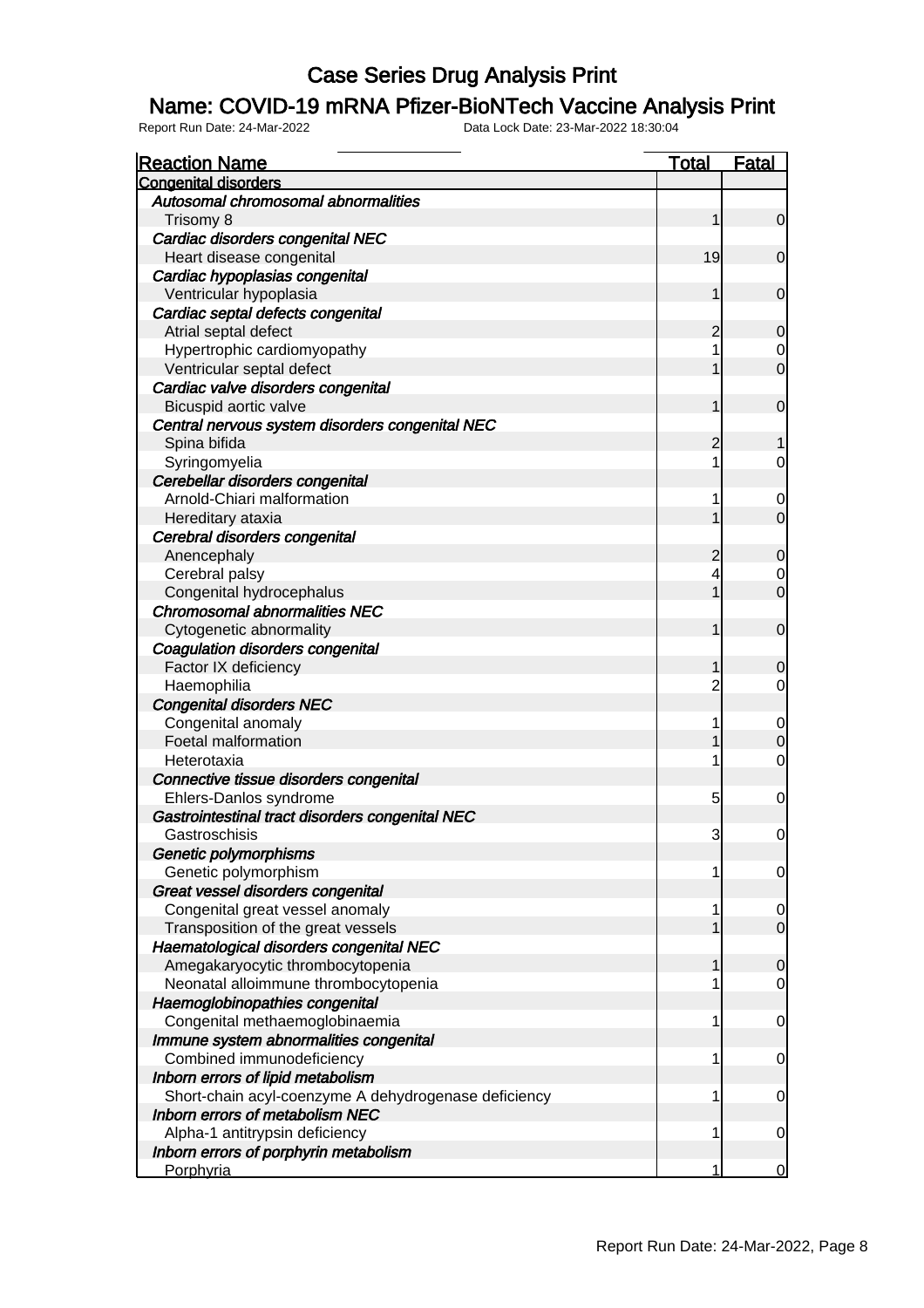# Case Series Drug Analysis Print

## Name: COVID-19 mRNA Pfizer-BioNTech Vaccine Analysis Print

Report Run Date: 24-Mar-2022 Data Lock Date: 23-Mar-2022 18:30:04

| Reaction Name | Total | Fatal |
|---|---|---|
| **Congenital disorders** | | |
| ***Autosomal chromosomal abnormalities*** | | |
| Trisomy 8 | 1 | 0 |
| ***Cardiac disorders congenital NEC*** | | |
| Heart disease congenital | 19 | 0 |
| ***Cardiac hypoplasias congenital*** | | |
| Ventricular hypoplasia | 1 | 0 |
| ***Cardiac septal defects congenital*** | | |
| Atrial septal defect | 2 | 0 |
| Hypertrophic cardiomyopathy | 1 | 0 |
| Ventricular septal defect | 1 | 0 |
| ***Cardiac valve disorders congenital*** | | |
| Bicuspid aortic valve | 1 | 0 |
| ***Central nervous system disorders congenital NEC*** | | |
| Spina bifida | 2 | 1 |
| Syringomyelia | 1 | 0 |
| ***Cerebellar disorders congenital*** | | |
| Arnold-Chiari malformation | 1 | 0 |
| Hereditary ataxia | 1 | 0 |
| ***Cerebral disorders congenital*** | | |
| Anencephaly | 2 | 0 |
| Cerebral palsy | 4 | 0 |
| Congenital hydrocephalus | 1 | 0 |
| ***Chromosomal abnormalities NEC*** | | |
| Cytogenetic abnormality | 1 | 0 |
| ***Coagulation disorders congenital*** | | |
| Factor IX deficiency | 1 | 0 |
| Haemophilia | 2 | 0 |
| ***Congenital disorders NEC*** | | |
| Congenital anomaly | 1 | 0 |
| Foetal malformation | 1 | 0 |
| Heterotaxia | 1 | 0 |
| ***Connective tissue disorders congenital*** | | |
| Ehlers-Danlos syndrome | 5 | 0 |
| ***Gastrointestinal tract disorders congenital NEC*** | | |
| Gastroschisis | 3 | 0 |
| ***Genetic polymorphisms*** | | |
| Genetic polymorphism | 1 | 0 |
| ***Great vessel disorders congenital*** | | |
| Congenital great vessel anomaly | 1 | 0 |
| Transposition of the great vessels | 1 | 0 |
| ***Haematological disorders congenital NEC*** | | |
| Amegakaryocytic thrombocytopenia | 1 | 0 |
| Neonatal alloimmune thrombocytopenia | 1 | 0 |
| ***Haemoglobinopathies congenital*** | | |
| Congenital methaemoglobinaemia | 1 | 0 |
| ***Immune system abnormalities congenital*** | | |
| Combined immunodeficiency | 1 | 0 |
| ***Inborn errors of lipid metabolism*** | | |
| Short-chain acyl-coenzyme A dehydrogenase deficiency | 1 | 0 |
| ***Inborn errors of metabolism NEC*** | | |
| Alpha-1 antitrypsin deficiency | 1 | 0 |
| ***Inborn errors of porphyrin metabolism*** | | |
| Porphyria | 1 | 0 |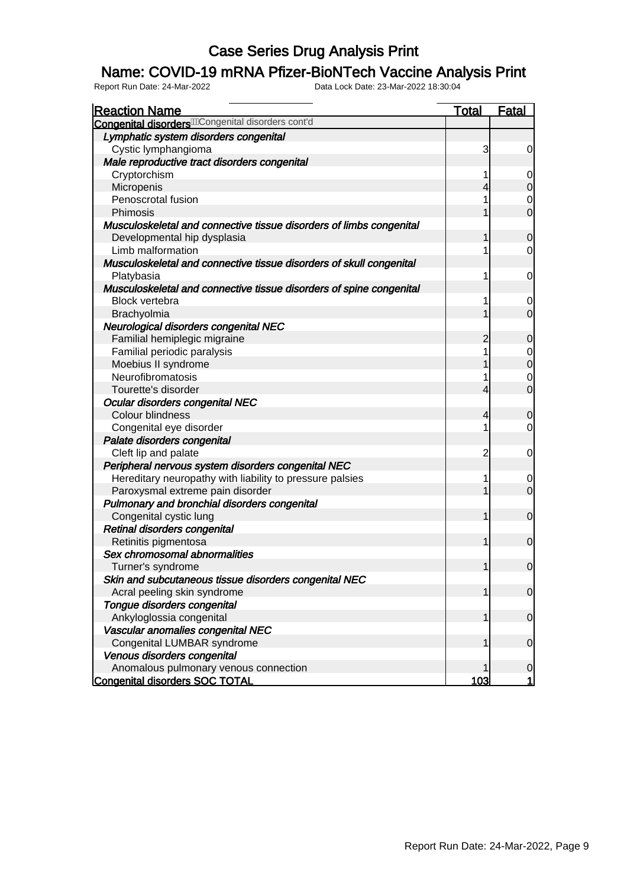# Case Series Drug Analysis Print

## Name: COVID-19 mRNA Pfizer-BioNTech Vaccine Analysis Print

Report Run Date: 24-Mar-2022 Data Lock Date: 23-Mar-2022 18:30:04

| Reaction Name | Total | Fatal |
|---|---|---|
| **Congenital disorders** Congenital disorders cont'd | | |
| *Lymphatic system disorders congenital* | | |
| Cystic lymphangioma | 3 | 0 |
| *Male reproductive tract disorders congenital* | | |
| Cryptorchism | 1 | 0 |
| Micropenis | 4 | 0 |
| Penoscrotal fusion | 1 | 0 |
| Phimosis | 1 | 0 |
| *Musculoskeletal and connective tissue disorders of limbs congenital* | | |
| Developmental hip dysplasia | 1 | 0 |
| Limb malformation | 1 | 0 |
| *Musculoskeletal and connective tissue disorders of skull congenital* | | |
| Platybasia | 1 | 0 |
| *Musculoskeletal and connective tissue disorders of spine congenital* | | |
| Block vertebra | 1 | 0 |
| Brachyolmia | 1 | 0 |
| *Neurological disorders congenital NEC* | | |
| Familial hemiplegic migraine | 2 | 0 |
| Familial periodic paralysis | 1 | 0 |
| Moebius II syndrome | 1 | 0 |
| Neurofibromatosis | 1 | 0 |
| Tourette's disorder | 4 | 0 |
| *Ocular disorders congenital NEC* | | |
| Colour blindness | 4 | 0 |
| Congenital eye disorder | 1 | 0 |
| *Palate disorders congenital* | | |
| Cleft lip and palate | 2 | 0 |
| *Peripheral nervous system disorders congenital NEC* | | |
| Hereditary neuropathy with liability to pressure palsies | 1 | 0 |
| Paroxysmal extreme pain disorder | 1 | 0 |
| *Pulmonary and bronchial disorders congenital* | | |
| Congenital cystic lung | 1 | 0 |
| *Retinal disorders congenital* | | |
| Retinitis pigmentosa | 1 | 0 |
| *Sex chromosomal abnormalities* | | |
| Turner's syndrome | 1 | 0 |
| *Skin and subcutaneous tissue disorders congenital NEC* | | |
| Acral peeling skin syndrome | 1 | 0 |
| *Tongue disorders congenital* | | |
| Ankyloglossia congenital | 1 | 0 |
| *Vascular anomalies congenital NEC* | | |
| Congenital LUMBAR syndrome | 1 | 0 |
| *Venous disorders congenital* | | |
| Anomalous pulmonary venous connection | 1 | 0 |
| **Congenital disorders SOC TOTAL** | **103** | **1** |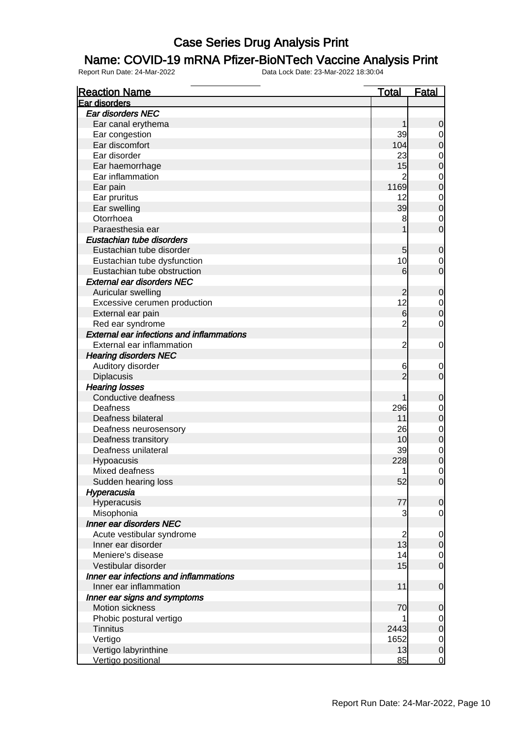# Case Series Drug Analysis Print

## Name: COVID-19 mRNA Pfizer-BioNTech Vaccine Analysis Print

Report Run Date: 24-Mar-2022 Data Lock Date: 23-Mar-2022 18:30:04

| Reaction Name | Total | Fatal |
|---|---|---|
| **Ear disorders** | | |
| ***Ear disorders NEC*** | | |
| Ear canal erythema | 1 | 0 |
| Ear congestion | 39 | 0 |
| Ear discomfort | 104 | 0 |
| Ear disorder | 23 | 0 |
| Ear haemorrhage | 15 | 0 |
| Ear inflammation | 2 | 0 |
| Ear pain | 1169 | 0 |
| Ear pruritus | 12 | 0 |
| Ear swelling | 39 | 0 |
| Otorrhoea | 8 | 0 |
| Paraesthesia ear | 1 | 0 |
| ***Eustachian tube disorders*** | | |
| Eustachian tube disorder | 5 | 0 |
| Eustachian tube dysfunction | 10 | 0 |
| Eustachian tube obstruction | 6 | 0 |
| ***External ear disorders NEC*** | | |
| Auricular swelling | 2 | 0 |
| Excessive cerumen production | 12 | 0 |
| External ear pain | 6 | 0 |
| Red ear syndrome | 2 | 0 |
| ***External ear infections and inflammations*** | | |
| External ear inflammation | 2 | 0 |
| ***Hearing disorders NEC*** | | |
| Auditory disorder | 6 | 0 |
| Diplacusis | 2 | 0 |
| ***Hearing losses*** | | |
| Conductive deafness | 1 | 0 |
| Deafness | 296 | 0 |
| Deafness bilateral | 11 | 0 |
| Deafness neurosensory | 26 | 0 |
| Deafness transitory | 10 | 0 |
| Deafness unilateral | 39 | 0 |
| Hypoacusis | 228 | 0 |
| Mixed deafness | 1 | 0 |
| Sudden hearing loss | 52 | 0 |
| ***Hyperacusia*** | | |
| Hyperacusis | 77 | 0 |
| Misophonia | 3 | 0 |
| ***Inner ear disorders NEC*** | | |
| Acute vestibular syndrome | 2 | 0 |
| Inner ear disorder | 13 | 0 |
| Meniere's disease | 14 | 0 |
| Vestibular disorder | 15 | 0 |
| ***Inner ear infections and inflammations*** | | |
| Inner ear inflammation | 11 | 0 |
| ***Inner ear signs and symptoms*** | | |
| Motion sickness | 70 | 0 |
| Phobic postural vertigo | 1 | 0 |
| Tinnitus | 2443 | 0 |
| Vertigo | 1652 | 0 |
| Vertigo labyrinthine | 13 | 0 |
| Vertigo positional | 85 | 0 |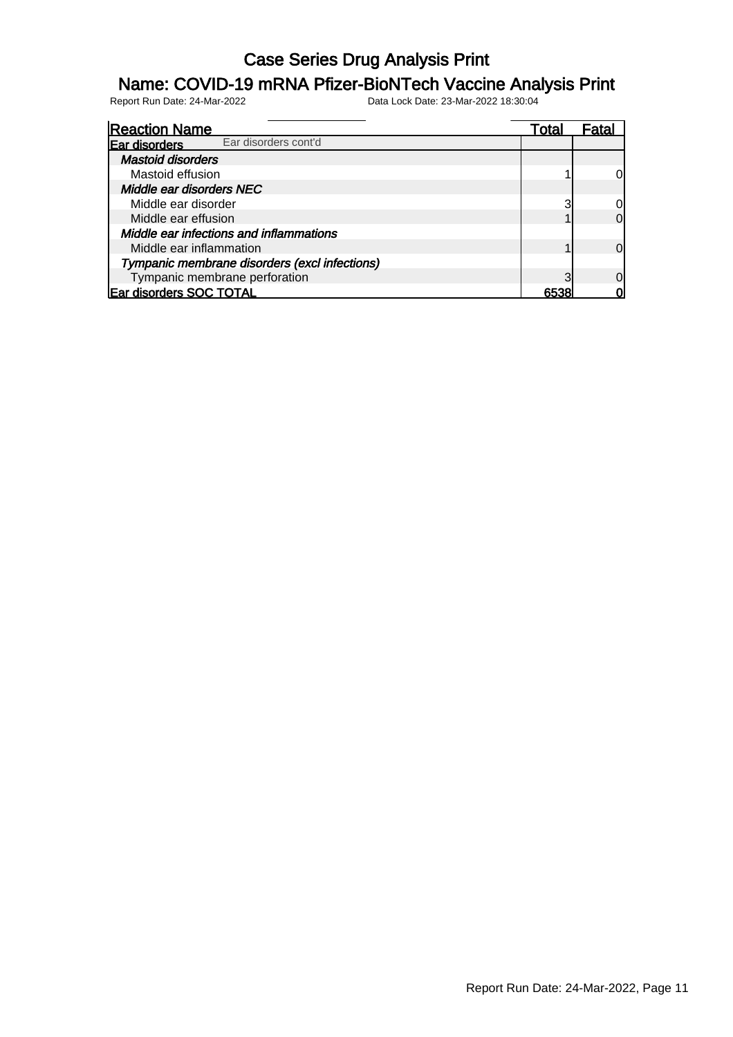# Case Series Drug Analysis Print

## Name: COVID-19 mRNA Pfizer-BioNTech Vaccine Analysis Print

Report Run Date: 24-Mar-2022 Data Lock Date: 23-Mar-2022 18:30:04

| Reaction Name | Total | Fatal |
|---|---|---|
| **Ear disorders** Ear disorders cont'd | | |
| ***Mastoid disorders*** | | |
| Mastoid effusion | 1 | 0 |
| ***Middle ear disorders NEC*** | | |
| Middle ear disorder | 3 | 0 |
| Middle ear effusion | 1 | 0 |
| ***Middle ear infections and inflammations*** | | |
| Middle ear inflammation | 1 | 0 |
| ***Tympanic membrane disorders (excl infections)*** | | |
| Tympanic membrane perforation | 3 | 0 |
| **Ear disorders SOC TOTAL** | **6538** | **0** |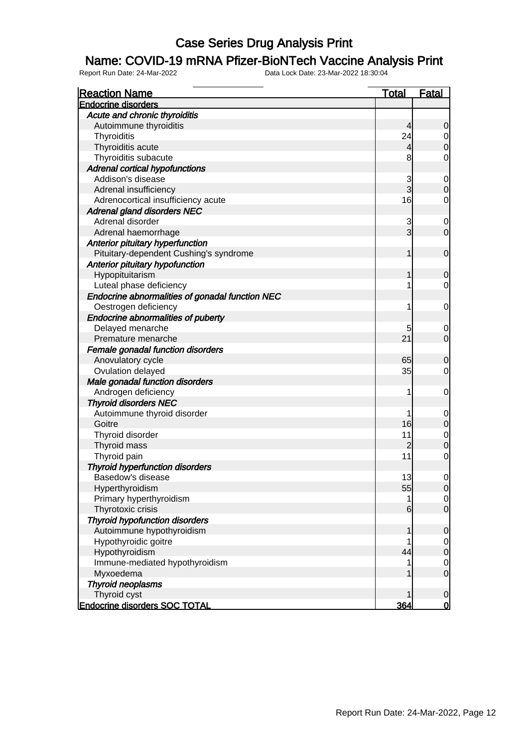# Case Series Drug Analysis Print

## Name: COVID-19 mRNA Pfizer-BioNTech Vaccine Analysis Print

Report Run Date: 24-Mar-2022    Data Lock Date: 23-Mar-2022 18:30:04

| Reaction Name | Total | Fatal |
|---|---|---|
| **Endocrine disorders** | | |
| *Acute and chronic thyroiditis* | | |
| Autoimmune thyroiditis | 4 | 0 |
| Thyroiditis | 24 | 0 |
| Thyroiditis acute | 4 | 0 |
| Thyroiditis subacute | 8 | 0 |
| *Adrenal cortical hypofunctions* | | |
| Addison's disease | 3 | 0 |
| Adrenal insufficiency | 3 | 0 |
| Adrenocortical insufficiency acute | 16 | 0 |
| *Adrenal gland disorders NEC* | | |
| Adrenal disorder | 3 | 0 |
| Adrenal haemorrhage | 3 | 0 |
| *Anterior pituitary hyperfunction* | | |
| Pituitary-dependent Cushing's syndrome | 1 | 0 |
| *Anterior pituitary hypofunction* | | |
| Hypopituitarism | 1 | 0 |
| Luteal phase deficiency | 1 | 0 |
| *Endocrine abnormalities of gonadal function NEC* | | |
| Oestrogen deficiency | 1 | 0 |
| *Endocrine abnormalities of puberty* | | |
| Delayed menarche | 5 | 0 |
| Premature menarche | 21 | 0 |
| *Female gonadal function disorders* | | |
| Anovulatory cycle | 65 | 0 |
| Ovulation delayed | 35 | 0 |
| *Male gonadal function disorders* | | |
| Androgen deficiency | 1 | 0 |
| *Thyroid disorders NEC* | | |
| Autoimmune thyroid disorder | 1 | 0 |
| Goitre | 16 | 0 |
| Thyroid disorder | 11 | 0 |
| Thyroid mass | 2 | 0 |
| Thyroid pain | 11 | 0 |
| *Thyroid hyperfunction disorders* | | |
| Basedow's disease | 13 | 0 |
| Hyperthyroidism | 55 | 0 |
| Primary hyperthyroidism | 1 | 0 |
| Thyrotoxic crisis | 6 | 0 |
| *Thyroid hypofunction disorders* | | |
| Autoimmune hypothyroidism | 1 | 0 |
| Hypothyroidic goitre | 1 | 0 |
| Hypothyroidism | 44 | 0 |
| Immune-mediated hypothyroidism | 1 | 0 |
| Myxoedema | 1 | 0 |
| *Thyroid neoplasms* | | |
| Thyroid cyst | 1 | 0 |
| **Endocrine disorders SOC TOTAL** | **364** | **0** |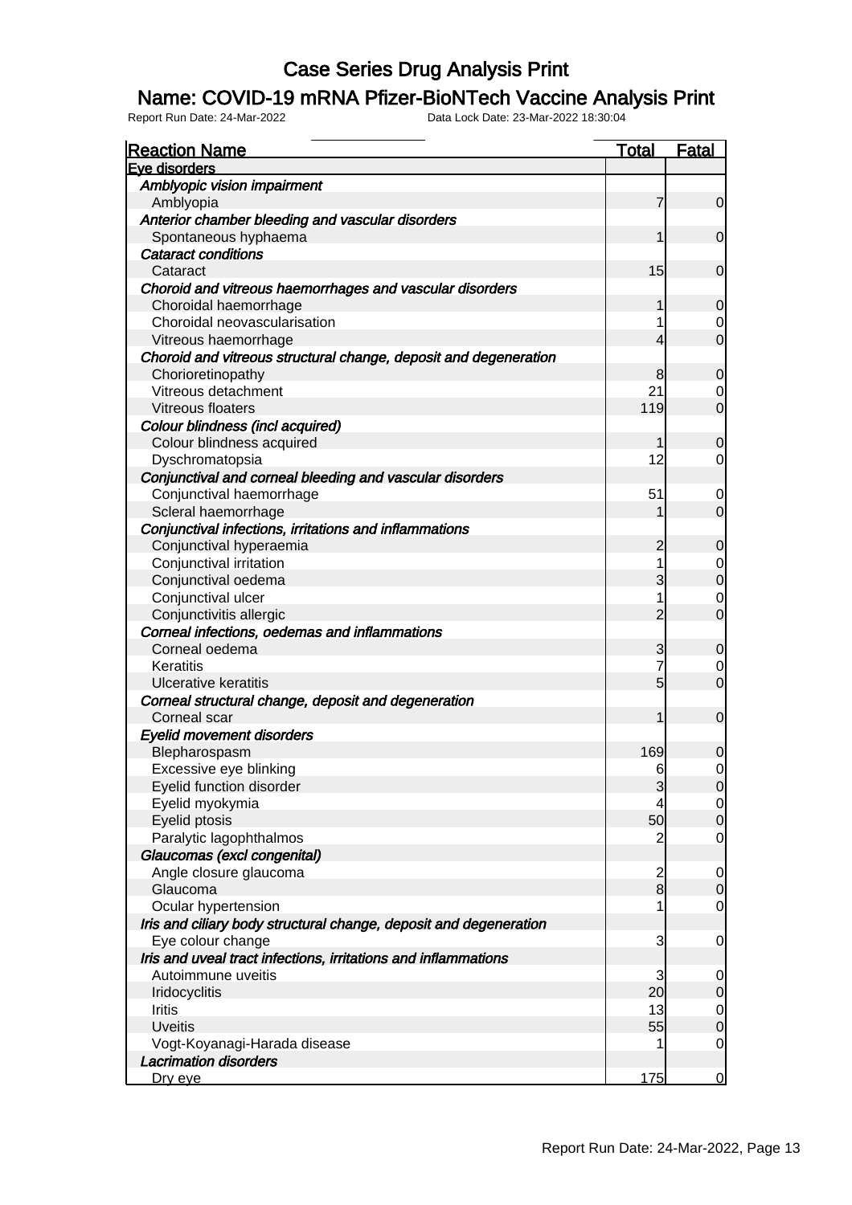# Case Series Drug Analysis Print

## Name: COVID-19 mRNA Pfizer-BioNTech Vaccine Analysis Print

Report Run Date: 24-Mar-2022 Data Lock Date: 23-Mar-2022 18:30:04

| Reaction Name | Total | Fatal |
| --- | --- | --- |
| **Eye disorders** | | |
| *Amblyopic vision impairment* | | |
| Amblyopia | 7 | 0 |
| *Anterior chamber bleeding and vascular disorders* | | |
| Spontaneous hyphaema | 1 | 0 |
| *Cataract conditions* | | |
| Cataract | 15 | 0 |
| *Choroid and vitreous haemorrhages and vascular disorders* | | |
| Choroidal haemorrhage | 1 | 0 |
| Choroidal neovascularisation | 1 | 0 |
| Vitreous haemorrhage | 4 | 0 |
| *Choroid and vitreous structural change, deposit and degeneration* | | |
| Chorioretinopathy | 8 | 0 |
| Vitreous detachment | 21 | 0 |
| Vitreous floaters | 119 | 0 |
| *Colour blindness (incl acquired)* | | |
| Colour blindness acquired | 1 | 0 |
| Dyschromatopsia | 12 | 0 |
| *Conjunctival and corneal bleeding and vascular disorders* | | |
| Conjunctival haemorrhage | 51 | 0 |
| Scleral haemorrhage | 1 | 0 |
| *Conjunctival infections, irritations and inflammations* | | |
| Conjunctival hyperaemia | 2 | 0 |
| Conjunctival irritation | 1 | 0 |
| Conjunctival oedema | 3 | 0 |
| Conjunctival ulcer | 1 | 0 |
| Conjunctivitis allergic | 2 | 0 |
| *Corneal infections, oedemas and inflammations* | | |
| Corneal oedema | 3 | 0 |
| Keratitis | 7 | 0 |
| Ulcerative keratitis | 5 | 0 |
| *Corneal structural change, deposit and degeneration* | | |
| Corneal scar | 1 | 0 |
| *Eyelid movement disorders* | | |
| Blepharospasm | 169 | 0 |
| Excessive eye blinking | 6 | 0 |
| Eyelid function disorder | 3 | 0 |
| Eyelid myokymia | 4 | 0 |
| Eyelid ptosis | 50 | 0 |
| Paralytic lagophthalmos | 2 | 0 |
| *Glaucomas (excl congenital)* | | |
| Angle closure glaucoma | 2 | 0 |
| Glaucoma | 8 | 0 |
| Ocular hypertension | 1 | 0 |
| *Iris and ciliary body structural change, deposit and degeneration* | | |
| Eye colour change | 3 | 0 |
| *Iris and uveal tract infections, irritations and inflammations* | | |
| Autoimmune uveitis | 3 | 0 |
| Iridocyclitis | 20 | 0 |
| Iritis | 13 | 0 |
| Uveitis | 55 | 0 |
| Vogt-Koyanagi-Harada disease | 1 | 0 |
| *Lacrimation disorders* | | |
| Dry eye | 175 | 0 |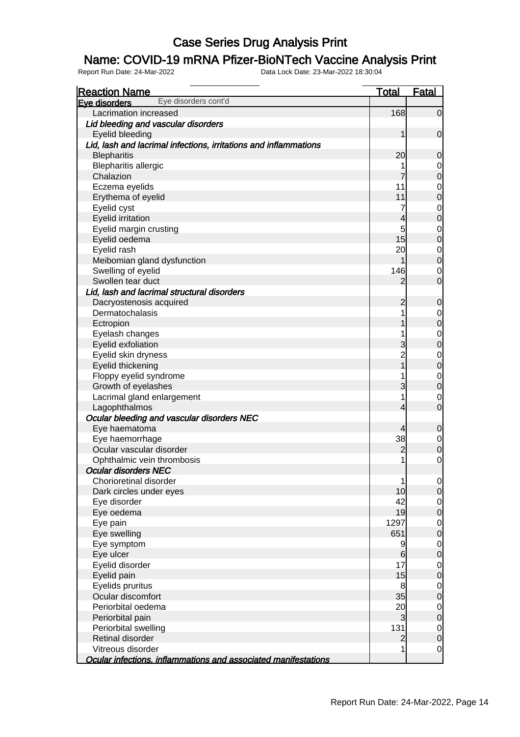# Case Series Drug Analysis Print

## Name: COVID-19 mRNA Pfizer-BioNTech Vaccine Analysis Print

Report Run Date: 24-Mar-2022 Data Lock Date: 23-Mar-2022 18:30:04

| Reaction Name | Total | Fatal |
|---|---|---|
| **Eye disorders** Eye disorders cont'd | | |
| Lacrimation increased | 168 | 0 |
| ***Lid bleeding and vascular disorders*** | | |
| Eyelid bleeding | 1 | 0 |
| ***Lid, lash and lacrimal infections, irritations and inflammations*** | | |
| Blepharitis | 20 | 0 |
| Blepharitis allergic | 1 | 0 |
| Chalazion | 7 | 0 |
| Eczema eyelids | 11 | 0 |
| Erythema of eyelid | 11 | 0 |
| Eyelid cyst | 7 | 0 |
| Eyelid irritation | 4 | 0 |
| Eyelid margin crusting | 5 | 0 |
| Eyelid oedema | 15 | 0 |
| Eyelid rash | 20 | 0 |
| Meibomian gland dysfunction | 1 | 0 |
| Swelling of eyelid | 146 | 0 |
| Swollen tear duct | 2 | 0 |
| ***Lid, lash and lacrimal structural disorders*** | | |
| Dacryostenosis acquired | 2 | 0 |
| Dermatochalasis | 1 | 0 |
| Ectropion | 1 | 0 |
| Eyelash changes | 1 | 0 |
| Eyelid exfoliation | 3 | 0 |
| Eyelid skin dryness | 2 | 0 |
| Eyelid thickening | 1 | 0 |
| Floppy eyelid syndrome | 1 | 0 |
| Growth of eyelashes | 3 | 0 |
| Lacrimal gland enlargement | 1 | 0 |
| Lagophthalmos | 4 | 0 |
| ***Ocular bleeding and vascular disorders NEC*** | | |
| Eye haematoma | 4 | 0 |
| Eye haemorrhage | 38 | 0 |
| Ocular vascular disorder | 2 | 0 |
| Ophthalmic vein thrombosis | 1 | 0 |
| ***Ocular disorders NEC*** | | |
| Chorioretinal disorder | 1 | 0 |
| Dark circles under eyes | 10 | 0 |
| Eye disorder | 42 | 0 |
| Eye oedema | 19 | 0 |
| Eye pain | 1297 | 0 |
| Eye swelling | 651 | 0 |
| Eye symptom | 9 | 0 |
| Eye ulcer | 6 | 0 |
| Eyelid disorder | 17 | 0 |
| Eyelid pain | 15 | 0 |
| Eyelids pruritus | 8 | 0 |
| Ocular discomfort | 35 | 0 |
| Periorbital oedema | 20 | 0 |
| Periorbital pain | 3 | 0 |
| Periorbital swelling | 131 | 0 |
| Retinal disorder | 2 | 0 |
| Vitreous disorder | 1 | 0 |
| ***Ocular infections, inflammations and associated manifestations*** | | |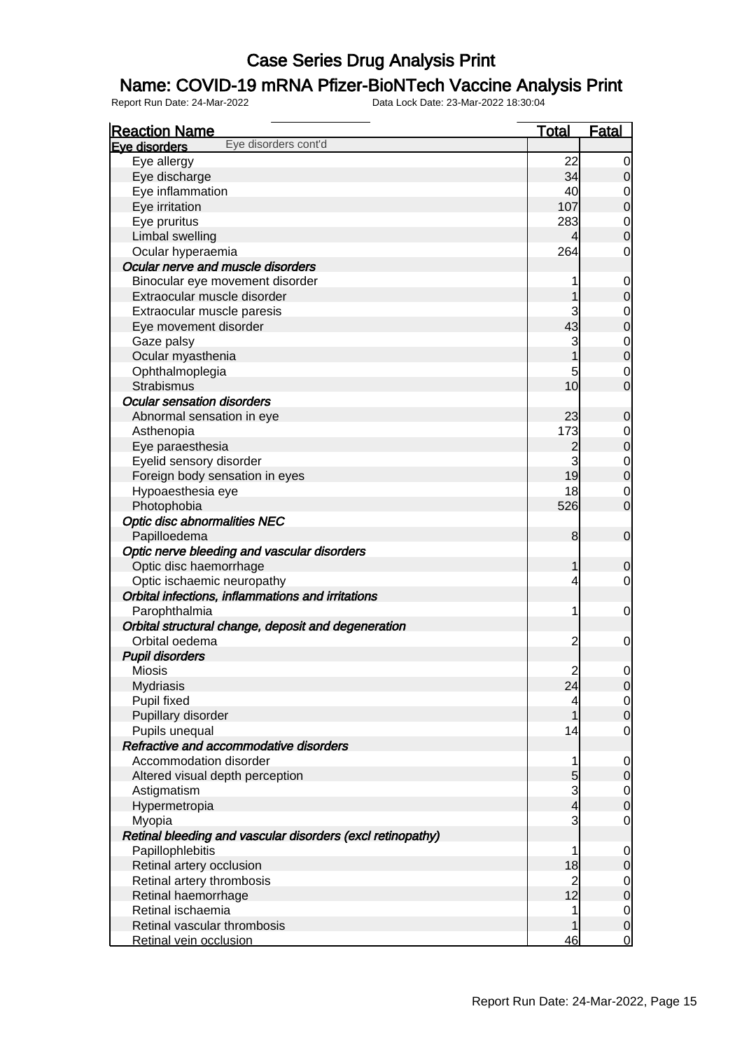# Case Series Drug Analysis Print

## Name: COVID-19 mRNA Pfizer-BioNTech Vaccine Analysis Print

Report Run Date: 24-Mar-2022 Data Lock Date: 23-Mar-2022 18:30:04

| Reaction Name | Total | Fatal |
|---|---|---|
| **Eye disorders** Eye disorders cont'd | | |
| Eye allergy | 22 | 0 |
| Eye discharge | 34 | 0 |
| Eye inflammation | 40 | 0 |
| Eye irritation | 107 | 0 |
| Eye pruritus | 283 | 0 |
| Limbal swelling | 4 | 0 |
| Ocular hyperaemia | 264 | 0 |
| ***Ocular nerve and muscle disorders*** | | |
| Binocular eye movement disorder | 1 | 0 |
| Extraocular muscle disorder | 1 | 0 |
| Extraocular muscle paresis | 3 | 0 |
| Eye movement disorder | 43 | 0 |
| Gaze palsy | 3 | 0 |
| Ocular myasthenia | 1 | 0 |
| Ophthalmoplegia | 5 | 0 |
| Strabismus | 10 | 0 |
| ***Ocular sensation disorders*** | | |
| Abnormal sensation in eye | 23 | 0 |
| Asthenopia | 173 | 0 |
| Eye paraesthesia | 2 | 0 |
| Eyelid sensory disorder | 3 | 0 |
| Foreign body sensation in eyes | 19 | 0 |
| Hypoaesthesia eye | 18 | 0 |
| Photophobia | 526 | 0 |
| ***Optic disc abnormalities NEC*** | | |
| Papilloedema | 8 | 0 |
| ***Optic nerve bleeding and vascular disorders*** | | |
| Optic disc haemorrhage | 1 | 0 |
| Optic ischaemic neuropathy | 4 | 0 |
| ***Orbital infections, inflammations and irritations*** | | |
| Parophthalmia | 1 | 0 |
| ***Orbital structural change, deposit and degeneration*** | | |
| Orbital oedema | 2 | 0 |
| ***Pupil disorders*** | | |
| Miosis | 2 | 0 |
| Mydriasis | 24 | 0 |
| Pupil fixed | 4 | 0 |
| Pupillary disorder | 1 | 0 |
| Pupils unequal | 14 | 0 |
| ***Refractive and accommodative disorders*** | | |
| Accommodation disorder | 1 | 0 |
| Altered visual depth perception | 5 | 0 |
| Astigmatism | 3 | 0 |
| Hypermetropia | 4 | 0 |
| Myopia | 3 | 0 |
| ***Retinal bleeding and vascular disorders (excl retinopathy)*** | | |
| Papillophlebitis | 1 | 0 |
| Retinal artery occlusion | 18 | 0 |
| Retinal artery thrombosis | 2 | 0 |
| Retinal haemorrhage | 12 | 0 |
| Retinal ischaemia | 1 | 0 |
| Retinal vascular thrombosis | 1 | 0 |
| Retinal vein occlusion | 46 | 0 |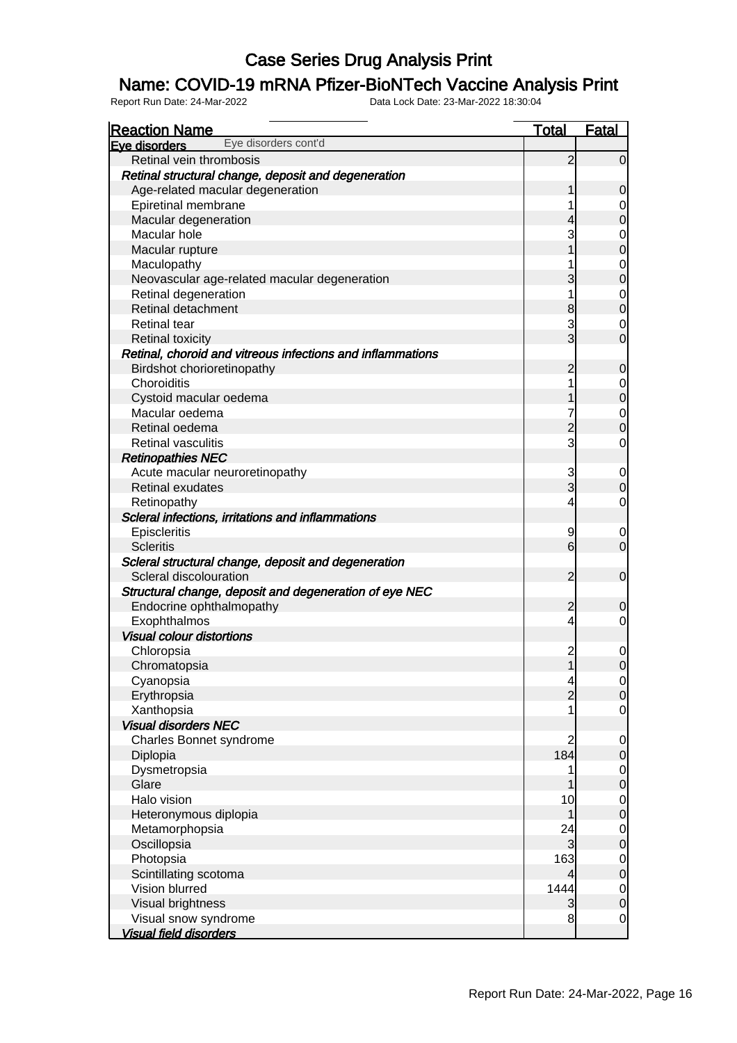# Case Series Drug Analysis Print

## Name: COVID-19 mRNA Pfizer-BioNTech Vaccine Analysis Print

Report Run Date: 24-Mar-2022 Data Lock Date: 23-Mar-2022 18:30:04

| Reaction Name | Total | Fatal |
|---|---|---|
| **Eye disorders** Eye disorders cont'd | | |
| Retinal vein thrombosis | 2 | 0 |
| *Retinal structural change, deposit and degeneration* | | |
| Age-related macular degeneration | 1 | 0 |
| Epiretinal membrane | 1 | 0 |
| Macular degeneration | 4 | 0 |
| Macular hole | 3 | 0 |
| Macular rupture | 1 | 0 |
| Maculopathy | 1 | 0 |
| Neovascular age-related macular degeneration | 3 | 0 |
| Retinal degeneration | 1 | 0 |
| Retinal detachment | 8 | 0 |
| Retinal tear | 3 | 0 |
| Retinal toxicity | 3 | 0 |
| *Retinal, choroid and vitreous infections and inflammations* | | |
| Birdshot chorioretinopathy | 2 | 0 |
| Choroiditis | 1 | 0 |
| Cystoid macular oedema | 1 | 0 |
| Macular oedema | 7 | 0 |
| Retinal oedema | 2 | 0 |
| Retinal vasculitis | 3 | 0 |
| *Retinopathies NEC* | | |
| Acute macular neuroretinopathy | 3 | 0 |
| Retinal exudates | 3 | 0 |
| Retinopathy | 4 | 0 |
| *Scleral infections, irritations and inflammations* | | |
| Episcleritis | 9 | 0 |
| Scleritis | 6 | 0 |
| *Scleral structural change, deposit and degeneration* | | |
| Scleral discolouration | 2 | 0 |
| *Structural change, deposit and degeneration of eye NEC* | | |
| Endocrine ophthalmopathy | 2 | 0 |
| Exophthalmos | 4 | 0 |
| *Visual colour distortions* | | |
| Chloropsia | 2 | 0 |
| Chromatopsia | 1 | 0 |
| Cyanopsia | 4 | 0 |
| Erythropsia | 2 | 0 |
| Xanthopsia | 1 | 0 |
| *Visual disorders NEC* | | |
| Charles Bonnet syndrome | 2 | 0 |
| Diplopia | 184 | 0 |
| Dysmetropsia | 1 | 0 |
| Glare | 1 | 0 |
| Halo vision | 10 | 0 |
| Heteronymous diplopia | 1 | 0 |
| Metamorphopsia | 24 | 0 |
| Oscillopsia | 3 | 0 |
| Photopsia | 163 | 0 |
| Scintillating scotoma | 4 | 0 |
| Vision blurred | 1444 | 0 |
| Visual brightness | 3 | 0 |
| Visual snow syndrome | 8 | 0 |
| *Visual field disorders* | | |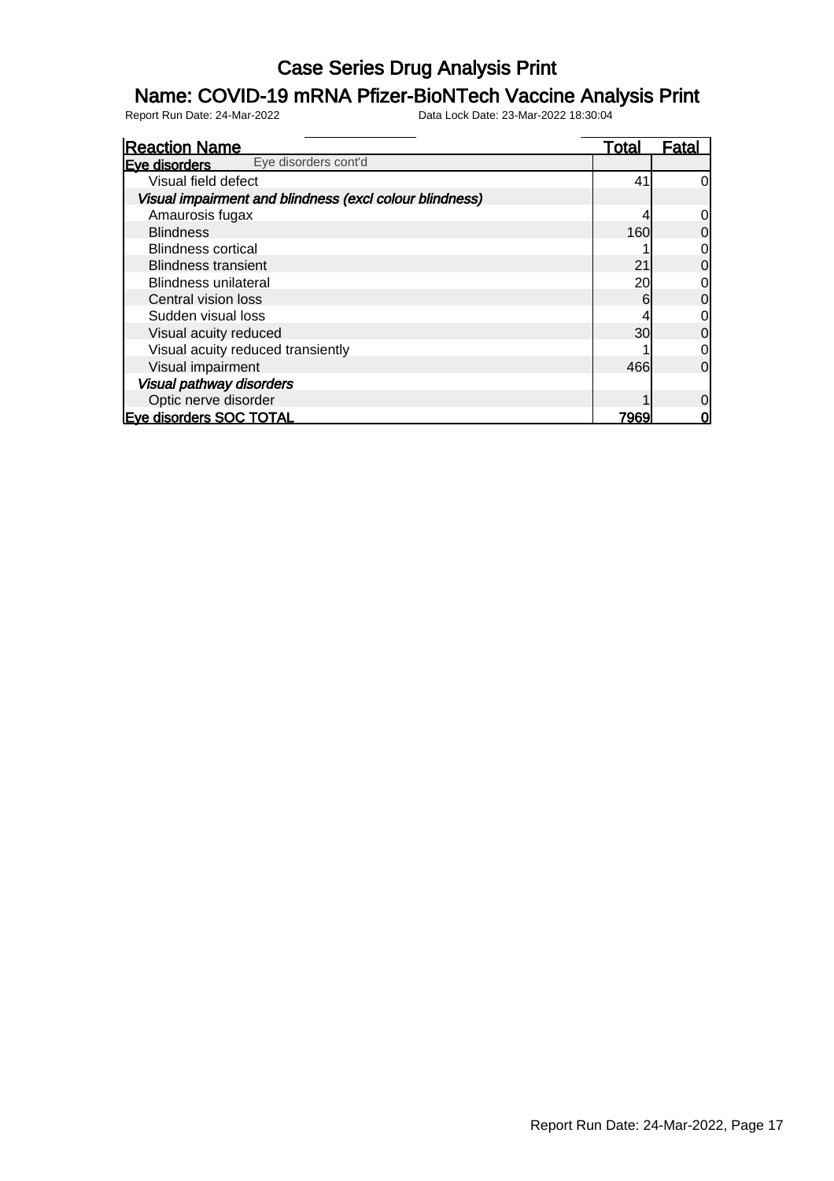# Case Series Drug Analysis Print

## Name: COVID-19 mRNA Pfizer-BioNTech Vaccine Analysis Print

Report Run Date: 24-Mar-2022 Data Lock Date: 23-Mar-2022 18:30:04

| Reaction Name | Total | Fatal |
|---|---|---|
| **Eye disorders** Eye disorders cont'd | | |
| Visual field defect | 41 | 0 |
| ***Visual impairment and blindness (excl colour blindness)*** | | |
| Amaurosis fugax | 4 | 0 |
| Blindness | 160 | 0 |
| Blindness cortical | 1 | 0 |
| Blindness transient | 21 | 0 |
| Blindness unilateral | 20 | 0 |
| Central vision loss | 6 | 0 |
| Sudden visual loss | 4 | 0 |
| Visual acuity reduced | 30 | 0 |
| Visual acuity reduced transiently | 1 | 0 |
| Visual impairment | 466 | 0 |
| ***Visual pathway disorders*** | | |
| Optic nerve disorder | 1 | 0 |
| **Eye disorders SOC TOTAL** | **7969** | **0** |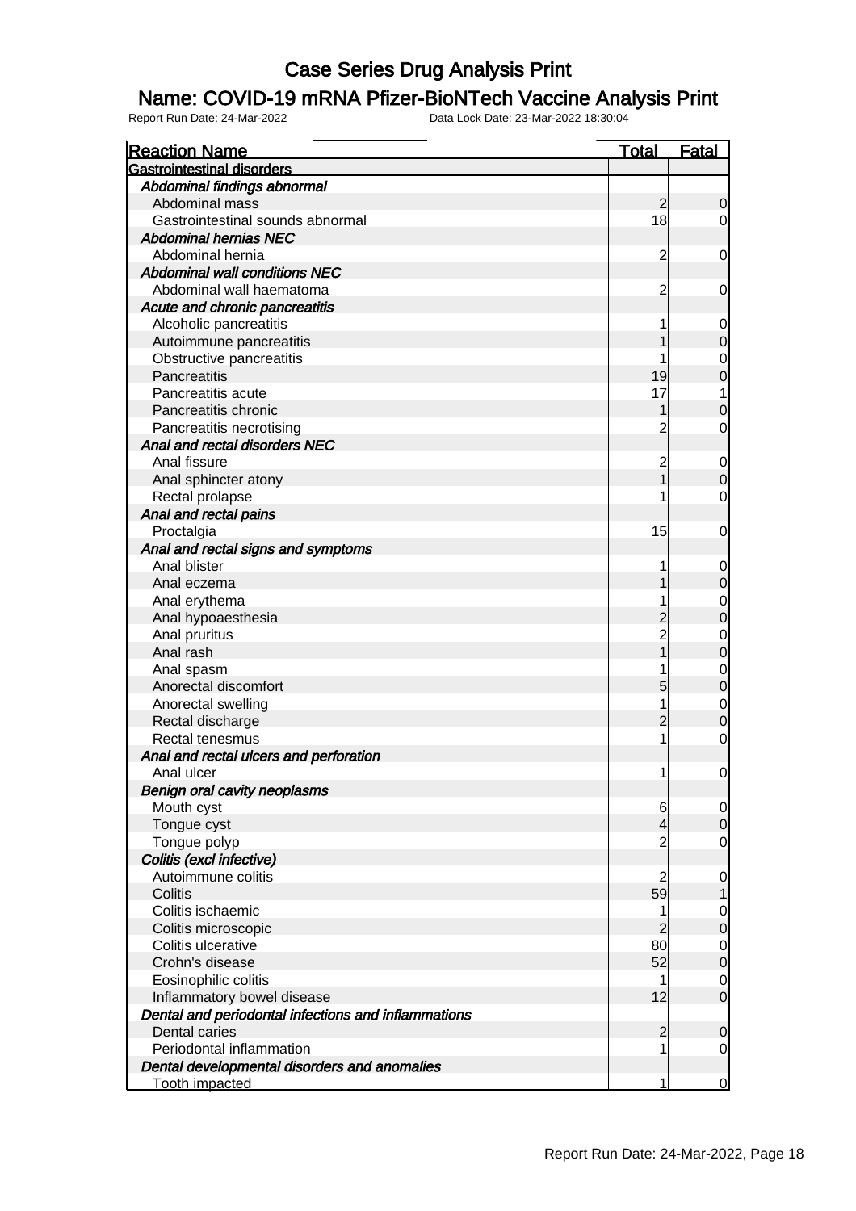# Case Series Drug Analysis Print

## Name: COVID-19 mRNA Pfizer-BioNTech Vaccine Analysis Print

Report Run Date: 24-Mar-2022    Data Lock Date: 23-Mar-2022 18:30:04

| Reaction Name | Total | Fatal |
|---|---|---|
| **Gastrointestinal disorders** | | |
| *Abdominal findings abnormal* | | |
| Abdominal mass | 2 | 0 |
| Gastrointestinal sounds abnormal | 18 | 0 |
| *Abdominal hernias NEC* | | |
| Abdominal hernia | 2 | 0 |
| *Abdominal wall conditions NEC* | | |
| Abdominal wall haematoma | 2 | 0 |
| *Acute and chronic pancreatitis* | | |
| Alcoholic pancreatitis | 1 | 0 |
| Autoimmune pancreatitis | 1 | 0 |
| Obstructive pancreatitis | 1 | 0 |
| Pancreatitis | 19 | 0 |
| Pancreatitis acute | 17 | 1 |
| Pancreatitis chronic | 1 | 0 |
| Pancreatitis necrotising | 2 | 0 |
| *Anal and rectal disorders NEC* | | |
| Anal fissure | 2 | 0 |
| Anal sphincter atony | 1 | 0 |
| Rectal prolapse | 1 | 0 |
| *Anal and rectal pains* | | |
| Proctalgia | 15 | 0 |
| *Anal and rectal signs and symptoms* | | |
| Anal blister | 1 | 0 |
| Anal eczema | 1 | 0 |
| Anal erythema | 1 | 0 |
| Anal hypoaesthesia | 2 | 0 |
| Anal pruritus | 2 | 0 |
| Anal rash | 1 | 0 |
| Anal spasm | 1 | 0 |
| Anorectal discomfort | 5 | 0 |
| Anorectal swelling | 1 | 0 |
| Rectal discharge | 2 | 0 |
| Rectal tenesmus | 1 | 0 |
| *Anal and rectal ulcers and perforation* | | |
| Anal ulcer | 1 | 0 |
| *Benign oral cavity neoplasms* | | |
| Mouth cyst | 6 | 0 |
| Tongue cyst | 4 | 0 |
| Tongue polyp | 2 | 0 |
| *Colitis (excl infective)* | | |
| Autoimmune colitis | 2 | 0 |
| Colitis | 59 | 1 |
| Colitis ischaemic | 1 | 0 |
| Colitis microscopic | 2 | 0 |
| Colitis ulcerative | 80 | 0 |
| Crohn's disease | 52 | 0 |
| Eosinophilic colitis | 1 | 0 |
| Inflammatory bowel disease | 12 | 0 |
| *Dental and periodontal infections and inflammations* | | |
| Dental caries | 2 | 0 |
| Periodontal inflammation | 1 | 0 |
| *Dental developmental disorders and anomalies* | | |
| Tooth impacted | 1 | 0 |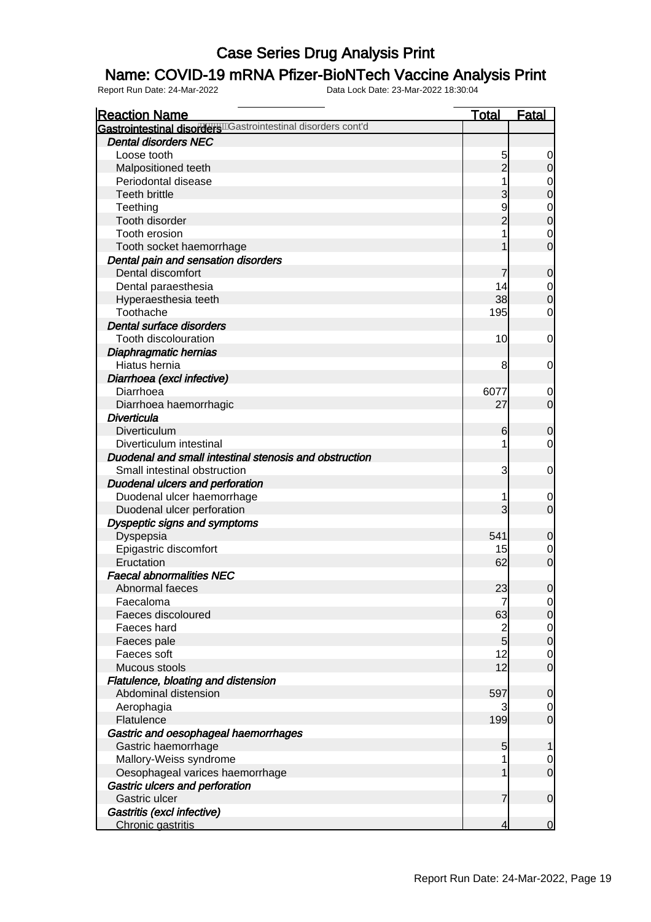# Case Series Drug Analysis Print

## Name: COVID-19 mRNA Pfizer-BioNTech Vaccine Analysis Print

Report Run Date: 24-Mar-2022 Data Lock Date: 23-Mar-2022 18:30:04

| Reaction Name | Total | Fatal |
|---|---|---|
| **Gastrointestinal disorders** Gastrointestinal disorders cont'd | | |
| ***Dental disorders NEC*** | | |
| Loose tooth | 5 | 0 |
| Malpositioned teeth | 2 | 0 |
| Periodontal disease | 1 | 0 |
| Teeth brittle | 3 | 0 |
| Teething | 9 | 0 |
| Tooth disorder | 2 | 0 |
| Tooth erosion | 1 | 0 |
| Tooth socket haemorrhage | 1 | 0 |
| ***Dental pain and sensation disorders*** | | |
| Dental discomfort | 7 | 0 |
| Dental paraesthesia | 14 | 0 |
| Hyperaesthesia teeth | 38 | 0 |
| Toothache | 195 | 0 |
| ***Dental surface disorders*** | | |
| Tooth discolouration | 10 | 0 |
| ***Diaphragmatic hernias*** | | |
| Hiatus hernia | 8 | 0 |
| ***Diarrhoea (excl infective)*** | | |
| Diarrhoea | 6077 | 0 |
| Diarrhoea haemorrhagic | 27 | 0 |
| ***Diverticula*** | | |
| Diverticulum | 6 | 0 |
| Diverticulum intestinal | 1 | 0 |
| ***Duodenal and small intestinal stenosis and obstruction*** | | |
| Small intestinal obstruction | 3 | 0 |
| ***Duodenal ulcers and perforation*** | | |
| Duodenal ulcer haemorrhage | 1 | 0 |
| Duodenal ulcer perforation | 3 | 0 |
| ***Dyspeptic signs and symptoms*** | | |
| Dyspepsia | 541 | 0 |
| Epigastric discomfort | 15 | 0 |
| Eructation | 62 | 0 |
| ***Faecal abnormalities NEC*** | | |
| Abnormal faeces | 23 | 0 |
| Faecaloma | 7 | 0 |
| Faeces discoloured | 63 | 0 |
| Faeces hard | 2 | 0 |
| Faeces pale | 5 | 0 |
| Faeces soft | 12 | 0 |
| Mucous stools | 12 | 0 |
| ***Flatulence, bloating and distension*** | | |
| Abdominal distension | 597 | 0 |
| Aerophagia | 3 | 0 |
| Flatulence | 199 | 0 |
| ***Gastric and oesophageal haemorrhages*** | | |
| Gastric haemorrhage | 5 | 1 |
| Mallory-Weiss syndrome | 1 | 0 |
| Oesophageal varices haemorrhage | 1 | 0 |
| ***Gastric ulcers and perforation*** | | |
| Gastric ulcer | 7 | 0 |
| ***Gastritis (excl infective)*** | | |
| Chronic gastritis | 4 | 0 |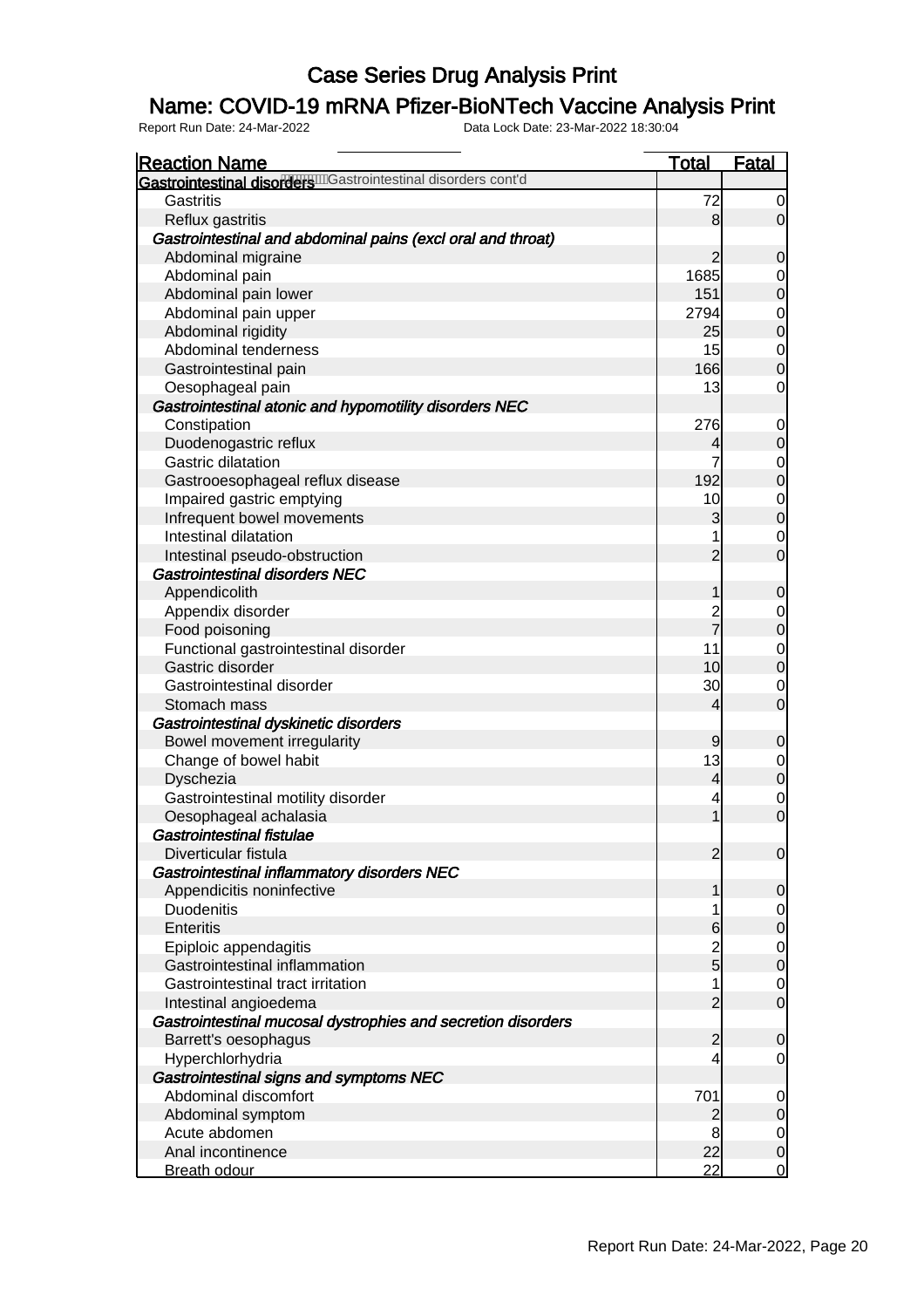# Case Series Drug Analysis Print

## Name: COVID-19 mRNA Pfizer-BioNTech Vaccine Analysis Print

Report Run Date: 24-Mar-2022     Data Lock Date: 23-Mar-2022 18:30:04

| Reaction Name | Total | Fatal |
|---|---|---|
| **Gastrointestinal disorders** Gastrointestinal disorders cont'd | | |
| Gastritis | 72 | 0 |
| Reflux gastritis | 8 | 0 |
| ***Gastrointestinal and abdominal pains (excl oral and throat)*** | | |
| Abdominal migraine | 2 | 0 |
| Abdominal pain | 1685 | 0 |
| Abdominal pain lower | 151 | 0 |
| Abdominal pain upper | 2794 | 0 |
| Abdominal rigidity | 25 | 0 |
| Abdominal tenderness | 15 | 0 |
| Gastrointestinal pain | 166 | 0 |
| Oesophageal pain | 13 | 0 |
| ***Gastrointestinal atonic and hypomotility disorders NEC*** | | |
| Constipation | 276 | 0 |
| Duodenogastric reflux | 4 | 0 |
| Gastric dilatation | 7 | 0 |
| Gastrooesophageal reflux disease | 192 | 0 |
| Impaired gastric emptying | 10 | 0 |
| Infrequent bowel movements | 3 | 0 |
| Intestinal dilatation | 1 | 0 |
| Intestinal pseudo-obstruction | 2 | 0 |
| ***Gastrointestinal disorders NEC*** | | |
| Appendicolith | 1 | 0 |
| Appendix disorder | 2 | 0 |
| Food poisoning | 7 | 0 |
| Functional gastrointestinal disorder | 11 | 0 |
| Gastric disorder | 10 | 0 |
| Gastrointestinal disorder | 30 | 0 |
| Stomach mass | 4 | 0 |
| ***Gastrointestinal dyskinetic disorders*** | | |
| Bowel movement irregularity | 9 | 0 |
| Change of bowel habit | 13 | 0 |
| Dyschezia | 4 | 0 |
| Gastrointestinal motility disorder | 4 | 0 |
| Oesophageal achalasia | 1 | 0 |
| ***Gastrointestinal fistulae*** | | |
| Diverticular fistula | 2 | 0 |
| ***Gastrointestinal inflammatory disorders NEC*** | | |
| Appendicitis noninfective | 1 | 0 |
| Duodenitis | 1 | 0 |
| Enteritis | 6 | 0 |
| Epiploic appendagitis | 2 | 0 |
| Gastrointestinal inflammation | 5 | 0 |
| Gastrointestinal tract irritation | 1 | 0 |
| Intestinal angioedema | 2 | 0 |
| ***Gastrointestinal mucosal dystrophies and secretion disorders*** | | |
| Barrett's oesophagus | 2 | 0 |
| Hyperchlorhydria | 4 | 0 |
| ***Gastrointestinal signs and symptoms NEC*** | | |
| Abdominal discomfort | 701 | 0 |
| Abdominal symptom | 2 | 0 |
| Acute abdomen | 8 | 0 |
| Anal incontinence | 22 | 0 |
| Breath odour | 22 | 0 |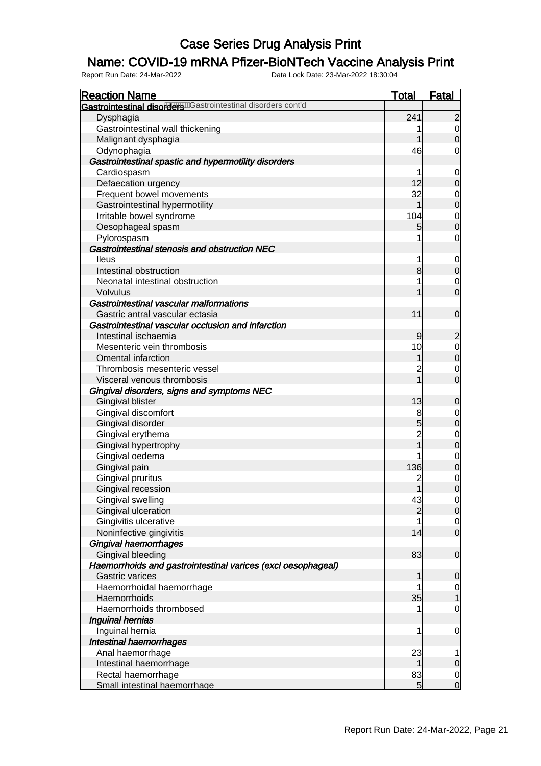# Case Series Drug Analysis Print

## Name: COVID-19 mRNA Pfizer-BioNTech Vaccine Analysis Print

Report Run Date: 24-Mar-2022    Data Lock Date: 23-Mar-2022 18:30:04

| Reaction Name | Total | Fatal |
|---|---|---|
| **Gastrointestinal disorders** Gastrointestinal disorders cont'd | | |
| Dysphagia | 241 | 2 |
| Gastrointestinal wall thickening | 1 | 0 |
| Malignant dysphagia | 1 | 0 |
| Odynophagia | 46 | 0 |
| ***Gastrointestinal spastic and hypermotility disorders*** | | |
| Cardiospasm | 1 | 0 |
| Defaecation urgency | 12 | 0 |
| Frequent bowel movements | 32 | 0 |
| Gastrointestinal hypermotility | 1 | 0 |
| Irritable bowel syndrome | 104 | 0 |
| Oesophageal spasm | 5 | 0 |
| Pylorospasm | 1 | 0 |
| ***Gastrointestinal stenosis and obstruction NEC*** | | |
| Ileus | 1 | 0 |
| Intestinal obstruction | 8 | 0 |
| Neonatal intestinal obstruction | 1 | 0 |
| Volvulus | 1 | 0 |
| ***Gastrointestinal vascular malformations*** | | |
| Gastric antral vascular ectasia | 11 | 0 |
| ***Gastrointestinal vascular occlusion and infarction*** | | |
| Intestinal ischaemia | 9 | 2 |
| Mesenteric vein thrombosis | 10 | 0 |
| Omental infarction | 1 | 0 |
| Thrombosis mesenteric vessel | 2 | 0 |
| Visceral venous thrombosis | 1 | 0 |
| ***Gingival disorders, signs and symptoms NEC*** | | |
| Gingival blister | 13 | 0 |
| Gingival discomfort | 8 | 0 |
| Gingival disorder | 5 | 0 |
| Gingival erythema | 2 | 0 |
| Gingival hypertrophy | 1 | 0 |
| Gingival oedema | 1 | 0 |
| Gingival pain | 136 | 0 |
| Gingival pruritus | 2 | 0 |
| Gingival recession | 1 | 0 |
| Gingival swelling | 43 | 0 |
| Gingival ulceration | 2 | 0 |
| Gingivitis ulcerative | 1 | 0 |
| Noninfective gingivitis | 14 | 0 |
| ***Gingival haemorrhages*** | | |
| Gingival bleeding | 83 | 0 |
| ***Haemorrhoids and gastrointestinal varices (excl oesophageal)*** | | |
| Gastric varices | 1 | 0 |
| Haemorrhoidal haemorrhage | 1 | 0 |
| Haemorrhoids | 35 | 1 |
| Haemorrhoids thrombosed | 1 | 0 |
| ***Inguinal hernias*** | | |
| Inguinal hernia | 1 | 0 |
| ***Intestinal haemorrhages*** | | |
| Anal haemorrhage | 23 | 1 |
| Intestinal haemorrhage | 1 | 0 |
| Rectal haemorrhage | 83 | 0 |
| Small intestinal haemorrhage | 5 | 0 |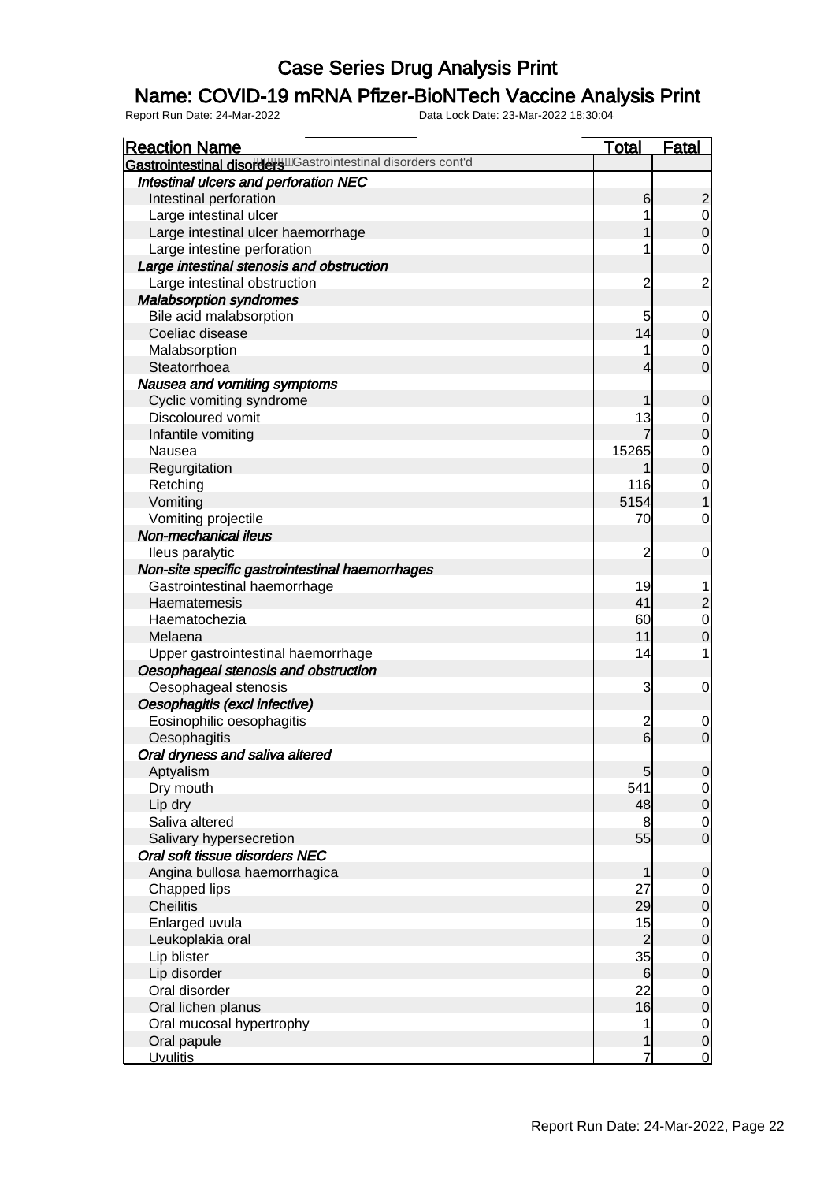# Case Series Drug Analysis Print

## Name: COVID-19 mRNA Pfizer-BioNTech Vaccine Analysis Print

Report Run Date: 24-Mar-2022    Data Lock Date: 23-Mar-2022 18:30:04

| Reaction Name | Total | Fatal |
|---|---|---|
| **Gastrointestinal disorders** Gastrointestinal disorders cont'd | | |
| ***Intestinal ulcers and perforation NEC*** | | |
| Intestinal perforation | 6 | 2 |
| Large intestinal ulcer | 1 | 0 |
| Large intestinal ulcer haemorrhage | 1 | 0 |
| Large intestine perforation | 1 | 0 |
| ***Large intestinal stenosis and obstruction*** | | |
| Large intestinal obstruction | 2 | 2 |
| ***Malabsorption syndromes*** | | |
| Bile acid malabsorption | 5 | 0 |
| Coeliac disease | 14 | 0 |
| Malabsorption | 1 | 0 |
| Steatorrhoea | 4 | 0 |
| ***Nausea and vomiting symptoms*** | | |
| Cyclic vomiting syndrome | 1 | 0 |
| Discoloured vomit | 13 | 0 |
| Infantile vomiting | 7 | 0 |
| Nausea | 15265 | 0 |
| Regurgitation | 1 | 0 |
| Retching | 116 | 0 |
| Vomiting | 5154 | 1 |
| Vomiting projectile | 70 | 0 |
| ***Non-mechanical ileus*** | | |
| Ileus paralytic | 2 | 0 |
| ***Non-site specific gastrointestinal haemorrhages*** | | |
| Gastrointestinal haemorrhage | 19 | 1 |
| Haematemesis | 41 | 2 |
| Haematochezia | 60 | 0 |
| Melaena | 11 | 0 |
| Upper gastrointestinal haemorrhage | 14 | 1 |
| ***Oesophageal stenosis and obstruction*** | | |
| Oesophageal stenosis | 3 | 0 |
| ***Oesophagitis (excl infective)*** | | |
| Eosinophilic oesophagitis | 2 | 0 |
| Oesophagitis | 6 | 0 |
| ***Oral dryness and saliva altered*** | | |
| Aptyalism | 5 | 0 |
| Dry mouth | 541 | 0 |
| Lip dry | 48 | 0 |
| Saliva altered | 8 | 0 |
| Salivary hypersecretion | 55 | 0 |
| ***Oral soft tissue disorders NEC*** | | |
| Angina bullosa haemorrhagica | 1 | 0 |
| Chapped lips | 27 | 0 |
| Cheilitis | 29 | 0 |
| Enlarged uvula | 15 | 0 |
| Leukoplakia oral | 2 | 0 |
| Lip blister | 35 | 0 |
| Lip disorder | 6 | 0 |
| Oral disorder | 22 | 0 |
| Oral lichen planus | 16 | 0 |
| Oral mucosal hypertrophy | 1 | 0 |
| Oral papule | 1 | 0 |
| Uvulitis | 7 | 0 |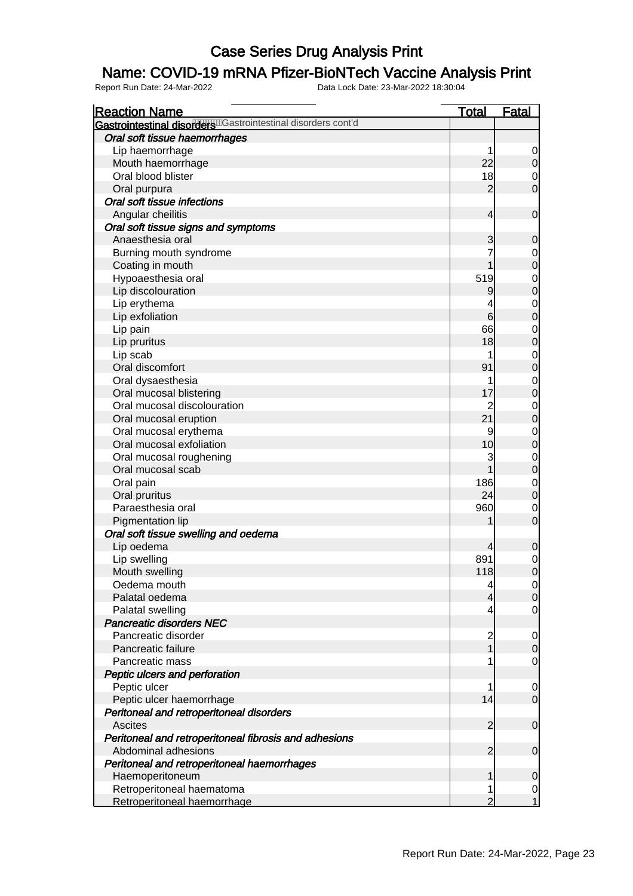# Case Series Drug Analysis Print

## Name: COVID-19 mRNA Pfizer-BioNTech Vaccine Analysis Print

Report Run Date: 24-Mar-2022 Data Lock Date: 23-Mar-2022 18:30:04

| Reaction Name | Total | Fatal |
|---|---|---|
| **Gastrointestinal disorders** Gastrointestinal disorders cont'd | | |
| *Oral soft tissue haemorrhages* | | |
| Lip haemorrhage | 1 | 0 |
| Mouth haemorrhage | 22 | 0 |
| Oral blood blister | 18 | 0 |
| Oral purpura | 2 | 0 |
| *Oral soft tissue infections* | | |
| Angular cheilitis | 4 | 0 |
| *Oral soft tissue signs and symptoms* | | |
| Anaesthesia oral | 3 | 0 |
| Burning mouth syndrome | 7 | 0 |
| Coating in mouth | 1 | 0 |
| Hypoaesthesia oral | 519 | 0 |
| Lip discolouration | 9 | 0 |
| Lip erythema | 4 | 0 |
| Lip exfoliation | 6 | 0 |
| Lip pain | 66 | 0 |
| Lip pruritus | 18 | 0 |
| Lip scab | 1 | 0 |
| Oral discomfort | 91 | 0 |
| Oral dysaesthesia | 1 | 0 |
| Oral mucosal blistering | 17 | 0 |
| Oral mucosal discolouration | 2 | 0 |
| Oral mucosal eruption | 21 | 0 |
| Oral mucosal erythema | 9 | 0 |
| Oral mucosal exfoliation | 10 | 0 |
| Oral mucosal roughening | 3 | 0 |
| Oral mucosal scab | 1 | 0 |
| Oral pain | 186 | 0 |
| Oral pruritus | 24 | 0 |
| Paraesthesia oral | 960 | 0 |
| Pigmentation lip | 1 | 0 |
| *Oral soft tissue swelling and oedema* | | |
| Lip oedema | 4 | 0 |
| Lip swelling | 891 | 0 |
| Mouth swelling | 118 | 0 |
| Oedema mouth | 4 | 0 |
| Palatal oedema | 4 | 0 |
| Palatal swelling | 4 | 0 |
| *Pancreatic disorders NEC* | | |
| Pancreatic disorder | 2 | 0 |
| Pancreatic failure | 1 | 0 |
| Pancreatic mass | 1 | 0 |
| *Peptic ulcers and perforation* | | |
| Peptic ulcer | 1 | 0 |
| Peptic ulcer haemorrhage | 14 | 0 |
| *Peritoneal and retroperitoneal disorders* | | |
| Ascites | 2 | 0 |
| *Peritoneal and retroperitoneal fibrosis and adhesions* | | |
| Abdominal adhesions | 2 | 0 |
| *Peritoneal and retroperitoneal haemorrhages* | | |
| Haemoperitoneum | 1 | 0 |
| Retroperitoneal haematoma | 1 | 0 |
| Retroperitoneal haemorrhage | 2 | 1 |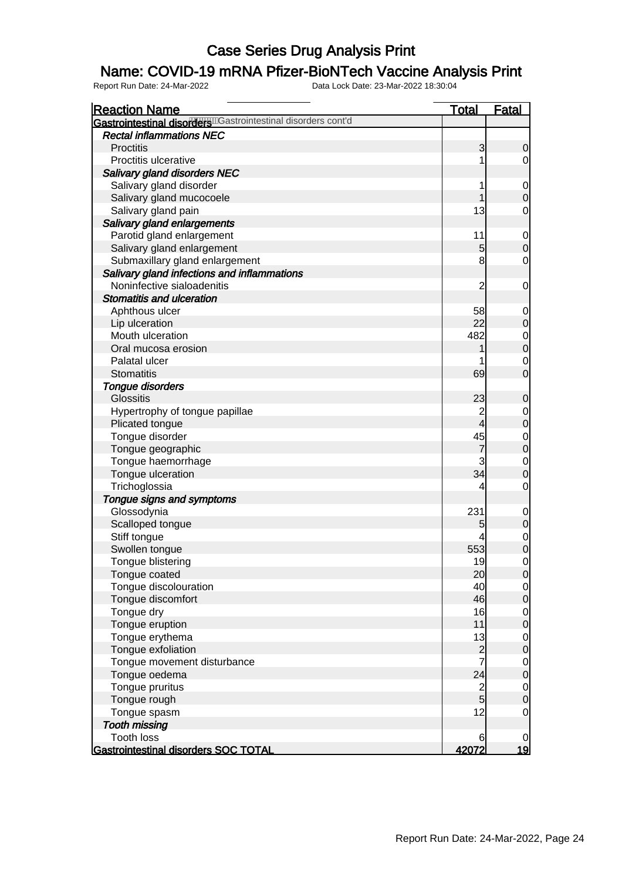# Case Series Drug Analysis Print

## Name: COVID-19 mRNA Pfizer-BioNTech Vaccine Analysis Print

Report Run Date: 24-Mar-2022    Data Lock Date: 23-Mar-2022 18:30:04

| Reaction Name | Total | Fatal |
|---|---|---|
| **Gastrointestinal disorders** Gastrointestinal disorders cont'd | | |
| ***Rectal inflammations NEC*** | | |
| Proctitis | 3 | 0 |
| Proctitis ulcerative | 1 | 0 |
| ***Salivary gland disorders NEC*** | | |
| Salivary gland disorder | 1 | 0 |
| Salivary gland mucocoele | 1 | 0 |
| Salivary gland pain | 13 | 0 |
| ***Salivary gland enlargements*** | | |
| Parotid gland enlargement | 11 | 0 |
| Salivary gland enlargement | 5 | 0 |
| Submaxillary gland enlargement | 8 | 0 |
| ***Salivary gland infections and inflammations*** | | |
| Noninfective sialoadenitis | 2 | 0 |
| ***Stomatitis and ulceration*** | | |
| Aphthous ulcer | 58 | 0 |
| Lip ulceration | 22 | 0 |
| Mouth ulceration | 482 | 0 |
| Oral mucosa erosion | 1 | 0 |
| Palatal ulcer | 1 | 0 |
| Stomatitis | 69 | 0 |
| ***Tongue disorders*** | | |
| Glossitis | 23 | 0 |
| Hypertrophy of tongue papillae | 2 | 0 |
| Plicated tongue | 4 | 0 |
| Tongue disorder | 45 | 0 |
| Tongue geographic | 7 | 0 |
| Tongue haemorrhage | 3 | 0 |
| Tongue ulceration | 34 | 0 |
| Trichoglossia | 4 | 0 |
| ***Tongue signs and symptoms*** | | |
| Glossodynia | 231 | 0 |
| Scalloped tongue | 5 | 0 |
| Stiff tongue | 4 | 0 |
| Swollen tongue | 553 | 0 |
| Tongue blistering | 19 | 0 |
| Tongue coated | 20 | 0 |
| Tongue discolouration | 40 | 0 |
| Tongue discomfort | 46 | 0 |
| Tongue dry | 16 | 0 |
| Tongue eruption | 11 | 0 |
| Tongue erythema | 13 | 0 |
| Tongue exfoliation | 2 | 0 |
| Tongue movement disturbance | 7 | 0 |
| Tongue oedema | 24 | 0 |
| Tongue pruritus | 2 | 0 |
| Tongue rough | 5 | 0 |
| Tongue spasm | 12 | 0 |
| ***Tooth missing*** | | |
| Tooth loss | 6 | 0 |
| **Gastrointestinal disorders SOC TOTAL** | **42072** | **19** |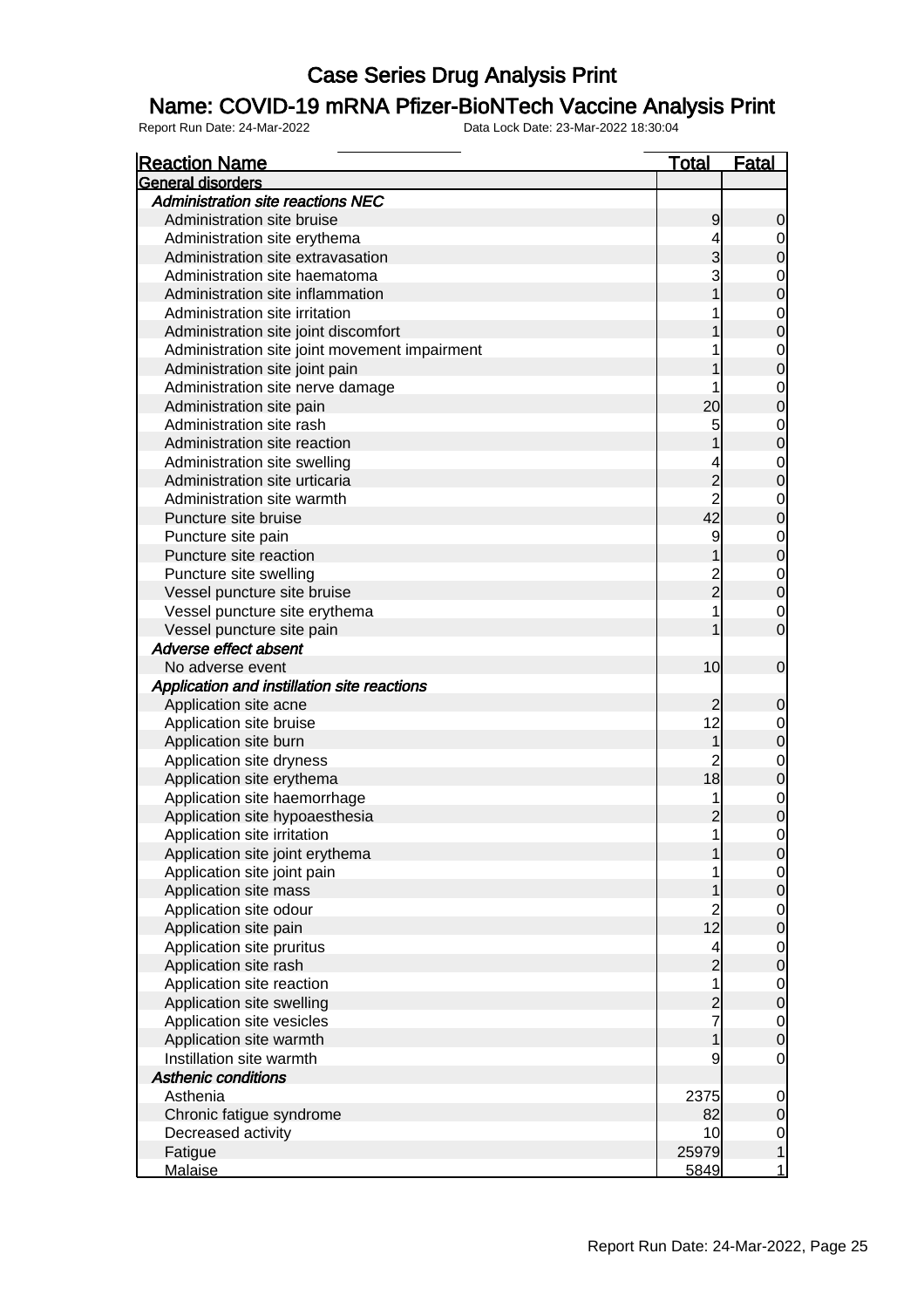# Case Series Drug Analysis Print

## Name: COVID-19 mRNA Pfizer-BioNTech Vaccine Analysis Print

Report Run Date: 24-Mar-2022 Data Lock Date: 23-Mar-2022 18:30:04

| Reaction Name | Total | Fatal |
|---|---|---|
| **General disorders** | | |
| *Administration site reactions NEC* | | |
| Administration site bruise | 9 | 0 |
| Administration site erythema | 4 | 0 |
| Administration site extravasation | 3 | 0 |
| Administration site haematoma | 3 | 0 |
| Administration site inflammation | 1 | 0 |
| Administration site irritation | 1 | 0 |
| Administration site joint discomfort | 1 | 0 |
| Administration site joint movement impairment | 1 | 0 |
| Administration site joint pain | 1 | 0 |
| Administration site nerve damage | 1 | 0 |
| Administration site pain | 20 | 0 |
| Administration site rash | 5 | 0 |
| Administration site reaction | 1 | 0 |
| Administration site swelling | 4 | 0 |
| Administration site urticaria | 2 | 0 |
| Administration site warmth | 2 | 0 |
| Puncture site bruise | 42 | 0 |
| Puncture site pain | 9 | 0 |
| Puncture site reaction | 1 | 0 |
| Puncture site swelling | 2 | 0 |
| Vessel puncture site bruise | 2 | 0 |
| Vessel puncture site erythema | 1 | 0 |
| Vessel puncture site pain | 1 | 0 |
| *Adverse effect absent* | | |
| No adverse event | 10 | 0 |
| *Application and instillation site reactions* | | |
| Application site acne | 2 | 0 |
| Application site bruise | 12 | 0 |
| Application site burn | 1 | 0 |
| Application site dryness | 2 | 0 |
| Application site erythema | 18 | 0 |
| Application site haemorrhage | 1 | 0 |
| Application site hypoaesthesia | 2 | 0 |
| Application site irritation | 1 | 0 |
| Application site joint erythema | 1 | 0 |
| Application site joint pain | 1 | 0 |
| Application site mass | 1 | 0 |
| Application site odour | 2 | 0 |
| Application site pain | 12 | 0 |
| Application site pruritus | 4 | 0 |
| Application site rash | 2 | 0 |
| Application site reaction | 1 | 0 |
| Application site swelling | 2 | 0 |
| Application site vesicles | 7 | 0 |
| Application site warmth | 1 | 0 |
| Instillation site warmth | 9 | 0 |
| *Asthenic conditions* | | |
| Asthenia | 2375 | 0 |
| Chronic fatigue syndrome | 82 | 0 |
| Decreased activity | 10 | 0 |
| Fatigue | 25979 | 1 |
| Malaise | 5849 | 1 |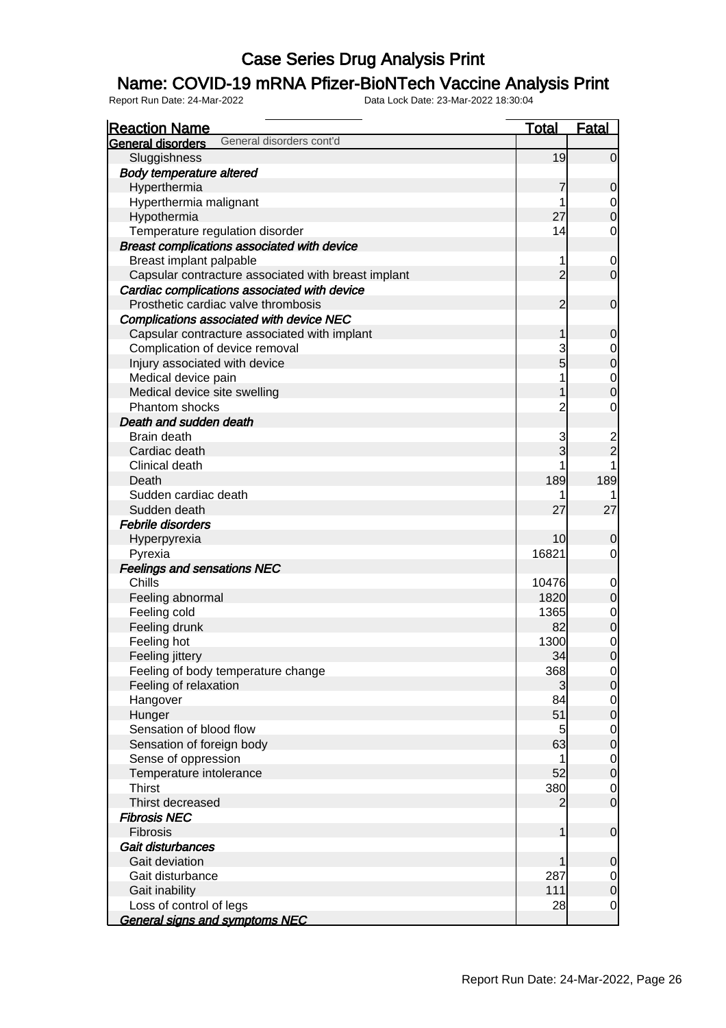# Case Series Drug Analysis Print

## Name: COVID-19 mRNA Pfizer-BioNTech Vaccine Analysis Print

Report Run Date: 24-Mar-2022    Data Lock Date: 23-Mar-2022 18:30:04

| Reaction Name | Total | Fatal |
|---|---|---|
| **General disorders** General disorders cont'd | | |
| Sluggishness | 19 | 0 |
| ***Body temperature altered*** | | |
| Hyperthermia | 7 | 0 |
| Hyperthermia malignant | 1 | 0 |
| Hypothermia | 27 | 0 |
| Temperature regulation disorder | 14 | 0 |
| ***Breast complications associated with device*** | | |
| Breast implant palpable | 1 | 0 |
| Capsular contracture associated with breast implant | 2 | 0 |
| ***Cardiac complications associated with device*** | | |
| Prosthetic cardiac valve thrombosis | 2 | 0 |
| ***Complications associated with device NEC*** | | |
| Capsular contracture associated with implant | 1 | 0 |
| Complication of device removal | 3 | 0 |
| Injury associated with device | 5 | 0 |
| Medical device pain | 1 | 0 |
| Medical device site swelling | 1 | 0 |
| Phantom shocks | 2 | 0 |
| ***Death and sudden death*** | | |
| Brain death | 3 | 2 |
| Cardiac death | 3 | 2 |
| Clinical death | 1 | 1 |
| Death | 189 | 189 |
| Sudden cardiac death | 1 | 1 |
| Sudden death | 27 | 27 |
| ***Febrile disorders*** | | |
| Hyperpyrexia | 10 | 0 |
| Pyrexia | 16821 | 0 |
| ***Feelings and sensations NEC*** | | |
| Chills | 10476 | 0 |
| Feeling abnormal | 1820 | 0 |
| Feeling cold | 1365 | 0 |
| Feeling drunk | 82 | 0 |
| Feeling hot | 1300 | 0 |
| Feeling jittery | 34 | 0 |
| Feeling of body temperature change | 368 | 0 |
| Feeling of relaxation | 3 | 0 |
| Hangover | 84 | 0 |
| Hunger | 51 | 0 |
| Sensation of blood flow | 5 | 0 |
| Sensation of foreign body | 63 | 0 |
| Sense of oppression | 1 | 0 |
| Temperature intolerance | 52 | 0 |
| Thirst | 380 | 0 |
| Thirst decreased | 2 | 0 |
| ***Fibrosis NEC*** | | |
| Fibrosis | 1 | 0 |
| ***Gait disturbances*** | | |
| Gait deviation | 1 | 0 |
| Gait disturbance | 287 | 0 |
| Gait inability | 111 | 0 |
| Loss of control of legs | 28 | 0 |
| ***General signs and symptoms NEC*** | | |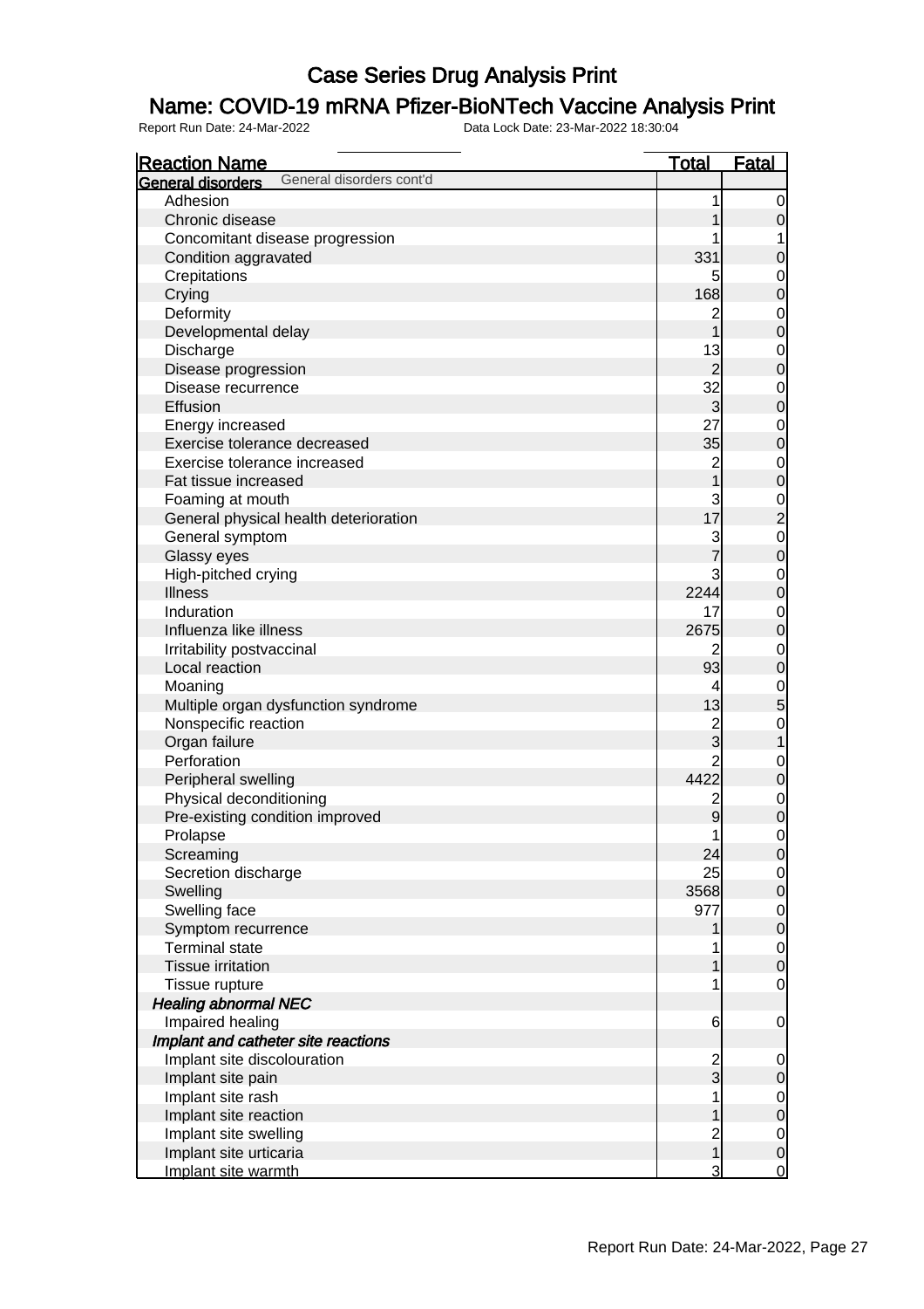# Case Series Drug Analysis Print

## Name: COVID-19 mRNA Pfizer-BioNTech Vaccine Analysis Print

Report Run Date: 24-Mar-2022    Data Lock Date: 23-Mar-2022 18:30:04

| Reaction Name | Total | Fatal |
|---|---|---|
| **General disorders** General disorders cont'd | | |
| Adhesion | 1 | 0 |
| Chronic disease | 1 | 0 |
| Concomitant disease progression | 1 | 1 |
| Condition aggravated | 331 | 0 |
| Crepitations | 5 | 0 |
| Crying | 168 | 0 |
| Deformity | 2 | 0 |
| Developmental delay | 1 | 0 |
| Discharge | 13 | 0 |
| Disease progression | 2 | 0 |
| Disease recurrence | 32 | 0 |
| Effusion | 3 | 0 |
| Energy increased | 27 | 0 |
| Exercise tolerance decreased | 35 | 0 |
| Exercise tolerance increased | 2 | 0 |
| Fat tissue increased | 1 | 0 |
| Foaming at mouth | 3 | 0 |
| General physical health deterioration | 17 | 2 |
| General symptom | 3 | 0 |
| Glassy eyes | 7 | 0 |
| High-pitched crying | 3 | 0 |
| Illness | 2244 | 0 |
| Induration | 17 | 0 |
| Influenza like illness | 2675 | 0 |
| Irritability postvaccinal | 2 | 0 |
| Local reaction | 93 | 0 |
| Moaning | 4 | 0 |
| Multiple organ dysfunction syndrome | 13 | 5 |
| Nonspecific reaction | 2 | 0 |
| Organ failure | 3 | 1 |
| Perforation | 2 | 0 |
| Peripheral swelling | 4422 | 0 |
| Physical deconditioning | 2 | 0 |
| Pre-existing condition improved | 9 | 0 |
| Prolapse | 1 | 0 |
| Screaming | 24 | 0 |
| Secretion discharge | 25 | 0 |
| Swelling | 3568 | 0 |
| Swelling face | 977 | 0 |
| Symptom recurrence | 1 | 0 |
| Terminal state | 1 | 0 |
| Tissue irritation | 1 | 0 |
| Tissue rupture | 1 | 0 |
| ***Healing abnormal NEC*** | | |
| Impaired healing | 6 | 0 |
| ***Implant and catheter site reactions*** | | |
| Implant site discolouration | 2 | 0 |
| Implant site pain | 3 | 0 |
| Implant site rash | 1 | 0 |
| Implant site reaction | 1 | 0 |
| Implant site swelling | 2 | 0 |
| Implant site urticaria | 1 | 0 |
| Implant site warmth | 3 | 0 |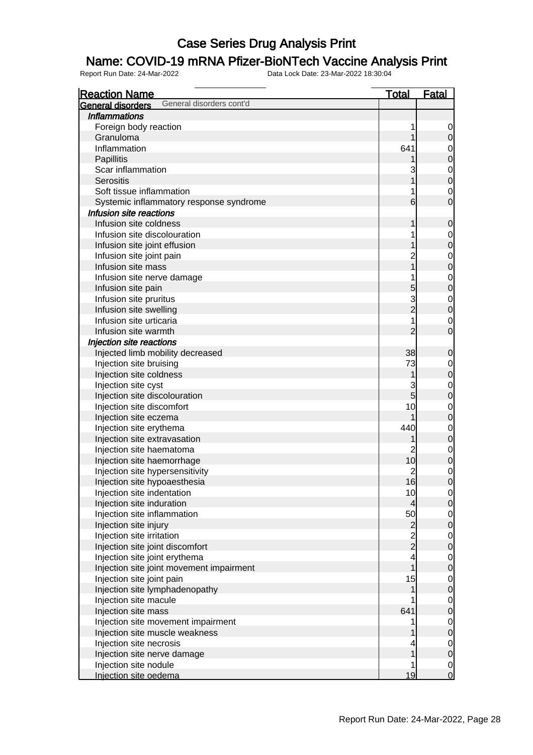# Case Series Drug Analysis Print

## Name: COVID-19 mRNA Pfizer-BioNTech Vaccine Analysis Print

Report Run Date: 24-Mar-2022    Data Lock Date: 23-Mar-2022 18:30:04

| Reaction Name | Total | Fatal |
|---|---|---|
| **General disorders** General disorders cont'd | | |
| *Inflammations* | | |
| Foreign body reaction | 1 | 0 |
| Granuloma | 1 | 0 |
| Inflammation | 641 | 0 |
| Papillitis | 1 | 0 |
| Scar inflammation | 3 | 0 |
| Serositis | 1 | 0 |
| Soft tissue inflammation | 1 | 0 |
| Systemic inflammatory response syndrome | 6 | 0 |
| *Infusion site reactions* | | |
| Infusion site coldness | 1 | 0 |
| Infusion site discolouration | 1 | 0 |
| Infusion site joint effusion | 1 | 0 |
| Infusion site joint pain | 2 | 0 |
| Infusion site mass | 1 | 0 |
| Infusion site nerve damage | 1 | 0 |
| Infusion site pain | 5 | 0 |
| Infusion site pruritus | 3 | 0 |
| Infusion site swelling | 2 | 0 |
| Infusion site urticaria | 1 | 0 |
| Infusion site warmth | 2 | 0 |
| *Injection site reactions* | | |
| Injected limb mobility decreased | 38 | 0 |
| Injection site bruising | 73 | 0 |
| Injection site coldness | 1 | 0 |
| Injection site cyst | 3 | 0 |
| Injection site discolouration | 5 | 0 |
| Injection site discomfort | 10 | 0 |
| Injection site eczema | 1 | 0 |
| Injection site erythema | 440 | 0 |
| Injection site extravasation | 1 | 0 |
| Injection site haematoma | 2 | 0 |
| Injection site haemorrhage | 10 | 0 |
| Injection site hypersensitivity | 2 | 0 |
| Injection site hypoaesthesia | 16 | 0 |
| Injection site indentation | 10 | 0 |
| Injection site induration | 4 | 0 |
| Injection site inflammation | 50 | 0 |
| Injection site injury | 2 | 0 |
| Injection site irritation | 2 | 0 |
| Injection site joint discomfort | 2 | 0 |
| Injection site joint erythema | 4 | 0 |
| Injection site joint movement impairment | 1 | 0 |
| Injection site joint pain | 15 | 0 |
| Injection site lymphadenopathy | 1 | 0 |
| Injection site macule | 1 | 0 |
| Injection site mass | 641 | 0 |
| Injection site movement impairment | 1 | 0 |
| Injection site muscle weakness | 1 | 0 |
| Injection site necrosis | 4 | 0 |
| Injection site nerve damage | 1 | 0 |
| Injection site nodule | 1 | 0 |
| Injection site oedema | 19 | 0 |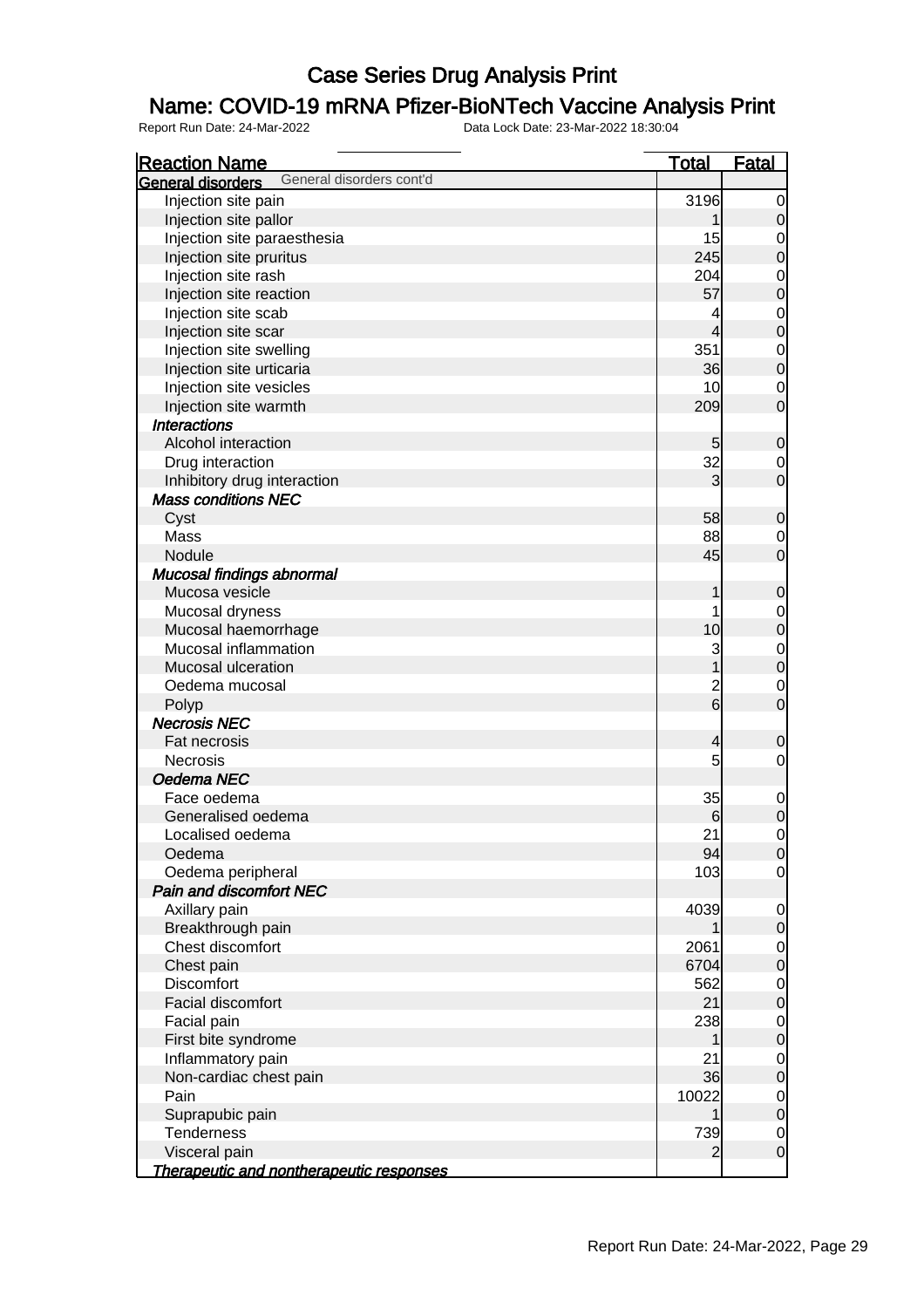# Case Series Drug Analysis Print

## Name: COVID-19 mRNA Pfizer-BioNTech Vaccine Analysis Print

Report Run Date: 24-Mar-2022    Data Lock Date: 23-Mar-2022 18:30:04

| Reaction Name | Total | Fatal |
|---|---|---|
| **General disorders** General disorders cont'd | | |
| Injection site pain | 3196 | 0 |
| Injection site pallor | 1 | 0 |
| Injection site paraesthesia | 15 | 0 |
| Injection site pruritus | 245 | 0 |
| Injection site rash | 204 | 0 |
| Injection site reaction | 57 | 0 |
| Injection site scab | 4 | 0 |
| Injection site scar | 4 | 0 |
| Injection site swelling | 351 | 0 |
| Injection site urticaria | 36 | 0 |
| Injection site vesicles | 10 | 0 |
| Injection site warmth | 209 | 0 |
| ***Interactions*** | | |
| Alcohol interaction | 5 | 0 |
| Drug interaction | 32 | 0 |
| Inhibitory drug interaction | 3 | 0 |
| ***Mass conditions NEC*** | | |
| Cyst | 58 | 0 |
| Mass | 88 | 0 |
| Nodule | 45 | 0 |
| ***Mucosal findings abnormal*** | | |
| Mucosa vesicle | 1 | 0 |
| Mucosal dryness | 1 | 0 |
| Mucosal haemorrhage | 10 | 0 |
| Mucosal inflammation | 3 | 0 |
| Mucosal ulceration | 1 | 0 |
| Oedema mucosal | 2 | 0 |
| Polyp | 6 | 0 |
| ***Necrosis NEC*** | | |
| Fat necrosis | 4 | 0 |
| Necrosis | 5 | 0 |
| ***Oedema NEC*** | | |
| Face oedema | 35 | 0 |
| Generalised oedema | 6 | 0 |
| Localised oedema | 21 | 0 |
| Oedema | 94 | 0 |
| Oedema peripheral | 103 | 0 |
| ***Pain and discomfort NEC*** | | |
| Axillary pain | 4039 | 0 |
| Breakthrough pain | 1 | 0 |
| Chest discomfort | 2061 | 0 |
| Chest pain | 6704 | 0 |
| Discomfort | 562 | 0 |
| Facial discomfort | 21 | 0 |
| Facial pain | 238 | 0 |
| First bite syndrome | 1 | 0 |
| Inflammatory pain | 21 | 0 |
| Non-cardiac chest pain | 36 | 0 |
| Pain | 10022 | 0 |
| Suprapubic pain | 1 | 0 |
| Tenderness | 739 | 0 |
| Visceral pain | 2 | 0 |
| ***Therapeutic and nontherapeutic responses*** | | |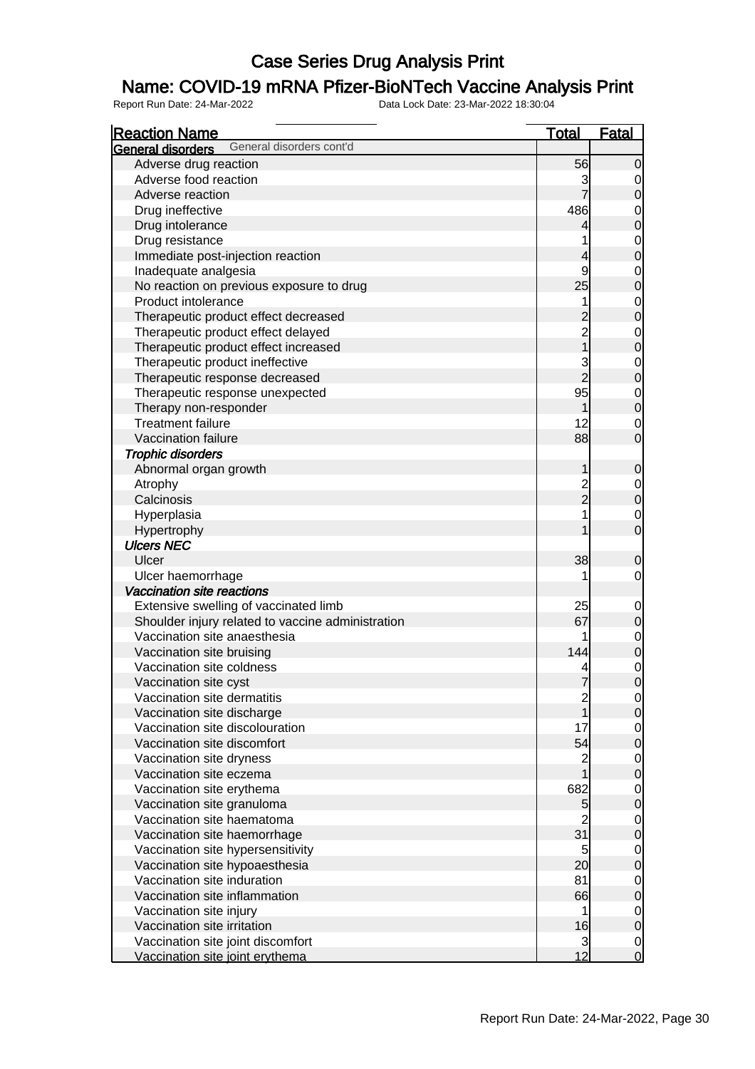# Case Series Drug Analysis Print

## Name: COVID-19 mRNA Pfizer-BioNTech Vaccine Analysis Print

Report Run Date: 24-Mar-2022 Data Lock Date: 23-Mar-2022 18:30:04

| Reaction Name | Total | Fatal |
|---|---|---|
| **General disorders** General disorders cont'd | | |
| Adverse drug reaction | 56 | 0 |
| Adverse food reaction | 3 | 0 |
| Adverse reaction | 7 | 0 |
| Drug ineffective | 486 | 0 |
| Drug intolerance | 4 | 0 |
| Drug resistance | 1 | 0 |
| Immediate post-injection reaction | 4 | 0 |
| Inadequate analgesia | 9 | 0 |
| No reaction on previous exposure to drug | 25 | 0 |
| Product intolerance | 1 | 0 |
| Therapeutic product effect decreased | 2 | 0 |
| Therapeutic product effect delayed | 2 | 0 |
| Therapeutic product effect increased | 1 | 0 |
| Therapeutic product ineffective | 3 | 0 |
| Therapeutic response decreased | 2 | 0 |
| Therapeutic response unexpected | 95 | 0 |
| Therapy non-responder | 1 | 0 |
| Treatment failure | 12 | 0 |
| Vaccination failure | 88 | 0 |
| ***Trophic disorders*** | | |
| Abnormal organ growth | 1 | 0 |
| Atrophy | 2 | 0 |
| Calcinosis | 2 | 0 |
| Hyperplasia | 1 | 0 |
| Hypertrophy | 1 | 0 |
| ***Ulcers NEC*** | | |
| Ulcer | 38 | 0 |
| Ulcer haemorrhage | 1 | 0 |
| ***Vaccination site reactions*** | | |
| Extensive swelling of vaccinated limb | 25 | 0 |
| Shoulder injury related to vaccine administration | 67 | 0 |
| Vaccination site anaesthesia | 1 | 0 |
| Vaccination site bruising | 144 | 0 |
| Vaccination site coldness | 4 | 0 |
| Vaccination site cyst | 7 | 0 |
| Vaccination site dermatitis | 2 | 0 |
| Vaccination site discharge | 1 | 0 |
| Vaccination site discolouration | 17 | 0 |
| Vaccination site discomfort | 54 | 0 |
| Vaccination site dryness | 2 | 0 |
| Vaccination site eczema | 1 | 0 |
| Vaccination site erythema | 682 | 0 |
| Vaccination site granuloma | 5 | 0 |
| Vaccination site haematoma | 2 | 0 |
| Vaccination site haemorrhage | 31 | 0 |
| Vaccination site hypersensitivity | 5 | 0 |
| Vaccination site hypoaesthesia | 20 | 0 |
| Vaccination site induration | 81 | 0 |
| Vaccination site inflammation | 66 | 0 |
| Vaccination site injury | 1 | 0 |
| Vaccination site irritation | 16 | 0 |
| Vaccination site joint discomfort | 3 | 0 |
| Vaccination site joint erythema | 12 | 0 |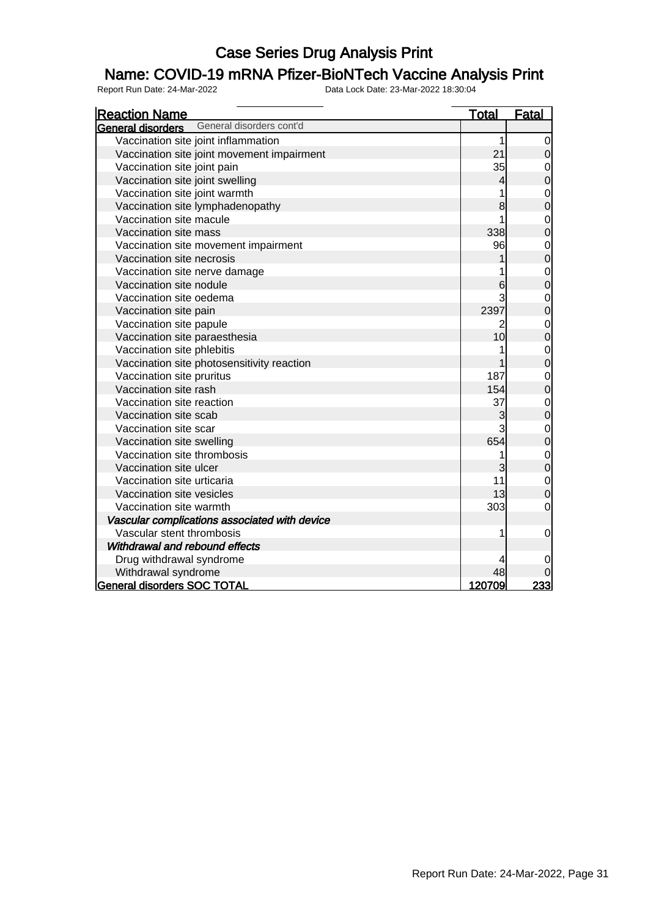# Case Series Drug Analysis Print

## Name: COVID-19 mRNA Pfizer-BioNTech Vaccine Analysis Print

Report Run Date: 24-Mar-2022 Data Lock Date: 23-Mar-2022 18:30:04

| Reaction Name | Total | Fatal |
|---|---|---|
| **General disorders** General disorders cont'd | | |
| Vaccination site joint inflammation | 1 | 0 |
| Vaccination site joint movement impairment | 21 | 0 |
| Vaccination site joint pain | 35 | 0 |
| Vaccination site joint swelling | 4 | 0 |
| Vaccination site joint warmth | 1 | 0 |
| Vaccination site lymphadenopathy | 8 | 0 |
| Vaccination site macule | 1 | 0 |
| Vaccination site mass | 338 | 0 |
| Vaccination site movement impairment | 96 | 0 |
| Vaccination site necrosis | 1 | 0 |
| Vaccination site nerve damage | 1 | 0 |
| Vaccination site nodule | 6 | 0 |
| Vaccination site oedema | 3 | 0 |
| Vaccination site pain | 2397 | 0 |
| Vaccination site papule | 2 | 0 |
| Vaccination site paraesthesia | 10 | 0 |
| Vaccination site phlebitis | 1 | 0 |
| Vaccination site photosensitivity reaction | 1 | 0 |
| Vaccination site pruritus | 187 | 0 |
| Vaccination site rash | 154 | 0 |
| Vaccination site reaction | 37 | 0 |
| Vaccination site scab | 3 | 0 |
| Vaccination site scar | 3 | 0 |
| Vaccination site swelling | 654 | 0 |
| Vaccination site thrombosis | 1 | 0 |
| Vaccination site ulcer | 3 | 0 |
| Vaccination site urticaria | 11 | 0 |
| Vaccination site vesicles | 13 | 0 |
| Vaccination site warmth | 303 | 0 |
| *Vascular complications associated with device* | | |
| Vascular stent thrombosis | 1 | 0 |
| *Withdrawal and rebound effects* | | |
| Drug withdrawal syndrome | 4 | 0 |
| Withdrawal syndrome | 48 | 0 |
| **General disorders SOC TOTAL** | **120709** | **233** |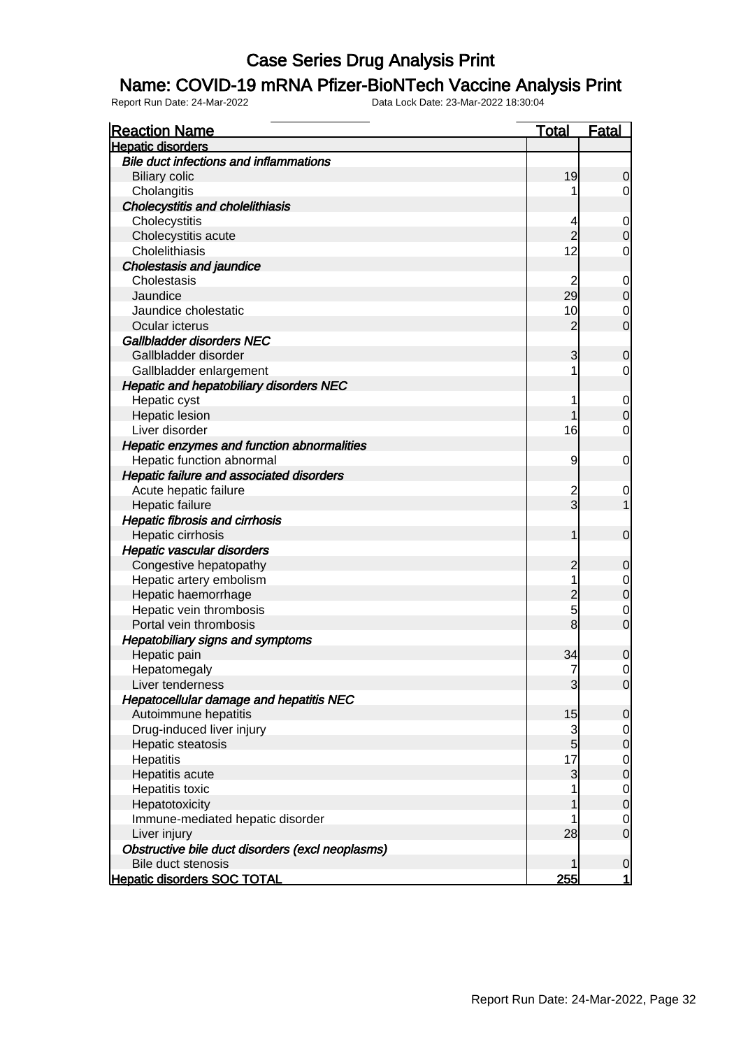# Case Series Drug Analysis Print

## Name: COVID-19 mRNA Pfizer-BioNTech Vaccine Analysis Print

Report Run Date: 24-Mar-2022 Data Lock Date: 23-Mar-2022 18:30:04

| Reaction Name | Total | Fatal |
|---|---|---|
| **Hepatic disorders** | | |
| *Bile duct infections and inflammations* | | |
| Biliary colic | 19 | 0 |
| Cholangitis | 1 | 0 |
| *Cholecystitis and cholelithiasis* | | |
| Cholecystitis | 4 | 0 |
| Cholecystitis acute | 2 | 0 |
| Cholelithiasis | 12 | 0 |
| *Cholestasis and jaundice* | | |
| Cholestasis | 2 | 0 |
| Jaundice | 29 | 0 |
| Jaundice cholestatic | 10 | 0 |
| Ocular icterus | 2 | 0 |
| *Gallbladder disorders NEC* | | |
| Gallbladder disorder | 3 | 0 |
| Gallbladder enlargement | 1 | 0 |
| *Hepatic and hepatobiliary disorders NEC* | | |
| Hepatic cyst | 1 | 0 |
| Hepatic lesion | 1 | 0 |
| Liver disorder | 16 | 0 |
| *Hepatic enzymes and function abnormalities* | | |
| Hepatic function abnormal | 9 | 0 |
| *Hepatic failure and associated disorders* | | |
| Acute hepatic failure | 2 | 0 |
| Hepatic failure | 3 | 1 |
| *Hepatic fibrosis and cirrhosis* | | |
| Hepatic cirrhosis | 1 | 0 |
| *Hepatic vascular disorders* | | |
| Congestive hepatopathy | 2 | 0 |
| Hepatic artery embolism | 1 | 0 |
| Hepatic haemorrhage | 2 | 0 |
| Hepatic vein thrombosis | 5 | 0 |
| Portal vein thrombosis | 8 | 0 |
| *Hepatobiliary signs and symptoms* | | |
| Hepatic pain | 34 | 0 |
| Hepatomegaly | 7 | 0 |
| Liver tenderness | 3 | 0 |
| *Hepatocellular damage and hepatitis NEC* | | |
| Autoimmune hepatitis | 15 | 0 |
| Drug-induced liver injury | 3 | 0 |
| Hepatic steatosis | 5 | 0 |
| Hepatitis | 17 | 0 |
| Hepatitis acute | 3 | 0 |
| Hepatitis toxic | 1 | 0 |
| Hepatotoxicity | 1 | 0 |
| Immune-mediated hepatic disorder | 1 | 0 |
| Liver injury | 28 | 0 |
| *Obstructive bile duct disorders (excl neoplasms)* | | |
| Bile duct stenosis | 1 | 0 |
| **Hepatic disorders SOC TOTAL** | **255** | **1** |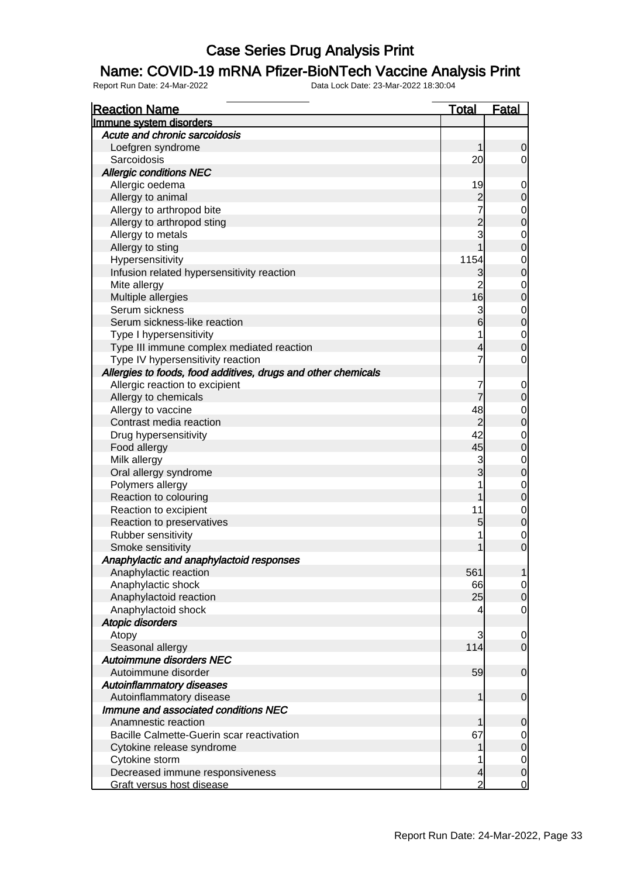# Case Series Drug Analysis Print

## Name: COVID-19 mRNA Pfizer-BioNTech Vaccine Analysis Print

Report Run Date: 24-Mar-2022    Data Lock Date: 23-Mar-2022 18:30:04

| Reaction Name | Total | Fatal |
|---|---|---|
| **Immune system disorders** | | |
| ***Acute and chronic sarcoidosis*** | | |
| Loefgren syndrome | 1 | 0 |
| Sarcoidosis | 20 | 0 |
| ***Allergic conditions NEC*** | | |
| Allergic oedema | 19 | 0 |
| Allergy to animal | 2 | 0 |
| Allergy to arthropod bite | 7 | 0 |
| Allergy to arthropod sting | 2 | 0 |
| Allergy to metals | 3 | 0 |
| Allergy to sting | 1 | 0 |
| Hypersensitivity | 1154 | 0 |
| Infusion related hypersensitivity reaction | 3 | 0 |
| Mite allergy | 2 | 0 |
| Multiple allergies | 16 | 0 |
| Serum sickness | 3 | 0 |
| Serum sickness-like reaction | 6 | 0 |
| Type I hypersensitivity | 1 | 0 |
| Type III immune complex mediated reaction | 4 | 0 |
| Type IV hypersensitivity reaction | 7 | 0 |
| ***Allergies to foods, food additives, drugs and other chemicals*** | | |
| Allergic reaction to excipient | 7 | 0 |
| Allergy to chemicals | 7 | 0 |
| Allergy to vaccine | 48 | 0 |
| Contrast media reaction | 2 | 0 |
| Drug hypersensitivity | 42 | 0 |
| Food allergy | 45 | 0 |
| Milk allergy | 3 | 0 |
| Oral allergy syndrome | 3 | 0 |
| Polymers allergy | 1 | 0 |
| Reaction to colouring | 1 | 0 |
| Reaction to excipient | 11 | 0 |
| Reaction to preservatives | 5 | 0 |
| Rubber sensitivity | 1 | 0 |
| Smoke sensitivity | 1 | 0 |
| ***Anaphylactic and anaphylactoid responses*** | | |
| Anaphylactic reaction | 561 | 1 |
| Anaphylactic shock | 66 | 0 |
| Anaphylactoid reaction | 25 | 0 |
| Anaphylactoid shock | 4 | 0 |
| ***Atopic disorders*** | | |
| Atopy | 3 | 0 |
| Seasonal allergy | 114 | 0 |
| ***Autoimmune disorders NEC*** | | |
| Autoimmune disorder | 59 | 0 |
| ***Autoinflammatory diseases*** | | |
| Autoinflammatory disease | 1 | 0 |
| ***Immune and associated conditions NEC*** | | |
| Anamnestic reaction | 1 | 0 |
| Bacille Calmette-Guerin scar reactivation | 67 | 0 |
| Cytokine release syndrome | 1 | 0 |
| Cytokine storm | 1 | 0 |
| Decreased immune responsiveness | 4 | 0 |
| Graft versus host disease | 2 | 0 |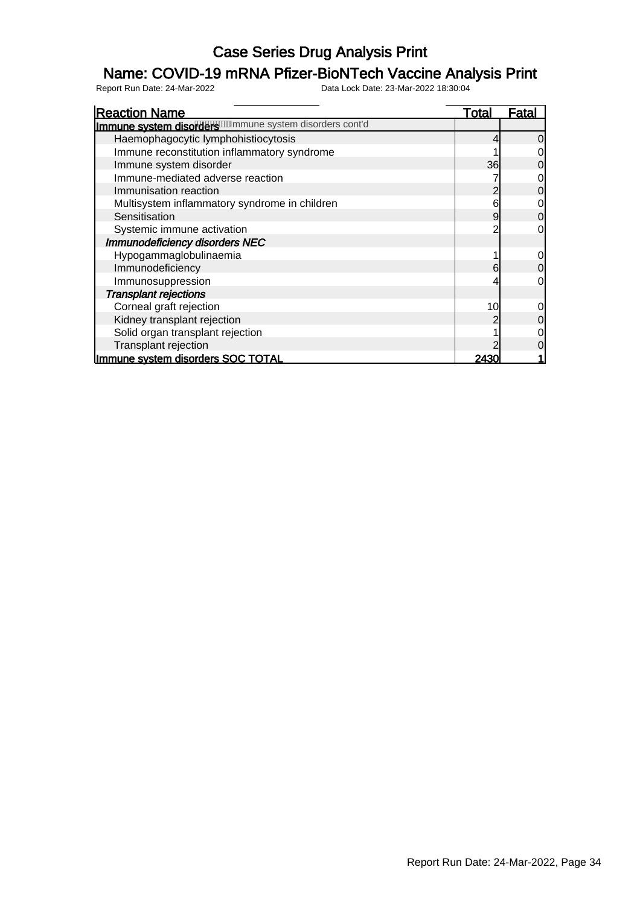# Case Series Drug Analysis Print

## Name: COVID-19 mRNA Pfizer-BioNTech Vaccine Analysis Print

Report Run Date: 24-Mar-2022 Data Lock Date: 23-Mar-2022 18:30:04

| Reaction Name | Total | Fatal |
|---|---|---|
| **Immune system disorders** Immune system disorders cont'd | | |
| Haemophagocytic lymphohistiocytosis | 4 | 0 |
| Immune reconstitution inflammatory syndrome | 1 | 0 |
| Immune system disorder | 36 | 0 |
| Immune-mediated adverse reaction | 7 | 0 |
| Immunisation reaction | 2 | 0 |
| Multisystem inflammatory syndrome in children | 6 | 0 |
| Sensitisation | 9 | 0 |
| Systemic immune activation | 2 | 0 |
| ***Immunodeficiency disorders NEC*** | | |
| Hypogammaglobulinaemia | 1 | 0 |
| Immunodeficiency | 6 | 0 |
| Immunosuppression | 4 | 0 |
| ***Transplant rejections*** | | |
| Corneal graft rejection | 10 | 0 |
| Kidney transplant rejection | 2 | 0 |
| Solid organ transplant rejection | 1 | 0 |
| Transplant rejection | 2 | 0 |
| **Immune system disorders SOC TOTAL** | **2430** | **1** |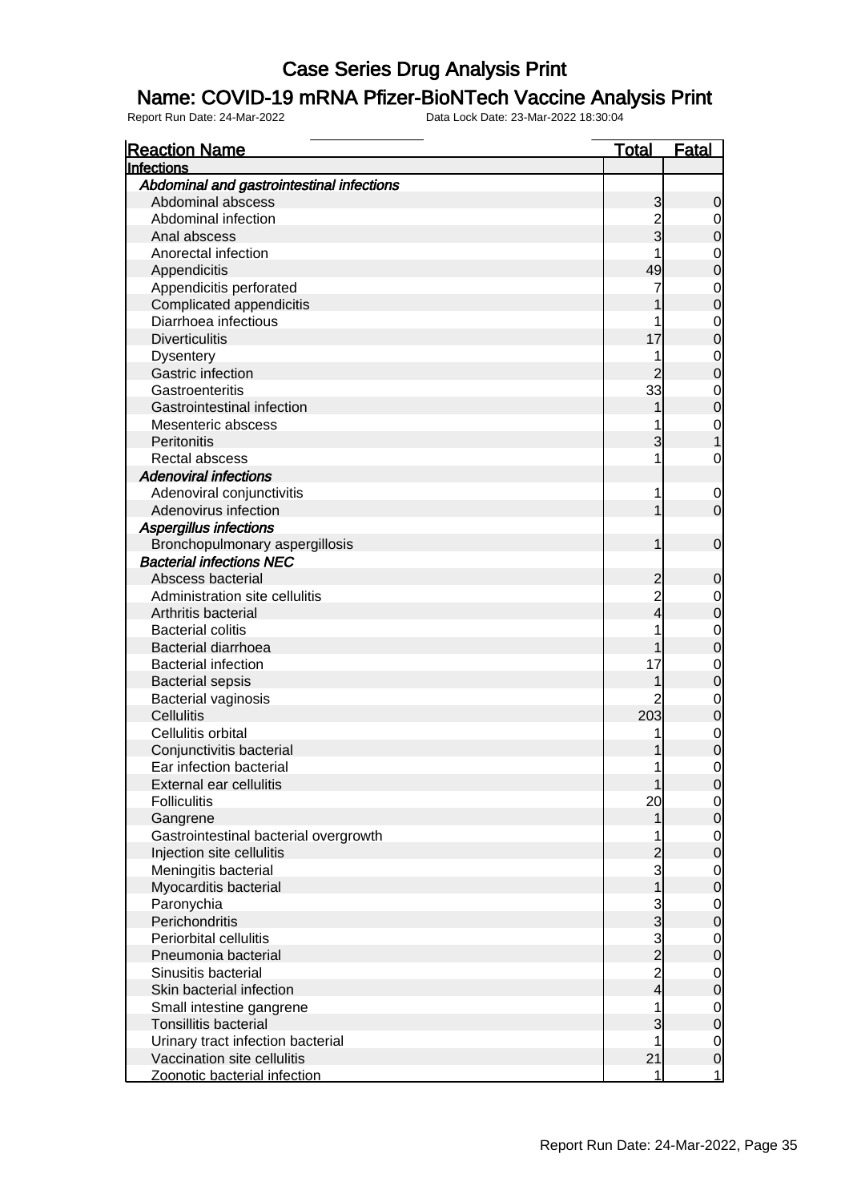# Case Series Drug Analysis Print

## Name: COVID-19 mRNA Pfizer-BioNTech Vaccine Analysis Print

Report Run Date: 24-Mar-2022    Data Lock Date: 23-Mar-2022 18:30:04

| Reaction Name | Total | Fatal |
|---|---|---|
| **Infections** | | |
| ***Abdominal and gastrointestinal infections*** | | |
| Abdominal abscess | 3 | 0 |
| Abdominal infection | 2 | 0 |
| Anal abscess | 3 | 0 |
| Anorectal infection | 1 | 0 |
| Appendicitis | 49 | 0 |
| Appendicitis perforated | 7 | 0 |
| Complicated appendicitis | 1 | 0 |
| Diarrhoea infectious | 1 | 0 |
| Diverticulitis | 17 | 0 |
| Dysentery | 1 | 0 |
| Gastric infection | 2 | 0 |
| Gastroenteritis | 33 | 0 |
| Gastrointestinal infection | 1 | 0 |
| Mesenteric abscess | 1 | 0 |
| Peritonitis | 3 | 1 |
| Rectal abscess | 1 | 0 |
| ***Adenoviral infections*** | | |
| Adenoviral conjunctivitis | 1 | 0 |
| Adenovirus infection | 1 | 0 |
| ***Aspergillus infections*** | | |
| Bronchopulmonary aspergillosis | 1 | 0 |
| ***Bacterial infections NEC*** | | |
| Abscess bacterial | 2 | 0 |
| Administration site cellulitis | 2 | 0 |
| Arthritis bacterial | 4 | 0 |
| Bacterial colitis | 1 | 0 |
| Bacterial diarrhoea | 1 | 0 |
| Bacterial infection | 17 | 0 |
| Bacterial sepsis | 1 | 0 |
| Bacterial vaginosis | 2 | 0 |
| Cellulitis | 203 | 0 |
| Cellulitis orbital | 1 | 0 |
| Conjunctivitis bacterial | 1 | 0 |
| Ear infection bacterial | 1 | 0 |
| External ear cellulitis | 1 | 0 |
| Folliculitis | 20 | 0 |
| Gangrene | 1 | 0 |
| Gastrointestinal bacterial overgrowth | 1 | 0 |
| Injection site cellulitis | 2 | 0 |
| Meningitis bacterial | 3 | 0 |
| Myocarditis bacterial | 1 | 0 |
| Paronychia | 3 | 0 |
| Perichondritis | 3 | 0 |
| Periorbital cellulitis | 3 | 0 |
| Pneumonia bacterial | 2 | 0 |
| Sinusitis bacterial | 2 | 0 |
| Skin bacterial infection | 4 | 0 |
| Small intestine gangrene | 1 | 0 |
| Tonsillitis bacterial | 3 | 0 |
| Urinary tract infection bacterial | 1 | 0 |
| Vaccination site cellulitis | 21 | 0 |
| Zoonotic bacterial infection | 1 | 1 |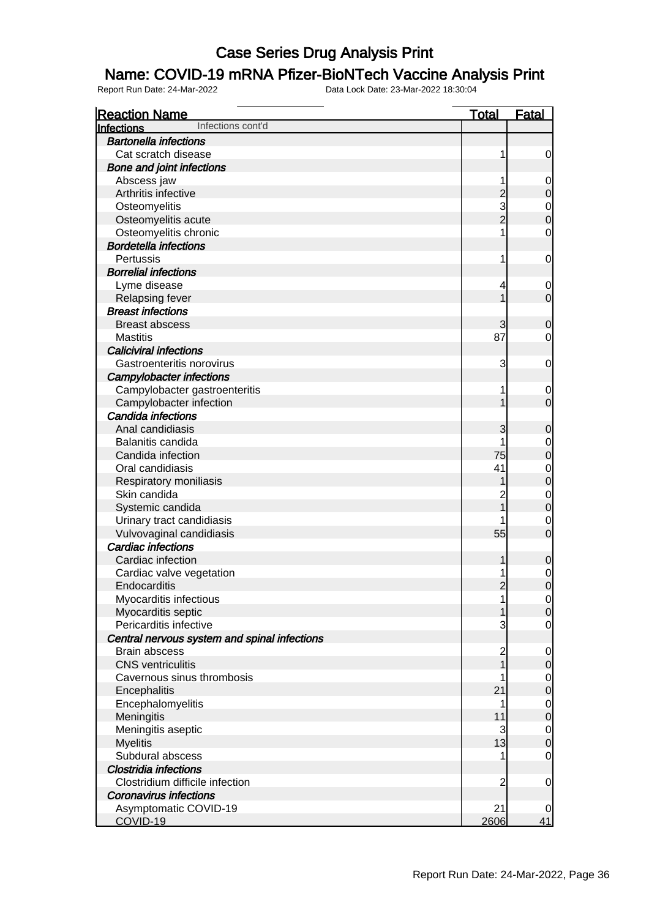# Case Series Drug Analysis Print

## Name: COVID-19 mRNA Pfizer-BioNTech Vaccine Analysis Print

Report Run Date: 24-Mar-2022 Data Lock Date: 23-Mar-2022 18:30:04

| Reaction Name | Total | Fatal |
|---|---|---|
| **Infections** Infections cont'd | | |
| ***Bartonella infections*** | | |
| Cat scratch disease | 1 | 0 |
| ***Bone and joint infections*** | | |
| Abscess jaw | 1 | 0 |
| Arthritis infective | 2 | 0 |
| Osteomyelitis | 3 | 0 |
| Osteomyelitis acute | 2 | 0 |
| Osteomyelitis chronic | 1 | 0 |
| ***Bordetella infections*** | | |
| Pertussis | 1 | 0 |
| ***Borrelial infections*** | | |
| Lyme disease | 4 | 0 |
| Relapsing fever | 1 | 0 |
| ***Breast infections*** | | |
| Breast abscess | 3 | 0 |
| Mastitis | 87 | 0 |
| ***Caliciviral infections*** | | |
| Gastroenteritis norovirus | 3 | 0 |
| ***Campylobacter infections*** | | |
| Campylobacter gastroenteritis | 1 | 0 |
| Campylobacter infection | 1 | 0 |
| ***Candida infections*** | | |
| Anal candidiasis | 3 | 0 |
| Balanitis candida | 1 | 0 |
| Candida infection | 75 | 0 |
| Oral candidiasis | 41 | 0 |
| Respiratory moniliasis | 1 | 0 |
| Skin candida | 2 | 0 |
| Systemic candida | 1 | 0 |
| Urinary tract candidiasis | 1 | 0 |
| Vulvovaginal candidiasis | 55 | 0 |
| ***Cardiac infections*** | | |
| Cardiac infection | 1 | 0 |
| Cardiac valve vegetation | 1 | 0 |
| Endocarditis | 2 | 0 |
| Myocarditis infectious | 1 | 0 |
| Myocarditis septic | 1 | 0 |
| Pericarditis infective | 3 | 0 |
| ***Central nervous system and spinal infections*** | | |
| Brain abscess | 2 | 0 |
| CNS ventriculitis | 1 | 0 |
| Cavernous sinus thrombosis | 1 | 0 |
| Encephalitis | 21 | 0 |
| Encephalomyelitis | 1 | 0 |
| Meningitis | 11 | 0 |
| Meningitis aseptic | 3 | 0 |
| Myelitis | 13 | 0 |
| Subdural abscess | 1 | 0 |
| ***Clostridia infections*** | | |
| Clostridium difficile infection | 2 | 0 |
| ***Coronavirus infections*** | | |
| Asymptomatic COVID-19 | 21 | 0 |
| COVID-19 | 2606 | 41 |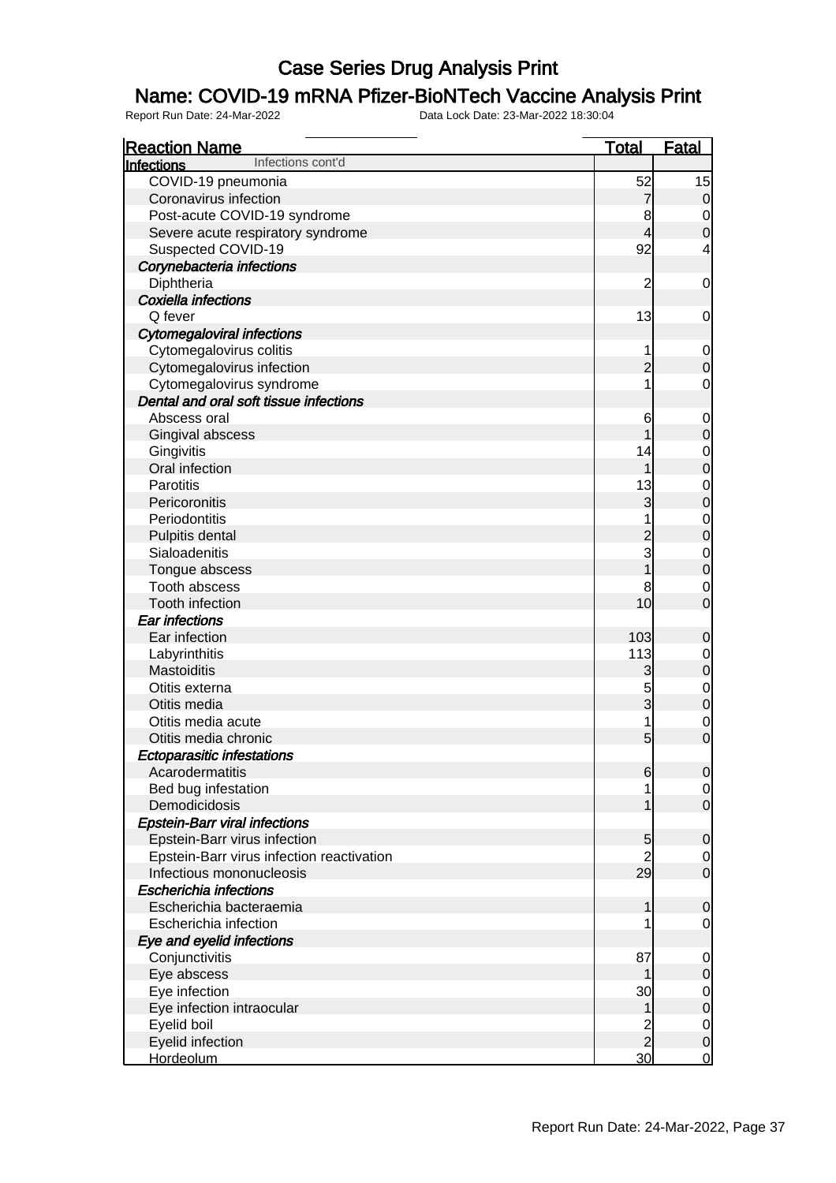# Case Series Drug Analysis Print

## Name: COVID-19 mRNA Pfizer-BioNTech Vaccine Analysis Print

Report Run Date: 24-Mar-2022 Data Lock Date: 23-Mar-2022 18:30:04

| Reaction Name | Total | Fatal |
| --- | --- | --- |
| **Infections** Infections cont'd | | |
| COVID-19 pneumonia | 52 | 15 |
| Coronavirus infection | 7 | 0 |
| Post-acute COVID-19 syndrome | 8 | 0 |
| Severe acute respiratory syndrome | 4 | 0 |
| Suspected COVID-19 | 92 | 4 |
| ***Corynebacteria infections*** | | |
| Diphtheria | 2 | 0 |
| ***Coxiella infections*** | | |
| Q fever | 13 | 0 |
| ***Cytomegaloviral infections*** | | |
| Cytomegalovirus colitis | 1 | 0 |
| Cytomegalovirus infection | 2 | 0 |
| Cytomegalovirus syndrome | 1 | 0 |
| ***Dental and oral soft tissue infections*** | | |
| Abscess oral | 6 | 0 |
| Gingival abscess | 1 | 0 |
| Gingivitis | 14 | 0 |
| Oral infection | 1 | 0 |
| Parotitis | 13 | 0 |
| Pericoronitis | 3 | 0 |
| Periodontitis | 1 | 0 |
| Pulpitis dental | 2 | 0 |
| Sialoadenitis | 3 | 0 |
| Tongue abscess | 1 | 0 |
| Tooth abscess | 8 | 0 |
| Tooth infection | 10 | 0 |
| ***Ear infections*** | | |
| Ear infection | 103 | 0 |
| Labyrinthitis | 113 | 0 |
| Mastoiditis | 3 | 0 |
| Otitis externa | 5 | 0 |
| Otitis media | 3 | 0 |
| Otitis media acute | 1 | 0 |
| Otitis media chronic | 5 | 0 |
| ***Ectoparasitic infestations*** | | |
| Acarodermatitis | 6 | 0 |
| Bed bug infestation | 1 | 0 |
| Demodicidosis | 1 | 0 |
| ***Epstein-Barr viral infections*** | | |
| Epstein-Barr virus infection | 5 | 0 |
| Epstein-Barr virus infection reactivation | 2 | 0 |
| Infectious mononucleosis | 29 | 0 |
| ***Escherichia infections*** | | |
| Escherichia bacteraemia | 1 | 0 |
| Escherichia infection | 1 | 0 |
| ***Eye and eyelid infections*** | | |
| Conjunctivitis | 87 | 0 |
| Eye abscess | 1 | 0 |
| Eye infection | 30 | 0 |
| Eye infection intraocular | 1 | 0 |
| Eyelid boil | 2 | 0 |
| Eyelid infection | 2 | 0 |
| Hordeolum | 30 | 0 |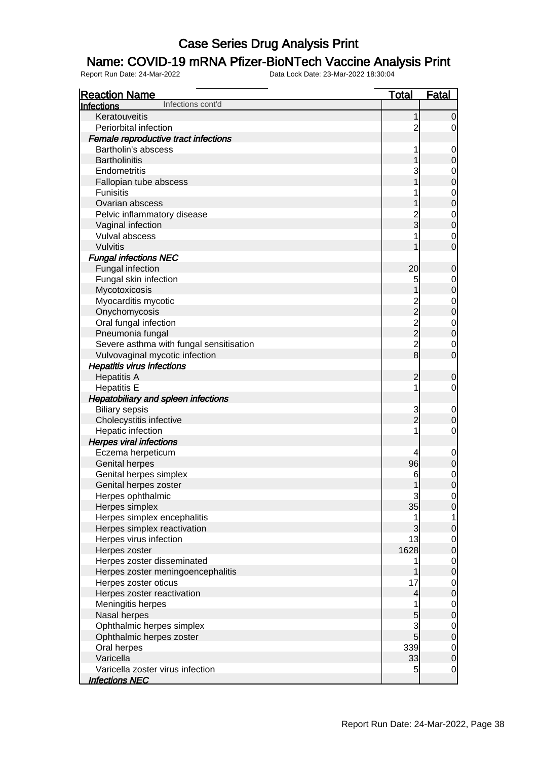# Case Series Drug Analysis Print

## Name: COVID-19 mRNA Pfizer-BioNTech Vaccine Analysis Print

Report Run Date: 24-Mar-2022 Data Lock Date: 23-Mar-2022 18:30:04

| Reaction Name | Total | Fatal |
|---|---|---|
| **Infections** Infections cont'd | | |
| Keratouveitis | 1 | 0 |
| Periorbital infection | 2 | 0 |
| ***Female reproductive tract infections*** | | |
| Bartholin's abscess | 1 | 0 |
| Bartholinitis | 1 | 0 |
| Endometritis | 3 | 0 |
| Fallopian tube abscess | 1 | 0 |
| Funisitis | 1 | 0 |
| Ovarian abscess | 1 | 0 |
| Pelvic inflammatory disease | 2 | 0 |
| Vaginal infection | 3 | 0 |
| Vulval abscess | 1 | 0 |
| Vulvitis | 1 | 0 |
| ***Fungal infections NEC*** | | |
| Fungal infection | 20 | 0 |
| Fungal skin infection | 5 | 0 |
| Mycotoxicosis | 1 | 0 |
| Myocarditis mycotic | 2 | 0 |
| Onychomycosis | 2 | 0 |
| Oral fungal infection | 2 | 0 |
| Pneumonia fungal | 2 | 0 |
| Severe asthma with fungal sensitisation | 2 | 0 |
| Vulvovaginal mycotic infection | 8 | 0 |
| ***Hepatitis virus infections*** | | |
| Hepatitis A | 2 | 0 |
| Hepatitis E | 1 | 0 |
| ***Hepatobiliary and spleen infections*** | | |
| Biliary sepsis | 3 | 0 |
| Cholecystitis infective | 2 | 0 |
| Hepatic infection | 1 | 0 |
| ***Herpes viral infections*** | | |
| Eczema herpeticum | 4 | 0 |
| Genital herpes | 96 | 0 |
| Genital herpes simplex | 6 | 0 |
| Genital herpes zoster | 1 | 0 |
| Herpes ophthalmic | 3 | 0 |
| Herpes simplex | 35 | 0 |
| Herpes simplex encephalitis | 1 | 1 |
| Herpes simplex reactivation | 3 | 0 |
| Herpes virus infection | 13 | 0 |
| Herpes zoster | 1628 | 0 |
| Herpes zoster disseminated | 1 | 0 |
| Herpes zoster meningoencephalitis | 1 | 0 |
| Herpes zoster oticus | 17 | 0 |
| Herpes zoster reactivation | 4 | 0 |
| Meningitis herpes | 1 | 0 |
| Nasal herpes | 5 | 0 |
| Ophthalmic herpes simplex | 3 | 0 |
| Ophthalmic herpes zoster | 5 | 0 |
| Oral herpes | 339 | 0 |
| Varicella | 33 | 0 |
| Varicella zoster virus infection | 5 | 0 |
| ***Infections NEC*** | | |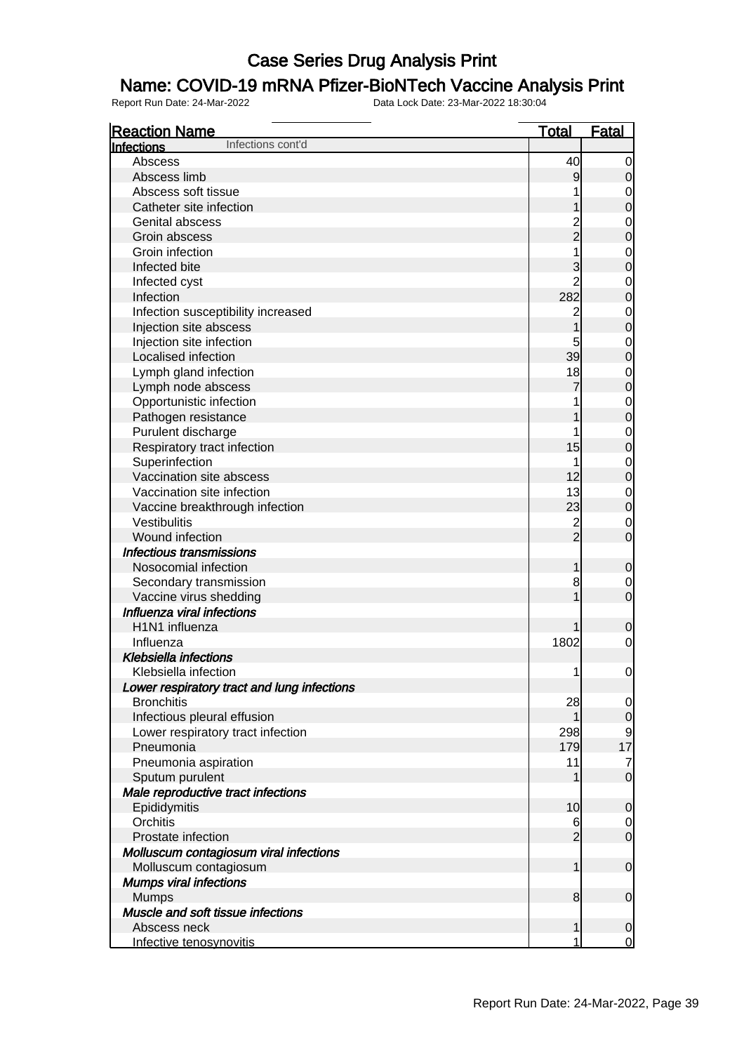# Case Series Drug Analysis Print

## Name: COVID-19 mRNA Pfizer-BioNTech Vaccine Analysis Print

Report Run Date: 24-Mar-2022 Data Lock Date: 23-Mar-2022 18:30:04

| Reaction Name | Total | Fatal |
|---|---|---|
| **Infections** Infections cont'd | | |
| Abscess | 40 | 0 |
| Abscess limb | 9 | 0 |
| Abscess soft tissue | 1 | 0 |
| Catheter site infection | 1 | 0 |
| Genital abscess | 2 | 0 |
| Groin abscess | 2 | 0 |
| Groin infection | 1 | 0 |
| Infected bite | 3 | 0 |
| Infected cyst | 2 | 0 |
| Infection | 282 | 0 |
| Infection susceptibility increased | 2 | 0 |
| Injection site abscess | 1 | 0 |
| Injection site infection | 5 | 0 |
| Localised infection | 39 | 0 |
| Lymph gland infection | 18 | 0 |
| Lymph node abscess | 7 | 0 |
| Opportunistic infection | 1 | 0 |
| Pathogen resistance | 1 | 0 |
| Purulent discharge | 1 | 0 |
| Respiratory tract infection | 15 | 0 |
| Superinfection | 1 | 0 |
| Vaccination site abscess | 12 | 0 |
| Vaccination site infection | 13 | 0 |
| Vaccine breakthrough infection | 23 | 0 |
| Vestibulitis | 2 | 0 |
| Wound infection | 2 | 0 |
| ***Infectious transmissions*** | | |
| Nosocomial infection | 1 | 0 |
| Secondary transmission | 8 | 0 |
| Vaccine virus shedding | 1 | 0 |
| ***Influenza viral infections*** | | |
| H1N1 influenza | 1 | 0 |
| Influenza | 1802 | 0 |
| ***Klebsiella infections*** | | |
| Klebsiella infection | 1 | 0 |
| ***Lower respiratory tract and lung infections*** | | |
| Bronchitis | 28 | 0 |
| Infectious pleural effusion | 1 | 0 |
| Lower respiratory tract infection | 298 | 9 |
| Pneumonia | 179 | 17 |
| Pneumonia aspiration | 11 | 7 |
| Sputum purulent | 1 | 0 |
| ***Male reproductive tract infections*** | | |
| Epididymitis | 10 | 0 |
| Orchitis | 6 | 0 |
| Prostate infection | 2 | 0 |
| ***Molluscum contagiosum viral infections*** | | |
| Molluscum contagiosum | 1 | 0 |
| ***Mumps viral infections*** | | |
| Mumps | 8 | 0 |
| ***Muscle and soft tissue infections*** | | |
| Abscess neck | 1 | 0 |
| Infective tenosynovitis | 1 | 0 |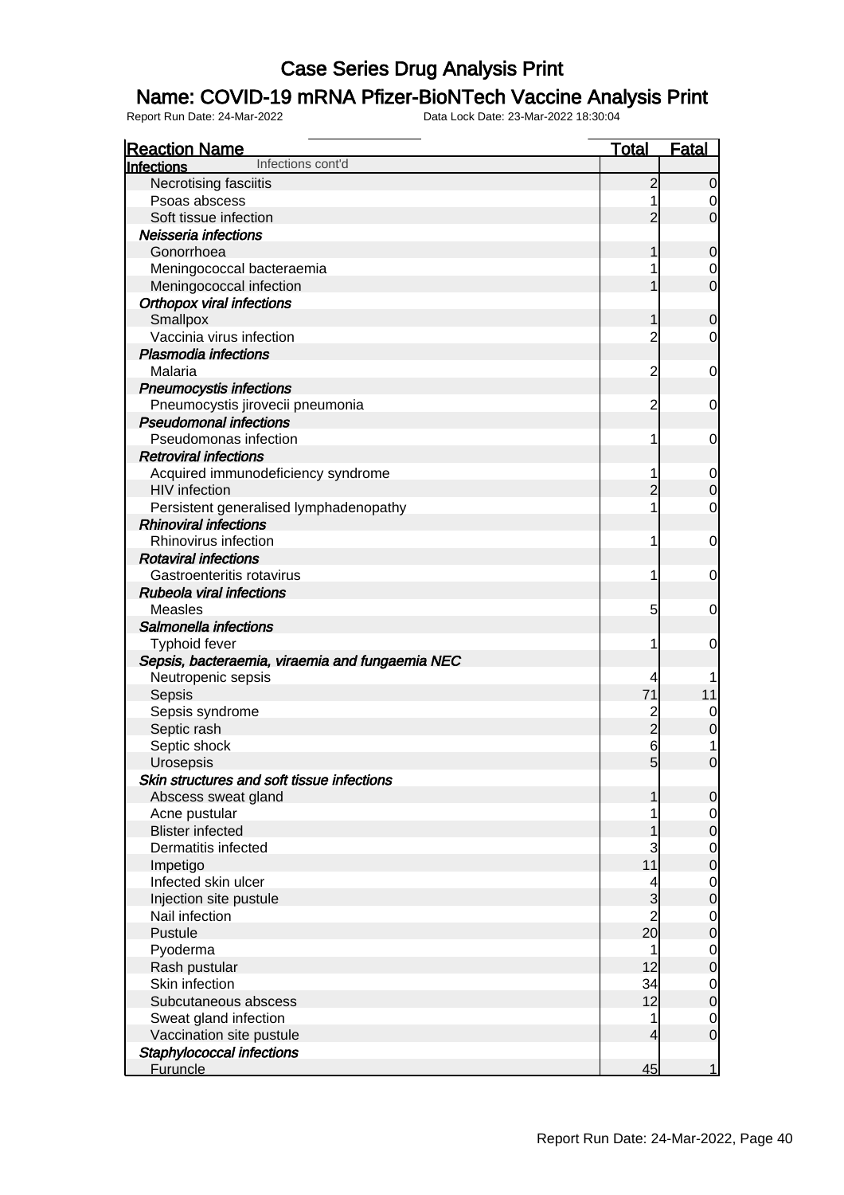# Case Series Drug Analysis Print

## Name: COVID-19 mRNA Pfizer-BioNTech Vaccine Analysis Print

Report Run Date: 24-Mar-2022    Data Lock Date: 23-Mar-2022 18:30:04

| Reaction Name | Total | Fatal |
|---|---|---|
| **Infections** Infections cont'd | | |
| Necrotising fasciitis | 2 | 0 |
| Psoas abscess | 1 | 0 |
| Soft tissue infection | 2 | 0 |
| ***Neisseria infections*** | | |
| Gonorrhoea | 1 | 0 |
| Meningococcal bacteraemia | 1 | 0 |
| Meningococcal infection | 1 | 0 |
| ***Orthopox viral infections*** | | |
| Smallpox | 1 | 0 |
| Vaccinia virus infection | 2 | 0 |
| ***Plasmodia infections*** | | |
| Malaria | 2 | 0 |
| ***Pneumocystis infections*** | | |
| Pneumocystis jirovecii pneumonia | 2 | 0 |
| ***Pseudomonal infections*** | | |
| Pseudomonas infection | 1 | 0 |
| ***Retroviral infections*** | | |
| Acquired immunodeficiency syndrome | 1 | 0 |
| HIV infection | 2 | 0 |
| Persistent generalised lymphadenopathy | 1 | 0 |
| ***Rhinoviral infections*** | | |
| Rhinovirus infection | 1 | 0 |
| ***Rotaviral infections*** | | |
| Gastroenteritis rotavirus | 1 | 0 |
| ***Rubeola viral infections*** | | |
| Measles | 5 | 0 |
| ***Salmonella infections*** | | |
| Typhoid fever | 1 | 0 |
| ***Sepsis, bacteraemia, viraemia and fungaemia NEC*** | | |
| Neutropenic sepsis | 4 | 1 |
| Sepsis | 71 | 11 |
| Sepsis syndrome | 2 | 0 |
| Septic rash | 2 | 0 |
| Septic shock | 6 | 1 |
| Urosepsis | 5 | 0 |
| ***Skin structures and soft tissue infections*** | | |
| Abscess sweat gland | 1 | 0 |
| Acne pustular | 1 | 0 |
| Blister infected | 1 | 0 |
| Dermatitis infected | 3 | 0 |
| Impetigo | 11 | 0 |
| Infected skin ulcer | 4 | 0 |
| Injection site pustule | 3 | 0 |
| Nail infection | 2 | 0 |
| Pustule | 20 | 0 |
| Pyoderma | 1 | 0 |
| Rash pustular | 12 | 0 |
| Skin infection | 34 | 0 |
| Subcutaneous abscess | 12 | 0 |
| Sweat gland infection | 1 | 0 |
| Vaccination site pustule | 4 | 0 |
| ***Staphylococcal infections*** | | |
| Furuncle | 45 | 1 |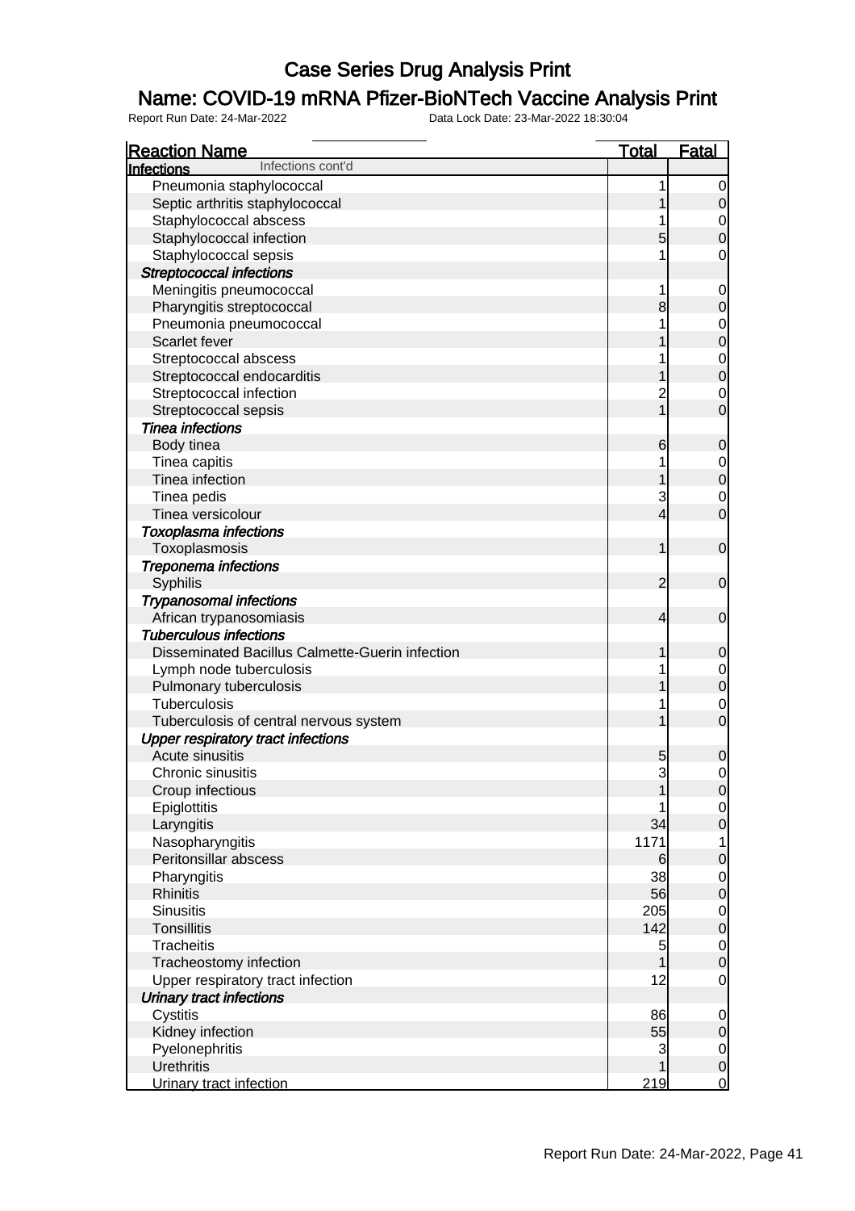# Case Series Drug Analysis Print

## Name: COVID-19 mRNA Pfizer-BioNTech Vaccine Analysis Print

Report Run Date: 24-Mar-2022 Data Lock Date: 23-Mar-2022 18:30:04

| Reaction Name | Total | Fatal |
|---|---|---|
| **Infections** Infections cont'd | | |
| Pneumonia staphylococcal | 1 | 0 |
| Septic arthritis staphylococcal | 1 | 0 |
| Staphylococcal abscess | 1 | 0 |
| Staphylococcal infection | 5 | 0 |
| Staphylococcal sepsis | 1 | 0 |
| ***Streptococcal infections*** | | |
| Meningitis pneumococcal | 1 | 0 |
| Pharyngitis streptococcal | 8 | 0 |
| Pneumonia pneumococcal | 1 | 0 |
| Scarlet fever | 1 | 0 |
| Streptococcal abscess | 1 | 0 |
| Streptococcal endocarditis | 1 | 0 |
| Streptococcal infection | 2 | 0 |
| Streptococcal sepsis | 1 | 0 |
| ***Tinea infections*** | | |
| Body tinea | 6 | 0 |
| Tinea capitis | 1 | 0 |
| Tinea infection | 1 | 0 |
| Tinea pedis | 3 | 0 |
| Tinea versicolour | 4 | 0 |
| ***Toxoplasma infections*** | | |
| Toxoplasmosis | 1 | 0 |
| ***Treponema infections*** | | |
| Syphilis | 2 | 0 |
| ***Trypanosomal infections*** | | |
| African trypanosomiasis | 4 | 0 |
| ***Tuberculous infections*** | | |
| Disseminated Bacillus Calmette-Guerin infection | 1 | 0 |
| Lymph node tuberculosis | 1 | 0 |
| Pulmonary tuberculosis | 1 | 0 |
| Tuberculosis | 1 | 0 |
| Tuberculosis of central nervous system | 1 | 0 |
| ***Upper respiratory tract infections*** | | |
| Acute sinusitis | 5 | 0 |
| Chronic sinusitis | 3 | 0 |
| Croup infectious | 1 | 0 |
| Epiglottitis | 1 | 0 |
| Laryngitis | 34 | 0 |
| Nasopharyngitis | 1171 | 1 |
| Peritonsillar abscess | 6 | 0 |
| Pharyngitis | 38 | 0 |
| Rhinitis | 56 | 0 |
| Sinusitis | 205 | 0 |
| Tonsillitis | 142 | 0 |
| Tracheitis | 5 | 0 |
| Tracheostomy infection | 1 | 0 |
| Upper respiratory tract infection | 12 | 0 |
| ***Urinary tract infections*** | | |
| Cystitis | 86 | 0 |
| Kidney infection | 55 | 0 |
| Pyelonephritis | 3 | 0 |
| Urethritis | 1 | 0 |
| Urinary tract infection | 219 | 0 |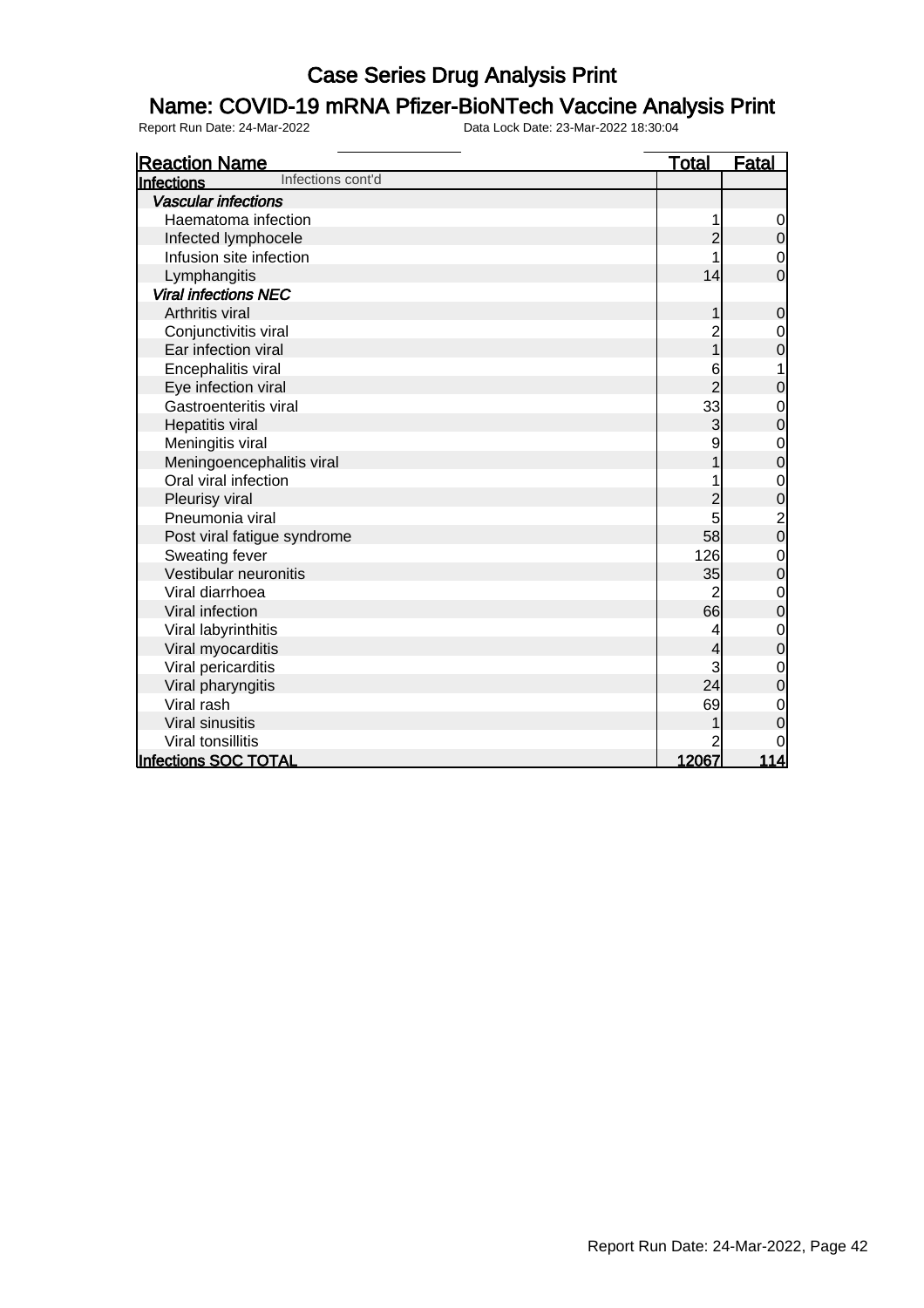# Case Series Drug Analysis Print

## Name: COVID-19 mRNA Pfizer-BioNTech Vaccine Analysis Print

Report Run Date: 24-Mar-2022    Data Lock Date: 23-Mar-2022 18:30:04

| Reaction Name | Total | Fatal |
|---|---|---|
| **Infections** Infections cont'd | | |
| ***Vascular infections*** | | |
| Haematoma infection | 1 | 0 |
| Infected lymphocele | 2 | 0 |
| Infusion site infection | 1 | 0 |
| Lymphangitis | 14 | 0 |
| ***Viral infections NEC*** | | |
| Arthritis viral | 1 | 0 |
| Conjunctivitis viral | 2 | 0 |
| Ear infection viral | 1 | 0 |
| Encephalitis viral | 6 | 1 |
| Eye infection viral | 2 | 0 |
| Gastroenteritis viral | 33 | 0 |
| Hepatitis viral | 3 | 0 |
| Meningitis viral | 9 | 0 |
| Meningoencephalitis viral | 1 | 0 |
| Oral viral infection | 1 | 0 |
| Pleurisy viral | 2 | 0 |
| Pneumonia viral | 5 | 2 |
| Post viral fatigue syndrome | 58 | 0 |
| Sweating fever | 126 | 0 |
| Vestibular neuronitis | 35 | 0 |
| Viral diarrhoea | 2 | 0 |
| Viral infection | 66 | 0 |
| Viral labyrinthitis | 4 | 0 |
| Viral myocarditis | 4 | 0 |
| Viral pericarditis | 3 | 0 |
| Viral pharyngitis | 24 | 0 |
| Viral rash | 69 | 0 |
| Viral sinusitis | 1 | 0 |
| Viral tonsillitis | 2 | 0 |
| **Infections SOC TOTAL** | **12067** | **114** |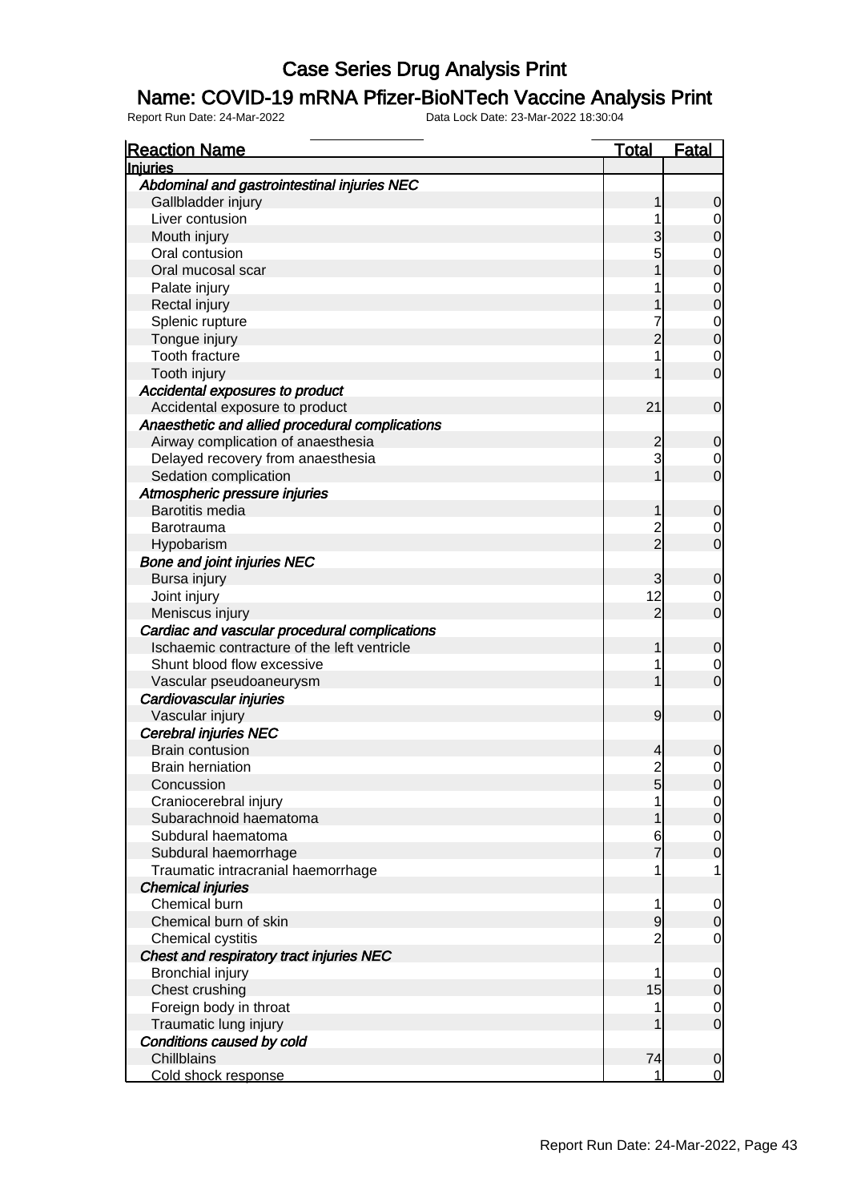# Case Series Drug Analysis Print

## Name: COVID-19 mRNA Pfizer-BioNTech Vaccine Analysis Print

Report Run Date: 24-Mar-2022 Data Lock Date: 23-Mar-2022 18:30:04

| Reaction Name | Total | Fatal |
|---|---|---|
| **Injuries** | | |
| ***Abdominal and gastrointestinal injuries NEC*** | | |
| Gallbladder injury | 1 | 0 |
| Liver contusion | 1 | 0 |
| Mouth injury | 3 | 0 |
| Oral contusion | 5 | 0 |
| Oral mucosal scar | 1 | 0 |
| Palate injury | 1 | 0 |
| Rectal injury | 1 | 0 |
| Splenic rupture | 7 | 0 |
| Tongue injury | 2 | 0 |
| Tooth fracture | 1 | 0 |
| Tooth injury | 1 | 0 |
| ***Accidental exposures to product*** | | |
| Accidental exposure to product | 21 | 0 |
| ***Anaesthetic and allied procedural complications*** | | |
| Airway complication of anaesthesia | 2 | 0 |
| Delayed recovery from anaesthesia | 3 | 0 |
| Sedation complication | 1 | 0 |
| ***Atmospheric pressure injuries*** | | |
| Barotitis media | 1 | 0 |
| Barotrauma | 2 | 0 |
| Hypobarism | 2 | 0 |
| ***Bone and joint injuries NEC*** | | |
| Bursa injury | 3 | 0 |
| Joint injury | 12 | 0 |
| Meniscus injury | 2 | 0 |
| ***Cardiac and vascular procedural complications*** | | |
| Ischaemic contracture of the left ventricle | 1 | 0 |
| Shunt blood flow excessive | 1 | 0 |
| Vascular pseudoaneurysm | 1 | 0 |
| ***Cardiovascular injuries*** | | |
| Vascular injury | 9 | 0 |
| ***Cerebral injuries NEC*** | | |
| Brain contusion | 4 | 0 |
| Brain herniation | 2 | 0 |
| Concussion | 5 | 0 |
| Craniocerebral injury | 1 | 0 |
| Subarachnoid haematoma | 1 | 0 |
| Subdural haematoma | 6 | 0 |
| Subdural haemorrhage | 7 | 0 |
| Traumatic intracranial haemorrhage | 1 | 1 |
| ***Chemical injuries*** | | |
| Chemical burn | 1 | 0 |
| Chemical burn of skin | 9 | 0 |
| Chemical cystitis | 2 | 0 |
| ***Chest and respiratory tract injuries NEC*** | | |
| Bronchial injury | 1 | 0 |
| Chest crushing | 15 | 0 |
| Foreign body in throat | 1 | 0 |
| Traumatic lung injury | 1 | 0 |
| ***Conditions caused by cold*** | | |
| Chillblains | 74 | 0 |
| Cold shock response | 1 | 0 |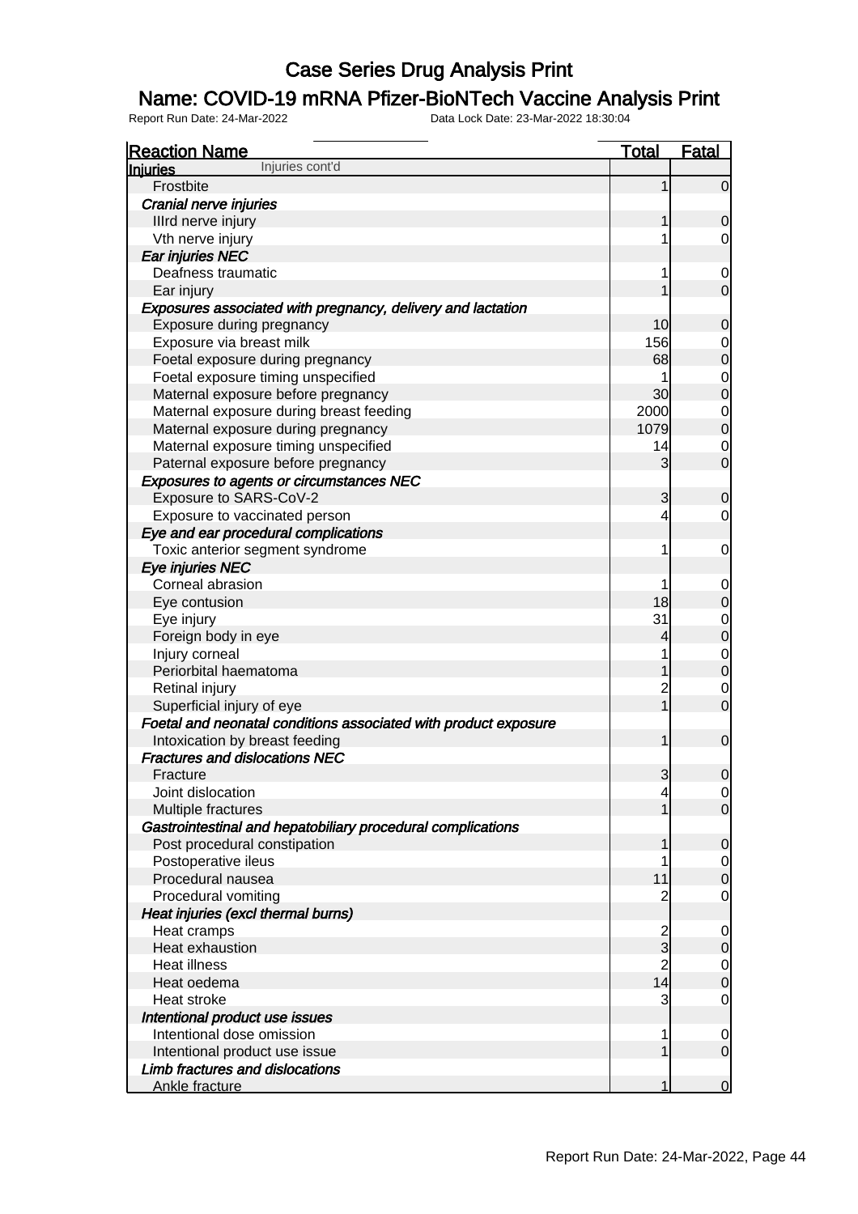# Case Series Drug Analysis Print

## Name: COVID-19 mRNA Pfizer-BioNTech Vaccine Analysis Print

Report Run Date: 24-Mar-2022 Data Lock Date: 23-Mar-2022 18:30:04

| Reaction Name | Total | Fatal |
|---|---|---|
| **Injuries** Injuries cont'd | | |
| Frostbite | 1 | 0 |
| *Cranial nerve injuries* | | |
| IIIrd nerve injury | 1 | 0 |
| Vth nerve injury | 1 | 0 |
| *Ear injuries NEC* | | |
| Deafness traumatic | 1 | 0 |
| Ear injury | 1 | 0 |
| *Exposures associated with pregnancy, delivery and lactation* | | |
| Exposure during pregnancy | 10 | 0 |
| Exposure via breast milk | 156 | 0 |
| Foetal exposure during pregnancy | 68 | 0 |
| Foetal exposure timing unspecified | 1 | 0 |
| Maternal exposure before pregnancy | 30 | 0 |
| Maternal exposure during breast feeding | 2000 | 0 |
| Maternal exposure during pregnancy | 1079 | 0 |
| Maternal exposure timing unspecified | 14 | 0 |
| Paternal exposure before pregnancy | 3 | 0 |
| *Exposures to agents or circumstances NEC* | | |
| Exposure to SARS-CoV-2 | 3 | 0 |
| Exposure to vaccinated person | 4 | 0 |
| *Eye and ear procedural complications* | | |
| Toxic anterior segment syndrome | 1 | 0 |
| *Eye injuries NEC* | | |
| Corneal abrasion | 1 | 0 |
| Eye contusion | 18 | 0 |
| Eye injury | 31 | 0 |
| Foreign body in eye | 4 | 0 |
| Injury corneal | 1 | 0 |
| Periorbital haematoma | 1 | 0 |
| Retinal injury | 2 | 0 |
| Superficial injury of eye | 1 | 0 |
| *Foetal and neonatal conditions associated with product exposure* | | |
| Intoxication by breast feeding | 1 | 0 |
| *Fractures and dislocations NEC* | | |
| Fracture | 3 | 0 |
| Joint dislocation | 4 | 0 |
| Multiple fractures | 1 | 0 |
| *Gastrointestinal and hepatobiliary procedural complications* | | |
| Post procedural constipation | 1 | 0 |
| Postoperative ileus | 1 | 0 |
| Procedural nausea | 11 | 0 |
| Procedural vomiting | 2 | 0 |
| *Heat injuries (excl thermal burns)* | | |
| Heat cramps | 2 | 0 |
| Heat exhaustion | 3 | 0 |
| Heat illness | 2 | 0 |
| Heat oedema | 14 | 0 |
| Heat stroke | 3 | 0 |
| *Intentional product use issues* | | |
| Intentional dose omission | 1 | 0 |
| Intentional product use issue | 1 | 0 |
| *Limb fractures and dislocations* | | |
| Ankle fracture | 1 | 0 |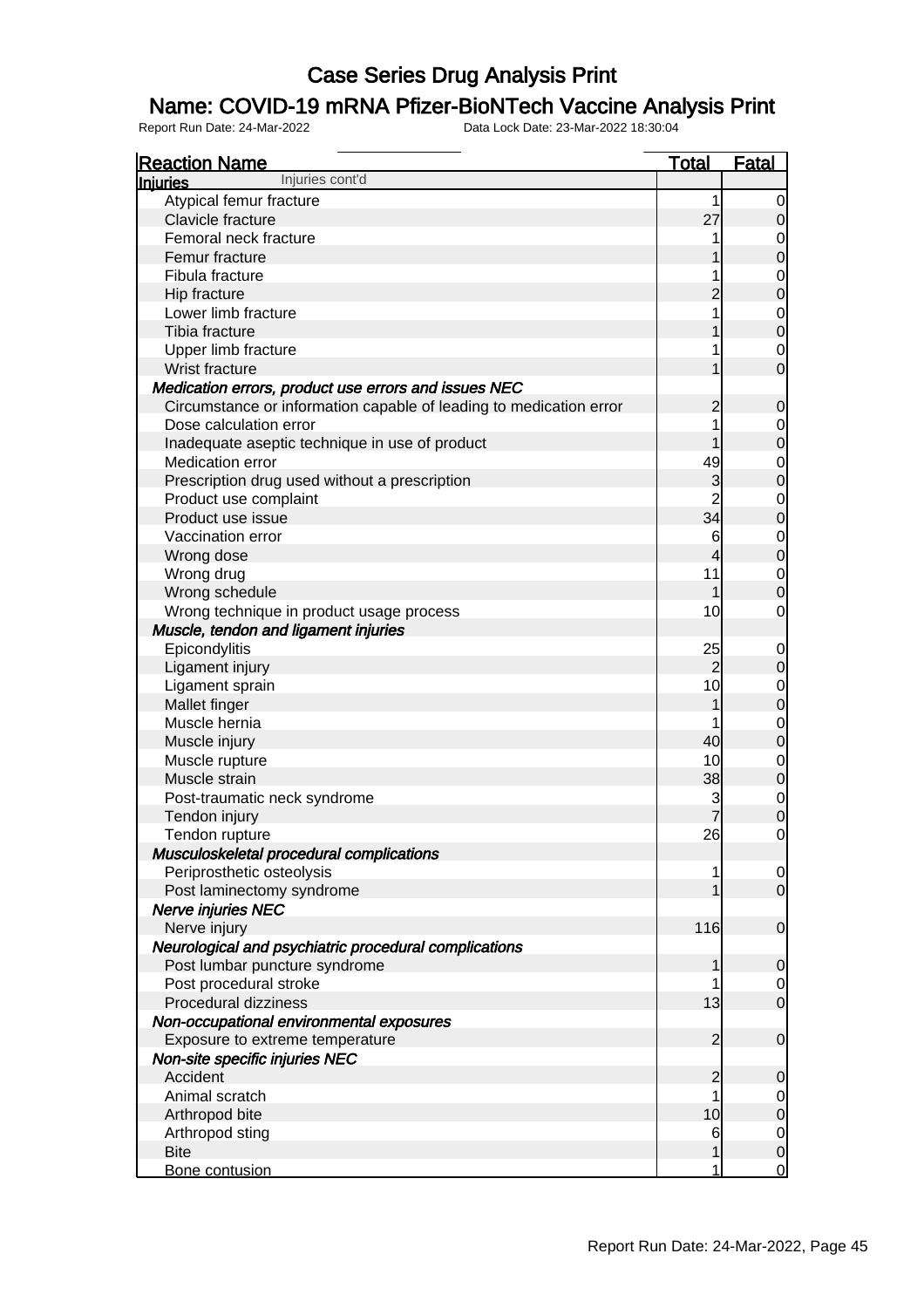# Case Series Drug Analysis Print

## Name: COVID-19 mRNA Pfizer-BioNTech Vaccine Analysis Print

Report Run Date: 24-Mar-2022 Data Lock Date: 23-Mar-2022 18:30:04

| Reaction Name | Total | Fatal |
|---|---|---|
| **Injuries** Injuries cont'd | | |
| Atypical femur fracture | 1 | 0 |
| Clavicle fracture | 27 | 0 |
| Femoral neck fracture | 1 | 0 |
| Femur fracture | 1 | 0 |
| Fibula fracture | 1 | 0 |
| Hip fracture | 2 | 0 |
| Lower limb fracture | 1 | 0 |
| Tibia fracture | 1 | 0 |
| Upper limb fracture | 1 | 0 |
| Wrist fracture | 1 | 0 |
| ***Medication errors, product use errors and issues NEC*** | | |
| Circumstance or information capable of leading to medication error | 2 | 0 |
| Dose calculation error | 1 | 0 |
| Inadequate aseptic technique in use of product | 1 | 0 |
| Medication error | 49 | 0 |
| Prescription drug used without a prescription | 3 | 0 |
| Product use complaint | 2 | 0 |
| Product use issue | 34 | 0 |
| Vaccination error | 6 | 0 |
| Wrong dose | 4 | 0 |
| Wrong drug | 11 | 0 |
| Wrong schedule | 1 | 0 |
| Wrong technique in product usage process | 10 | 0 |
| ***Muscle, tendon and ligament injuries*** | | |
| Epicondylitis | 25 | 0 |
| Ligament injury | 2 | 0 |
| Ligament sprain | 10 | 0 |
| Mallet finger | 1 | 0 |
| Muscle hernia | 1 | 0 |
| Muscle injury | 40 | 0 |
| Muscle rupture | 10 | 0 |
| Muscle strain | 38 | 0 |
| Post-traumatic neck syndrome | 3 | 0 |
| Tendon injury | 7 | 0 |
| Tendon rupture | 26 | 0 |
| ***Musculoskeletal procedural complications*** | | |
| Periprosthetic osteolysis | 1 | 0 |
| Post laminectomy syndrome | 1 | 0 |
| ***Nerve injuries NEC*** | | |
| Nerve injury | 116 | 0 |
| ***Neurological and psychiatric procedural complications*** | | |
| Post lumbar puncture syndrome | 1 | 0 |
| Post procedural stroke | 1 | 0 |
| Procedural dizziness | 13 | 0 |
| ***Non-occupational environmental exposures*** | | |
| Exposure to extreme temperature | 2 | 0 |
| ***Non-site specific injuries NEC*** | | |
| Accident | 2 | 0 |
| Animal scratch | 1 | 0 |
| Arthropod bite | 10 | 0 |
| Arthropod sting | 6 | 0 |
| Bite | 1 | 0 |
| Bone contusion | 1 | 0 |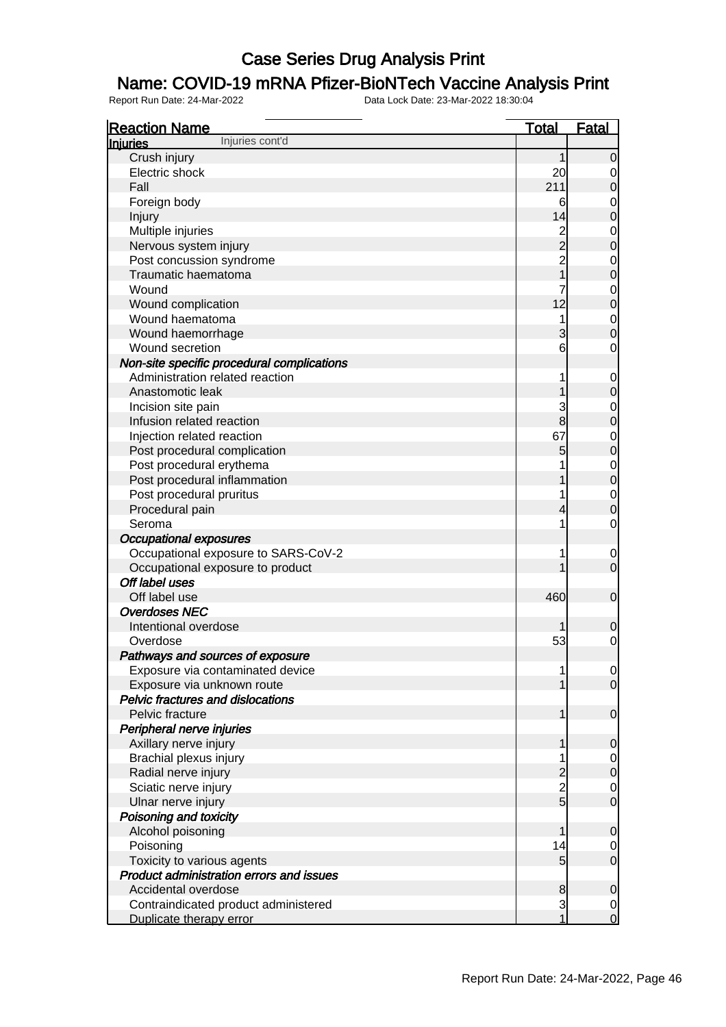# Case Series Drug Analysis Print

## Name: COVID-19 mRNA Pfizer-BioNTech Vaccine Analysis Print

Report Run Date: 24-Mar-2022 Data Lock Date: 23-Mar-2022 18:30:04

| Reaction Name | Total | Fatal |
|---|---|---|
| **Injuries** Injuries cont'd | | |
| Crush injury | 1 | 0 |
| Electric shock | 20 | 0 |
| Fall | 211 | 0 |
| Foreign body | 6 | 0 |
| Injury | 14 | 0 |
| Multiple injuries | 2 | 0 |
| Nervous system injury | 2 | 0 |
| Post concussion syndrome | 2 | 0 |
| Traumatic haematoma | 1 | 0 |
| Wound | 7 | 0 |
| Wound complication | 12 | 0 |
| Wound haematoma | 1 | 0 |
| Wound haemorrhage | 3 | 0 |
| Wound secretion | 6 | 0 |
| ***Non-site specific procedural complications*** | | |
| Administration related reaction | 1 | 0 |
| Anastomotic leak | 1 | 0 |
| Incision site pain | 3 | 0 |
| Infusion related reaction | 8 | 0 |
| Injection related reaction | 67 | 0 |
| Post procedural complication | 5 | 0 |
| Post procedural erythema | 1 | 0 |
| Post procedural inflammation | 1 | 0 |
| Post procedural pruritus | 1 | 0 |
| Procedural pain | 4 | 0 |
| Seroma | 1 | 0 |
| ***Occupational exposures*** | | |
| Occupational exposure to SARS-CoV-2 | 1 | 0 |
| Occupational exposure to product | 1 | 0 |
| ***Off label uses*** | | |
| Off label use | 460 | 0 |
| ***Overdoses NEC*** | | |
| Intentional overdose | 1 | 0 |
| Overdose | 53 | 0 |
| ***Pathways and sources of exposure*** | | |
| Exposure via contaminated device | 1 | 0 |
| Exposure via unknown route | 1 | 0 |
| ***Pelvic fractures and dislocations*** | | |
| Pelvic fracture | 1 | 0 |
| ***Peripheral nerve injuries*** | | |
| Axillary nerve injury | 1 | 0 |
| Brachial plexus injury | 1 | 0 |
| Radial nerve injury | 2 | 0 |
| Sciatic nerve injury | 2 | 0 |
| Ulnar nerve injury | 5 | 0 |
| ***Poisoning and toxicity*** | | |
| Alcohol poisoning | 1 | 0 |
| Poisoning | 14 | 0 |
| Toxicity to various agents | 5 | 0 |
| ***Product administration errors and issues*** | | |
| Accidental overdose | 8 | 0 |
| Contraindicated product administered | 3 | 0 |
| Duplicate therapy error | 1 | 0 |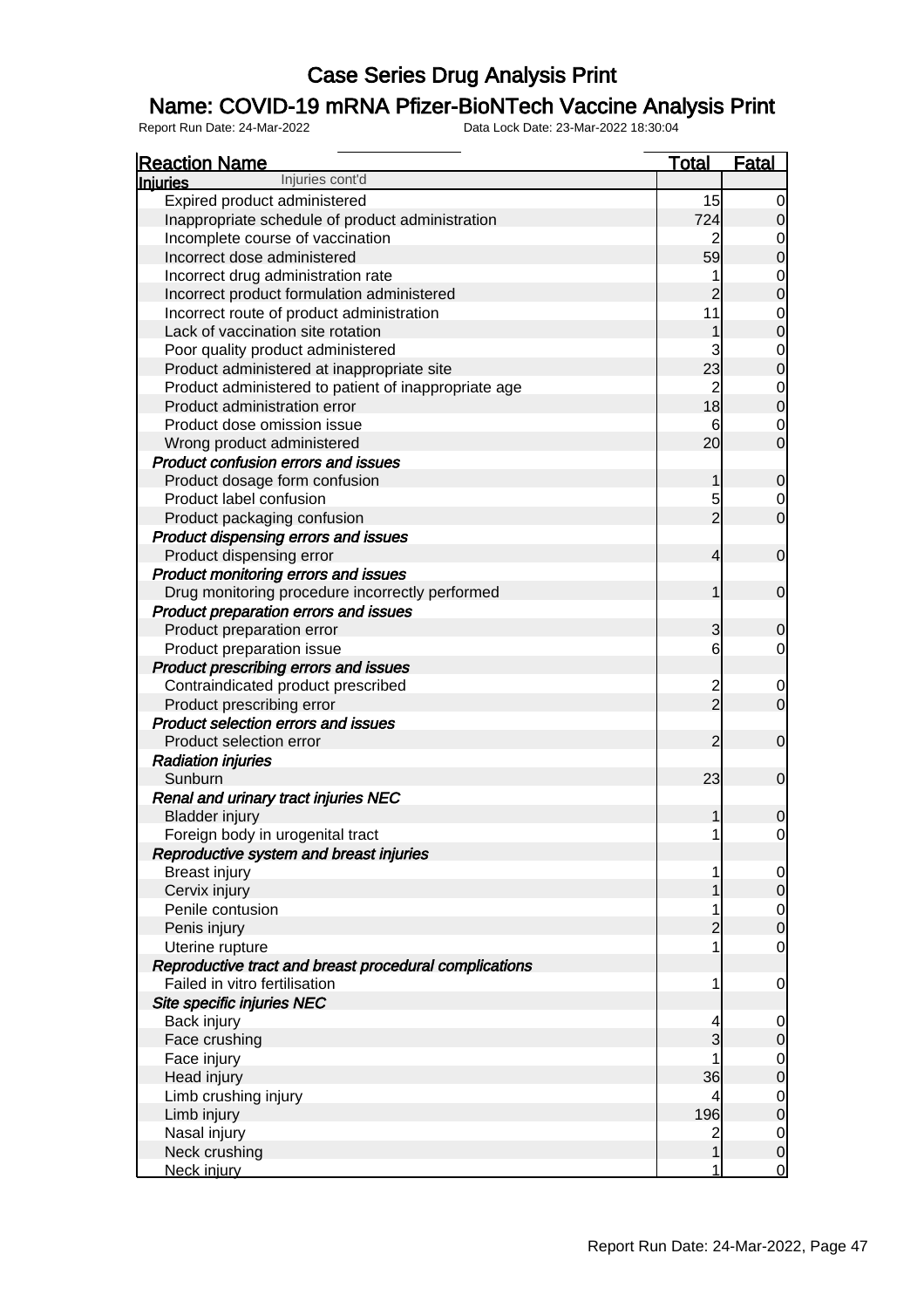# Case Series Drug Analysis Print

## Name: COVID-19 mRNA Pfizer-BioNTech Vaccine Analysis Print

Report Run Date: 24-Mar-2022 Data Lock Date: 23-Mar-2022 18:30:04

| Reaction Name | Total | Fatal |
|---|---|---|
| **Injuries** Injuries cont'd | | |
| Expired product administered | 15 | 0 |
| Inappropriate schedule of product administration | 724 | 0 |
| Incomplete course of vaccination | 2 | 0 |
| Incorrect dose administered | 59 | 0 |
| Incorrect drug administration rate | 1 | 0 |
| Incorrect product formulation administered | 2 | 0 |
| Incorrect route of product administration | 11 | 0 |
| Lack of vaccination site rotation | 1 | 0 |
| Poor quality product administered | 3 | 0 |
| Product administered at inappropriate site | 23 | 0 |
| Product administered to patient of inappropriate age | 2 | 0 |
| Product administration error | 18 | 0 |
| Product dose omission issue | 6 | 0 |
| Wrong product administered | 20 | 0 |
| ***Product confusion errors and issues*** | | |
| Product dosage form confusion | 1 | 0 |
| Product label confusion | 5 | 0 |
| Product packaging confusion | 2 | 0 |
| ***Product dispensing errors and issues*** | | |
| Product dispensing error | 4 | 0 |
| ***Product monitoring errors and issues*** | | |
| Drug monitoring procedure incorrectly performed | 1 | 0 |
| ***Product preparation errors and issues*** | | |
| Product preparation error | 3 | 0 |
| Product preparation issue | 6 | 0 |
| ***Product prescribing errors and issues*** | | |
| Contraindicated product prescribed | 2 | 0 |
| Product prescribing error | 2 | 0 |
| ***Product selection errors and issues*** | | |
| Product selection error | 2 | 0 |
| ***Radiation injuries*** | | |
| Sunburn | 23 | 0 |
| ***Renal and urinary tract injuries NEC*** | | |
| Bladder injury | 1 | 0 |
| Foreign body in urogenital tract | 1 | 0 |
| ***Reproductive system and breast injuries*** | | |
| Breast injury | 1 | 0 |
| Cervix injury | 1 | 0 |
| Penile contusion | 1 | 0 |
| Penis injury | 2 | 0 |
| Uterine rupture | 1 | 0 |
| ***Reproductive tract and breast procedural complications*** | | |
| Failed in vitro fertilisation | 1 | 0 |
| ***Site specific injuries NEC*** | | |
| Back injury | 4 | 0 |
| Face crushing | 3 | 0 |
| Face injury | 1 | 0 |
| Head injury | 36 | 0 |
| Limb crushing injury | 4 | 0 |
| Limb injury | 196 | 0 |
| Nasal injury | 2 | 0 |
| Neck crushing | 1 | 0 |
| Neck injury | 1 | 0 |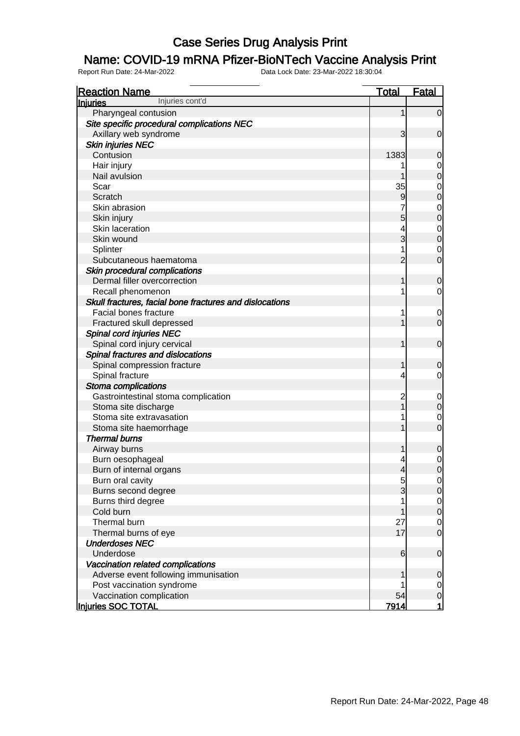# Case Series Drug Analysis Print

## Name: COVID-19 mRNA Pfizer-BioNTech Vaccine Analysis Print

Report Run Date: 24-Mar-2022    Data Lock Date: 23-Mar-2022 18:30:04

| Reaction Name | Total | Fatal |
|---|---|---|
| **Injuries** Injuries cont'd | | |
| Pharyngeal contusion | 1 | 0 |
| ***Site specific procedural complications NEC*** | | |
| Axillary web syndrome | 3 | 0 |
| ***Skin injuries NEC*** | | |
| Contusion | 1383 | 0 |
| Hair injury | 1 | 0 |
| Nail avulsion | 1 | 0 |
| Scar | 35 | 0 |
| Scratch | 9 | 0 |
| Skin abrasion | 7 | 0 |
| Skin injury | 5 | 0 |
| Skin laceration | 4 | 0 |
| Skin wound | 3 | 0 |
| Splinter | 1 | 0 |
| Subcutaneous haematoma | 2 | 0 |
| ***Skin procedural complications*** | | |
| Dermal filler overcorrection | 1 | 0 |
| Recall phenomenon | 1 | 0 |
| ***Skull fractures, facial bone fractures and dislocations*** | | |
| Facial bones fracture | 1 | 0 |
| Fractured skull depressed | 1 | 0 |
| ***Spinal cord injuries NEC*** | | |
| Spinal cord injury cervical | 1 | 0 |
| ***Spinal fractures and dislocations*** | | |
| Spinal compression fracture | 1 | 0 |
| Spinal fracture | 4 | 0 |
| ***Stoma complications*** | | |
| Gastrointestinal stoma complication | 2 | 0 |
| Stoma site discharge | 1 | 0 |
| Stoma site extravasation | 1 | 0 |
| Stoma site haemorrhage | 1 | 0 |
| ***Thermal burns*** | | |
| Airway burns | 1 | 0 |
| Burn oesophageal | 4 | 0 |
| Burn of internal organs | 4 | 0 |
| Burn oral cavity | 5 | 0 |
| Burns second degree | 3 | 0 |
| Burns third degree | 1 | 0 |
| Cold burn | 1 | 0 |
| Thermal burn | 27 | 0 |
| Thermal burns of eye | 17 | 0 |
| ***Underdoses NEC*** | | |
| Underdose | 6 | 0 |
| ***Vaccination related complications*** | | |
| Adverse event following immunisation | 1 | 0 |
| Post vaccination syndrome | 1 | 0 |
| Vaccination complication | 54 | 0 |
| **Injuries SOC TOTAL** | **7914** | **1** |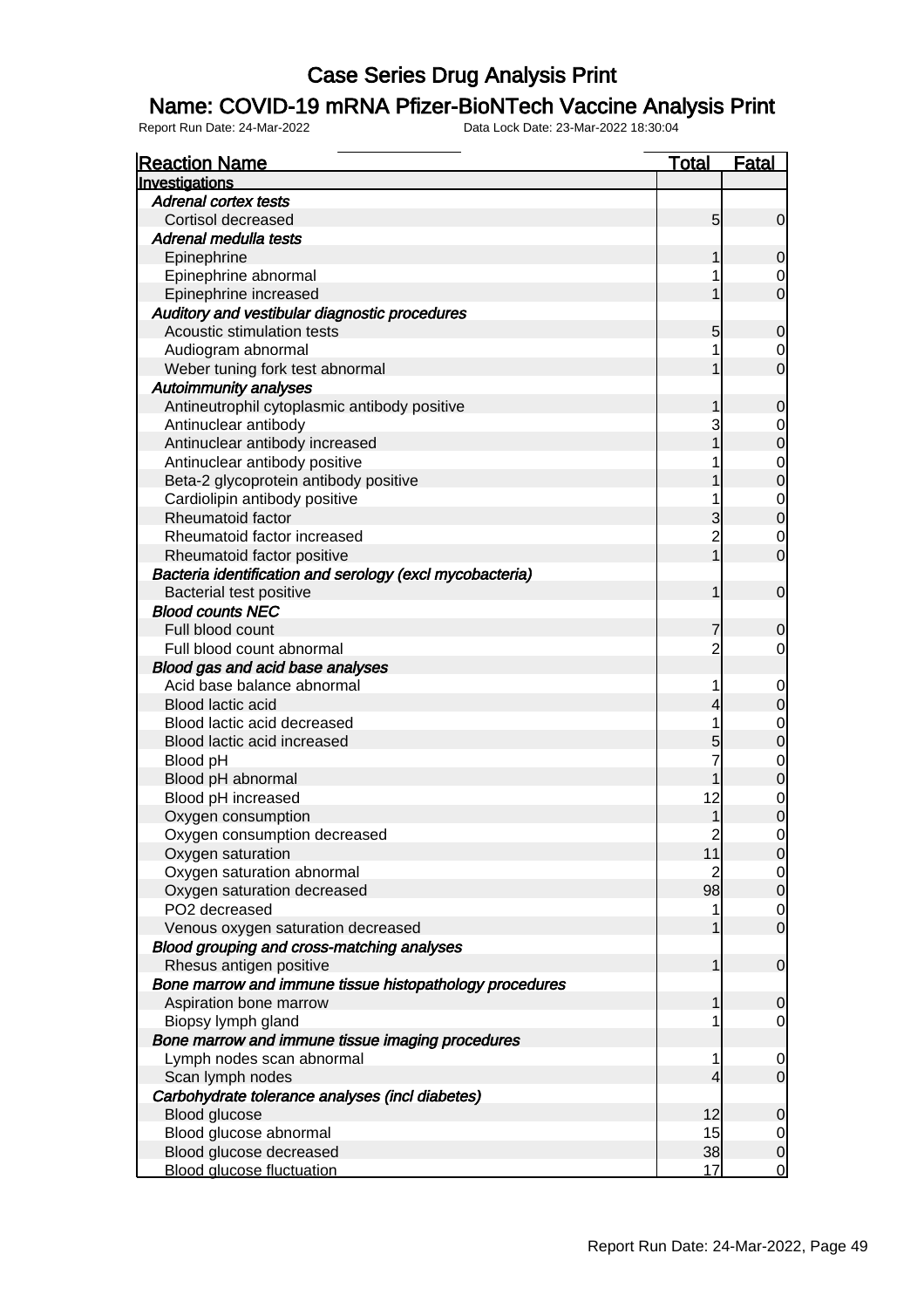# Case Series Drug Analysis Print

## Name: COVID-19 mRNA Pfizer-BioNTech Vaccine Analysis Print

Report Run Date: 24-Mar-2022 Data Lock Date: 23-Mar-2022 18:30:04

| Reaction Name | Total | Fatal |
|---|---|---|
| **Investigations** | | |
| *Adrenal cortex tests* | | |
| Cortisol decreased | 5 | 0 |
| *Adrenal medulla tests* | | |
| Epinephrine | 1 | 0 |
| Epinephrine abnormal | 1 | 0 |
| Epinephrine increased | 1 | 0 |
| *Auditory and vestibular diagnostic procedures* | | |
| Acoustic stimulation tests | 5 | 0 |
| Audiogram abnormal | 1 | 0 |
| Weber tuning fork test abnormal | 1 | 0 |
| *Autoimmunity analyses* | | |
| Antineutrophil cytoplasmic antibody positive | 1 | 0 |
| Antinuclear antibody | 3 | 0 |
| Antinuclear antibody increased | 1 | 0 |
| Antinuclear antibody positive | 1 | 0 |
| Beta-2 glycoprotein antibody positive | 1 | 0 |
| Cardiolipin antibody positive | 1 | 0 |
| Rheumatoid factor | 3 | 0 |
| Rheumatoid factor increased | 2 | 0 |
| Rheumatoid factor positive | 1 | 0 |
| *Bacteria identification and serology (excl mycobacteria)* | | |
| Bacterial test positive | 1 | 0 |
| *Blood counts NEC* | | |
| Full blood count | 7 | 0 |
| Full blood count abnormal | 2 | 0 |
| *Blood gas and acid base analyses* | | |
| Acid base balance abnormal | 1 | 0 |
| Blood lactic acid | 4 | 0 |
| Blood lactic acid decreased | 1 | 0 |
| Blood lactic acid increased | 5 | 0 |
| Blood pH | 7 | 0 |
| Blood pH abnormal | 1 | 0 |
| Blood pH increased | 12 | 0 |
| Oxygen consumption | 1 | 0 |
| Oxygen consumption decreased | 2 | 0 |
| Oxygen saturation | 11 | 0 |
| Oxygen saturation abnormal | 2 | 0 |
| Oxygen saturation decreased | 98 | 0 |
| PO2 decreased | 1 | 0 |
| Venous oxygen saturation decreased | 1 | 0 |
| *Blood grouping and cross-matching analyses* | | |
| Rhesus antigen positive | 1 | 0 |
| *Bone marrow and immune tissue histopathology procedures* | | |
| Aspiration bone marrow | 1 | 0 |
| Biopsy lymph gland | 1 | 0 |
| *Bone marrow and immune tissue imaging procedures* | | |
| Lymph nodes scan abnormal | 1 | 0 |
| Scan lymph nodes | 4 | 0 |
| *Carbohydrate tolerance analyses (incl diabetes)* | | |
| Blood glucose | 12 | 0 |
| Blood glucose abnormal | 15 | 0 |
| Blood glucose decreased | 38 | 0 |
| Blood glucose fluctuation | 17 | 0 |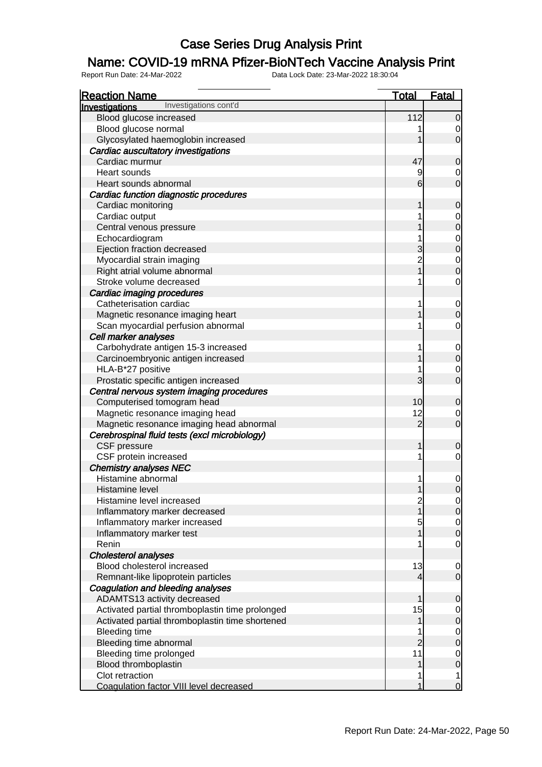# Case Series Drug Analysis Print

## Name: COVID-19 mRNA Pfizer-BioNTech Vaccine Analysis Print

Report Run Date: 24-Mar-2022    Data Lock Date: 23-Mar-2022 18:30:04

| Reaction Name | Total | Fatal |
|---|---|---|
| **Investigations** Investigations cont'd | | |
| Blood glucose increased | 112 | 0 |
| Blood glucose normal | 1 | 0 |
| Glycosylated haemoglobin increased | 1 | 0 |
| ***Cardiac auscultatory investigations*** | | |
| Cardiac murmur | 47 | 0 |
| Heart sounds | 9 | 0 |
| Heart sounds abnormal | 6 | 0 |
| ***Cardiac function diagnostic procedures*** | | |
| Cardiac monitoring | 1 | 0 |
| Cardiac output | 1 | 0 |
| Central venous pressure | 1 | 0 |
| Echocardiogram | 1 | 0 |
| Ejection fraction decreased | 3 | 0 |
| Myocardial strain imaging | 2 | 0 |
| Right atrial volume abnormal | 1 | 0 |
| Stroke volume decreased | 1 | 0 |
| ***Cardiac imaging procedures*** | | |
| Catheterisation cardiac | 1 | 0 |
| Magnetic resonance imaging heart | 1 | 0 |
| Scan myocardial perfusion abnormal | 1 | 0 |
| ***Cell marker analyses*** | | |
| Carbohydrate antigen 15-3 increased | 1 | 0 |
| Carcinoembryonic antigen increased | 1 | 0 |
| HLA-B*27 positive | 1 | 0 |
| Prostatic specific antigen increased | 3 | 0 |
| ***Central nervous system imaging procedures*** | | |
| Computerised tomogram head | 10 | 0 |
| Magnetic resonance imaging head | 12 | 0 |
| Magnetic resonance imaging head abnormal | 2 | 0 |
| ***Cerebrospinal fluid tests (excl microbiology)*** | | |
| CSF pressure | 1 | 0 |
| CSF protein increased | 1 | 0 |
| ***Chemistry analyses NEC*** | | |
| Histamine abnormal | 1 | 0 |
| Histamine level | 1 | 0 |
| Histamine level increased | 2 | 0 |
| Inflammatory marker decreased | 1 | 0 |
| Inflammatory marker increased | 5 | 0 |
| Inflammatory marker test | 1 | 0 |
| Renin | 1 | 0 |
| ***Cholesterol analyses*** | | |
| Blood cholesterol increased | 13 | 0 |
| Remnant-like lipoprotein particles | 4 | 0 |
| ***Coagulation and bleeding analyses*** | | |
| ADAMTS13 activity decreased | 1 | 0 |
| Activated partial thromboplastin time prolonged | 15 | 0 |
| Activated partial thromboplastin time shortened | 1 | 0 |
| Bleeding time | 1 | 0 |
| Bleeding time abnormal | 2 | 0 |
| Bleeding time prolonged | 11 | 0 |
| Blood thromboplastin | 1 | 0 |
| Clot retraction | 1 | 1 |
| Coagulation factor VIII level decreased | 1 | 0 |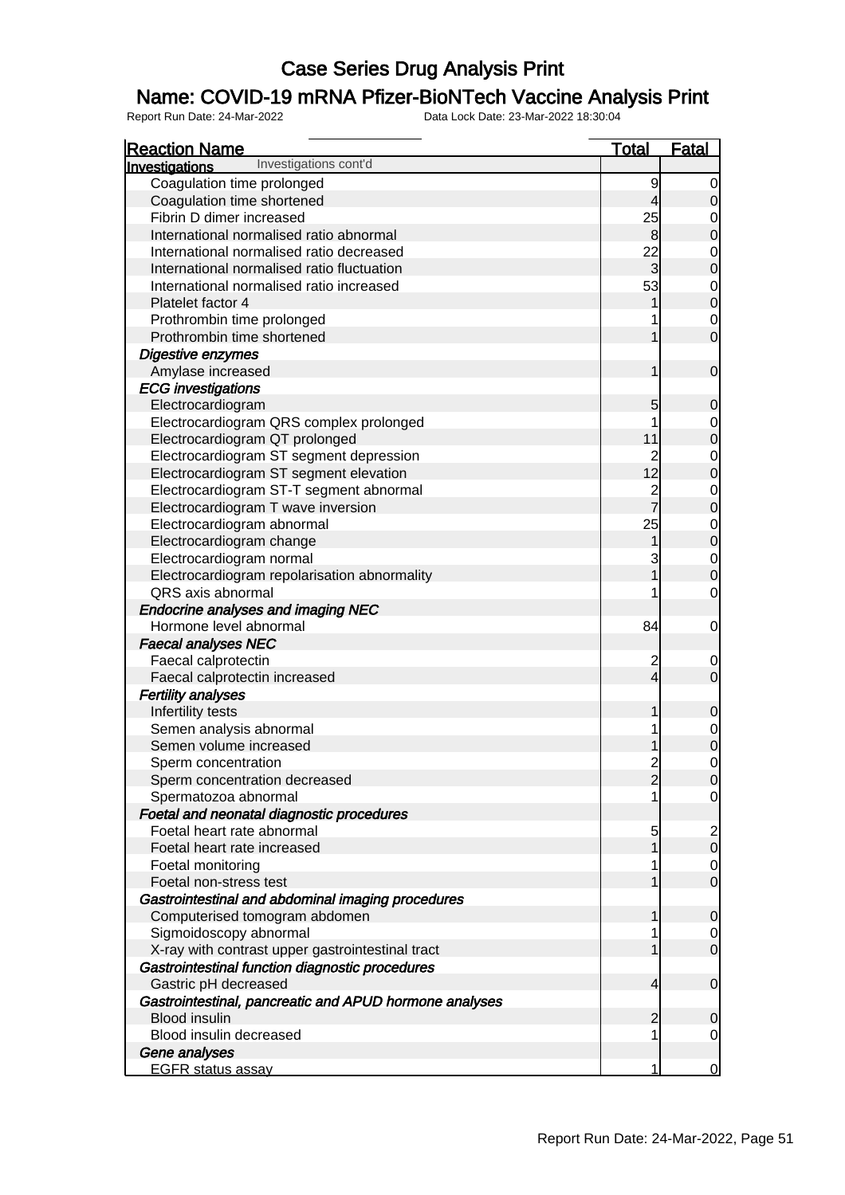# Case Series Drug Analysis Print

## Name: COVID-19 mRNA Pfizer-BioNTech Vaccine Analysis Print

Report Run Date: 24-Mar-2022 Data Lock Date: 23-Mar-2022 18:30:04

| Reaction Name | Total | Fatal |
|---|---|---|
| **Investigations** Investigations cont'd | | |
| Coagulation time prolonged | 9 | 0 |
| Coagulation time shortened | 4 | 0 |
| Fibrin D dimer increased | 25 | 0 |
| International normalised ratio abnormal | 8 | 0 |
| International normalised ratio decreased | 22 | 0 |
| International normalised ratio fluctuation | 3 | 0 |
| International normalised ratio increased | 53 | 0 |
| Platelet factor 4 | 1 | 0 |
| Prothrombin time prolonged | 1 | 0 |
| Prothrombin time shortened | 1 | 0 |
| ***Digestive enzymes*** | | |
| Amylase increased | 1 | 0 |
| ***ECG investigations*** | | |
| Electrocardiogram | 5 | 0 |
| Electrocardiogram QRS complex prolonged | 1 | 0 |
| Electrocardiogram QT prolonged | 11 | 0 |
| Electrocardiogram ST segment depression | 2 | 0 |
| Electrocardiogram ST segment elevation | 12 | 0 |
| Electrocardiogram ST-T segment abnormal | 2 | 0 |
| Electrocardiogram T wave inversion | 7 | 0 |
| Electrocardiogram abnormal | 25 | 0 |
| Electrocardiogram change | 1 | 0 |
| Electrocardiogram normal | 3 | 0 |
| Electrocardiogram repolarisation abnormality | 1 | 0 |
| QRS axis abnormal | 1 | 0 |
| ***Endocrine analyses and imaging NEC*** | | |
| Hormone level abnormal | 84 | 0 |
| ***Faecal analyses NEC*** | | |
| Faecal calprotectin | 2 | 0 |
| Faecal calprotectin increased | 4 | 0 |
| ***Fertility analyses*** | | |
| Infertility tests | 1 | 0 |
| Semen analysis abnormal | 1 | 0 |
| Semen volume increased | 1 | 0 |
| Sperm concentration | 2 | 0 |
| Sperm concentration decreased | 2 | 0 |
| Spermatozoa abnormal | 1 | 0 |
| ***Foetal and neonatal diagnostic procedures*** | | |
| Foetal heart rate abnormal | 5 | 2 |
| Foetal heart rate increased | 1 | 0 |
| Foetal monitoring | 1 | 0 |
| Foetal non-stress test | 1 | 0 |
| ***Gastrointestinal and abdominal imaging procedures*** | | |
| Computerised tomogram abdomen | 1 | 0 |
| Sigmoidoscopy abnormal | 1 | 0 |
| X-ray with contrast upper gastrointestinal tract | 1 | 0 |
| ***Gastrointestinal function diagnostic procedures*** | | |
| Gastric pH decreased | 4 | 0 |
| ***Gastrointestinal, pancreatic and APUD hormone analyses*** | | |
| Blood insulin | 2 | 0 |
| Blood insulin decreased | 1 | 0 |
| ***Gene analyses*** | | |
| EGFR status assay | 1 | 0 |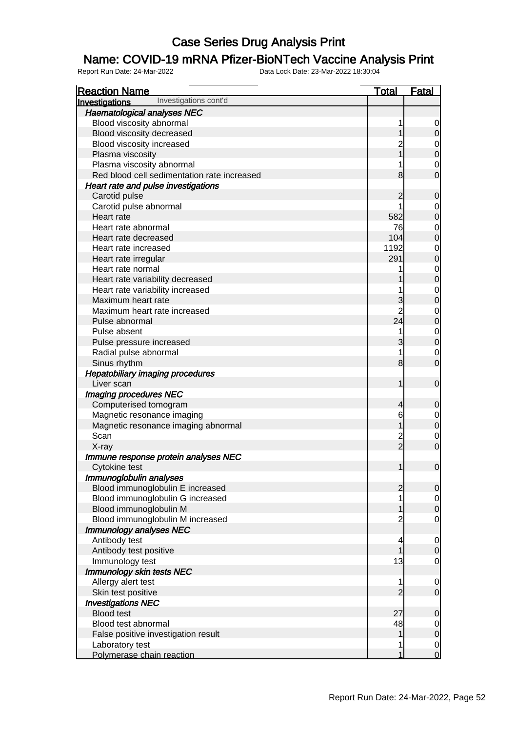# Case Series Drug Analysis Print

## Name: COVID-19 mRNA Pfizer-BioNTech Vaccine Analysis Print

Report Run Date: 24-Mar-2022 Data Lock Date: 23-Mar-2022 18:30:04

| Reaction Name | Total | Fatal |
|---|---|---|
| **Investigations** Investigations cont'd | | |
| ***Haematological analyses NEC*** | | |
| Blood viscosity abnormal | 1 | 0 |
| Blood viscosity decreased | 1 | 0 |
| Blood viscosity increased | 2 | 0 |
| Plasma viscosity | 1 | 0 |
| Plasma viscosity abnormal | 1 | 0 |
| Red blood cell sedimentation rate increased | 8 | 0 |
| ***Heart rate and pulse investigations*** | | |
| Carotid pulse | 2 | 0 |
| Carotid pulse abnormal | 1 | 0 |
| Heart rate | 582 | 0 |
| Heart rate abnormal | 76 | 0 |
| Heart rate decreased | 104 | 0 |
| Heart rate increased | 1192 | 0 |
| Heart rate irregular | 291 | 0 |
| Heart rate normal | 1 | 0 |
| Heart rate variability decreased | 1 | 0 |
| Heart rate variability increased | 1 | 0 |
| Maximum heart rate | 3 | 0 |
| Maximum heart rate increased | 2 | 0 |
| Pulse abnormal | 24 | 0 |
| Pulse absent | 1 | 0 |
| Pulse pressure increased | 3 | 0 |
| Radial pulse abnormal | 1 | 0 |
| Sinus rhythm | 8 | 0 |
| ***Hepatobiliary imaging procedures*** | | |
| Liver scan | 1 | 0 |
| ***Imaging procedures NEC*** | | |
| Computerised tomogram | 4 | 0 |
| Magnetic resonance imaging | 6 | 0 |
| Magnetic resonance imaging abnormal | 1 | 0 |
| Scan | 2 | 0 |
| X-ray | 2 | 0 |
| ***Immune response protein analyses NEC*** | | |
| Cytokine test | 1 | 0 |
| ***Immunoglobulin analyses*** | | |
| Blood immunoglobulin E increased | 2 | 0 |
| Blood immunoglobulin G increased | 1 | 0 |
| Blood immunoglobulin M | 1 | 0 |
| Blood immunoglobulin M increased | 2 | 0 |
| ***Immunology analyses NEC*** | | |
| Antibody test | 4 | 0 |
| Antibody test positive | 1 | 0 |
| Immunology test | 13 | 0 |
| ***Immunology skin tests NEC*** | | |
| Allergy alert test | 1 | 0 |
| Skin test positive | 2 | 0 |
| ***Investigations NEC*** | | |
| Blood test | 27 | 0 |
| Blood test abnormal | 48 | 0 |
| False positive investigation result | 1 | 0 |
| Laboratory test | 1 | 0 |
| Polymerase chain reaction | 1 | 0 |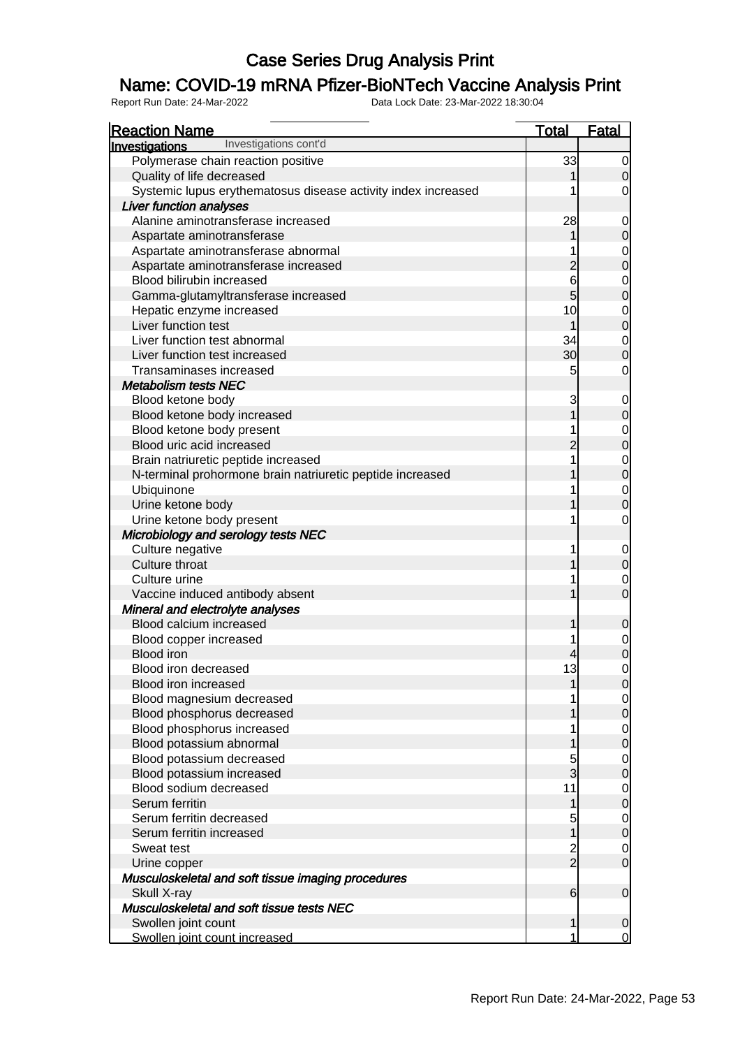# Case Series Drug Analysis Print

## Name: COVID-19 mRNA Pfizer-BioNTech Vaccine Analysis Print

Report Run Date: 24-Mar-2022 Data Lock Date: 23-Mar-2022 18:30:04

| Reaction Name | Total | Fatal |
|---|---|---|
| **Investigations** Investigations cont'd | | |
| Polymerase chain reaction positive | 33 | 0 |
| Quality of life decreased | 1 | 0 |
| Systemic lupus erythematosus disease activity index increased | 1 | 0 |
| ***Liver function analyses*** | | |
| Alanine aminotransferase increased | 28 | 0 |
| Aspartate aminotransferase | 1 | 0 |
| Aspartate aminotransferase abnormal | 1 | 0 |
| Aspartate aminotransferase increased | 2 | 0 |
| Blood bilirubin increased | 6 | 0 |
| Gamma-glutamyltransferase increased | 5 | 0 |
| Hepatic enzyme increased | 10 | 0 |
| Liver function test | 1 | 0 |
| Liver function test abnormal | 34 | 0 |
| Liver function test increased | 30 | 0 |
| Transaminases increased | 5 | 0 |
| ***Metabolism tests NEC*** | | |
| Blood ketone body | 3 | 0 |
| Blood ketone body increased | 1 | 0 |
| Blood ketone body present | 1 | 0 |
| Blood uric acid increased | 2 | 0 |
| Brain natriuretic peptide increased | 1 | 0 |
| N-terminal prohormone brain natriuretic peptide increased | 1 | 0 |
| Ubiquinone | 1 | 0 |
| Urine ketone body | 1 | 0 |
| Urine ketone body present | 1 | 0 |
| ***Microbiology and serology tests NEC*** | | |
| Culture negative | 1 | 0 |
| Culture throat | 1 | 0 |
| Culture urine | 1 | 0 |
| Vaccine induced antibody absent | 1 | 0 |
| ***Mineral and electrolyte analyses*** | | |
| Blood calcium increased | 1 | 0 |
| Blood copper increased | 1 | 0 |
| Blood iron | 4 | 0 |
| Blood iron decreased | 13 | 0 |
| Blood iron increased | 1 | 0 |
| Blood magnesium decreased | 1 | 0 |
| Blood phosphorus decreased | 1 | 0 |
| Blood phosphorus increased | 1 | 0 |
| Blood potassium abnormal | 1 | 0 |
| Blood potassium decreased | 5 | 0 |
| Blood potassium increased | 3 | 0 |
| Blood sodium decreased | 11 | 0 |
| Serum ferritin | 1 | 0 |
| Serum ferritin decreased | 5 | 0 |
| Serum ferritin increased | 1 | 0 |
| Sweat test | 2 | 0 |
| Urine copper | 2 | 0 |
| ***Musculoskeletal and soft tissue imaging procedures*** | | |
| Skull X-ray | 6 | 0 |
| ***Musculoskeletal and soft tissue tests NEC*** | | |
| Swollen joint count | 1 | 0 |
| Swollen joint count increased | 1 | 0 |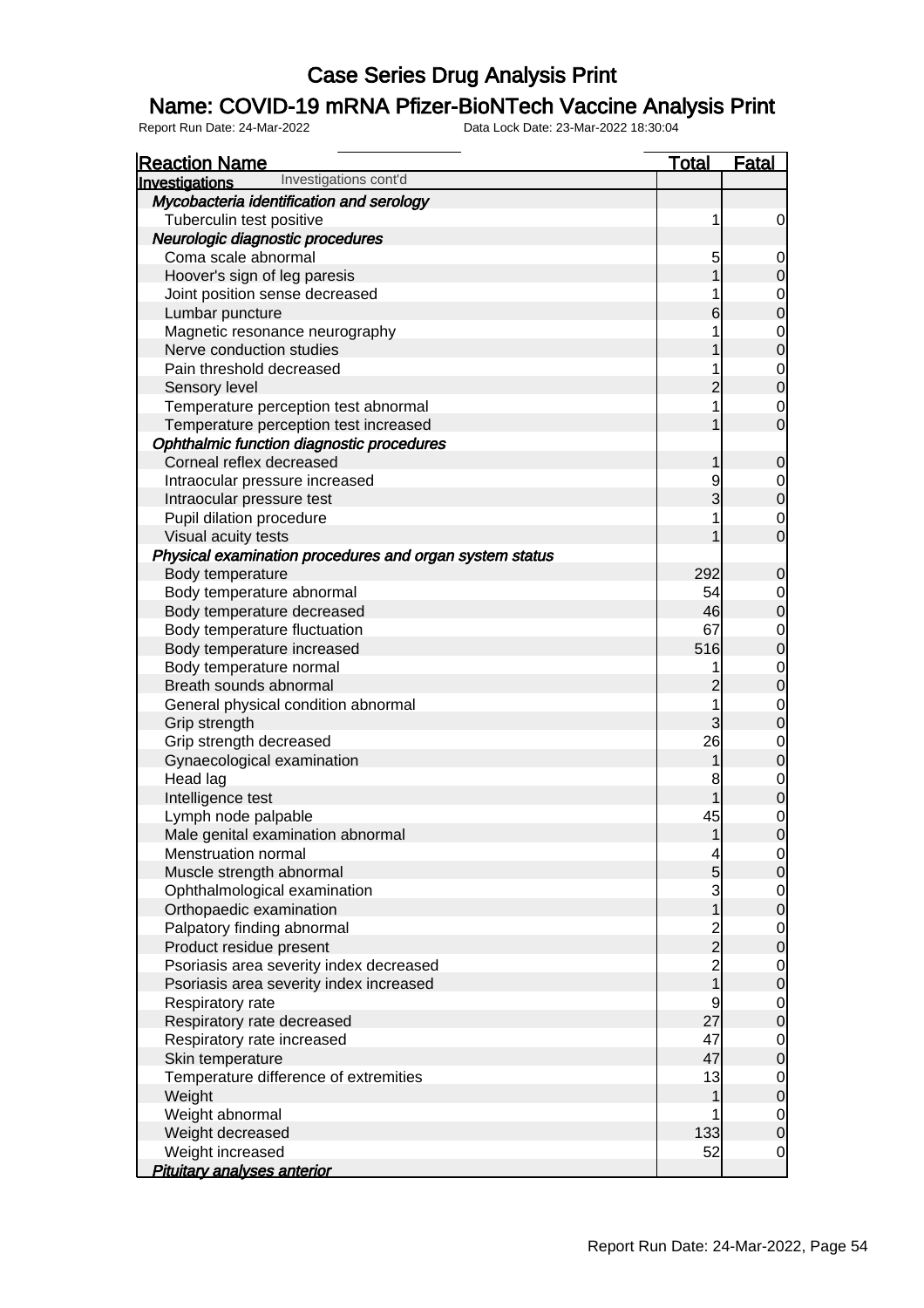# Case Series Drug Analysis Print

## Name: COVID-19 mRNA Pfizer-BioNTech Vaccine Analysis Print

Report Run Date: 24-Mar-2022 Data Lock Date: 23-Mar-2022 18:30:04

| Reaction Name | Total | Fatal |
|---|---|---|
| **Investigations** Investigations cont'd | | |
| ***Mycobacteria identification and serology*** | | |
| Tuberculin test positive | 1 | 0 |
| ***Neurologic diagnostic procedures*** | | |
| Coma scale abnormal | 5 | 0 |
| Hoover's sign of leg paresis | 1 | 0 |
| Joint position sense decreased | 1 | 0 |
| Lumbar puncture | 6 | 0 |
| Magnetic resonance neurography | 1 | 0 |
| Nerve conduction studies | 1 | 0 |
| Pain threshold decreased | 1 | 0 |
| Sensory level | 2 | 0 |
| Temperature perception test abnormal | 1 | 0 |
| Temperature perception test increased | 1 | 0 |
| ***Ophthalmic function diagnostic procedures*** | | |
| Corneal reflex decreased | 1 | 0 |
| Intraocular pressure increased | 9 | 0 |
| Intraocular pressure test | 3 | 0 |
| Pupil dilation procedure | 1 | 0 |
| Visual acuity tests | 1 | 0 |
| ***Physical examination procedures and organ system status*** | | |
| Body temperature | 292 | 0 |
| Body temperature abnormal | 54 | 0 |
| Body temperature decreased | 46 | 0 |
| Body temperature fluctuation | 67 | 0 |
| Body temperature increased | 516 | 0 |
| Body temperature normal | 1 | 0 |
| Breath sounds abnormal | 2 | 0 |
| General physical condition abnormal | 1 | 0 |
| Grip strength | 3 | 0 |
| Grip strength decreased | 26 | 0 |
| Gynaecological examination | 1 | 0 |
| Head lag | 8 | 0 |
| Intelligence test | 1 | 0 |
| Lymph node palpable | 45 | 0 |
| Male genital examination abnormal | 1 | 0 |
| Menstruation normal | 4 | 0 |
| Muscle strength abnormal | 5 | 0 |
| Ophthalmological examination | 3 | 0 |
| Orthopaedic examination | 1 | 0 |
| Palpatory finding abnormal | 2 | 0 |
| Product residue present | 2 | 0 |
| Psoriasis area severity index decreased | 2 | 0 |
| Psoriasis area severity index increased | 1 | 0 |
| Respiratory rate | 9 | 0 |
| Respiratory rate decreased | 27 | 0 |
| Respiratory rate increased | 47 | 0 |
| Skin temperature | 47 | 0 |
| Temperature difference of extremities | 13 | 0 |
| Weight | 1 | 0 |
| Weight abnormal | 1 | 0 |
| Weight decreased | 133 | 0 |
| Weight increased | 52 | 0 |
| ***Pituitary analyses anterior*** | | |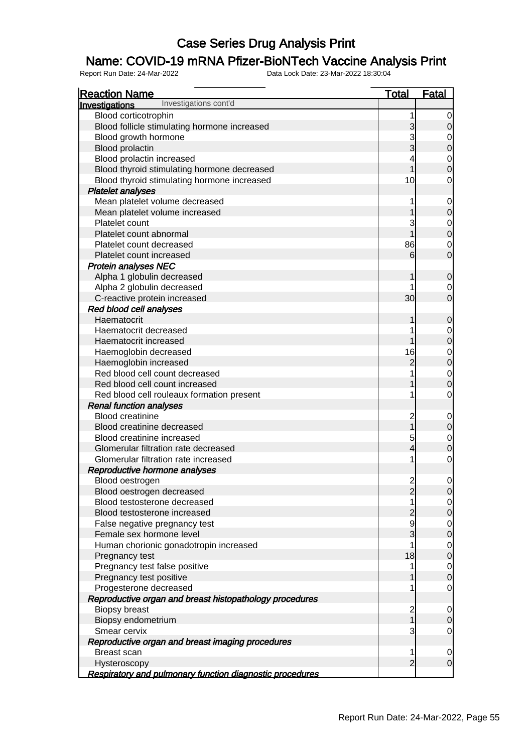# Case Series Drug Analysis Print

## Name: COVID-19 mRNA Pfizer-BioNTech Vaccine Analysis Print

Report Run Date: 24-Mar-2022    Data Lock Date: 23-Mar-2022 18:30:04

| Reaction Name | Total | Fatal |
|---|---|---|
| **Investigations** Investigations cont'd | | |
| Blood corticotrophin | 1 | 0 |
| Blood follicle stimulating hormone increased | 3 | 0 |
| Blood growth hormone | 3 | 0 |
| Blood prolactin | 3 | 0 |
| Blood prolactin increased | 4 | 0 |
| Blood thyroid stimulating hormone decreased | 1 | 0 |
| Blood thyroid stimulating hormone increased | 10 | 0 |
| ***Platelet analyses*** | | |
| Mean platelet volume decreased | 1 | 0 |
| Mean platelet volume increased | 1 | 0 |
| Platelet count | 3 | 0 |
| Platelet count abnormal | 1 | 0 |
| Platelet count decreased | 86 | 0 |
| Platelet count increased | 6 | 0 |
| ***Protein analyses NEC*** | | |
| Alpha 1 globulin decreased | 1 | 0 |
| Alpha 2 globulin decreased | 1 | 0 |
| C-reactive protein increased | 30 | 0 |
| ***Red blood cell analyses*** | | |
| Haematocrit | 1 | 0 |
| Haematocrit decreased | 1 | 0 |
| Haematocrit increased | 1 | 0 |
| Haemoglobin decreased | 16 | 0 |
| Haemoglobin increased | 2 | 0 |
| Red blood cell count decreased | 1 | 0 |
| Red blood cell count increased | 1 | 0 |
| Red blood cell rouleaux formation present | 1 | 0 |
| ***Renal function analyses*** | | |
| Blood creatinine | 2 | 0 |
| Blood creatinine decreased | 1 | 0 |
| Blood creatinine increased | 5 | 0 |
| Glomerular filtration rate decreased | 4 | 0 |
| Glomerular filtration rate increased | 1 | 0 |
| ***Reproductive hormone analyses*** | | |
| Blood oestrogen | 2 | 0 |
| Blood oestrogen decreased | 2 | 0 |
| Blood testosterone decreased | 1 | 0 |
| Blood testosterone increased | 2 | 0 |
| False negative pregnancy test | 9 | 0 |
| Female sex hormone level | 3 | 0 |
| Human chorionic gonadotropin increased | 1 | 0 |
| Pregnancy test | 18 | 0 |
| Pregnancy test false positive | 1 | 0 |
| Pregnancy test positive | 1 | 0 |
| Progesterone decreased | 1 | 0 |
| ***Reproductive organ and breast histopathology procedures*** | | |
| Biopsy breast | 2 | 0 |
| Biopsy endometrium | 1 | 0 |
| Smear cervix | 3 | 0 |
| ***Reproductive organ and breast imaging procedures*** | | |
| Breast scan | 1 | 0 |
| Hysteroscopy | 2 | 0 |
| ***Respiratory and pulmonary function diagnostic procedures*** | | |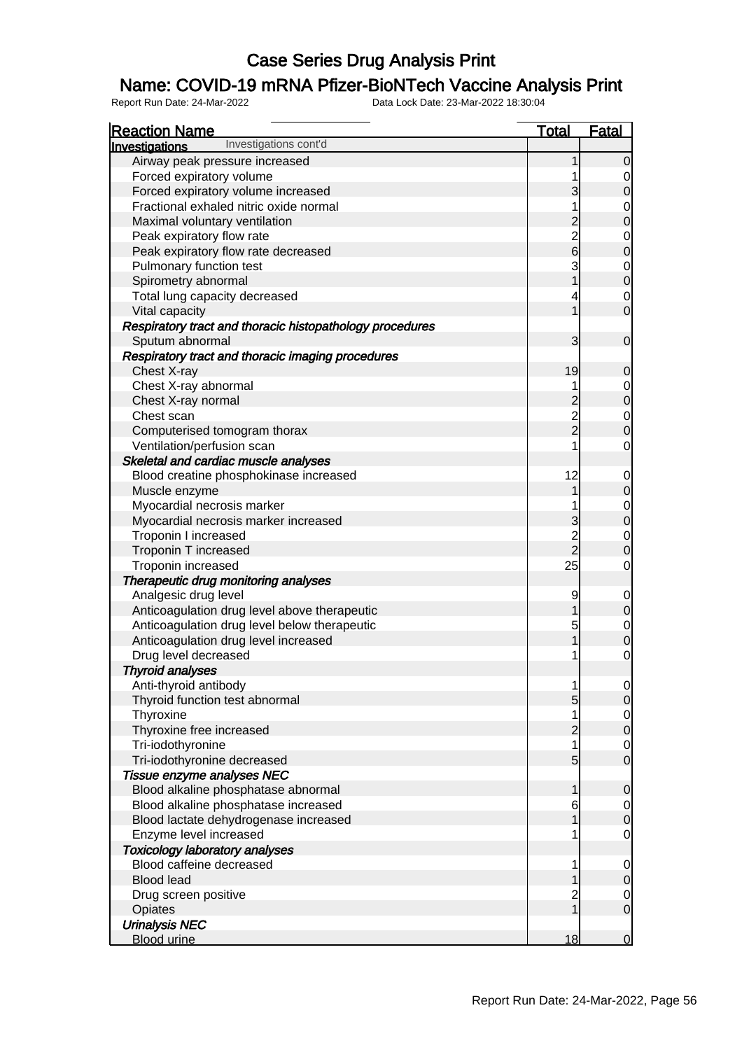# Case Series Drug Analysis Print

## Name: COVID-19 mRNA Pfizer-BioNTech Vaccine Analysis Print

Report Run Date: 24-Mar-2022 Data Lock Date: 23-Mar-2022 18:30:04

| Reaction Name | Total | Fatal |
|---|---|---|
| **Investigations** Investigations cont'd | | |
| Airway peak pressure increased | 1 | 0 |
| Forced expiratory volume | 1 | 0 |
| Forced expiratory volume increased | 3 | 0 |
| Fractional exhaled nitric oxide normal | 1 | 0 |
| Maximal voluntary ventilation | 2 | 0 |
| Peak expiratory flow rate | 2 | 0 |
| Peak expiratory flow rate decreased | 6 | 0 |
| Pulmonary function test | 3 | 0 |
| Spirometry abnormal | 1 | 0 |
| Total lung capacity decreased | 4 | 0 |
| Vital capacity | 1 | 0 |
| ***Respiratory tract and thoracic histopathology procedures*** | | |
| Sputum abnormal | 3 | 0 |
| ***Respiratory tract and thoracic imaging procedures*** | | |
| Chest X-ray | 19 | 0 |
| Chest X-ray abnormal | 1 | 0 |
| Chest X-ray normal | 2 | 0 |
| Chest scan | 2 | 0 |
| Computerised tomogram thorax | 2 | 0 |
| Ventilation/perfusion scan | 1 | 0 |
| ***Skeletal and cardiac muscle analyses*** | | |
| Blood creatine phosphokinase increased | 12 | 0 |
| Muscle enzyme | 1 | 0 |
| Myocardial necrosis marker | 1 | 0 |
| Myocardial necrosis marker increased | 3 | 0 |
| Troponin I increased | 2 | 0 |
| Troponin T increased | 2 | 0 |
| Troponin increased | 25 | 0 |
| ***Therapeutic drug monitoring analyses*** | | |
| Analgesic drug level | 9 | 0 |
| Anticoagulation drug level above therapeutic | 1 | 0 |
| Anticoagulation drug level below therapeutic | 5 | 0 |
| Anticoagulation drug level increased | 1 | 0 |
| Drug level decreased | 1 | 0 |
| ***Thyroid analyses*** | | |
| Anti-thyroid antibody | 1 | 0 |
| Thyroid function test abnormal | 5 | 0 |
| Thyroxine | 1 | 0 |
| Thyroxine free increased | 2 | 0 |
| Tri-iodothyronine | 1 | 0 |
| Tri-iodothyronine decreased | 5 | 0 |
| ***Tissue enzyme analyses NEC*** | | |
| Blood alkaline phosphatase abnormal | 1 | 0 |
| Blood alkaline phosphatase increased | 6 | 0 |
| Blood lactate dehydrogenase increased | 1 | 0 |
| Enzyme level increased | 1 | 0 |
| ***Toxicology laboratory analyses*** | | |
| Blood caffeine decreased | 1 | 0 |
| Blood lead | 1 | 0 |
| Drug screen positive | 2 | 0 |
| Opiates | 1 | 0 |
| ***Urinalysis NEC*** | | |
| Blood urine | 18 | 0 |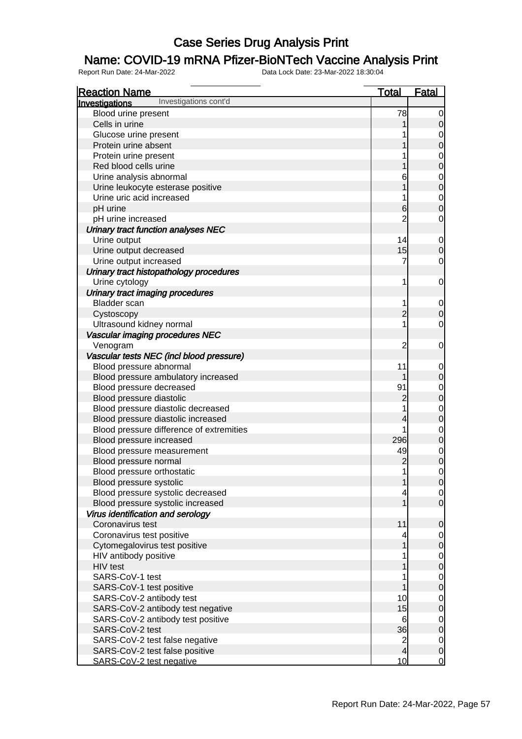# Case Series Drug Analysis Print

## Name: COVID-19 mRNA Pfizer-BioNTech Vaccine Analysis Print

Report Run Date: 24-Mar-2022    Data Lock Date: 23-Mar-2022 18:30:04

| Reaction Name | Total | Fatal |
|---|---|---|
| **Investigations** Investigations cont'd | | |
| Blood urine present | 78 | 0 |
| Cells in urine | 1 | 0 |
| Glucose urine present | 1 | 0 |
| Protein urine absent | 1 | 0 |
| Protein urine present | 1 | 0 |
| Red blood cells urine | 1 | 0 |
| Urine analysis abnormal | 6 | 0 |
| Urine leukocyte esterase positive | 1 | 0 |
| Urine uric acid increased | 1 | 0 |
| pH urine | 6 | 0 |
| pH urine increased | 2 | 0 |
| ***Urinary tract function analyses NEC*** | | |
| Urine output | 14 | 0 |
| Urine output decreased | 15 | 0 |
| Urine output increased | 7 | 0 |
| ***Urinary tract histopathology procedures*** | | |
| Urine cytology | 1 | 0 |
| ***Urinary tract imaging procedures*** | | |
| Bladder scan | 1 | 0 |
| Cystoscopy | 2 | 0 |
| Ultrasound kidney normal | 1 | 0 |
| ***Vascular imaging procedures NEC*** | | |
| Venogram | 2 | 0 |
| ***Vascular tests NEC (incl blood pressure)*** | | |
| Blood pressure abnormal | 11 | 0 |
| Blood pressure ambulatory increased | 1 | 0 |
| Blood pressure decreased | 91 | 0 |
| Blood pressure diastolic | 2 | 0 |
| Blood pressure diastolic decreased | 1 | 0 |
| Blood pressure diastolic increased | 4 | 0 |
| Blood pressure difference of extremities | 1 | 0 |
| Blood pressure increased | 296 | 0 |
| Blood pressure measurement | 49 | 0 |
| Blood pressure normal | 2 | 0 |
| Blood pressure orthostatic | 1 | 0 |
| Blood pressure systolic | 1 | 0 |
| Blood pressure systolic decreased | 4 | 0 |
| Blood pressure systolic increased | 1 | 0 |
| ***Virus identification and serology*** | | |
| Coronavirus test | 11 | 0 |
| Coronavirus test positive | 4 | 0 |
| Cytomegalovirus test positive | 1 | 0 |
| HIV antibody positive | 1 | 0 |
| HIV test | 1 | 0 |
| SARS-CoV-1 test | 1 | 0 |
| SARS-CoV-1 test positive | 1 | 0 |
| SARS-CoV-2 antibody test | 10 | 0 |
| SARS-CoV-2 antibody test negative | 15 | 0 |
| SARS-CoV-2 antibody test positive | 6 | 0 |
| SARS-CoV-2 test | 36 | 0 |
| SARS-CoV-2 test false negative | 2 | 0 |
| SARS-CoV-2 test false positive | 4 | 0 |
| SARS-CoV-2 test negative | 10 | 0 |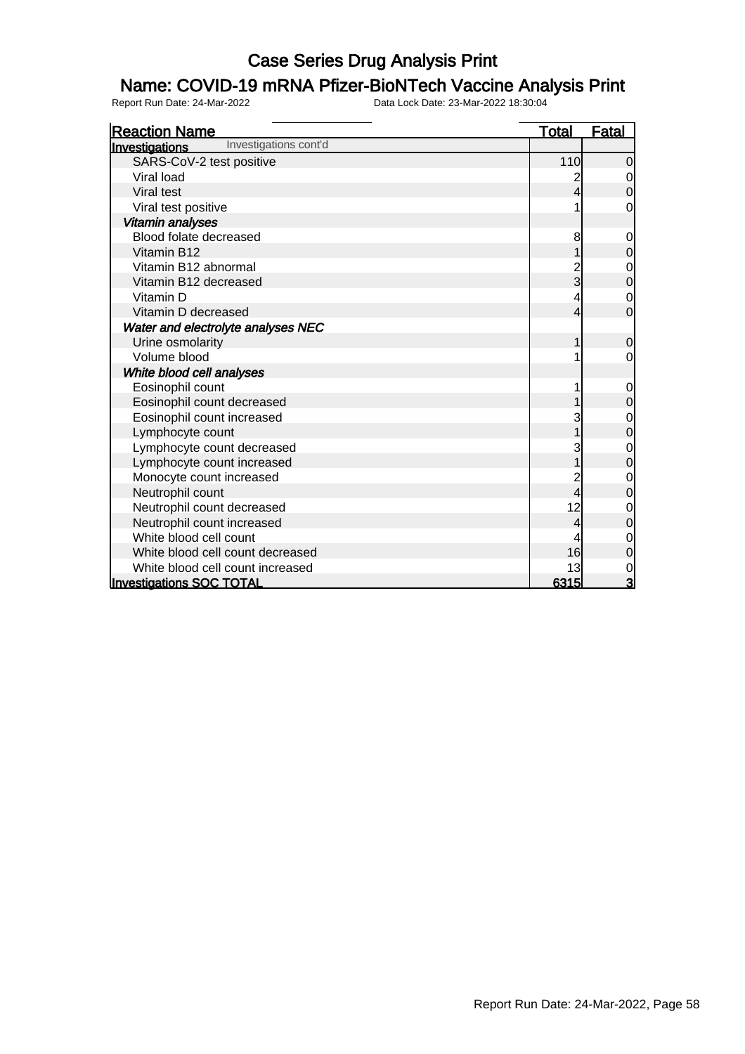# Case Series Drug Analysis Print

## Name: COVID-19 mRNA Pfizer-BioNTech Vaccine Analysis Print

Report Run Date: 24-Mar-2022 Data Lock Date: 23-Mar-2022 18:30:04

| Reaction Name | Total | Fatal |
|---|---|---|
| **Investigations** Investigations cont'd | | |
| SARS-CoV-2 test positive | 110 | 0 |
| Viral load | 2 | 0 |
| Viral test | 4 | 0 |
| Viral test positive | 1 | 0 |
| ***Vitamin analyses*** | | |
| Blood folate decreased | 8 | 0 |
| Vitamin B12 | 1 | 0 |
| Vitamin B12 abnormal | 2 | 0 |
| Vitamin B12 decreased | 3 | 0 |
| Vitamin D | 4 | 0 |
| Vitamin D decreased | 4 | 0 |
| ***Water and electrolyte analyses NEC*** | | |
| Urine osmolarity | 1 | 0 |
| Volume blood | 1 | 0 |
| ***White blood cell analyses*** | | |
| Eosinophil count | 1 | 0 |
| Eosinophil count decreased | 1 | 0 |
| Eosinophil count increased | 3 | 0 |
| Lymphocyte count | 1 | 0 |
| Lymphocyte count decreased | 3 | 0 |
| Lymphocyte count increased | 1 | 0 |
| Monocyte count increased | 2 | 0 |
| Neutrophil count | 4 | 0 |
| Neutrophil count decreased | 12 | 0 |
| Neutrophil count increased | 4 | 0 |
| White blood cell count | 4 | 0 |
| White blood cell count decreased | 16 | 0 |
| White blood cell count increased | 13 | 0 |
| **Investigations SOC TOTAL** | **6315** | **3** |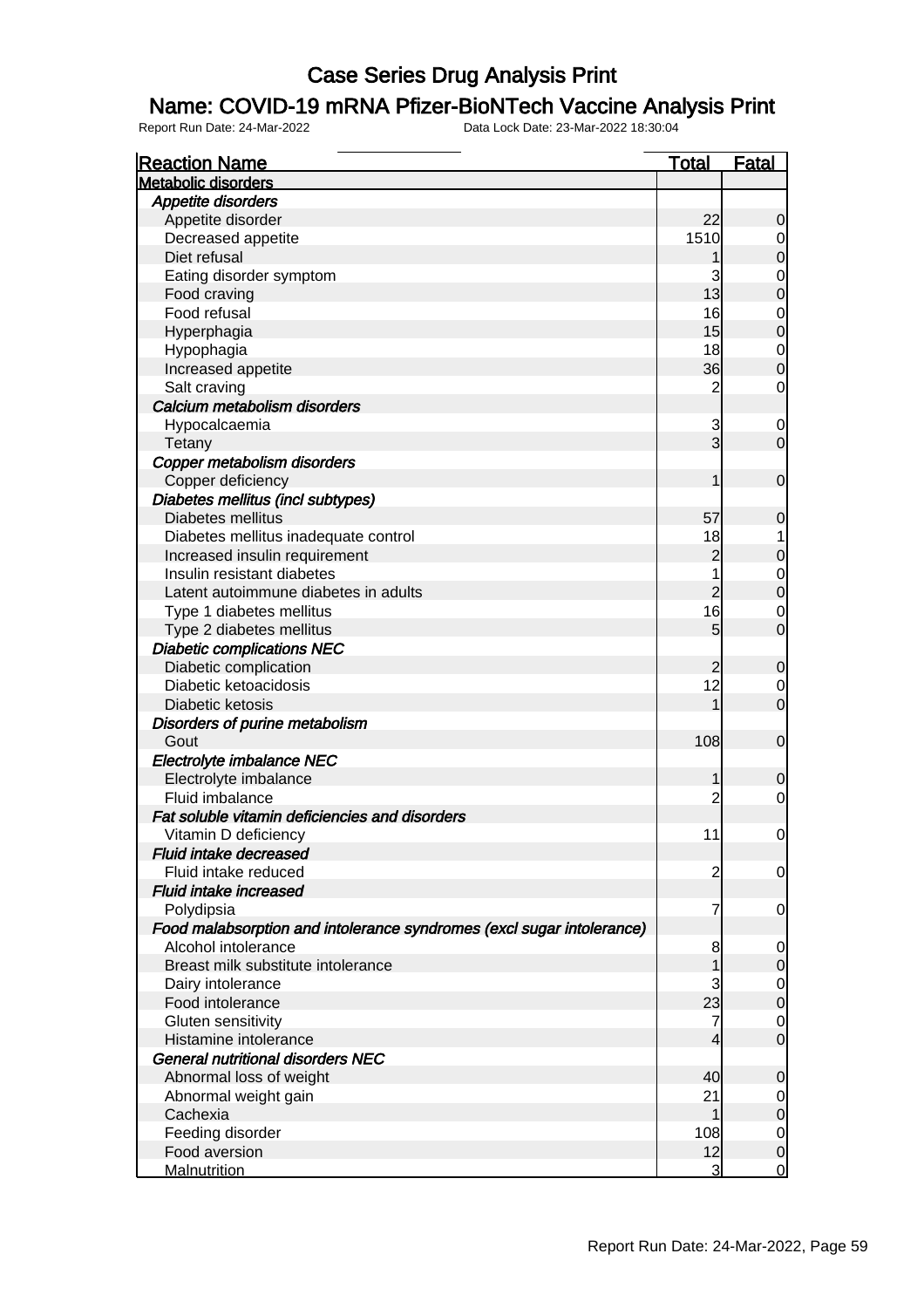# Case Series Drug Analysis Print

## Name: COVID-19 mRNA Pfizer-BioNTech Vaccine Analysis Print

Report Run Date: 24-Mar-2022    Data Lock Date: 23-Mar-2022 18:30:04

| Reaction Name | Total | Fatal |
|---|---|---|
| **Metabolic disorders** | | |
| ***Appetite disorders*** | | |
| Appetite disorder | 22 | 0 |
| Decreased appetite | 1510 | 0 |
| Diet refusal | 1 | 0 |
| Eating disorder symptom | 3 | 0 |
| Food craving | 13 | 0 |
| Food refusal | 16 | 0 |
| Hyperphagia | 15 | 0 |
| Hypophagia | 18 | 0 |
| Increased appetite | 36 | 0 |
| Salt craving | 2 | 0 |
| ***Calcium metabolism disorders*** | | |
| Hypocalcaemia | 3 | 0 |
| Tetany | 3 | 0 |
| ***Copper metabolism disorders*** | | |
| Copper deficiency | 1 | 0 |
| ***Diabetes mellitus (incl subtypes)*** | | |
| Diabetes mellitus | 57 | 0 |
| Diabetes mellitus inadequate control | 18 | 1 |
| Increased insulin requirement | 2 | 0 |
| Insulin resistant diabetes | 1 | 0 |
| Latent autoimmune diabetes in adults | 2 | 0 |
| Type 1 diabetes mellitus | 16 | 0 |
| Type 2 diabetes mellitus | 5 | 0 |
| ***Diabetic complications NEC*** | | |
| Diabetic complication | 2 | 0 |
| Diabetic ketoacidosis | 12 | 0 |
| Diabetic ketosis | 1 | 0 |
| ***Disorders of purine metabolism*** | | |
| Gout | 108 | 0 |
| ***Electrolyte imbalance NEC*** | | |
| Electrolyte imbalance | 1 | 0 |
| Fluid imbalance | 2 | 0 |
| ***Fat soluble vitamin deficiencies and disorders*** | | |
| Vitamin D deficiency | 11 | 0 |
| ***Fluid intake decreased*** | | |
| Fluid intake reduced | 2 | 0 |
| ***Fluid intake increased*** | | |
| Polydipsia | 7 | 0 |
| ***Food malabsorption and intolerance syndromes (excl sugar intolerance)*** | | |
| Alcohol intolerance | 8 | 0 |
| Breast milk substitute intolerance | 1 | 0 |
| Dairy intolerance | 3 | 0 |
| Food intolerance | 23 | 0 |
| Gluten sensitivity | 7 | 0 |
| Histamine intolerance | 4 | 0 |
| ***General nutritional disorders NEC*** | | |
| Abnormal loss of weight | 40 | 0 |
| Abnormal weight gain | 21 | 0 |
| Cachexia | 1 | 0 |
| Feeding disorder | 108 | 0 |
| Food aversion | 12 | 0 |
| Malnutrition | 3 | 0 |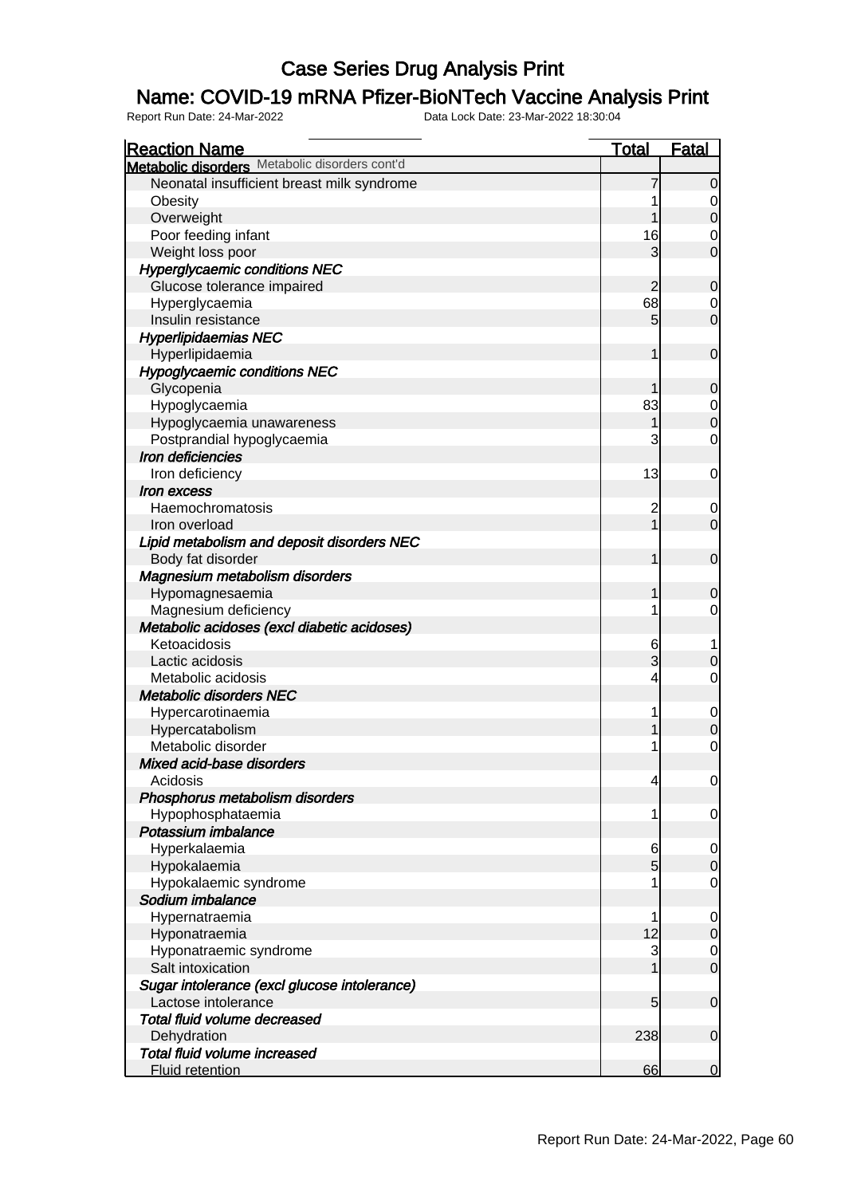# Case Series Drug Analysis Print

## Name: COVID-19 mRNA Pfizer-BioNTech Vaccine Analysis Print

Report Run Date: 24-Mar-2022 Data Lock Date: 23-Mar-2022 18:30:04

| Reaction Name | Total | Fatal |
|---|---|---|
| **Metabolic disorders** Metabolic disorders cont'd | | |
| Neonatal insufficient breast milk syndrome | 7 | 0 |
| Obesity | 1 | 0 |
| Overweight | 1 | 0 |
| Poor feeding infant | 16 | 0 |
| Weight loss poor | 3 | 0 |
| ***Hyperglycaemic conditions NEC*** | | |
| Glucose tolerance impaired | 2 | 0 |
| Hyperglycaemia | 68 | 0 |
| Insulin resistance | 5 | 0 |
| ***Hyperlipidaemias NEC*** | | |
| Hyperlipidaemia | 1 | 0 |
| ***Hypoglycaemic conditions NEC*** | | |
| Glycopenia | 1 | 0 |
| Hypoglycaemia | 83 | 0 |
| Hypoglycaemia unawareness | 1 | 0 |
| Postprandial hypoglycaemia | 3 | 0 |
| ***Iron deficiencies*** | | |
| Iron deficiency | 13 | 0 |
| ***Iron excess*** | | |
| Haemochromatosis | 2 | 0 |
| Iron overload | 1 | 0 |
| ***Lipid metabolism and deposit disorders NEC*** | | |
| Body fat disorder | 1 | 0 |
| ***Magnesium metabolism disorders*** | | |
| Hypomagnesaemia | 1 | 0 |
| Magnesium deficiency | 1 | 0 |
| ***Metabolic acidoses (excl diabetic acidoses)*** | | |
| Ketoacidosis | 6 | 1 |
| Lactic acidosis | 3 | 0 |
| Metabolic acidosis | 4 | 0 |
| ***Metabolic disorders NEC*** | | |
| Hypercarotinaemia | 1 | 0 |
| Hypercatabolism | 1 | 0 |
| Metabolic disorder | 1 | 0 |
| ***Mixed acid-base disorders*** | | |
| Acidosis | 4 | 0 |
| ***Phosphorus metabolism disorders*** | | |
| Hypophosphataemia | 1 | 0 |
| ***Potassium imbalance*** | | |
| Hyperkalaemia | 6 | 0 |
| Hypokalaemia | 5 | 0 |
| Hypokalaemic syndrome | 1 | 0 |
| ***Sodium imbalance*** | | |
| Hypernatraemia | 1 | 0 |
| Hyponatraemia | 12 | 0 |
| Hyponatraemic syndrome | 3 | 0 |
| Salt intoxication | 1 | 0 |
| ***Sugar intolerance (excl glucose intolerance)*** | | |
| Lactose intolerance | 5 | 0 |
| ***Total fluid volume decreased*** | | |
| Dehydration | 238 | 0 |
| ***Total fluid volume increased*** | | |
| Fluid retention | 66 | 0 |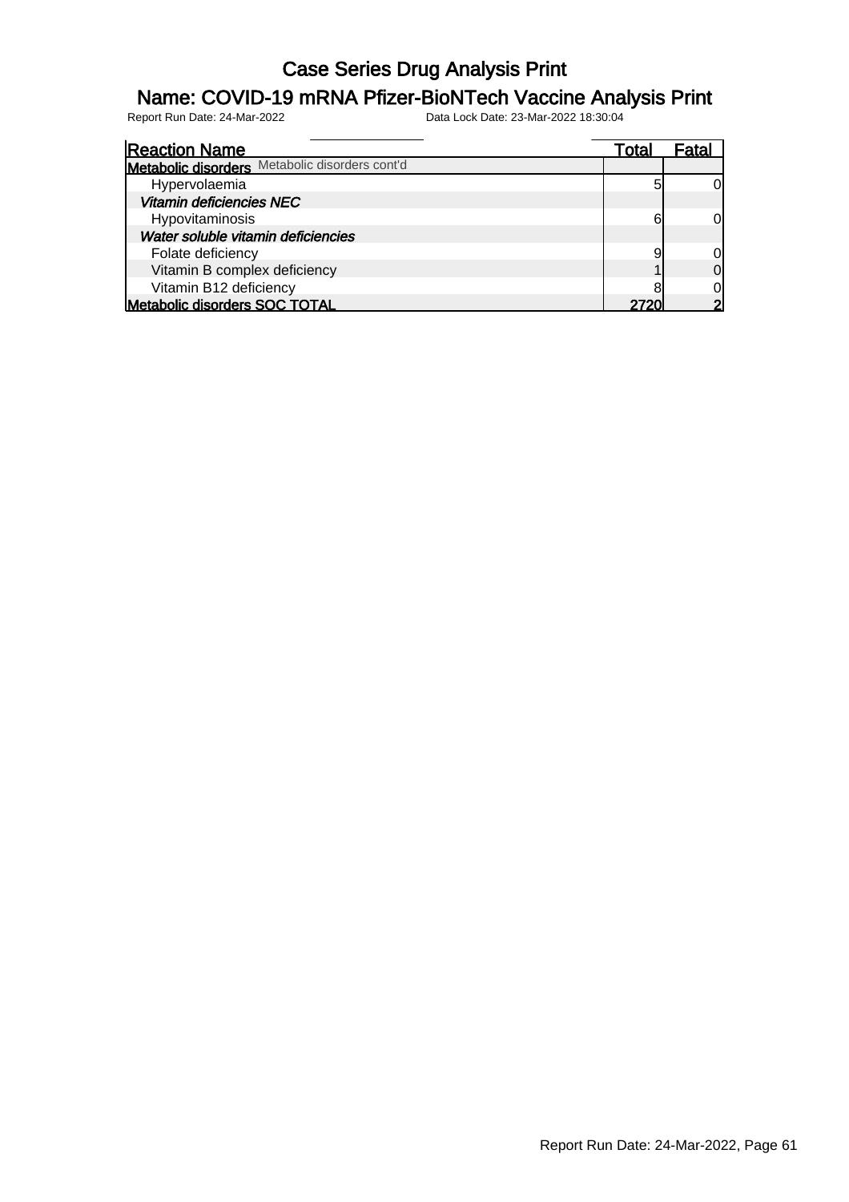# Case Series Drug Analysis Print

## Name: COVID-19 mRNA Pfizer-BioNTech Vaccine Analysis Print

Report Run Date: 24-Mar-2022 Data Lock Date: 23-Mar-2022 18:30:04

| Reaction Name | Total | Fatal |
|---|---|---|
| **Metabolic disorders** Metabolic disorders cont'd | | |
| Hypervolaemia | 5 | 0 |
| ***Vitamin deficiencies NEC*** | | |
| Hypovitaminosis | 6 | 0 |
| ***Water soluble vitamin deficiencies*** | | |
| Folate deficiency | 9 | 0 |
| Vitamin B complex deficiency | 1 | 0 |
| Vitamin B12 deficiency | 8 | 0 |
| **Metabolic disorders SOC TOTAL** | **2720** | **2** |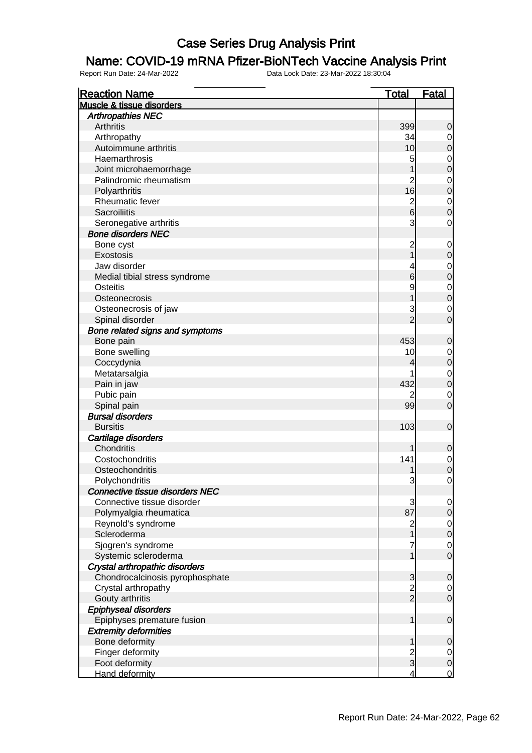# Case Series Drug Analysis Print

## Name: COVID-19 mRNA Pfizer-BioNTech Vaccine Analysis Print

Report Run Date: 24-Mar-2022 Data Lock Date: 23-Mar-2022 18:30:04

| Reaction Name | Total | Fatal |
|---|---|---|
| **Muscle & tissue disorders** | | |
| ***Arthropathies NEC*** | | |
| Arthritis | 399 | 0 |
| Arthropathy | 34 | 0 |
| Autoimmune arthritis | 10 | 0 |
| Haemarthrosis | 5 | 0 |
| Joint microhaemorrhage | 1 | 0 |
| Palindromic rheumatism | 2 | 0 |
| Polyarthritis | 16 | 0 |
| Rheumatic fever | 2 | 0 |
| Sacroiliitis | 6 | 0 |
| Seronegative arthritis | 3 | 0 |
| ***Bone disorders NEC*** | | |
| Bone cyst | 2 | 0 |
| Exostosis | 1 | 0 |
| Jaw disorder | 4 | 0 |
| Medial tibial stress syndrome | 6 | 0 |
| Osteitis | 9 | 0 |
| Osteonecrosis | 1 | 0 |
| Osteonecrosis of jaw | 3 | 0 |
| Spinal disorder | 2 | 0 |
| ***Bone related signs and symptoms*** | | |
| Bone pain | 453 | 0 |
| Bone swelling | 10 | 0 |
| Coccydynia | 4 | 0 |
| Metatarsalgia | 1 | 0 |
| Pain in jaw | 432 | 0 |
| Pubic pain | 2 | 0 |
| Spinal pain | 99 | 0 |
| ***Bursal disorders*** | | |
| Bursitis | 103 | 0 |
| ***Cartilage disorders*** | | |
| Chondritis | 1 | 0 |
| Costochondritis | 141 | 0 |
| Osteochondritis | 1 | 0 |
| Polychondritis | 3 | 0 |
| ***Connective tissue disorders NEC*** | | |
| Connective tissue disorder | 3 | 0 |
| Polymyalgia rheumatica | 87 | 0 |
| Reynold's syndrome | 2 | 0 |
| Scleroderma | 1 | 0 |
| Sjogren's syndrome | 7 | 0 |
| Systemic scleroderma | 1 | 0 |
| ***Crystal arthropathic disorders*** | | |
| Chondrocalcinosis pyrophosphate | 3 | 0 |
| Crystal arthropathy | 2 | 0 |
| Gouty arthritis | 2 | 0 |
| ***Epiphyseal disorders*** | | |
| Epiphyses premature fusion | 1 | 0 |
| ***Extremity deformities*** | | |
| Bone deformity | 1 | 0 |
| Finger deformity | 2 | 0 |
| Foot deformity | 3 | 0 |
| Hand deformity | 4 | 0 |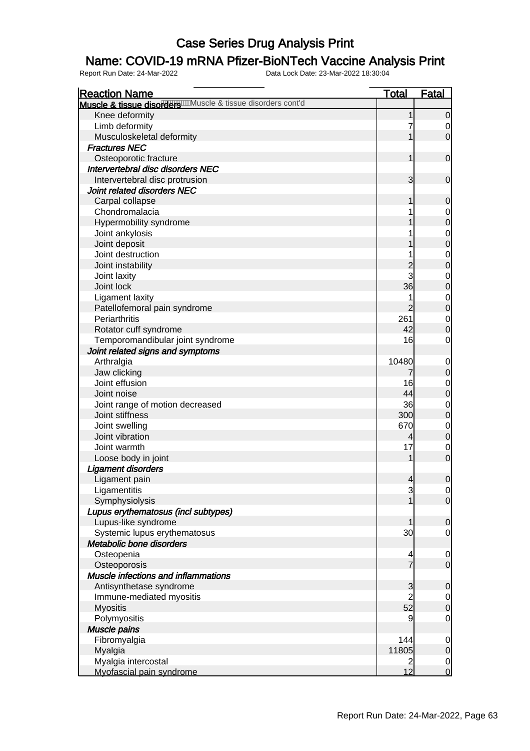# Case Series Drug Analysis Print

## Name: COVID-19 mRNA Pfizer-BioNTech Vaccine Analysis Print

Report Run Date: 24-Mar-2022 Data Lock Date: 23-Mar-2022 18:30:04

| Reaction Name | Total | Fatal |
|---|---|---|
| **Muscle & tissue disorders** Muscle & tissue disorders cont'd | | |
| Knee deformity | 1 | 0 |
| Limb deformity | 7 | 0 |
| Musculoskeletal deformity | 1 | 0 |
| ***Fractures NEC*** | | |
| Osteoporotic fracture | 1 | 0 |
| ***Intervertebral disc disorders NEC*** | | |
| Intervertebral disc protrusion | 3 | 0 |
| ***Joint related disorders NEC*** | | |
| Carpal collapse | 1 | 0 |
| Chondromalacia | 1 | 0 |
| Hypermobility syndrome | 1 | 0 |
| Joint ankylosis | 1 | 0 |
| Joint deposit | 1 | 0 |
| Joint destruction | 1 | 0 |
| Joint instability | 2 | 0 |
| Joint laxity | 3 | 0 |
| Joint lock | 36 | 0 |
| Ligament laxity | 1 | 0 |
| Patellofemoral pain syndrome | 2 | 0 |
| Periarthritis | 261 | 0 |
| Rotator cuff syndrome | 42 | 0 |
| Temporomandibular joint syndrome | 16 | 0 |
| ***Joint related signs and symptoms*** | | |
| Arthralgia | 10480 | 0 |
| Jaw clicking | 7 | 0 |
| Joint effusion | 16 | 0 |
| Joint noise | 44 | 0 |
| Joint range of motion decreased | 36 | 0 |
| Joint stiffness | 300 | 0 |
| Joint swelling | 670 | 0 |
| Joint vibration | 4 | 0 |
| Joint warmth | 17 | 0 |
| Loose body in joint | 1 | 0 |
| ***Ligament disorders*** | | |
| Ligament pain | 4 | 0 |
| Ligamentitis | 3 | 0 |
| Symphysiolysis | 1 | 0 |
| ***Lupus erythematosus (incl subtypes)*** | | |
| Lupus-like syndrome | 1 | 0 |
| Systemic lupus erythematosus | 30 | 0 |
| ***Metabolic bone disorders*** | | |
| Osteopenia | 4 | 0 |
| Osteoporosis | 7 | 0 |
| ***Muscle infections and inflammations*** | | |
| Antisynthetase syndrome | 3 | 0 |
| Immune-mediated myositis | 2 | 0 |
| Myositis | 52 | 0 |
| Polymyositis | 9 | 0 |
| ***Muscle pains*** | | |
| Fibromyalgia | 144 | 0 |
| Myalgia | 11805 | 0 |
| Myalgia intercostal | 2 | 0 |
| Myofascial pain syndrome | 12 | 0 |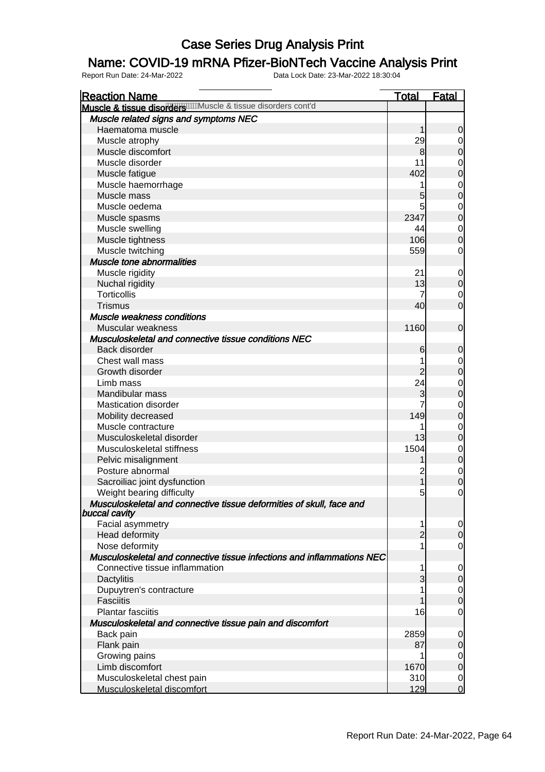# Case Series Drug Analysis Print

## Name: COVID-19 mRNA Pfizer-BioNTech Vaccine Analysis Print

Report Run Date: 24-Mar-2022 Data Lock Date: 23-Mar-2022 18:30:04

| Reaction Name | Total | Fatal |
|---|---|---|
| **Muscle & tissue disorders** Muscle & tissue disorders cont'd | | |
| ***Muscle related signs and symptoms NEC*** | | |
| Haematoma muscle | 1 | 0 |
| Muscle atrophy | 29 | 0 |
| Muscle discomfort | 8 | 0 |
| Muscle disorder | 11 | 0 |
| Muscle fatigue | 402 | 0 |
| Muscle haemorrhage | 1 | 0 |
| Muscle mass | 5 | 0 |
| Muscle oedema | 5 | 0 |
| Muscle spasms | 2347 | 0 |
| Muscle swelling | 44 | 0 |
| Muscle tightness | 106 | 0 |
| Muscle twitching | 559 | 0 |
| ***Muscle tone abnormalities*** | | |
| Muscle rigidity | 21 | 0 |
| Nuchal rigidity | 13 | 0 |
| Torticollis | 7 | 0 |
| Trismus | 40 | 0 |
| ***Muscle weakness conditions*** | | |
| Muscular weakness | 1160 | 0 |
| ***Musculoskeletal and connective tissue conditions NEC*** | | |
| Back disorder | 6 | 0 |
| Chest wall mass | 1 | 0 |
| Growth disorder | 2 | 0 |
| Limb mass | 24 | 0 |
| Mandibular mass | 3 | 0 |
| Mastication disorder | 7 | 0 |
| Mobility decreased | 149 | 0 |
| Muscle contracture | 1 | 0 |
| Musculoskeletal disorder | 13 | 0 |
| Musculoskeletal stiffness | 1504 | 0 |
| Pelvic misalignment | 1 | 0 |
| Posture abnormal | 2 | 0 |
| Sacroiliac joint dysfunction | 1 | 0 |
| Weight bearing difficulty | 5 | 0 |
| ***Musculoskeletal and connective tissue deformities of skull, face and buccal cavity*** | | |
| Facial asymmetry | 1 | 0 |
| Head deformity | 2 | 0 |
| Nose deformity | 1 | 0 |
| ***Musculoskeletal and connective tissue infections and inflammations NEC*** | | |
| Connective tissue inflammation | 1 | 0 |
| Dactylitis | 3 | 0 |
| Dupuytren's contracture | 1 | 0 |
| Fasciitis | 1 | 0 |
| Plantar fasciitis | 16 | 0 |
| ***Musculoskeletal and connective tissue pain and discomfort*** | | |
| Back pain | 2859 | 0 |
| Flank pain | 87 | 0 |
| Growing pains | 1 | 0 |
| Limb discomfort | 1670 | 0 |
| Musculoskeletal chest pain | 310 | 0 |
| Musculoskeletal discomfort | 129 | 0 |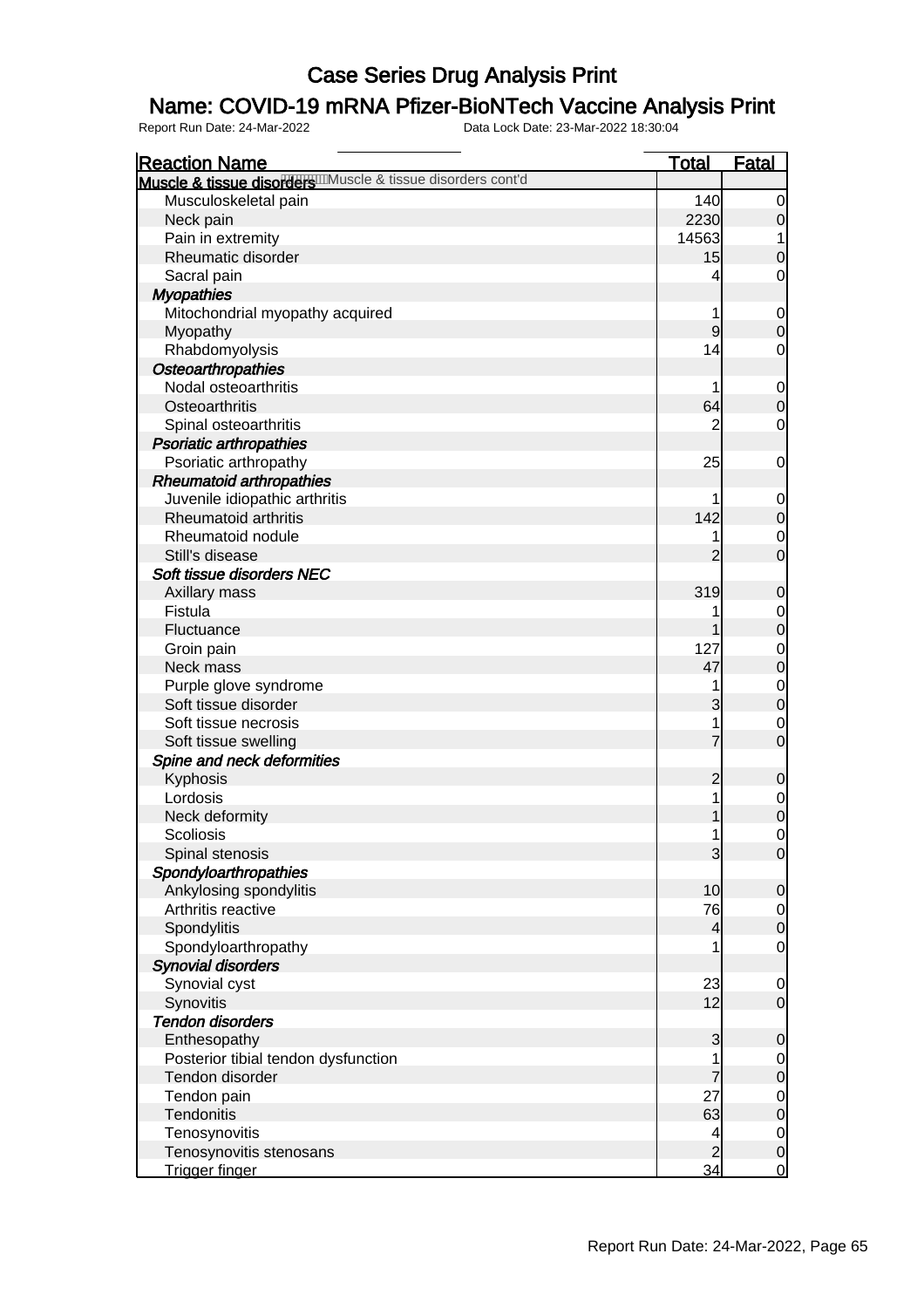# Case Series Drug Analysis Print

## Name: COVID-19 mRNA Pfizer-BioNTech Vaccine Analysis Print

Report Run Date: 24-Mar-2022 Data Lock Date: 23-Mar-2022 18:30:04

| Reaction Name | Total | Fatal |
|---|---|---|
| **Muscle & tissue disorders** Muscle & tissue disorders cont'd | | |
| Musculoskeletal pain | 140 | 0 |
| Neck pain | 2230 | 0 |
| Pain in extremity | 14563 | 1 |
| Rheumatic disorder | 15 | 0 |
| Sacral pain | 4 | 0 |
| ***Myopathies*** | | |
| Mitochondrial myopathy acquired | 1 | 0 |
| Myopathy | 9 | 0 |
| Rhabdomyolysis | 14 | 0 |
| ***Osteoarthropathies*** | | |
| Nodal osteoarthritis | 1 | 0 |
| Osteoarthritis | 64 | 0 |
| Spinal osteoarthritis | 2 | 0 |
| ***Psoriatic arthropathies*** | | |
| Psoriatic arthropathy | 25 | 0 |
| ***Rheumatoid arthropathies*** | | |
| Juvenile idiopathic arthritis | 1 | 0 |
| Rheumatoid arthritis | 142 | 0 |
| Rheumatoid nodule | 1 | 0 |
| Still's disease | 2 | 0 |
| ***Soft tissue disorders NEC*** | | |
| Axillary mass | 319 | 0 |
| Fistula | 1 | 0 |
| Fluctuance | 1 | 0 |
| Groin pain | 127 | 0 |
| Neck mass | 47 | 0 |
| Purple glove syndrome | 1 | 0 |
| Soft tissue disorder | 3 | 0 |
| Soft tissue necrosis | 1 | 0 |
| Soft tissue swelling | 7 | 0 |
| ***Spine and neck deformities*** | | |
| Kyphosis | 2 | 0 |
| Lordosis | 1 | 0 |
| Neck deformity | 1 | 0 |
| Scoliosis | 1 | 0 |
| Spinal stenosis | 3 | 0 |
| ***Spondyloarthropathies*** | | |
| Ankylosing spondylitis | 10 | 0 |
| Arthritis reactive | 76 | 0 |
| Spondylitis | 4 | 0 |
| Spondyloarthropathy | 1 | 0 |
| ***Synovial disorders*** | | |
| Synovial cyst | 23 | 0 |
| Synovitis | 12 | 0 |
| ***Tendon disorders*** | | |
| Enthesopathy | 3 | 0 |
| Posterior tibial tendon dysfunction | 1 | 0 |
| Tendon disorder | 7 | 0 |
| Tendon pain | 27 | 0 |
| Tendonitis | 63 | 0 |
| Tenosynovitis | 4 | 0 |
| Tenosynovitis stenosans | 2 | 0 |
| Trigger finger | 34 | 0 |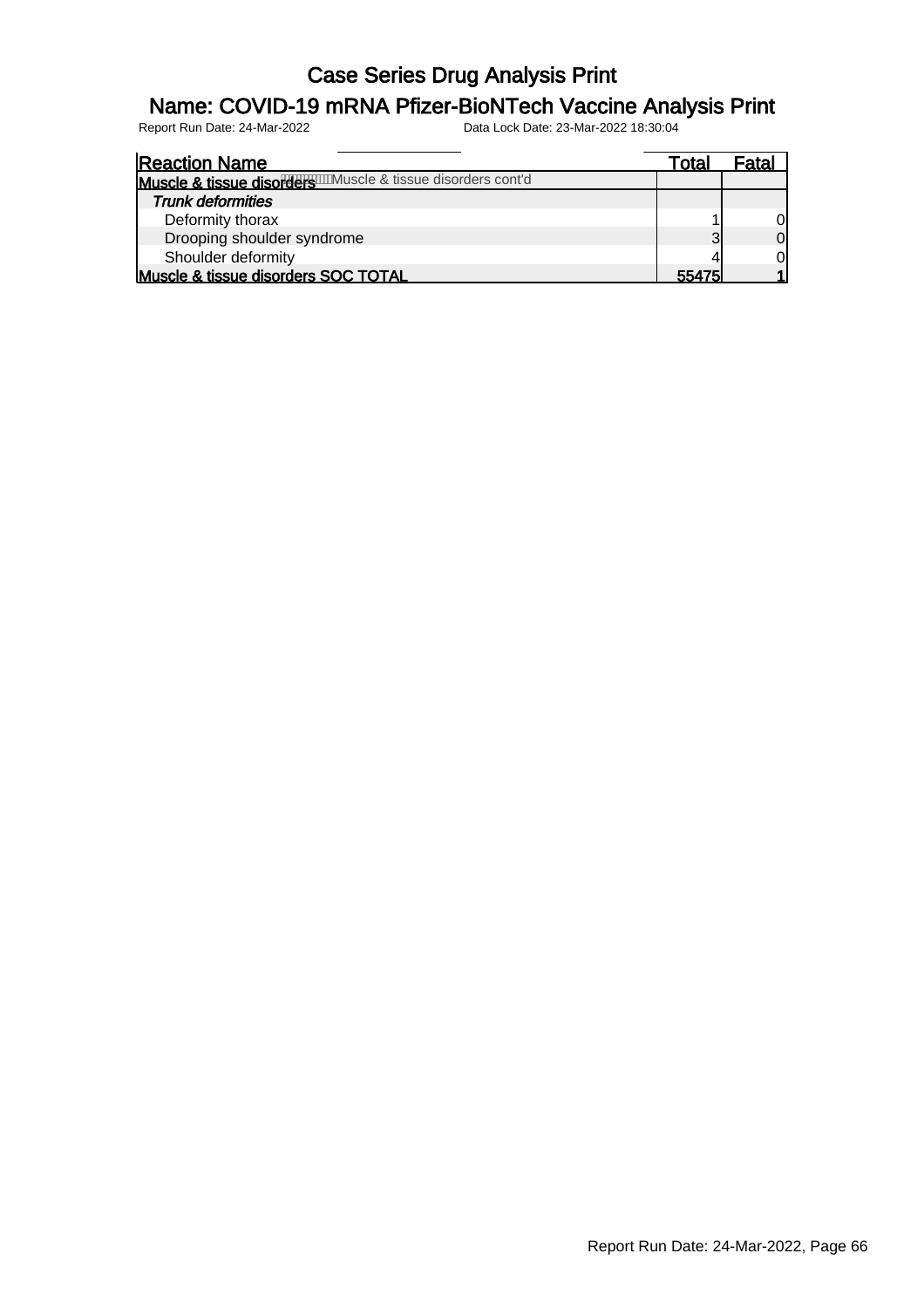# Case Series Drug Analysis Print

## Name: COVID-19 mRNA Pfizer-BioNTech Vaccine Analysis Print

Report Run Date: 24-Mar-2022 Data Lock Date: 23-Mar-2022 18:30:04

| Reaction Name | Total | Fatal |
|---|---|---|
| **Muscle & tissue disorders** Muscle & tissue disorders cont'd | | |
| ***Trunk deformities*** | | |
| Deformity thorax | 1 | 0 |
| Drooping shoulder syndrome | 3 | 0 |
| Shoulder deformity | 4 | 0 |
| **Muscle & tissue disorders SOC TOTAL** | **55475** | **1** |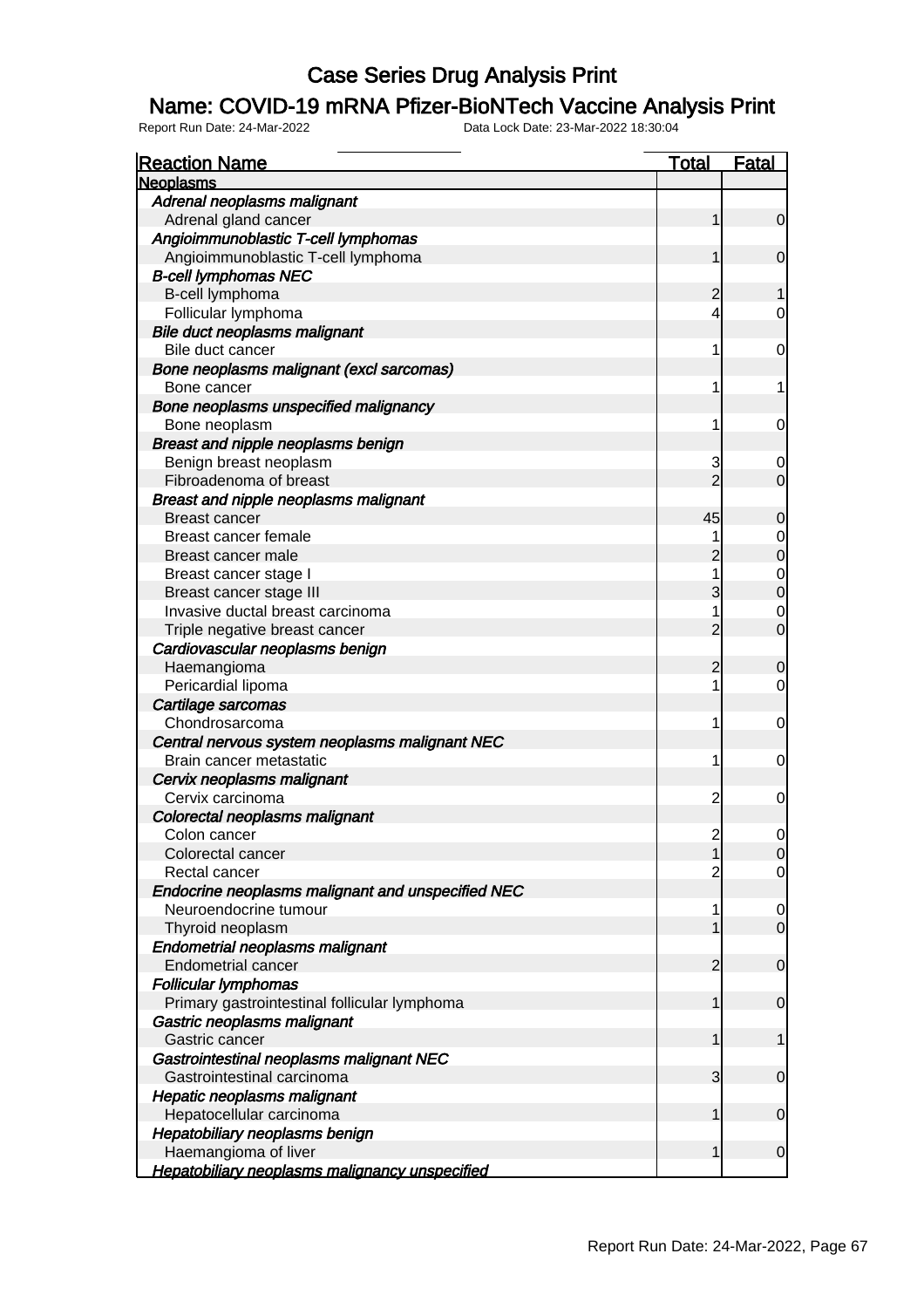# Case Series Drug Analysis Print

## Name: COVID-19 mRNA Pfizer-BioNTech Vaccine Analysis Print

Report Run Date: 24-Mar-2022 Data Lock Date: 23-Mar-2022 18:30:04

| Reaction Name | Total | Fatal |
|---|---|---|
| **Neoplasms** | | |
| *Adrenal neoplasms malignant* | | |
| Adrenal gland cancer | 1 | 0 |
| *Angioimmunoblastic T-cell lymphomas* | | |
| Angioimmunoblastic T-cell lymphoma | 1 | 0 |
| *B-cell lymphomas NEC* | | |
| B-cell lymphoma | 2 | 1 |
| Follicular lymphoma | 4 | 0 |
| *Bile duct neoplasms malignant* | | |
| Bile duct cancer | 1 | 0 |
| *Bone neoplasms malignant (excl sarcomas)* | | |
| Bone cancer | 1 | 1 |
| *Bone neoplasms unspecified malignancy* | | |
| Bone neoplasm | 1 | 0 |
| *Breast and nipple neoplasms benign* | | |
| Benign breast neoplasm | 3 | 0 |
| Fibroadenoma of breast | 2 | 0 |
| *Breast and nipple neoplasms malignant* | | |
| Breast cancer | 45 | 0 |
| Breast cancer female | 1 | 0 |
| Breast cancer male | 2 | 0 |
| Breast cancer stage I | 1 | 0 |
| Breast cancer stage III | 3 | 0 |
| Invasive ductal breast carcinoma | 1 | 0 |
| Triple negative breast cancer | 2 | 0 |
| *Cardiovascular neoplasms benign* | | |
| Haemangioma | 2 | 0 |
| Pericardial lipoma | 1 | 0 |
| *Cartilage sarcomas* | | |
| Chondrosarcoma | 1 | 0 |
| *Central nervous system neoplasms malignant NEC* | | |
| Brain cancer metastatic | 1 | 0 |
| *Cervix neoplasms malignant* | | |
| Cervix carcinoma | 2 | 0 |
| *Colorectal neoplasms malignant* | | |
| Colon cancer | 2 | 0 |
| Colorectal cancer | 1 | 0 |
| Rectal cancer | 2 | 0 |
| *Endocrine neoplasms malignant and unspecified NEC* | | |
| Neuroendocrine tumour | 1 | 0 |
| Thyroid neoplasm | 1 | 0 |
| *Endometrial neoplasms malignant* | | |
| Endometrial cancer | 2 | 0 |
| *Follicular lymphomas* | | |
| Primary gastrointestinal follicular lymphoma | 1 | 0 |
| *Gastric neoplasms malignant* | | |
| Gastric cancer | 1 | 1 |
| *Gastrointestinal neoplasms malignant NEC* | | |
| Gastrointestinal carcinoma | 3 | 0 |
| *Hepatic neoplasms malignant* | | |
| Hepatocellular carcinoma | 1 | 0 |
| *Hepatobiliary neoplasms benign* | | |
| Haemangioma of liver | 1 | 0 |
| *Hepatobiliary neoplasms malignancy unspecified* | | |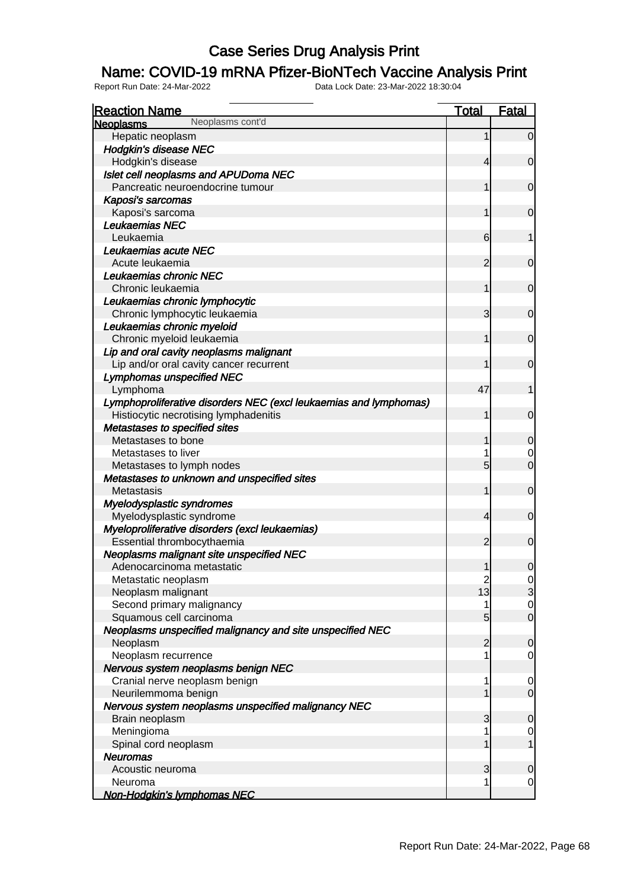# Case Series Drug Analysis Print

## Name: COVID-19 mRNA Pfizer-BioNTech Vaccine Analysis Print

Report Run Date: 24-Mar-2022 Data Lock Date: 23-Mar-2022 18:30:04

| Reaction Name | Total | Fatal |
|---|---|---|
| **Neoplasms** Neoplasms cont'd | | |
| Hepatic neoplasm | 1 | 0 |
| ***Hodgkin's disease NEC*** | | |
| Hodgkin's disease | 4 | 0 |
| ***Islet cell neoplasms and APUDoma NEC*** | | |
| Pancreatic neuroendocrine tumour | 1 | 0 |
| ***Kaposi's sarcomas*** | | |
| Kaposi's sarcoma | 1 | 0 |
| ***Leukaemias NEC*** | | |
| Leukaemia | 6 | 1 |
| ***Leukaemias acute NEC*** | | |
| Acute leukaemia | 2 | 0 |
| ***Leukaemias chronic NEC*** | | |
| Chronic leukaemia | 1 | 0 |
| ***Leukaemias chronic lymphocytic*** | | |
| Chronic lymphocytic leukaemia | 3 | 0 |
| ***Leukaemias chronic myeloid*** | | |
| Chronic myeloid leukaemia | 1 | 0 |
| ***Lip and oral cavity neoplasms malignant*** | | |
| Lip and/or oral cavity cancer recurrent | 1 | 0 |
| ***Lymphomas unspecified NEC*** | | |
| Lymphoma | 47 | 1 |
| ***Lymphoproliferative disorders NEC (excl leukaemias and lymphomas)*** | | |
| Histiocytic necrotising lymphadenitis | 1 | 0 |
| ***Metastases to specified sites*** | | |
| Metastases to bone | 1 | 0 |
| Metastases to liver | 1 | 0 |
| Metastases to lymph nodes | 5 | 0 |
| ***Metastases to unknown and unspecified sites*** | | |
| Metastasis | 1 | 0 |
| ***Myelodysplastic syndromes*** | | |
| Myelodysplastic syndrome | 4 | 0 |
| ***Myeloproliferative disorders (excl leukaemias)*** | | |
| Essential thrombocythaemia | 2 | 0 |
| ***Neoplasms malignant site unspecified NEC*** | | |
| Adenocarcinoma metastatic | 1 | 0 |
| Metastatic neoplasm | 2 | 0 |
| Neoplasm malignant | 13 | 3 |
| Second primary malignancy | 1 | 0 |
| Squamous cell carcinoma | 5 | 0 |
| ***Neoplasms unspecified malignancy and site unspecified NEC*** | | |
| Neoplasm | 2 | 0 |
| Neoplasm recurrence | 1 | 0 |
| ***Nervous system neoplasms benign NEC*** | | |
| Cranial nerve neoplasm benign | 1 | 0 |
| Neurilemmoma benign | 1 | 0 |
| ***Nervous system neoplasms unspecified malignancy NEC*** | | |
| Brain neoplasm | 3 | 0 |
| Meningioma | 1 | 0 |
| Spinal cord neoplasm | 1 | 1 |
| ***Neuromas*** | | |
| Acoustic neuroma | 3 | 0 |
| Neuroma | 1 | 0 |
| ***Non-Hodgkin's lymphomas NEC*** | | |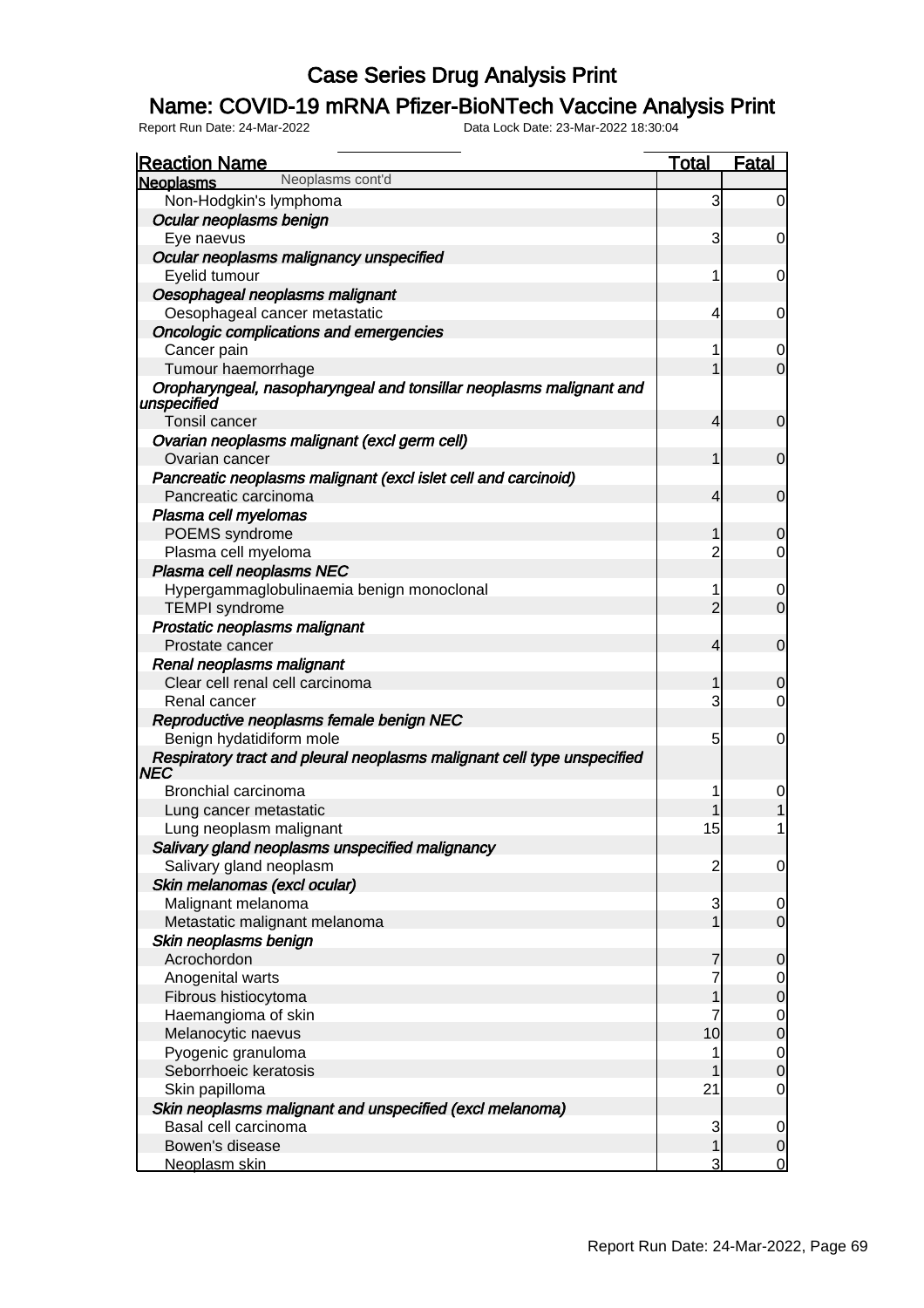# Case Series Drug Analysis Print

## Name: COVID-19 mRNA Pfizer-BioNTech Vaccine Analysis Print

Report Run Date: 24-Mar-2022    Data Lock Date: 23-Mar-2022 18:30:04

| Reaction Name | Total | Fatal |
|---|---|---|
| **Neoplasms** Neoplasms cont'd | | |
| Non-Hodgkin's lymphoma | 3 | 0 |
| *Ocular neoplasms benign* | | |
| Eye naevus | 3 | 0 |
| *Ocular neoplasms malignancy unspecified* | | |
| Eyelid tumour | 1 | 0 |
| *Oesophageal neoplasms malignant* | | |
| Oesophageal cancer metastatic | 4 | 0 |
| *Oncologic complications and emergencies* | | |
| Cancer pain | 1 | 0 |
| Tumour haemorrhage | 1 | 0 |
| *Oropharyngeal, nasopharyngeal and tonsillar neoplasms malignant and unspecified* | | |
| Tonsil cancer | 4 | 0 |
| *Ovarian neoplasms malignant (excl germ cell)* | | |
| Ovarian cancer | 1 | 0 |
| *Pancreatic neoplasms malignant (excl islet cell and carcinoid)* | | |
| Pancreatic carcinoma | 4 | 0 |
| *Plasma cell myelomas* | | |
| POEMS syndrome | 1 | 0 |
| Plasma cell myeloma | 2 | 0 |
| *Plasma cell neoplasms NEC* | | |
| Hypergammaglobulinaemia benign monoclonal | 1 | 0 |
| TEMPI syndrome | 2 | 0 |
| *Prostatic neoplasms malignant* | | |
| Prostate cancer | 4 | 0 |
| *Renal neoplasms malignant* | | |
| Clear cell renal cell carcinoma | 1 | 0 |
| Renal cancer | 3 | 0 |
| *Reproductive neoplasms female benign NEC* | | |
| Benign hydatidiform mole | 5 | 0 |
| *Respiratory tract and pleural neoplasms malignant cell type unspecified NEC* | | |
| Bronchial carcinoma | 1 | 0 |
| Lung cancer metastatic | 1 | 1 |
| Lung neoplasm malignant | 15 | 1 |
| *Salivary gland neoplasms unspecified malignancy* | | |
| Salivary gland neoplasm | 2 | 0 |
| *Skin melanomas (excl ocular)* | | |
| Malignant melanoma | 3 | 0 |
| Metastatic malignant melanoma | 1 | 0 |
| *Skin neoplasms benign* | | |
| Acrochordon | 7 | 0 |
| Anogenital warts | 7 | 0 |
| Fibrous histiocytoma | 1 | 0 |
| Haemangioma of skin | 7 | 0 |
| Melanocytic naevus | 10 | 0 |
| Pyogenic granuloma | 1 | 0 |
| Seborrhoeic keratosis | 1 | 0 |
| Skin papilloma | 21 | 0 |
| *Skin neoplasms malignant and unspecified (excl melanoma)* | | |
| Basal cell carcinoma | 3 | 0 |
| Bowen's disease | 1 | 0 |
| Neoplasm skin | 3 | 0 |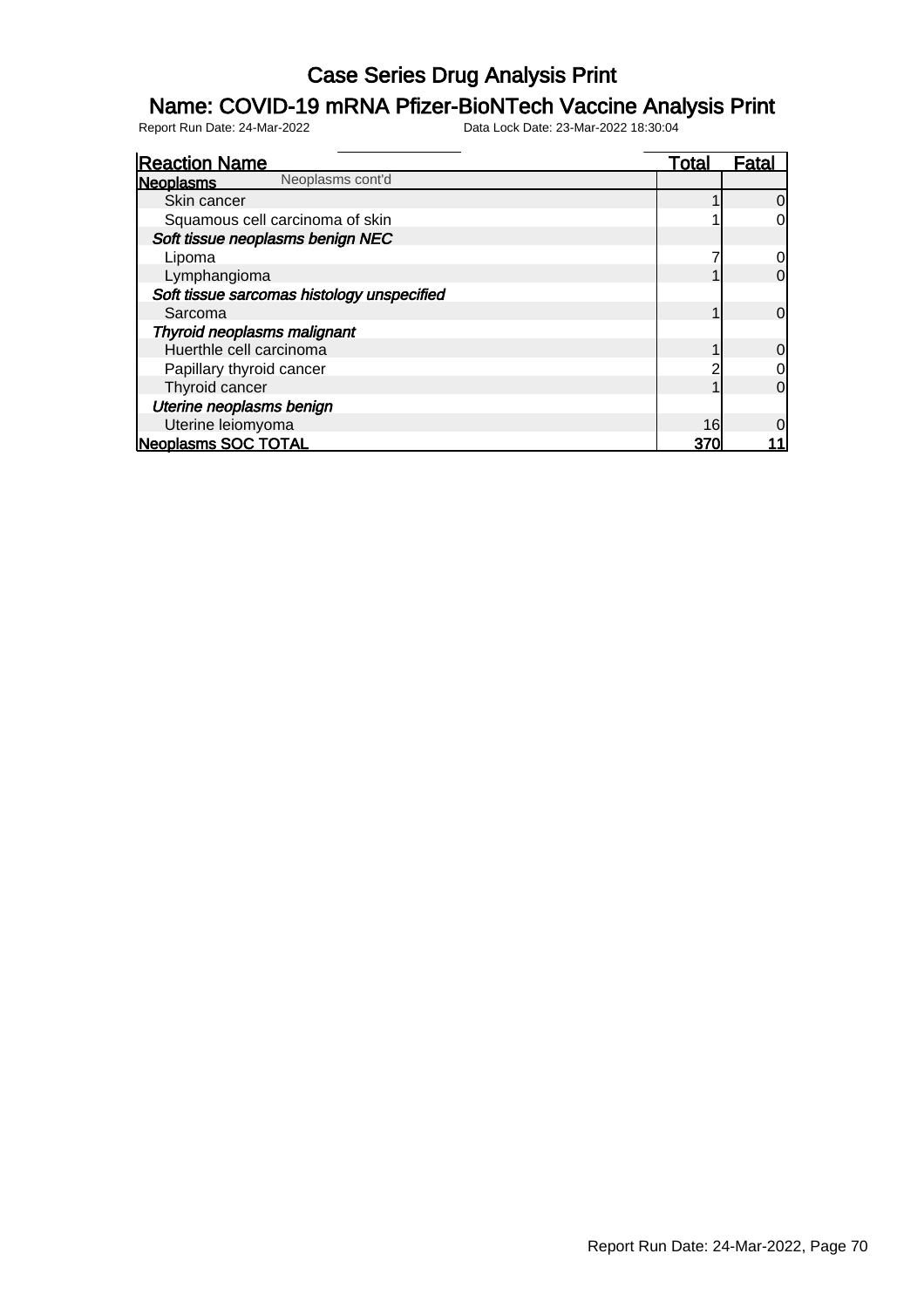# Case Series Drug Analysis Print

## Name: COVID-19 mRNA Pfizer-BioNTech Vaccine Analysis Print

Report Run Date: 24-Mar-2022 Data Lock Date: 23-Mar-2022 18:30:04

| Reaction Name | Total | Fatal |
|---|---|---|
| **Neoplasms** Neoplasms cont'd | | |
| Skin cancer | 1 | 0 |
| Squamous cell carcinoma of skin | 1 | 0 |
| ***Soft tissue neoplasms benign NEC*** | | |
| Lipoma | 7 | 0 |
| Lymphangioma | 1 | 0 |
| ***Soft tissue sarcomas histology unspecified*** | | |
| Sarcoma | 1 | 0 |
| ***Thyroid neoplasms malignant*** | | |
| Huerthle cell carcinoma | 1 | 0 |
| Papillary thyroid cancer | 2 | 0 |
| Thyroid cancer | 1 | 0 |
| ***Uterine neoplasms benign*** | | |
| Uterine leiomyoma | 16 | 0 |
| **Neoplasms SOC TOTAL** | **370** | **11** |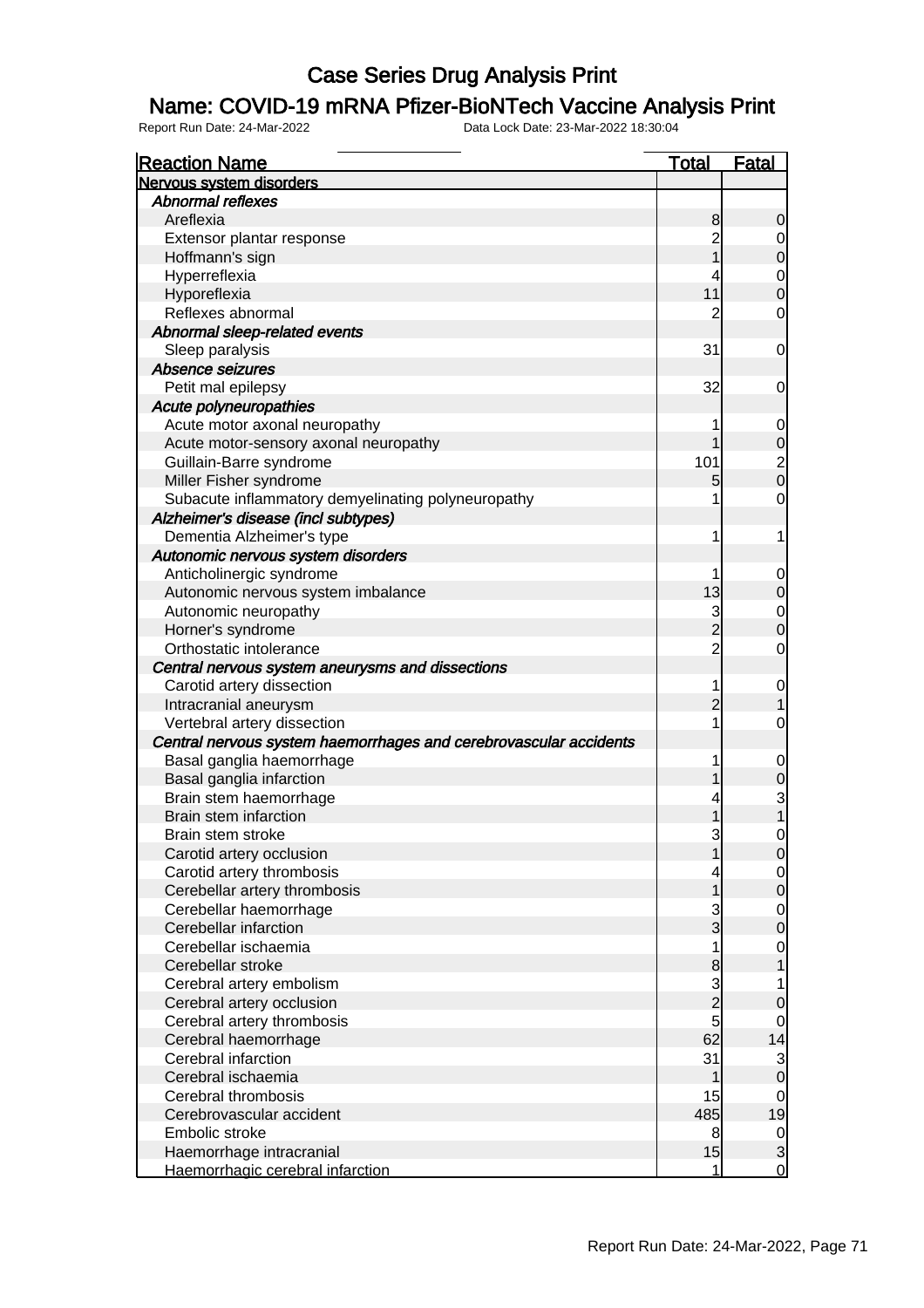# Case Series Drug Analysis Print

## Name: COVID-19 mRNA Pfizer-BioNTech Vaccine Analysis Print

Report Run Date: 24-Mar-2022 Data Lock Date: 23-Mar-2022 18:30:04

| Reaction Name | Total | Fatal |
|---|---|---|
| **Nervous system disorders** | | |
| *Abnormal reflexes* | | |
| Areflexia | 8 | 0 |
| Extensor plantar response | 2 | 0 |
| Hoffmann's sign | 1 | 0 |
| Hyperreflexia | 4 | 0 |
| Hyporeflexia | 11 | 0 |
| Reflexes abnormal | 2 | 0 |
| *Abnormal sleep-related events* | | |
| Sleep paralysis | 31 | 0 |
| *Absence seizures* | | |
| Petit mal epilepsy | 32 | 0 |
| *Acute polyneuropathies* | | |
| Acute motor axonal neuropathy | 1 | 0 |
| Acute motor-sensory axonal neuropathy | 1 | 0 |
| Guillain-Barre syndrome | 101 | 2 |
| Miller Fisher syndrome | 5 | 0 |
| Subacute inflammatory demyelinating polyneuropathy | 1 | 0 |
| *Alzheimer's disease (incl subtypes)* | | |
| Dementia Alzheimer's type | 1 | 1 |
| *Autonomic nervous system disorders* | | |
| Anticholinergic syndrome | 1 | 0 |
| Autonomic nervous system imbalance | 13 | 0 |
| Autonomic neuropathy | 3 | 0 |
| Horner's syndrome | 2 | 0 |
| Orthostatic intolerance | 2 | 0 |
| *Central nervous system aneurysms and dissections* | | |
| Carotid artery dissection | 1 | 0 |
| Intracranial aneurysm | 2 | 1 |
| Vertebral artery dissection | 1 | 0 |
| *Central nervous system haemorrhages and cerebrovascular accidents* | | |
| Basal ganglia haemorrhage | 1 | 0 |
| Basal ganglia infarction | 1 | 0 |
| Brain stem haemorrhage | 4 | 3 |
| Brain stem infarction | 1 | 1 |
| Brain stem stroke | 3 | 0 |
| Carotid artery occlusion | 1 | 0 |
| Carotid artery thrombosis | 4 | 0 |
| Cerebellar artery thrombosis | 1 | 0 |
| Cerebellar haemorrhage | 3 | 0 |
| Cerebellar infarction | 3 | 0 |
| Cerebellar ischaemia | 1 | 0 |
| Cerebellar stroke | 8 | 1 |
| Cerebral artery embolism | 3 | 1 |
| Cerebral artery occlusion | 2 | 0 |
| Cerebral artery thrombosis | 5 | 0 |
| Cerebral haemorrhage | 62 | 14 |
| Cerebral infarction | 31 | 3 |
| Cerebral ischaemia | 1 | 0 |
| Cerebral thrombosis | 15 | 0 |
| Cerebrovascular accident | 485 | 19 |
| Embolic stroke | 8 | 0 |
| Haemorrhage intracranial | 15 | 3 |
| Haemorrhagic cerebral infarction | 1 | 0 |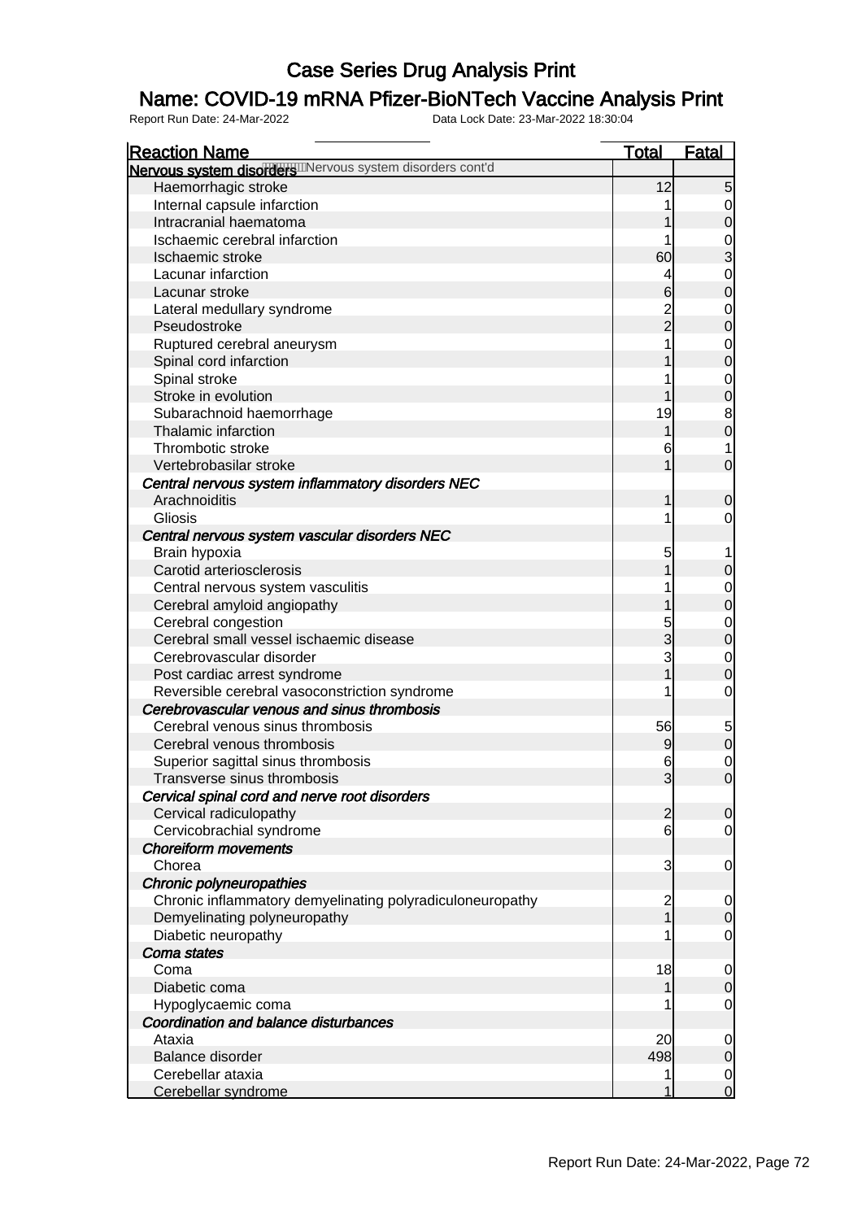# Case Series Drug Analysis Print

## Name: COVID-19 mRNA Pfizer-BioNTech Vaccine Analysis Print

Report Run Date: 24-Mar-2022 Data Lock Date: 23-Mar-2022 18:30:04

| Reaction Name | Total | Fatal |
|---|---|---|
| **Nervous system disorders** Nervous system disorders cont'd | | |
| Haemorrhagic stroke | 12 | 5 |
| Internal capsule infarction | 1 | 0 |
| Intracranial haematoma | 1 | 0 |
| Ischaemic cerebral infarction | 1 | 0 |
| Ischaemic stroke | 60 | 3 |
| Lacunar infarction | 4 | 0 |
| Lacunar stroke | 6 | 0 |
| Lateral medullary syndrome | 2 | 0 |
| Pseudostroke | 2 | 0 |
| Ruptured cerebral aneurysm | 1 | 0 |
| Spinal cord infarction | 1 | 0 |
| Spinal stroke | 1 | 0 |
| Stroke in evolution | 1 | 0 |
| Subarachnoid haemorrhage | 19 | 8 |
| Thalamic infarction | 1 | 0 |
| Thrombotic stroke | 6 | 1 |
| Vertebrobasilar stroke | 1 | 0 |
| ***Central nervous system inflammatory disorders NEC*** | | |
| Arachnoiditis | 1 | 0 |
| Gliosis | 1 | 0 |
| ***Central nervous system vascular disorders NEC*** | | |
| Brain hypoxia | 5 | 1 |
| Carotid arteriosclerosis | 1 | 0 |
| Central nervous system vasculitis | 1 | 0 |
| Cerebral amyloid angiopathy | 1 | 0 |
| Cerebral congestion | 5 | 0 |
| Cerebral small vessel ischaemic disease | 3 | 0 |
| Cerebrovascular disorder | 3 | 0 |
| Post cardiac arrest syndrome | 1 | 0 |
| Reversible cerebral vasoconstriction syndrome | 1 | 0 |
| ***Cerebrovascular venous and sinus thrombosis*** | | |
| Cerebral venous sinus thrombosis | 56 | 5 |
| Cerebral venous thrombosis | 9 | 0 |
| Superior sagittal sinus thrombosis | 6 | 0 |
| Transverse sinus thrombosis | 3 | 0 |
| ***Cervical spinal cord and nerve root disorders*** | | |
| Cervical radiculopathy | 2 | 0 |
| Cervicobrachial syndrome | 6 | 0 |
| ***Choreiform movements*** | | |
| Chorea | 3 | 0 |
| ***Chronic polyneuropathies*** | | |
| Chronic inflammatory demyelinating polyradiculoneuropathy | 2 | 0 |
| Demyelinating polyneuropathy | 1 | 0 |
| Diabetic neuropathy | 1 | 0 |
| ***Coma states*** | | |
| Coma | 18 | 0 |
| Diabetic coma | 1 | 0 |
| Hypoglycaemic coma | 1 | 0 |
| ***Coordination and balance disturbances*** | | |
| Ataxia | 20 | 0 |
| Balance disorder | 498 | 0 |
| Cerebellar ataxia | 1 | 0 |
| Cerebellar syndrome | 1 | 0 |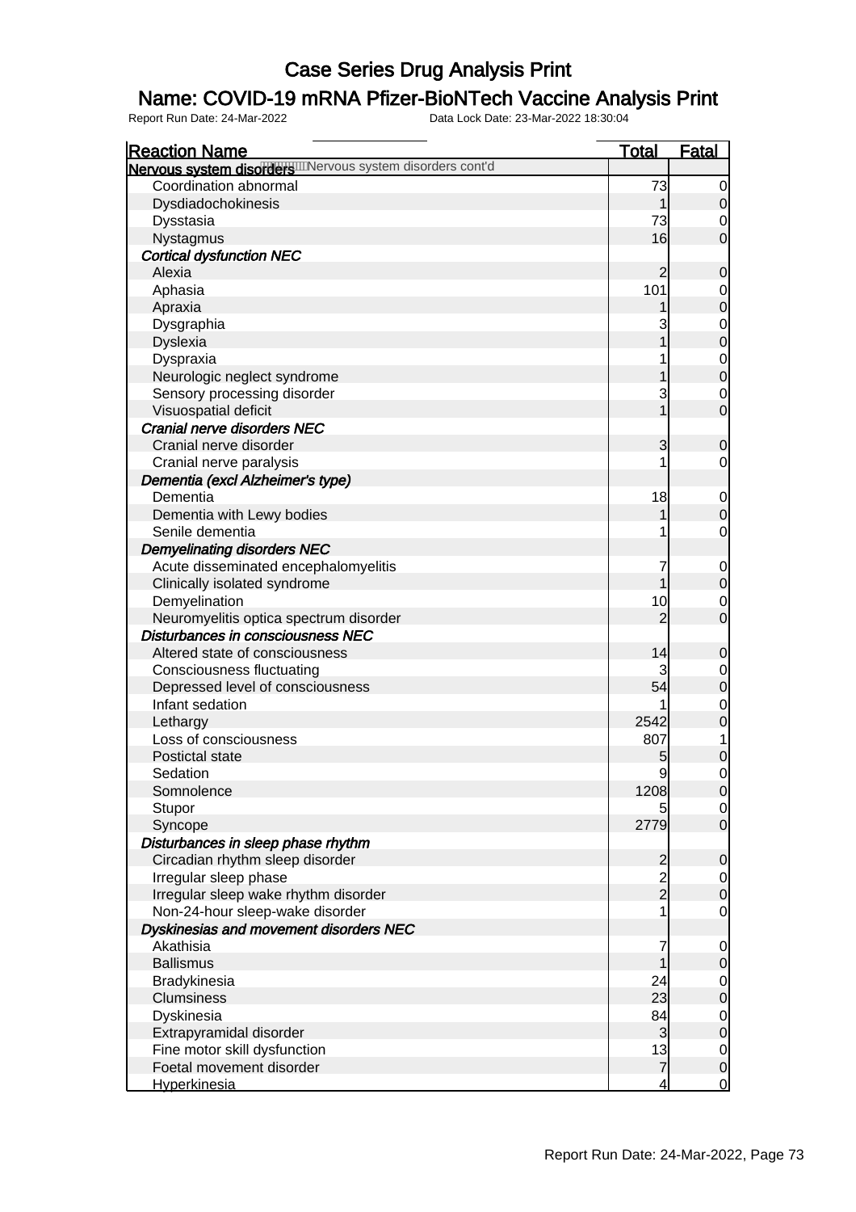# Case Series Drug Analysis Print

## Name: COVID-19 mRNA Pfizer-BioNTech Vaccine Analysis Print

Report Run Date: 24-Mar-2022 Data Lock Date: 23-Mar-2022 18:30:04

| Reaction Name | Total | Fatal |
|---|---|---|
| **Nervous system disorders** Nervous system disorders cont'd | | |
| Coordination abnormal | 73 | 0 |
| Dysdiadochokinesis | 1 | 0 |
| Dysstasia | 73 | 0 |
| Nystagmus | 16 | 0 |
| ***Cortical dysfunction NEC*** | | |
| Alexia | 2 | 0 |
| Aphasia | 101 | 0 |
| Apraxia | 1 | 0 |
| Dysgraphia | 3 | 0 |
| Dyslexia | 1 | 0 |
| Dyspraxia | 1 | 0 |
| Neurologic neglect syndrome | 1 | 0 |
| Sensory processing disorder | 3 | 0 |
| Visuospatial deficit | 1 | 0 |
| ***Cranial nerve disorders NEC*** | | |
| Cranial nerve disorder | 3 | 0 |
| Cranial nerve paralysis | 1 | 0 |
| ***Dementia (excl Alzheimer's type)*** | | |
| Dementia | 18 | 0 |
| Dementia with Lewy bodies | 1 | 0 |
| Senile dementia | 1 | 0 |
| ***Demyelinating disorders NEC*** | | |
| Acute disseminated encephalomyelitis | 7 | 0 |
| Clinically isolated syndrome | 1 | 0 |
| Demyelination | 10 | 0 |
| Neuromyelitis optica spectrum disorder | 2 | 0 |
| ***Disturbances in consciousness NEC*** | | |
| Altered state of consciousness | 14 | 0 |
| Consciousness fluctuating | 3 | 0 |
| Depressed level of consciousness | 54 | 0 |
| Infant sedation | 1 | 0 |
| Lethargy | 2542 | 0 |
| Loss of consciousness | 807 | 1 |
| Postictal state | 5 | 0 |
| Sedation | 9 | 0 |
| Somnolence | 1208 | 0 |
| Stupor | 5 | 0 |
| Syncope | 2779 | 0 |
| ***Disturbances in sleep phase rhythm*** | | |
| Circadian rhythm sleep disorder | 2 | 0 |
| Irregular sleep phase | 2 | 0 |
| Irregular sleep wake rhythm disorder | 2 | 0 |
| Non-24-hour sleep-wake disorder | 1 | 0 |
| ***Dyskinesias and movement disorders NEC*** | | |
| Akathisia | 7 | 0 |
| Ballismus | 1 | 0 |
| Bradykinesia | 24 | 0 |
| Clumsiness | 23 | 0 |
| Dyskinesia | 84 | 0 |
| Extrapyramidal disorder | 3 | 0 |
| Fine motor skill dysfunction | 13 | 0 |
| Foetal movement disorder | 7 | 0 |
| Hyperkinesia | 4 | 0 |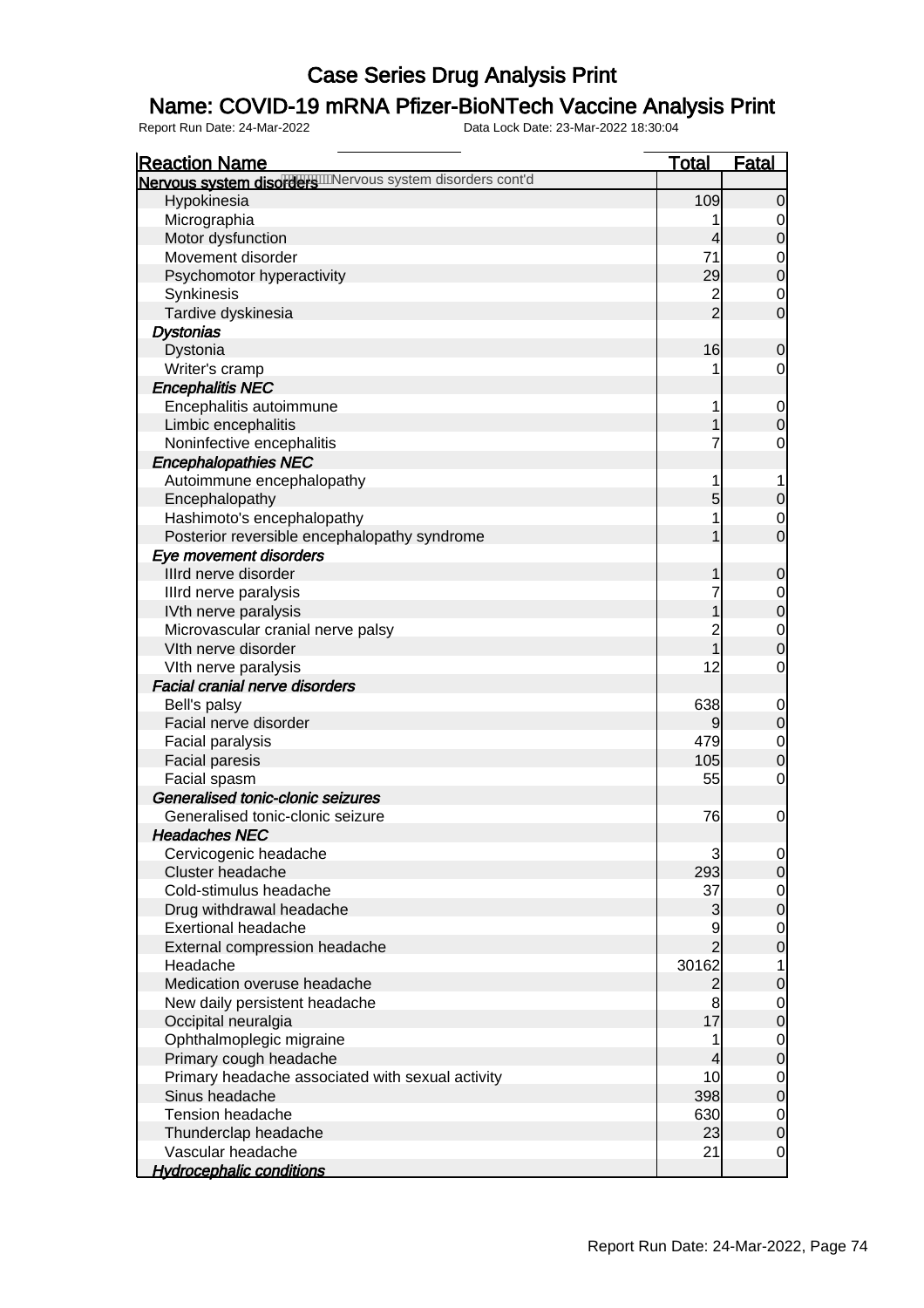# Case Series Drug Analysis Print

## Name: COVID-19 mRNA Pfizer-BioNTech Vaccine Analysis Print

Report Run Date: 24-Mar-2022    Data Lock Date: 23-Mar-2022 18:30:04

| Reaction Name | Total | Fatal |
|---|---|---|
| **Nervous system disorders** Nervous system disorders cont'd | | |
| Hypokinesia | 109 | 0 |
| Micrographia | 1 | 0 |
| Motor dysfunction | 4 | 0 |
| Movement disorder | 71 | 0 |
| Psychomotor hyperactivity | 29 | 0 |
| Synkinesis | 2 | 0 |
| Tardive dyskinesia | 2 | 0 |
| ***Dystonias*** | | |
| Dystonia | 16 | 0 |
| Writer's cramp | 1 | 0 |
| ***Encephalitis NEC*** | | |
| Encephalitis autoimmune | 1 | 0 |
| Limbic encephalitis | 1 | 0 |
| Noninfective encephalitis | 7 | 0 |
| ***Encephalopathies NEC*** | | |
| Autoimmune encephalopathy | 1 | 1 |
| Encephalopathy | 5 | 0 |
| Hashimoto's encephalopathy | 1 | 0 |
| Posterior reversible encephalopathy syndrome | 1 | 0 |
| ***Eye movement disorders*** | | |
| IIIrd nerve disorder | 1 | 0 |
| IIIrd nerve paralysis | 7 | 0 |
| IVth nerve paralysis | 1 | 0 |
| Microvascular cranial nerve palsy | 2 | 0 |
| VIth nerve disorder | 1 | 0 |
| VIth nerve paralysis | 12 | 0 |
| ***Facial cranial nerve disorders*** | | |
| Bell's palsy | 638 | 0 |
| Facial nerve disorder | 9 | 0 |
| Facial paralysis | 479 | 0 |
| Facial paresis | 105 | 0 |
| Facial spasm | 55 | 0 |
| ***Generalised tonic-clonic seizures*** | | |
| Generalised tonic-clonic seizure | 76 | 0 |
| ***Headaches NEC*** | | |
| Cervicogenic headache | 3 | 0 |
| Cluster headache | 293 | 0 |
| Cold-stimulus headache | 37 | 0 |
| Drug withdrawal headache | 3 | 0 |
| Exertional headache | 9 | 0 |
| External compression headache | 2 | 0 |
| Headache | 30162 | 1 |
| Medication overuse headache | 2 | 0 |
| New daily persistent headache | 8 | 0 |
| Occipital neuralgia | 17 | 0 |
| Ophthalmoplegic migraine | 1 | 0 |
| Primary cough headache | 4 | 0 |
| Primary headache associated with sexual activity | 10 | 0 |
| Sinus headache | 398 | 0 |
| Tension headache | 630 | 0 |
| Thunderclap headache | 23 | 0 |
| Vascular headache | 21 | 0 |
| ***Hydrocephalic conditions*** | | |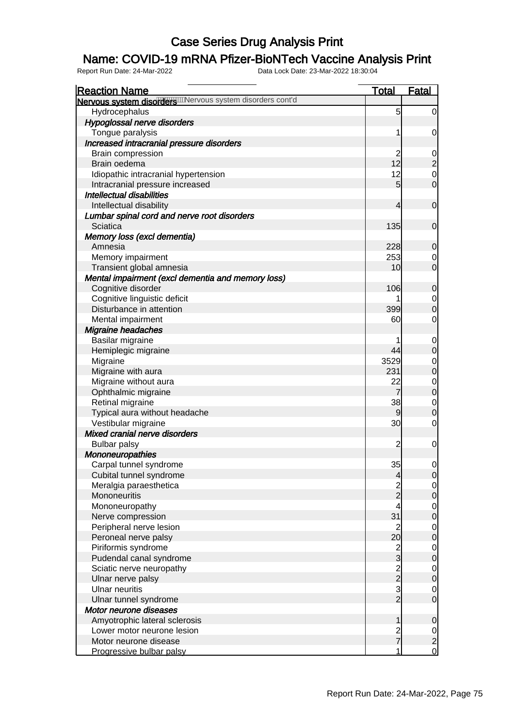# Case Series Drug Analysis Print

## Name: COVID-19 mRNA Pfizer-BioNTech Vaccine Analysis Print

Report Run Date: 24-Mar-2022    Data Lock Date: 23-Mar-2022 18:30:04

| Reaction Name | Total | Fatal |
|---|---|---|
| **Nervous system disorders** Nervous system disorders cont'd | | |
| Hydrocephalus | 5 | 0 |
| ***Hypoglossal nerve disorders*** | | |
| Tongue paralysis | 1 | 0 |
| ***Increased intracranial pressure disorders*** | | |
| Brain compression | 2 | 0 |
| Brain oedema | 12 | 2 |
| Idiopathic intracranial hypertension | 12 | 0 |
| Intracranial pressure increased | 5 | 0 |
| ***Intellectual disabilities*** | | |
| Intellectual disability | 4 | 0 |
| ***Lumbar spinal cord and nerve root disorders*** | | |
| Sciatica | 135 | 0 |
| ***Memory loss (excl dementia)*** | | |
| Amnesia | 228 | 0 |
| Memory impairment | 253 | 0 |
| Transient global amnesia | 10 | 0 |
| ***Mental impairment (excl dementia and memory loss)*** | | |
| Cognitive disorder | 106 | 0 |
| Cognitive linguistic deficit | 1 | 0 |
| Disturbance in attention | 399 | 0 |
| Mental impairment | 60 | 0 |
| ***Migraine headaches*** | | |
| Basilar migraine | 1 | 0 |
| Hemiplegic migraine | 44 | 0 |
| Migraine | 3529 | 0 |
| Migraine with aura | 231 | 0 |
| Migraine without aura | 22 | 0 |
| Ophthalmic migraine | 7 | 0 |
| Retinal migraine | 38 | 0 |
| Typical aura without headache | 9 | 0 |
| Vestibular migraine | 30 | 0 |
| ***Mixed cranial nerve disorders*** | | |
| Bulbar palsy | 2 | 0 |
| ***Mononeuropathies*** | | |
| Carpal tunnel syndrome | 35 | 0 |
| Cubital tunnel syndrome | 4 | 0 |
| Meralgia paraesthetica | 2 | 0 |
| Mononeuritis | 2 | 0 |
| Mononeuropathy | 4 | 0 |
| Nerve compression | 31 | 0 |
| Peripheral nerve lesion | 2 | 0 |
| Peroneal nerve palsy | 20 | 0 |
| Piriformis syndrome | 2 | 0 |
| Pudendal canal syndrome | 3 | 0 |
| Sciatic nerve neuropathy | 2 | 0 |
| Ulnar nerve palsy | 2 | 0 |
| Ulnar neuritis | 3 | 0 |
| Ulnar tunnel syndrome | 2 | 0 |
| ***Motor neurone diseases*** | | |
| Amyotrophic lateral sclerosis | 1 | 0 |
| Lower motor neurone lesion | 2 | 0 |
| Motor neurone disease | 7 | 2 |
| Progressive bulbar palsy | 1 | 0 |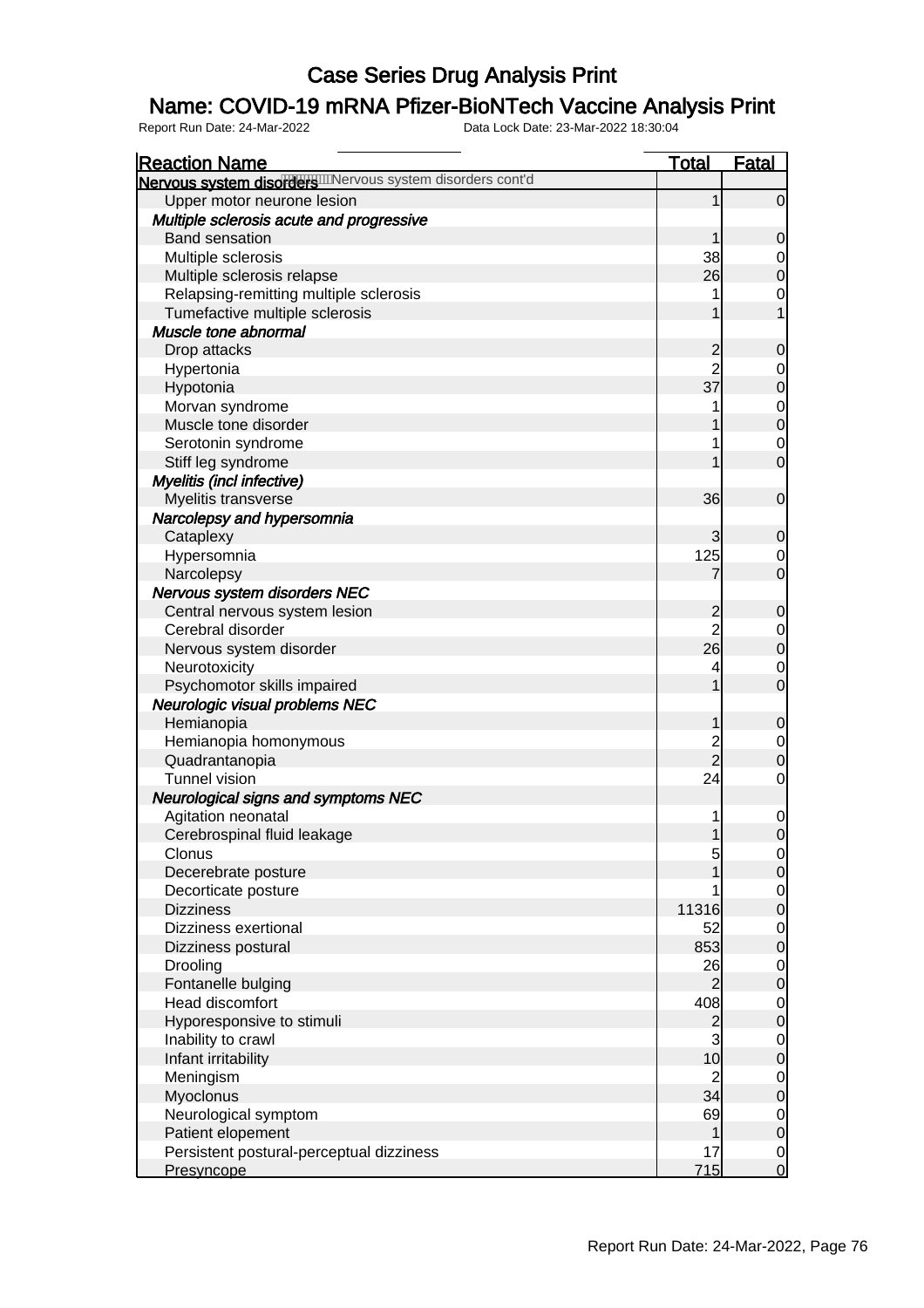# Case Series Drug Analysis Print

## Name: COVID-19 mRNA Pfizer-BioNTech Vaccine Analysis Print

Report Run Date: 24-Mar-2022    Data Lock Date: 23-Mar-2022 18:30:04

| Reaction Name | Total | Fatal |
|---|---|---|
| **Nervous system disorders** Nervous system disorders cont'd | | |
| Upper motor neurone lesion | 1 | 0 |
| ***Multiple sclerosis acute and progressive*** | | |
| Band sensation | 1 | 0 |
| Multiple sclerosis | 38 | 0 |
| Multiple sclerosis relapse | 26 | 0 |
| Relapsing-remitting multiple sclerosis | 1 | 0 |
| Tumefactive multiple sclerosis | 1 | 1 |
| ***Muscle tone abnormal*** | | |
| Drop attacks | 2 | 0 |
| Hypertonia | 2 | 0 |
| Hypotonia | 37 | 0 |
| Morvan syndrome | 1 | 0 |
| Muscle tone disorder | 1 | 0 |
| Serotonin syndrome | 1 | 0 |
| Stiff leg syndrome | 1 | 0 |
| ***Myelitis (incl infective)*** | | |
| Myelitis transverse | 36 | 0 |
| ***Narcolepsy and hypersomnia*** | | |
| Cataplexy | 3 | 0 |
| Hypersomnia | 125 | 0 |
| Narcolepsy | 7 | 0 |
| ***Nervous system disorders NEC*** | | |
| Central nervous system lesion | 2 | 0 |
| Cerebral disorder | 2 | 0 |
| Nervous system disorder | 26 | 0 |
| Neurotoxicity | 4 | 0 |
| Psychomotor skills impaired | 1 | 0 |
| ***Neurologic visual problems NEC*** | | |
| Hemianopia | 1 | 0 |
| Hemianopia homonymous | 2 | 0 |
| Quadrantanopia | 2 | 0 |
| Tunnel vision | 24 | 0 |
| ***Neurological signs and symptoms NEC*** | | |
| Agitation neonatal | 1 | 0 |
| Cerebrospinal fluid leakage | 1 | 0 |
| Clonus | 5 | 0 |
| Decerebrate posture | 1 | 0 |
| Decorticate posture | 1 | 0 |
| Dizziness | 11316 | 0 |
| Dizziness exertional | 52 | 0 |
| Dizziness postural | 853 | 0 |
| Drooling | 26 | 0 |
| Fontanelle bulging | 2 | 0 |
| Head discomfort | 408 | 0 |
| Hyporesponsive to stimuli | 2 | 0 |
| Inability to crawl | 3 | 0 |
| Infant irritability | 10 | 0 |
| Meningism | 2 | 0 |
| Myoclonus | 34 | 0 |
| Neurological symptom | 69 | 0 |
| Patient elopement | 1 | 0 |
| Persistent postural-perceptual dizziness | 17 | 0 |
| Presyncope | 715 | 0 |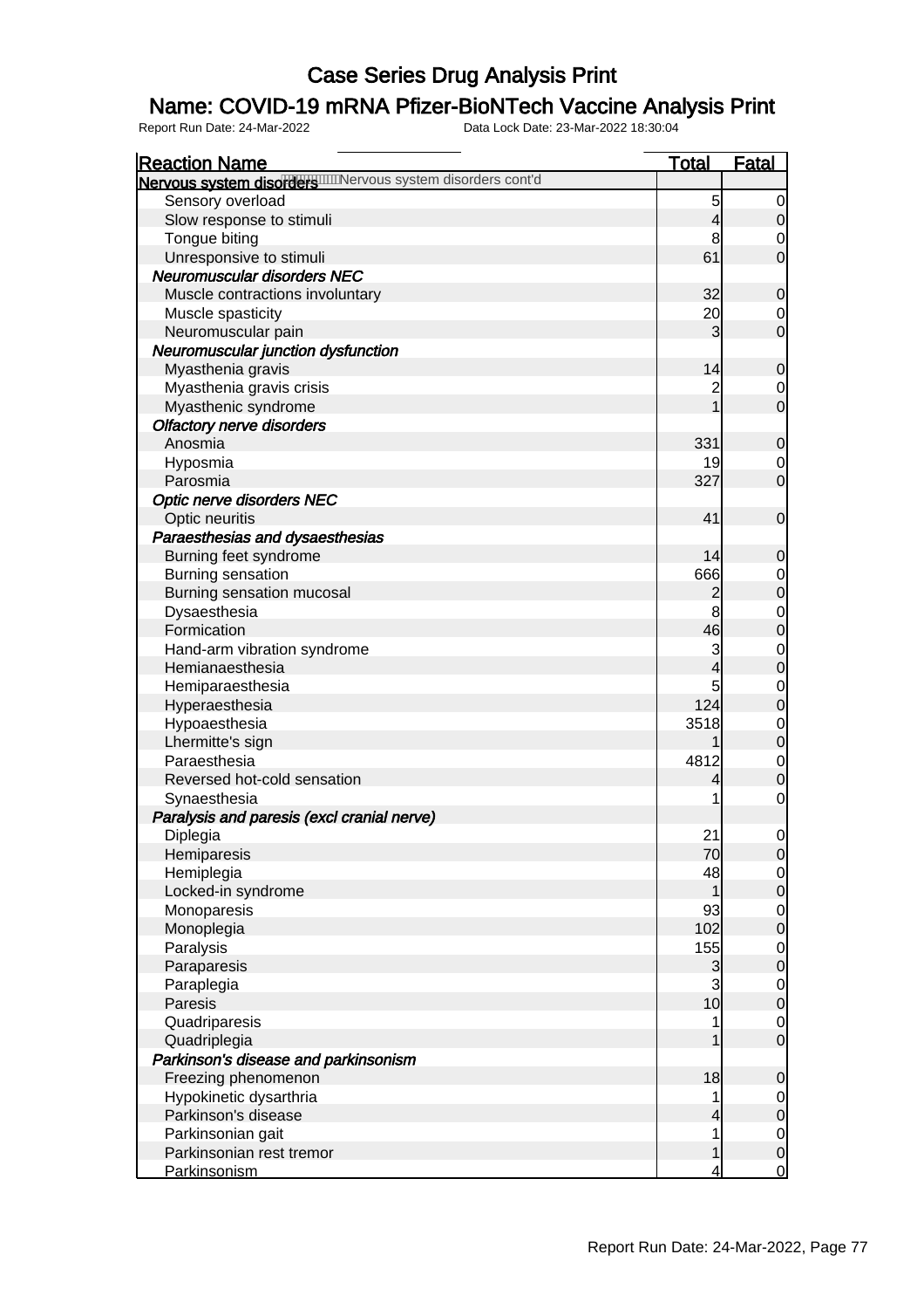# Case Series Drug Analysis Print

## Name: COVID-19 mRNA Pfizer-BioNTech Vaccine Analysis Print

Report Run Date: 24-Mar-2022    Data Lock Date: 23-Mar-2022 18:30:04

| Reaction Name | Total | Fatal |
|---|---|---|
| **Nervous system disorders** Nervous system disorders cont'd | | |
| Sensory overload | 5 | 0 |
| Slow response to stimuli | 4 | 0 |
| Tongue biting | 8 | 0 |
| Unresponsive to stimuli | 61 | 0 |
| ***Neuromuscular disorders NEC*** | | |
| Muscle contractions involuntary | 32 | 0 |
| Muscle spasticity | 20 | 0 |
| Neuromuscular pain | 3 | 0 |
| ***Neuromuscular junction dysfunction*** | | |
| Myasthenia gravis | 14 | 0 |
| Myasthenia gravis crisis | 2 | 0 |
| Myasthenic syndrome | 1 | 0 |
| ***Olfactory nerve disorders*** | | |
| Anosmia | 331 | 0 |
| Hyposmia | 19 | 0 |
| Parosmia | 327 | 0 |
| ***Optic nerve disorders NEC*** | | |
| Optic neuritis | 41 | 0 |
| ***Paraesthesias and dysaesthesias*** | | |
| Burning feet syndrome | 14 | 0 |
| Burning sensation | 666 | 0 |
| Burning sensation mucosal | 2 | 0 |
| Dysaesthesia | 8 | 0 |
| Formication | 46 | 0 |
| Hand-arm vibration syndrome | 3 | 0 |
| Hemianaesthesia | 4 | 0 |
| Hemiparaesthesia | 5 | 0 |
| Hyperaesthesia | 124 | 0 |
| Hypoaesthesia | 3518 | 0 |
| Lhermitte's sign | 1 | 0 |
| Paraesthesia | 4812 | 0 |
| Reversed hot-cold sensation | 4 | 0 |
| Synaesthesia | 1 | 0 |
| ***Paralysis and paresis (excl cranial nerve)*** | | |
| Diplegia | 21 | 0 |
| Hemiparesis | 70 | 0 |
| Hemiplegia | 48 | 0 |
| Locked-in syndrome | 1 | 0 |
| Monoparesis | 93 | 0 |
| Monoplegia | 102 | 0 |
| Paralysis | 155 | 0 |
| Paraparesis | 3 | 0 |
| Paraplegia | 3 | 0 |
| Paresis | 10 | 0 |
| Quadriparesis | 1 | 0 |
| Quadriplegia | 1 | 0 |
| ***Parkinson's disease and parkinsonism*** | | |
| Freezing phenomenon | 18 | 0 |
| Hypokinetic dysarthria | 1 | 0 |
| Parkinson's disease | 4 | 0 |
| Parkinsonian gait | 1 | 0 |
| Parkinsonian rest tremor | 1 | 0 |
| Parkinsonism | 4 | 0 |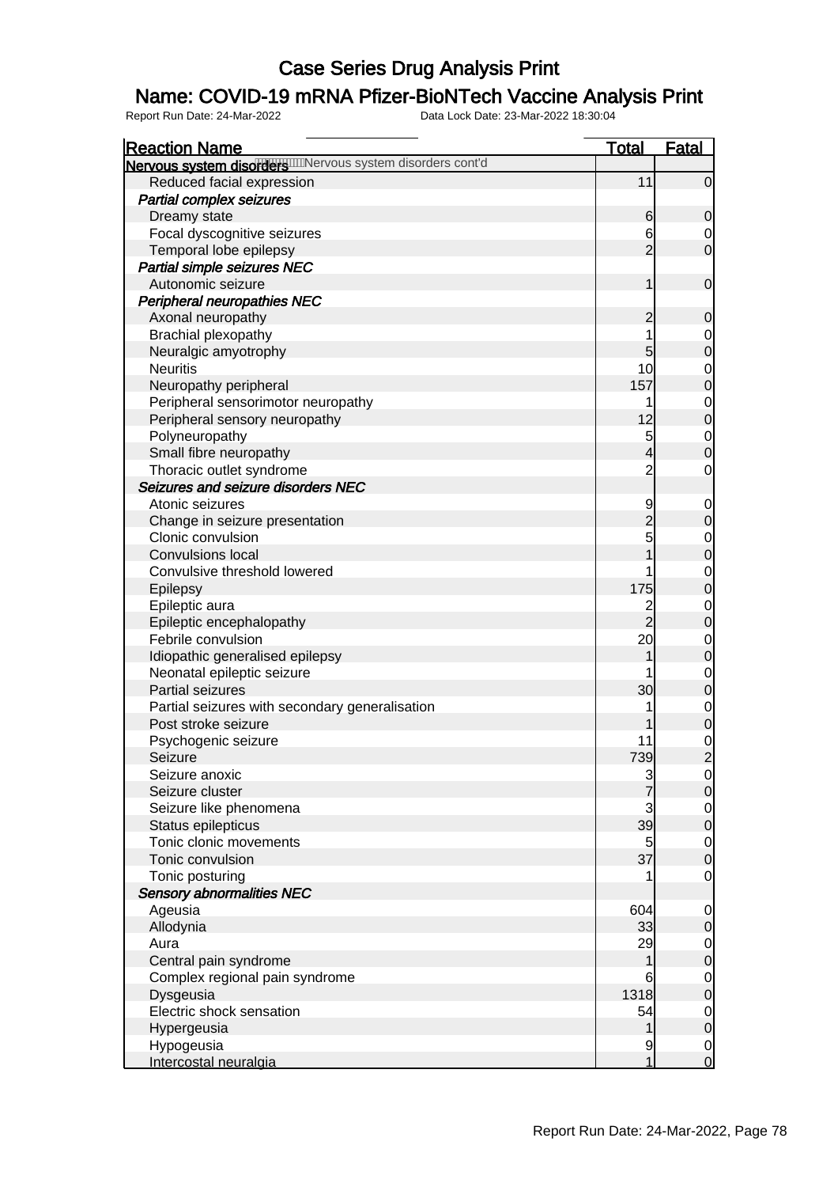# Case Series Drug Analysis Print

## Name: COVID-19 mRNA Pfizer-BioNTech Vaccine Analysis Print

Report Run Date: 24-Mar-2022 Data Lock Date: 23-Mar-2022 18:30:04

| Reaction Name | Total | Fatal |
|---|---|---|
| **Nervous system disorders** Nervous system disorders cont'd | | |
| Reduced facial expression | 11 | 0 |
| ***Partial complex seizures*** | | |
| Dreamy state | 6 | 0 |
| Focal dyscognitive seizures | 6 | 0 |
| Temporal lobe epilepsy | 2 | 0 |
| ***Partial simple seizures NEC*** | | |
| Autonomic seizure | 1 | 0 |
| ***Peripheral neuropathies NEC*** | | |
| Axonal neuropathy | 2 | 0 |
| Brachial plexopathy | 1 | 0 |
| Neuralgic amyotrophy | 5 | 0 |
| Neuritis | 10 | 0 |
| Neuropathy peripheral | 157 | 0 |
| Peripheral sensorimotor neuropathy | 1 | 0 |
| Peripheral sensory neuropathy | 12 | 0 |
| Polyneuropathy | 5 | 0 |
| Small fibre neuropathy | 4 | 0 |
| Thoracic outlet syndrome | 2 | 0 |
| ***Seizures and seizure disorders NEC*** | | |
| Atonic seizures | 9 | 0 |
| Change in seizure presentation | 2 | 0 |
| Clonic convulsion | 5 | 0 |
| Convulsions local | 1 | 0 |
| Convulsive threshold lowered | 1 | 0 |
| Epilepsy | 175 | 0 |
| Epileptic aura | 2 | 0 |
| Epileptic encephalopathy | 2 | 0 |
| Febrile convulsion | 20 | 0 |
| Idiopathic generalised epilepsy | 1 | 0 |
| Neonatal epileptic seizure | 1 | 0 |
| Partial seizures | 30 | 0 |
| Partial seizures with secondary generalisation | 1 | 0 |
| Post stroke seizure | 1 | 0 |
| Psychogenic seizure | 11 | 0 |
| Seizure | 739 | 2 |
| Seizure anoxic | 3 | 0 |
| Seizure cluster | 7 | 0 |
| Seizure like phenomena | 3 | 0 |
| Status epilepticus | 39 | 0 |
| Tonic clonic movements | 5 | 0 |
| Tonic convulsion | 37 | 0 |
| Tonic posturing | 1 | 0 |
| ***Sensory abnormalities NEC*** | | |
| Ageusia | 604 | 0 |
| Allodynia | 33 | 0 |
| Aura | 29 | 0 |
| Central pain syndrome | 1 | 0 |
| Complex regional pain syndrome | 6 | 0 |
| Dysgeusia | 1318 | 0 |
| Electric shock sensation | 54 | 0 |
| Hypergeusia | 1 | 0 |
| Hypogeusia | 9 | 0 |
| Intercostal neuralgia | 1 | 0 |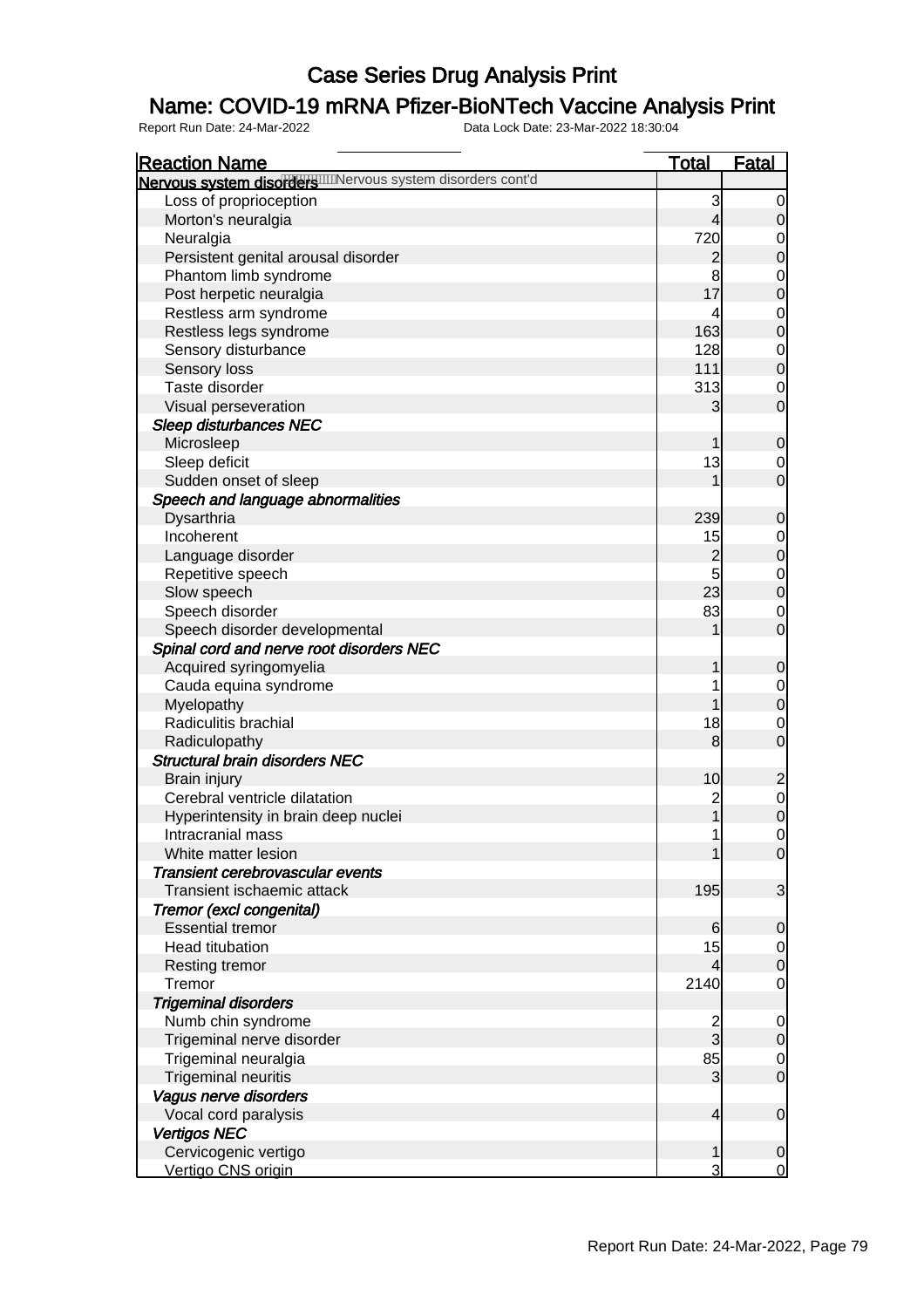# Case Series Drug Analysis Print

## Name: COVID-19 mRNA Pfizer-BioNTech Vaccine Analysis Print

Report Run Date: 24-Mar-2022 Data Lock Date: 23-Mar-2022 18:30:04

| Reaction Name | Total | Fatal |
|---|---|---|
| **Nervous system disorders** Nervous system disorders cont'd | | |
| Loss of proprioception | 3 | 0 |
| Morton's neuralgia | 4 | 0 |
| Neuralgia | 720 | 0 |
| Persistent genital arousal disorder | 2 | 0 |
| Phantom limb syndrome | 8 | 0 |
| Post herpetic neuralgia | 17 | 0 |
| Restless arm syndrome | 4 | 0 |
| Restless legs syndrome | 163 | 0 |
| Sensory disturbance | 128 | 0 |
| Sensory loss | 111 | 0 |
| Taste disorder | 313 | 0 |
| Visual perseveration | 3 | 0 |
| ***Sleep disturbances NEC*** | | |
| Microsleep | 1 | 0 |
| Sleep deficit | 13 | 0 |
| Sudden onset of sleep | 1 | 0 |
| ***Speech and language abnormalities*** | | |
| Dysarthria | 239 | 0 |
| Incoherent | 15 | 0 |
| Language disorder | 2 | 0 |
| Repetitive speech | 5 | 0 |
| Slow speech | 23 | 0 |
| Speech disorder | 83 | 0 |
| Speech disorder developmental | 1 | 0 |
| ***Spinal cord and nerve root disorders NEC*** | | |
| Acquired syringomyelia | 1 | 0 |
| Cauda equina syndrome | 1 | 0 |
| Myelopathy | 1 | 0 |
| Radiculitis brachial | 18 | 0 |
| Radiculopathy | 8 | 0 |
| ***Structural brain disorders NEC*** | | |
| Brain injury | 10 | 2 |
| Cerebral ventricle dilatation | 2 | 0 |
| Hyperintensity in brain deep nuclei | 1 | 0 |
| Intracranial mass | 1 | 0 |
| White matter lesion | 1 | 0 |
| ***Transient cerebrovascular events*** | | |
| Transient ischaemic attack | 195 | 3 |
| ***Tremor (excl congenital)*** | | |
| Essential tremor | 6 | 0 |
| Head titubation | 15 | 0 |
| Resting tremor | 4 | 0 |
| Tremor | 2140 | 0 |
| ***Trigeminal disorders*** | | |
| Numb chin syndrome | 2 | 0 |
| Trigeminal nerve disorder | 3 | 0 |
| Trigeminal neuralgia | 85 | 0 |
| Trigeminal neuritis | 3 | 0 |
| ***Vagus nerve disorders*** | | |
| Vocal cord paralysis | 4 | 0 |
| ***Vertigos NEC*** | | |
| Cervicogenic vertigo | 1 | 0 |
| Vertigo CNS origin | 3 | 0 |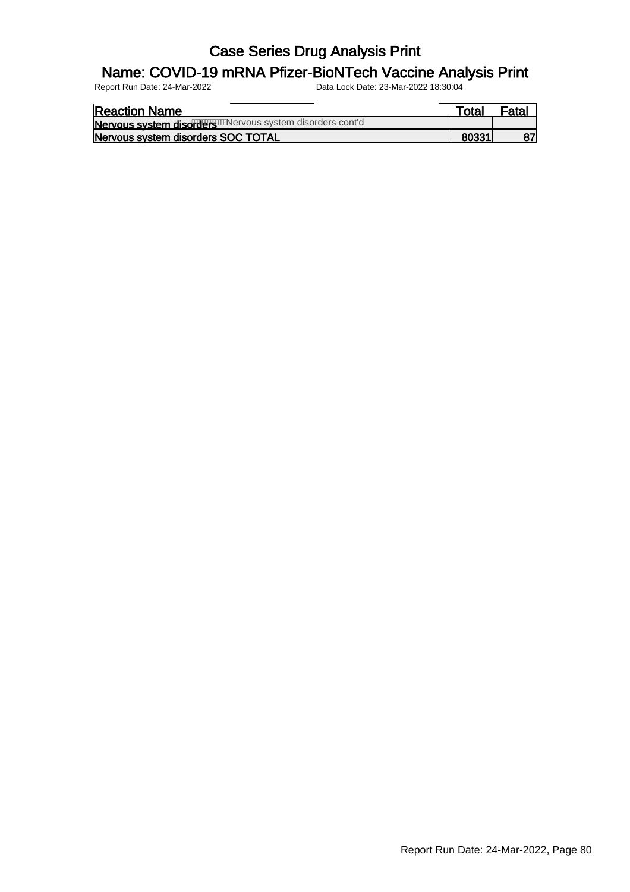# Case Series Drug Analysis Print

## Name: COVID-19 mRNA Pfizer-BioNTech Vaccine Analysis Print

Report Run Date: 24-Mar-2022 Data Lock Date: 23-Mar-2022 18:30:04

| Reaction Name | Total | Fatal |
|---|---|---|
| **Nervous system disorders** Nervous system disorders cont'd | | |
| **Nervous system disorders SOC TOTAL** | **80331** | **87** |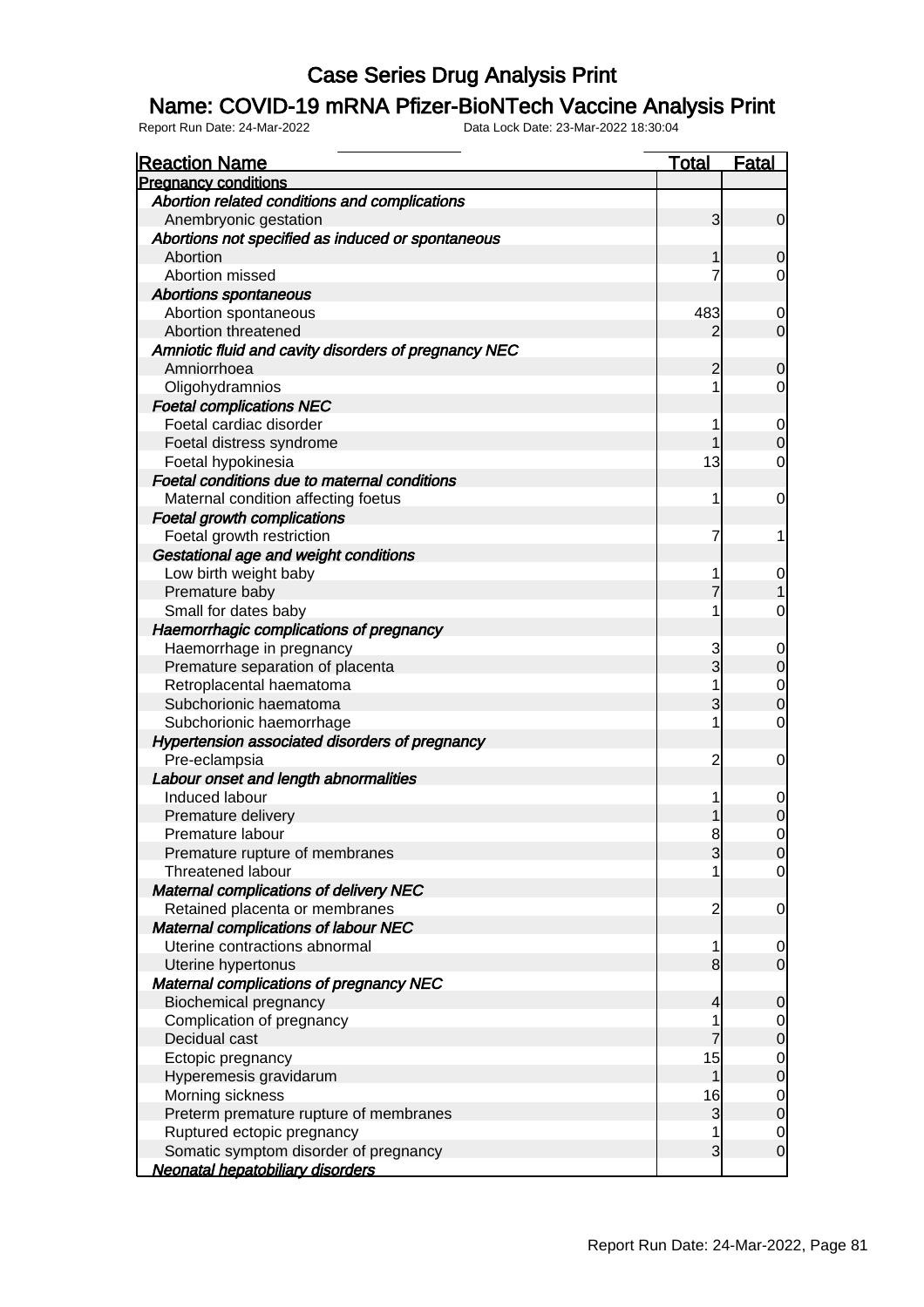# Case Series Drug Analysis Print

## Name: COVID-19 mRNA Pfizer-BioNTech Vaccine Analysis Print

Report Run Date: 24-Mar-2022    Data Lock Date: 23-Mar-2022 18:30:04

| Reaction Name | Total | Fatal |
|---|---|---|
| **Pregnancy conditions** | | |
| *Abortion related conditions and complications* | | |
| Anembryonic gestation | 3 | 0 |
| *Abortions not specified as induced or spontaneous* | | |
| Abortion | 1 | 0 |
| Abortion missed | 7 | 0 |
| *Abortions spontaneous* | | |
| Abortion spontaneous | 483 | 0 |
| Abortion threatened | 2 | 0 |
| *Amniotic fluid and cavity disorders of pregnancy NEC* | | |
| Amniorrhoea | 2 | 0 |
| Oligohydramnios | 1 | 0 |
| *Foetal complications NEC* | | |
| Foetal cardiac disorder | 1 | 0 |
| Foetal distress syndrome | 1 | 0 |
| Foetal hypokinesia | 13 | 0 |
| *Foetal conditions due to maternal conditions* | | |
| Maternal condition affecting foetus | 1 | 0 |
| *Foetal growth complications* | | |
| Foetal growth restriction | 7 | 1 |
| *Gestational age and weight conditions* | | |
| Low birth weight baby | 1 | 0 |
| Premature baby | 7 | 1 |
| Small for dates baby | 1 | 0 |
| *Haemorrhagic complications of pregnancy* | | |
| Haemorrhage in pregnancy | 3 | 0 |
| Premature separation of placenta | 3 | 0 |
| Retroplacental haematoma | 1 | 0 |
| Subchorionic haematoma | 3 | 0 |
| Subchorionic haemorrhage | 1 | 0 |
| *Hypertension associated disorders of pregnancy* | | |
| Pre-eclampsia | 2 | 0 |
| *Labour onset and length abnormalities* | | |
| Induced labour | 1 | 0 |
| Premature delivery | 1 | 0 |
| Premature labour | 8 | 0 |
| Premature rupture of membranes | 3 | 0 |
| Threatened labour | 1 | 0 |
| *Maternal complications of delivery NEC* | | |
| Retained placenta or membranes | 2 | 0 |
| *Maternal complications of labour NEC* | | |
| Uterine contractions abnormal | 1 | 0 |
| Uterine hypertonus | 8 | 0 |
| *Maternal complications of pregnancy NEC* | | |
| Biochemical pregnancy | 4 | 0 |
| Complication of pregnancy | 1 | 0 |
| Decidual cast | 7 | 0 |
| Ectopic pregnancy | 15 | 0 |
| Hyperemesis gravidarum | 1 | 0 |
| Morning sickness | 16 | 0 |
| Preterm premature rupture of membranes | 3 | 0 |
| Ruptured ectopic pregnancy | 1 | 0 |
| Somatic symptom disorder of pregnancy | 3 | 0 |
| *Neonatal hepatobiliary disorders* | | |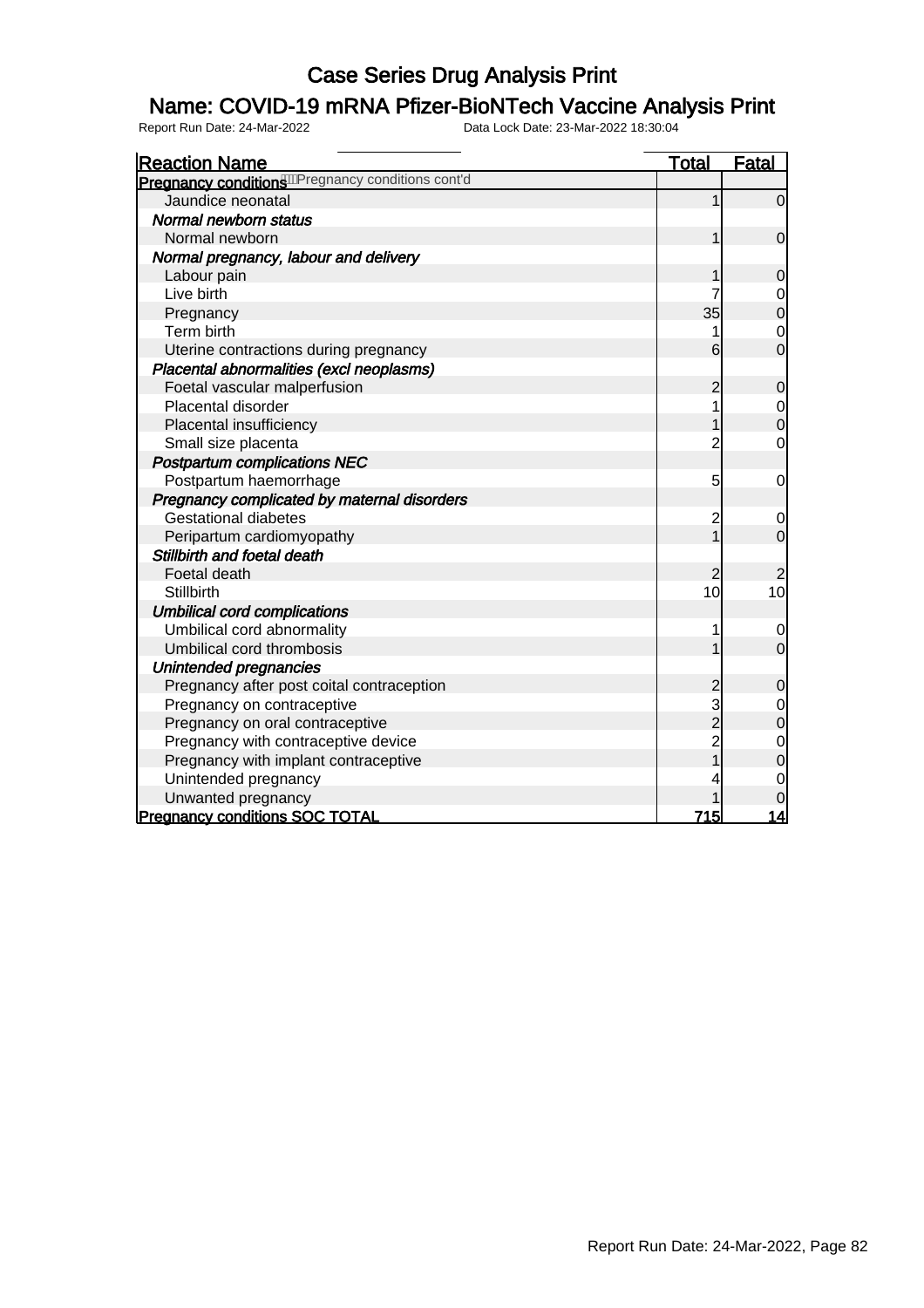# Case Series Drug Analysis Print

## Name: COVID-19 mRNA Pfizer-BioNTech Vaccine Analysis Print

Report Run Date: 24-Mar-2022 Data Lock Date: 23-Mar-2022 18:30:04

| Reaction Name | Total | Fatal |
|---|---|---|
| **Pregnancy conditions** Pregnancy conditions cont'd | | |
| Jaundice neonatal | 1 | 0 |
| *Normal newborn status* | | |
| Normal newborn | 1 | 0 |
| *Normal pregnancy, labour and delivery* | | |
| Labour pain | 1 | 0 |
| Live birth | 7 | 0 |
| Pregnancy | 35 | 0 |
| Term birth | 1 | 0 |
| Uterine contractions during pregnancy | 6 | 0 |
| *Placental abnormalities (excl neoplasms)* | | |
| Foetal vascular malperfusion | 2 | 0 |
| Placental disorder | 1 | 0 |
| Placental insufficiency | 1 | 0 |
| Small size placenta | 2 | 0 |
| *Postpartum complications NEC* | | |
| Postpartum haemorrhage | 5 | 0 |
| *Pregnancy complicated by maternal disorders* | | |
| Gestational diabetes | 2 | 0 |
| Peripartum cardiomyopathy | 1 | 0 |
| *Stillbirth and foetal death* | | |
| Foetal death | 2 | 2 |
| Stillbirth | 10 | 10 |
| *Umbilical cord complications* | | |
| Umbilical cord abnormality | 1 | 0 |
| Umbilical cord thrombosis | 1 | 0 |
| *Unintended pregnancies* | | |
| Pregnancy after post coital contraception | 2 | 0 |
| Pregnancy on contraceptive | 3 | 0 |
| Pregnancy on oral contraceptive | 2 | 0 |
| Pregnancy with contraceptive device | 2 | 0 |
| Pregnancy with implant contraceptive | 1 | 0 |
| Unintended pregnancy | 4 | 0 |
| Unwanted pregnancy | 1 | 0 |
| **Pregnancy conditions SOC TOTAL** | **715** | **14** |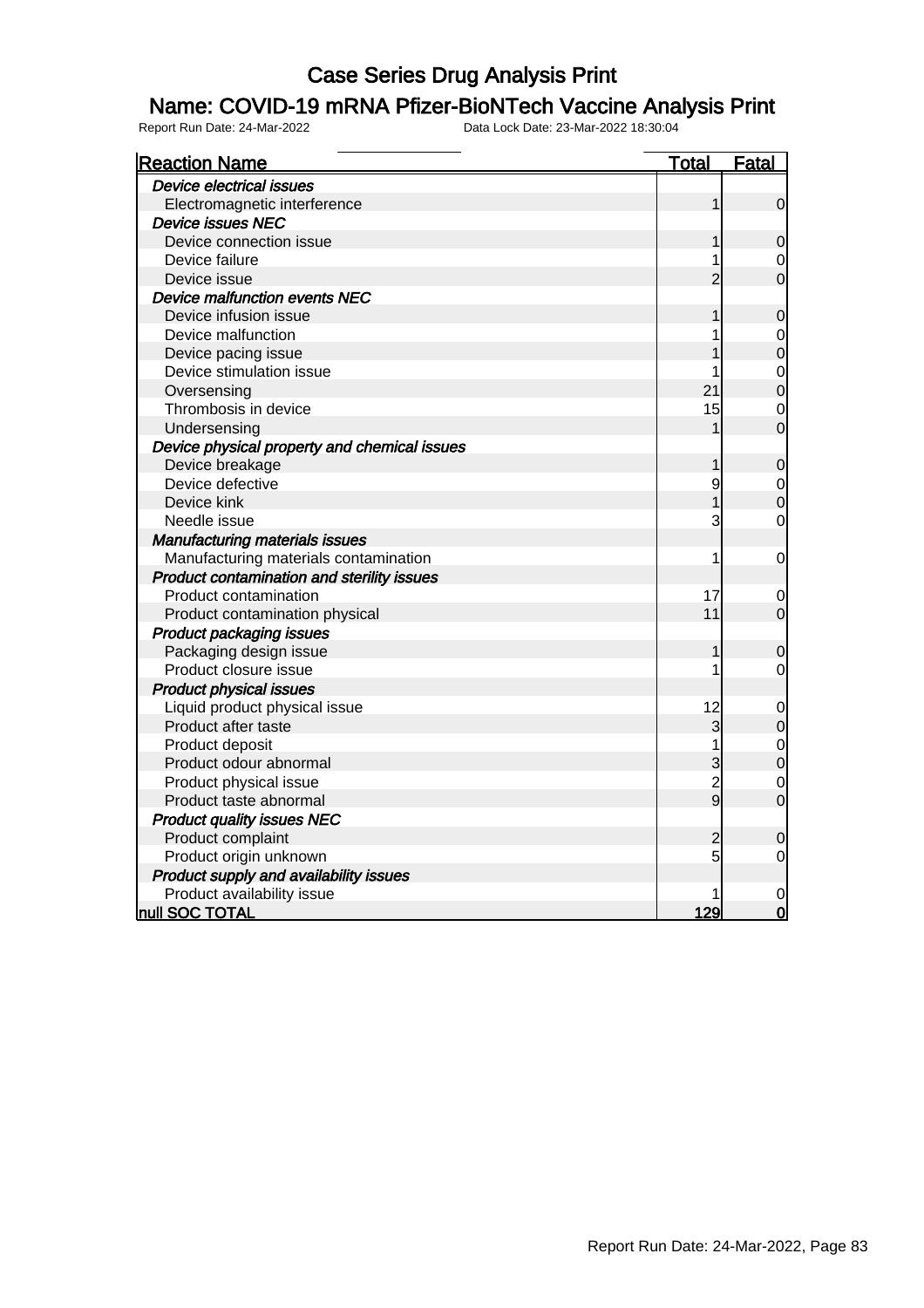# Case Series Drug Analysis Print

## Name: COVID-19 mRNA Pfizer-BioNTech Vaccine Analysis Print

Report Run Date: 24-Mar-2022 Data Lock Date: 23-Mar-2022 18:30:04

| Reaction Name | Total | Fatal |
|---|---|---|
| *Device electrical issues* | | |
| Electromagnetic interference | 1 | 0 |
| *Device issues NEC* | | |
| Device connection issue | 1 | 0 |
| Device failure | 1 | 0 |
| Device issue | 2 | 0 |
| *Device malfunction events NEC* | | |
| Device infusion issue | 1 | 0 |
| Device malfunction | 1 | 0 |
| Device pacing issue | 1 | 0 |
| Device stimulation issue | 1 | 0 |
| Oversensing | 21 | 0 |
| Thrombosis in device | 15 | 0 |
| Undersensing | 1 | 0 |
| *Device physical property and chemical issues* | | |
| Device breakage | 1 | 0 |
| Device defective | 9 | 0 |
| Device kink | 1 | 0 |
| Needle issue | 3 | 0 |
| *Manufacturing materials issues* | | |
| Manufacturing materials contamination | 1 | 0 |
| *Product contamination and sterility issues* | | |
| Product contamination | 17 | 0 |
| Product contamination physical | 11 | 0 |
| *Product packaging issues* | | |
| Packaging design issue | 1 | 0 |
| Product closure issue | 1 | 0 |
| *Product physical issues* | | |
| Liquid product physical issue | 12 | 0 |
| Product after taste | 3 | 0 |
| Product deposit | 1 | 0 |
| Product odour abnormal | 3 | 0 |
| Product physical issue | 2 | 0 |
| Product taste abnormal | 9 | 0 |
| *Product quality issues NEC* | | |
| Product complaint | 2 | 0 |
| Product origin unknown | 5 | 0 |
| *Product supply and availability issues* | | |
| Product availability issue | 1 | 0 |
| **null SOC TOTAL** | **129** | **0** |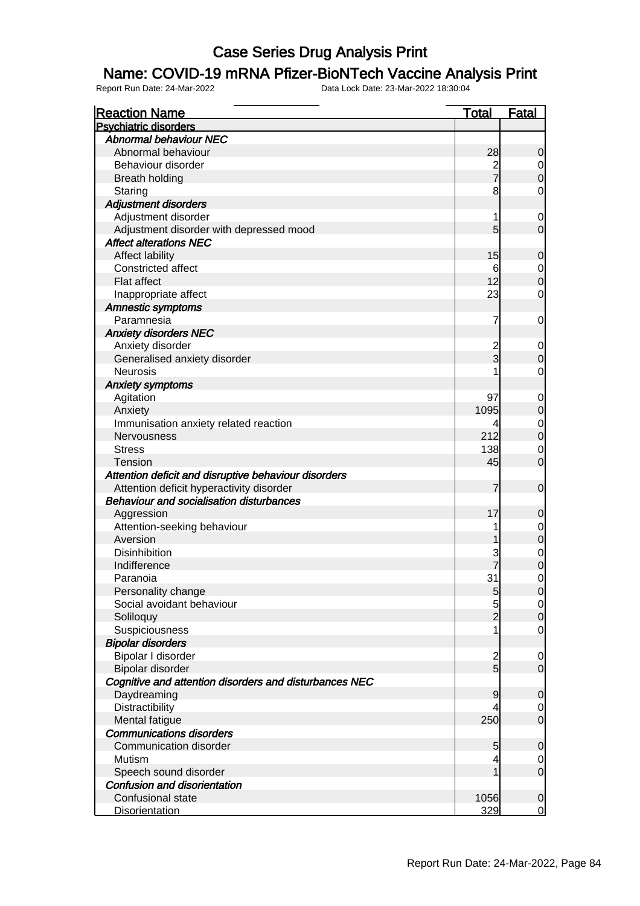# Case Series Drug Analysis Print

## Name: COVID-19 mRNA Pfizer-BioNTech Vaccine Analysis Print

Report Run Date: 24-Mar-2022 Data Lock Date: 23-Mar-2022 18:30:04

| Reaction Name | Total | Fatal |
|---|---|---|
| **Psychiatric disorders** | | |
| *Abnormal behaviour NEC* | | |
| Abnormal behaviour | 28 | 0 |
| Behaviour disorder | 2 | 0 |
| Breath holding | 7 | 0 |
| Staring | 8 | 0 |
| *Adjustment disorders* | | |
| Adjustment disorder | 1 | 0 |
| Adjustment disorder with depressed mood | 5 | 0 |
| *Affect alterations NEC* | | |
| Affect lability | 15 | 0 |
| Constricted affect | 6 | 0 |
| Flat affect | 12 | 0 |
| Inappropriate affect | 23 | 0 |
| *Amnestic symptoms* | | |
| Paramnesia | 7 | 0 |
| *Anxiety disorders NEC* | | |
| Anxiety disorder | 2 | 0 |
| Generalised anxiety disorder | 3 | 0 |
| Neurosis | 1 | 0 |
| *Anxiety symptoms* | | |
| Agitation | 97 | 0 |
| Anxiety | 1095 | 0 |
| Immunisation anxiety related reaction | 4 | 0 |
| Nervousness | 212 | 0 |
| Stress | 138 | 0 |
| Tension | 45 | 0 |
| *Attention deficit and disruptive behaviour disorders* | | |
| Attention deficit hyperactivity disorder | 7 | 0 |
| *Behaviour and socialisation disturbances* | | |
| Aggression | 17 | 0 |
| Attention-seeking behaviour | 1 | 0 |
| Aversion | 1 | 0 |
| Disinhibition | 3 | 0 |
| Indifference | 7 | 0 |
| Paranoia | 31 | 0 |
| Personality change | 5 | 0 |
| Social avoidant behaviour | 5 | 0 |
| Soliloquy | 2 | 0 |
| Suspiciousness | 1 | 0 |
| *Bipolar disorders* | | |
| Bipolar I disorder | 2 | 0 |
| Bipolar disorder | 5 | 0 |
| *Cognitive and attention disorders and disturbances NEC* | | |
| Daydreaming | 9 | 0 |
| Distractibility | 4 | 0 |
| Mental fatigue | 250 | 0 |
| *Communications disorders* | | |
| Communication disorder | 5 | 0 |
| Mutism | 4 | 0 |
| Speech sound disorder | 1 | 0 |
| *Confusion and disorientation* | | |
| Confusional state | 1056 | 0 |
| Disorientation | 329 | 0 |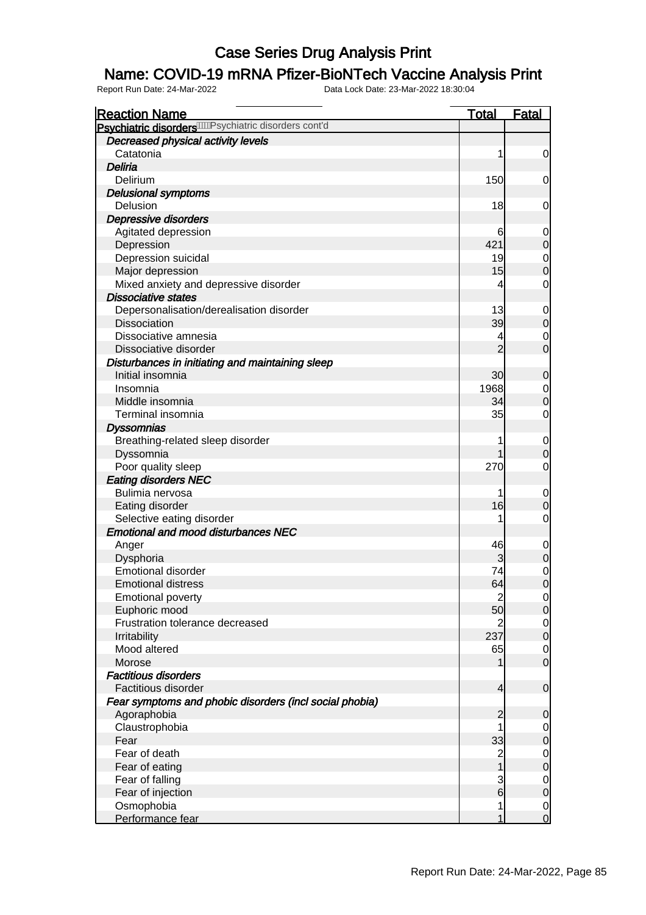# Case Series Drug Analysis Print

## Name: COVID-19 mRNA Pfizer-BioNTech Vaccine Analysis Print

Report Run Date: 24-Mar-2022    Data Lock Date: 23-Mar-2022 18:30:04

| Reaction Name | Total | Fatal |
|---|---|---|
| **Psychiatric disorders** Psychiatric disorders cont'd | | |
| ***Decreased physical activity levels*** | | |
| Catatonia | 1 | 0 |
| ***Deliria*** | | |
| Delirium | 150 | 0 |
| ***Delusional symptoms*** | | |
| Delusion | 18 | 0 |
| ***Depressive disorders*** | | |
| Agitated depression | 6 | 0 |
| Depression | 421 | 0 |
| Depression suicidal | 19 | 0 |
| Major depression | 15 | 0 |
| Mixed anxiety and depressive disorder | 4 | 0 |
| ***Dissociative states*** | | |
| Depersonalisation/derealisation disorder | 13 | 0 |
| Dissociation | 39 | 0 |
| Dissociative amnesia | 4 | 0 |
| Dissociative disorder | 2 | 0 |
| ***Disturbances in initiating and maintaining sleep*** | | |
| Initial insomnia | 30 | 0 |
| Insomnia | 1968 | 0 |
| Middle insomnia | 34 | 0 |
| Terminal insomnia | 35 | 0 |
| ***Dyssomnias*** | | |
| Breathing-related sleep disorder | 1 | 0 |
| Dyssomnia | 1 | 0 |
| Poor quality sleep | 270 | 0 |
| ***Eating disorders NEC*** | | |
| Bulimia nervosa | 1 | 0 |
| Eating disorder | 16 | 0 |
| Selective eating disorder | 1 | 0 |
| ***Emotional and mood disturbances NEC*** | | |
| Anger | 46 | 0 |
| Dysphoria | 3 | 0 |
| Emotional disorder | 74 | 0 |
| Emotional distress | 64 | 0 |
| Emotional poverty | 2 | 0 |
| Euphoric mood | 50 | 0 |
| Frustration tolerance decreased | 2 | 0 |
| Irritability | 237 | 0 |
| Mood altered | 65 | 0 |
| Morose | 1 | 0 |
| ***Factitious disorders*** | | |
| Factitious disorder | 4 | 0 |
| ***Fear symptoms and phobic disorders (incl social phobia)*** | | |
| Agoraphobia | 2 | 0 |
| Claustrophobia | 1 | 0 |
| Fear | 33 | 0 |
| Fear of death | 2 | 0 |
| Fear of eating | 1 | 0 |
| Fear of falling | 3 | 0 |
| Fear of injection | 6 | 0 |
| Osmophobia | 1 | 0 |
| Performance fear | 1 | 0 |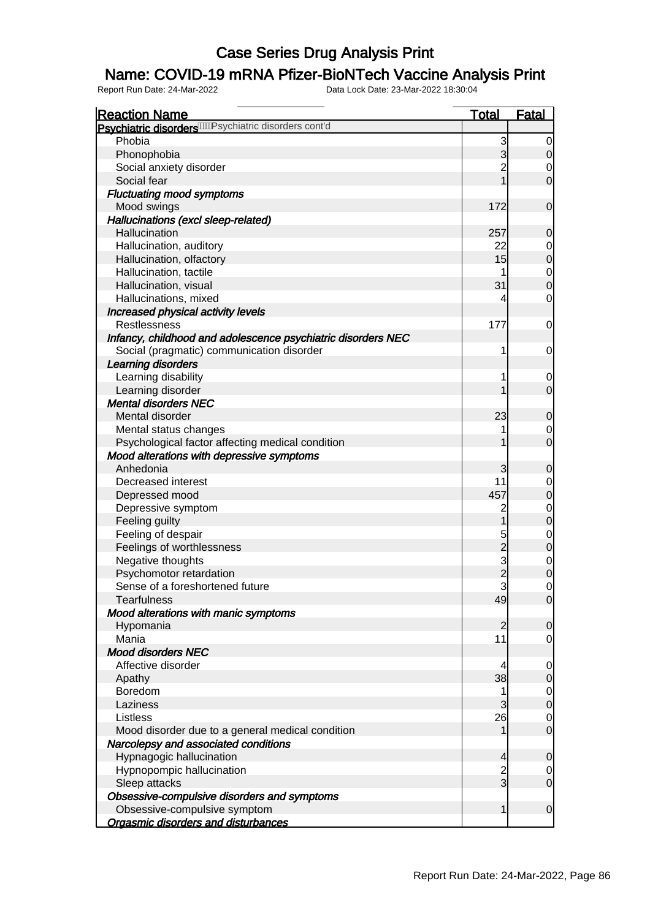# Case Series Drug Analysis Print

## Name: COVID-19 mRNA Pfizer-BioNTech Vaccine Analysis Print

Report Run Date: 24-Mar-2022    Data Lock Date: 23-Mar-2022 18:30:04

| Reaction Name | Total | Fatal |
|---|---|---|
| **Psychiatric disorders** Psychiatric disorders cont'd | | |
| Phobia | 3 | 0 |
| Phonophobia | 3 | 0 |
| Social anxiety disorder | 2 | 0 |
| Social fear | 1 | 0 |
| ***Fluctuating mood symptoms*** | | |
| Mood swings | 172 | 0 |
| ***Hallucinations (excl sleep-related)*** | | |
| Hallucination | 257 | 0 |
| Hallucination, auditory | 22 | 0 |
| Hallucination, olfactory | 15 | 0 |
| Hallucination, tactile | 1 | 0 |
| Hallucination, visual | 31 | 0 |
| Hallucinations, mixed | 4 | 0 |
| ***Increased physical activity levels*** | | |
| Restlessness | 177 | 0 |
| ***Infancy, childhood and adolescence psychiatric disorders NEC*** | | |
| Social (pragmatic) communication disorder | 1 | 0 |
| ***Learning disorders*** | | |
| Learning disability | 1 | 0 |
| Learning disorder | 1 | 0 |
| ***Mental disorders NEC*** | | |
| Mental disorder | 23 | 0 |
| Mental status changes | 1 | 0 |
| Psychological factor affecting medical condition | 1 | 0 |
| ***Mood alterations with depressive symptoms*** | | |
| Anhedonia | 3 | 0 |
| Decreased interest | 11 | 0 |
| Depressed mood | 457 | 0 |
| Depressive symptom | 2 | 0 |
| Feeling guilty | 1 | 0 |
| Feeling of despair | 5 | 0 |
| Feelings of worthlessness | 2 | 0 |
| Negative thoughts | 3 | 0 |
| Psychomotor retardation | 2 | 0 |
| Sense of a foreshortened future | 3 | 0 |
| Tearfulness | 49 | 0 |
| ***Mood alterations with manic symptoms*** | | |
| Hypomania | 2 | 0 |
| Mania | 11 | 0 |
| ***Mood disorders NEC*** | | |
| Affective disorder | 4 | 0 |
| Apathy | 38 | 0 |
| Boredom | 1 | 0 |
| Laziness | 3 | 0 |
| Listless | 26 | 0 |
| Mood disorder due to a general medical condition | 1 | 0 |
| ***Narcolepsy and associated conditions*** | | |
| Hypnagogic hallucination | 4 | 0 |
| Hypnopompic hallucination | 2 | 0 |
| Sleep attacks | 3 | 0 |
| ***Obsessive-compulsive disorders and symptoms*** | | |
| Obsessive-compulsive symptom | 1 | 0 |
| ***Orgasmic disorders and disturbances*** | | |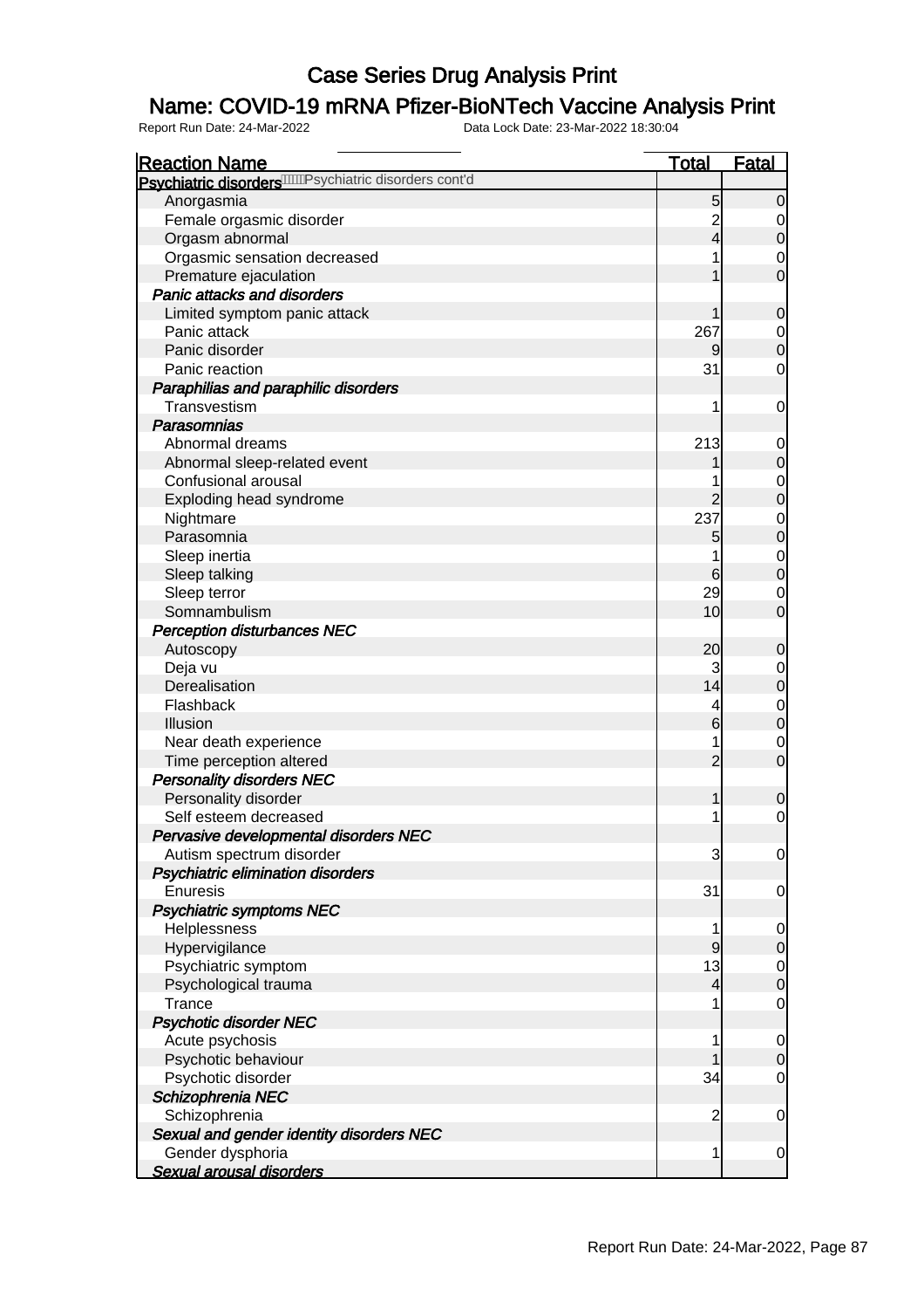# Case Series Drug Analysis Print

## Name: COVID-19 mRNA Pfizer-BioNTech Vaccine Analysis Print

Report Run Date: 24-Mar-2022 Data Lock Date: 23-Mar-2022 18:30:04

| Reaction Name | Total | Fatal |
|---|---|---|
| **Psychiatric disorders** Psychiatric disorders cont'd | | |
| Anorgasmia | 5 | 0 |
| Female orgasmic disorder | 2 | 0 |
| Orgasm abnormal | 4 | 0 |
| Orgasmic sensation decreased | 1 | 0 |
| Premature ejaculation | 1 | 0 |
| ***Panic attacks and disorders*** | | |
| Limited symptom panic attack | 1 | 0 |
| Panic attack | 267 | 0 |
| Panic disorder | 9 | 0 |
| Panic reaction | 31 | 0 |
| ***Paraphilias and paraphilic disorders*** | | |
| Transvestism | 1 | 0 |
| ***Parasomnias*** | | |
| Abnormal dreams | 213 | 0 |
| Abnormal sleep-related event | 1 | 0 |
| Confusional arousal | 1 | 0 |
| Exploding head syndrome | 2 | 0 |
| Nightmare | 237 | 0 |
| Parasomnia | 5 | 0 |
| Sleep inertia | 1 | 0 |
| Sleep talking | 6 | 0 |
| Sleep terror | 29 | 0 |
| Somnambulism | 10 | 0 |
| ***Perception disturbances NEC*** | | |
| Autoscopy | 20 | 0 |
| Deja vu | 3 | 0 |
| Derealisation | 14 | 0 |
| Flashback | 4 | 0 |
| Illusion | 6 | 0 |
| Near death experience | 1 | 0 |
| Time perception altered | 2 | 0 |
| ***Personality disorders NEC*** | | |
| Personality disorder | 1 | 0 |
| Self esteem decreased | 1 | 0 |
| ***Pervasive developmental disorders NEC*** | | |
| Autism spectrum disorder | 3 | 0 |
| ***Psychiatric elimination disorders*** | | |
| Enuresis | 31 | 0 |
| ***Psychiatric symptoms NEC*** | | |
| Helplessness | 1 | 0 |
| Hypervigilance | 9 | 0 |
| Psychiatric symptom | 13 | 0 |
| Psychological trauma | 4 | 0 |
| Trance | 1 | 0 |
| ***Psychotic disorder NEC*** | | |
| Acute psychosis | 1 | 0 |
| Psychotic behaviour | 1 | 0 |
| Psychotic disorder | 34 | 0 |
| ***Schizophrenia NEC*** | | |
| Schizophrenia | 2 | 0 |
| ***Sexual and gender identity disorders NEC*** | | |
| Gender dysphoria | 1 | 0 |
| ***Sexual arousal disorders*** | | |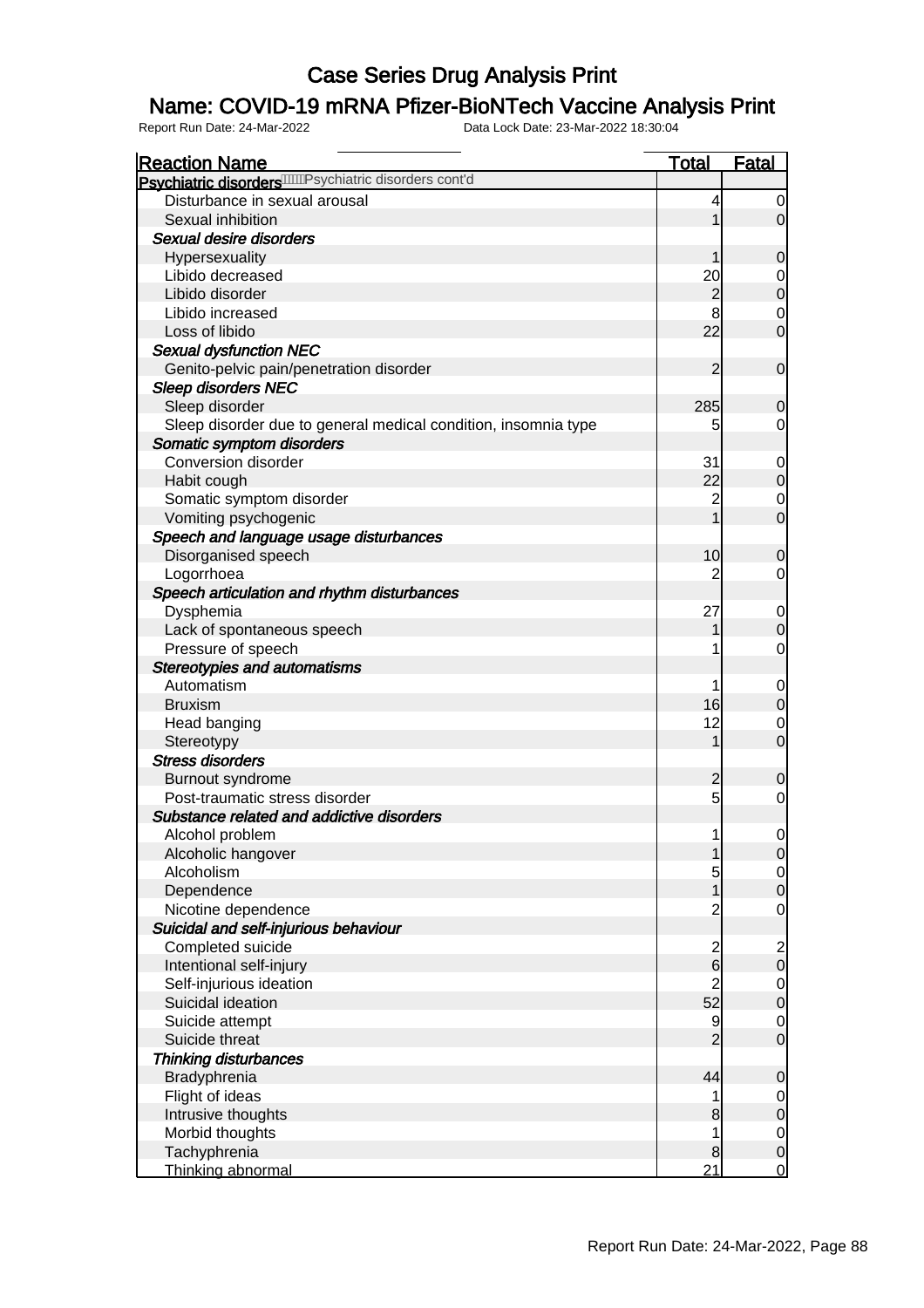# Case Series Drug Analysis Print

## Name: COVID-19 mRNA Pfizer-BioNTech Vaccine Analysis Print

Report Run Date: 24-Mar-2022 Data Lock Date: 23-Mar-2022 18:30:04

| Reaction Name | Total | Fatal |
|---|---|---|
| **Psychiatric disorders** Psychiatric disorders cont'd | | |
| Disturbance in sexual arousal | 4 | 0 |
| Sexual inhibition | 1 | 0 |
| ***Sexual desire disorders*** | | |
| Hypersexuality | 1 | 0 |
| Libido decreased | 20 | 0 |
| Libido disorder | 2 | 0 |
| Libido increased | 8 | 0 |
| Loss of libido | 22 | 0 |
| ***Sexual dysfunction NEC*** | | |
| Genito-pelvic pain/penetration disorder | 2 | 0 |
| ***Sleep disorders NEC*** | | |
| Sleep disorder | 285 | 0 |
| Sleep disorder due to general medical condition, insomnia type | 5 | 0 |
| ***Somatic symptom disorders*** | | |
| Conversion disorder | 31 | 0 |
| Habit cough | 22 | 0 |
| Somatic symptom disorder | 2 | 0 |
| Vomiting psychogenic | 1 | 0 |
| ***Speech and language usage disturbances*** | | |
| Disorganised speech | 10 | 0 |
| Logorrhoea | 2 | 0 |
| ***Speech articulation and rhythm disturbances*** | | |
| Dysphemia | 27 | 0 |
| Lack of spontaneous speech | 1 | 0 |
| Pressure of speech | 1 | 0 |
| ***Stereotypies and automatisms*** | | |
| Automatism | 1 | 0 |
| Bruxism | 16 | 0 |
| Head banging | 12 | 0 |
| Stereotypy | 1 | 0 |
| ***Stress disorders*** | | |
| Burnout syndrome | 2 | 0 |
| Post-traumatic stress disorder | 5 | 0 |
| ***Substance related and addictive disorders*** | | |
| Alcohol problem | 1 | 0 |
| Alcoholic hangover | 1 | 0 |
| Alcoholism | 5 | 0 |
| Dependence | 1 | 0 |
| Nicotine dependence | 2 | 0 |
| ***Suicidal and self-injurious behaviour*** | | |
| Completed suicide | 2 | 2 |
| Intentional self-injury | 6 | 0 |
| Self-injurious ideation | 2 | 0 |
| Suicidal ideation | 52 | 0 |
| Suicide attempt | 9 | 0 |
| Suicide threat | 2 | 0 |
| ***Thinking disturbances*** | | |
| Bradyphrenia | 44 | 0 |
| Flight of ideas | 1 | 0 |
| Intrusive thoughts | 8 | 0 |
| Morbid thoughts | 1 | 0 |
| Tachyphrenia | 8 | 0 |
| Thinking abnormal | 21 | 0 |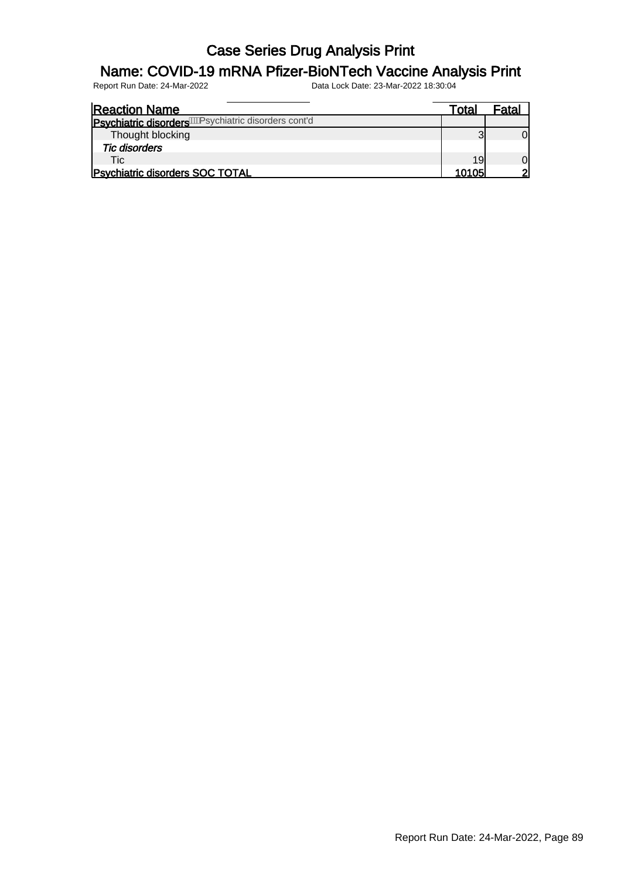# Case Series Drug Analysis Print

## Name: COVID-19 mRNA Pfizer-BioNTech Vaccine Analysis Print

Report Run Date: 24-Mar-2022 Data Lock Date: 23-Mar-2022 18:30:04

| Reaction Name | Total | Fatal |
|---|---|---|
| **Psychiatric disorders** Psychiatric disorders cont'd | | |
| Thought blocking | 3 | 0 |
| *Tic disorders* | | |
| Tic | 19 | 0 |
| **Psychiatric disorders SOC TOTAL** | **10105** | **2** |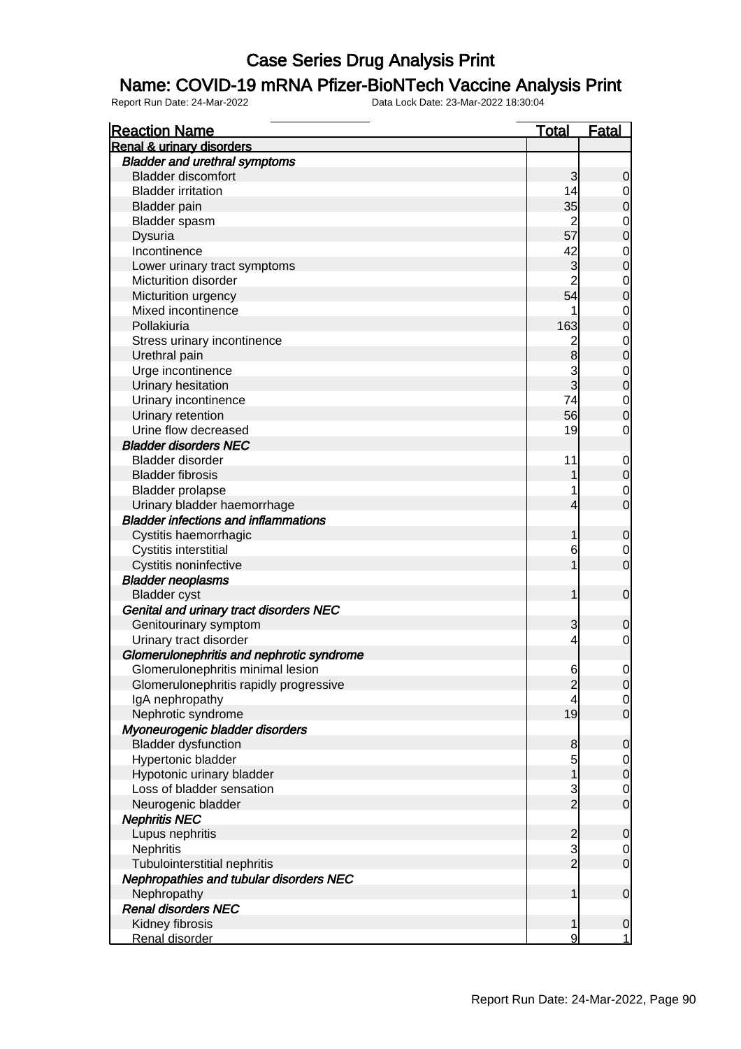# Case Series Drug Analysis Print

## Name: COVID-19 mRNA Pfizer-BioNTech Vaccine Analysis Print

Report Run Date: 24-Mar-2022        Data Lock Date: 23-Mar-2022 18:30:04

| Reaction Name | Total | Fatal |
|---|---|---|
| **Renal & urinary disorders** | | |
| ***Bladder and urethral symptoms*** | | |
| Bladder discomfort | 3 | 0 |
| Bladder irritation | 14 | 0 |
| Bladder pain | 35 | 0 |
| Bladder spasm | 2 | 0 |
| Dysuria | 57 | 0 |
| Incontinence | 42 | 0 |
| Lower urinary tract symptoms | 3 | 0 |
| Micturition disorder | 2 | 0 |
| Micturition urgency | 54 | 0 |
| Mixed incontinence | 1 | 0 |
| Pollakiuria | 163 | 0 |
| Stress urinary incontinence | 2 | 0 |
| Urethral pain | 8 | 0 |
| Urge incontinence | 3 | 0 |
| Urinary hesitation | 3 | 0 |
| Urinary incontinence | 74 | 0 |
| Urinary retention | 56 | 0 |
| Urine flow decreased | 19 | 0 |
| ***Bladder disorders NEC*** | | |
| Bladder disorder | 11 | 0 |
| Bladder fibrosis | 1 | 0 |
| Bladder prolapse | 1 | 0 |
| Urinary bladder haemorrhage | 4 | 0 |
| ***Bladder infections and inflammations*** | | |
| Cystitis haemorrhagic | 1 | 0 |
| Cystitis interstitial | 6 | 0 |
| Cystitis noninfective | 1 | 0 |
| ***Bladder neoplasms*** | | |
| Bladder cyst | 1 | 0 |
| ***Genital and urinary tract disorders NEC*** | | |
| Genitourinary symptom | 3 | 0 |
| Urinary tract disorder | 4 | 0 |
| ***Glomerulonephritis and nephrotic syndrome*** | | |
| Glomerulonephritis minimal lesion | 6 | 0 |
| Glomerulonephritis rapidly progressive | 2 | 0 |
| IgA nephropathy | 4 | 0 |
| Nephrotic syndrome | 19 | 0 |
| ***Myoneurogenic bladder disorders*** | | |
| Bladder dysfunction | 8 | 0 |
| Hypertonic bladder | 5 | 0 |
| Hypotonic urinary bladder | 1 | 0 |
| Loss of bladder sensation | 3 | 0 |
| Neurogenic bladder | 2 | 0 |
| ***Nephritis NEC*** | | |
| Lupus nephritis | 2 | 0 |
| Nephritis | 3 | 0 |
| Tubulointerstitial nephritis | 2 | 0 |
| ***Nephropathies and tubular disorders NEC*** | | |
| Nephropathy | 1 | 0 |
| ***Renal disorders NEC*** | | |
| Kidney fibrosis | 1 | 0 |
| Renal disorder | 9 | 1 |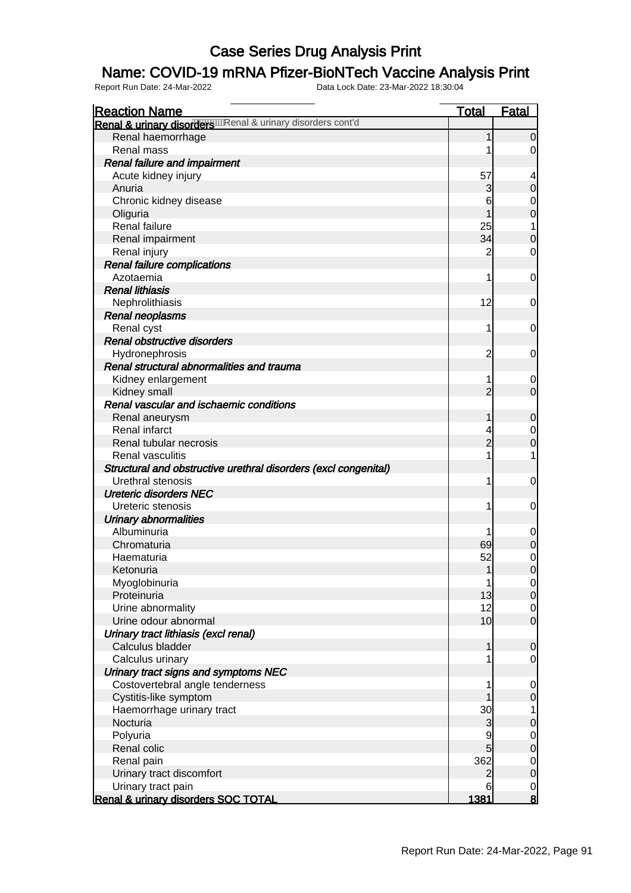# Case Series Drug Analysis Print

## Name: COVID-19 mRNA Pfizer-BioNTech Vaccine Analysis Print

Report Run Date: 24-Mar-2022    Data Lock Date: 23-Mar-2022 18:30:04

| Reaction Name | Total | Fatal |
|---|---|---|
| **Renal & urinary disorders** Renal & urinary disorders cont'd | | |
| Renal haemorrhage | 1 | 0 |
| Renal mass | 1 | 0 |
| ***Renal failure and impairment*** | | |
| Acute kidney injury | 57 | 4 |
| Anuria | 3 | 0 |
| Chronic kidney disease | 6 | 0 |
| Oliguria | 1 | 0 |
| Renal failure | 25 | 1 |
| Renal impairment | 34 | 0 |
| Renal injury | 2 | 0 |
| ***Renal failure complications*** | | |
| Azotaemia | 1 | 0 |
| ***Renal lithiasis*** | | |
| Nephrolithiasis | 12 | 0 |
| ***Renal neoplasms*** | | |
| Renal cyst | 1 | 0 |
| ***Renal obstructive disorders*** | | |
| Hydronephrosis | 2 | 0 |
| ***Renal structural abnormalities and trauma*** | | |
| Kidney enlargement | 1 | 0 |
| Kidney small | 2 | 0 |
| ***Renal vascular and ischaemic conditions*** | | |
| Renal aneurysm | 1 | 0 |
| Renal infarct | 4 | 0 |
| Renal tubular necrosis | 2 | 0 |
| Renal vasculitis | 1 | 1 |
| ***Structural and obstructive urethral disorders (excl congenital)*** | | |
| Urethral stenosis | 1 | 0 |
| ***Ureteric disorders NEC*** | | |
| Ureteric stenosis | 1 | 0 |
| ***Urinary abnormalities*** | | |
| Albuminuria | 1 | 0 |
| Chromaturia | 69 | 0 |
| Haematuria | 52 | 0 |
| Ketonuria | 1 | 0 |
| Myoglobinuria | 1 | 0 |
| Proteinuria | 13 | 0 |
| Urine abnormality | 12 | 0 |
| Urine odour abnormal | 10 | 0 |
| ***Urinary tract lithiasis (excl renal)*** | | |
| Calculus bladder | 1 | 0 |
| Calculus urinary | 1 | 0 |
| ***Urinary tract signs and symptoms NEC*** | | |
| Costovertebral angle tenderness | 1 | 0 |
| Cystitis-like symptom | 1 | 0 |
| Haemorrhage urinary tract | 30 | 1 |
| Nocturia | 3 | 0 |
| Polyuria | 9 | 0 |
| Renal colic | 5 | 0 |
| Renal pain | 362 | 0 |
| Urinary tract discomfort | 2 | 0 |
| Urinary tract pain | 6 | 0 |
| **Renal & urinary disorders SOC TOTAL** | **1381** | **8** |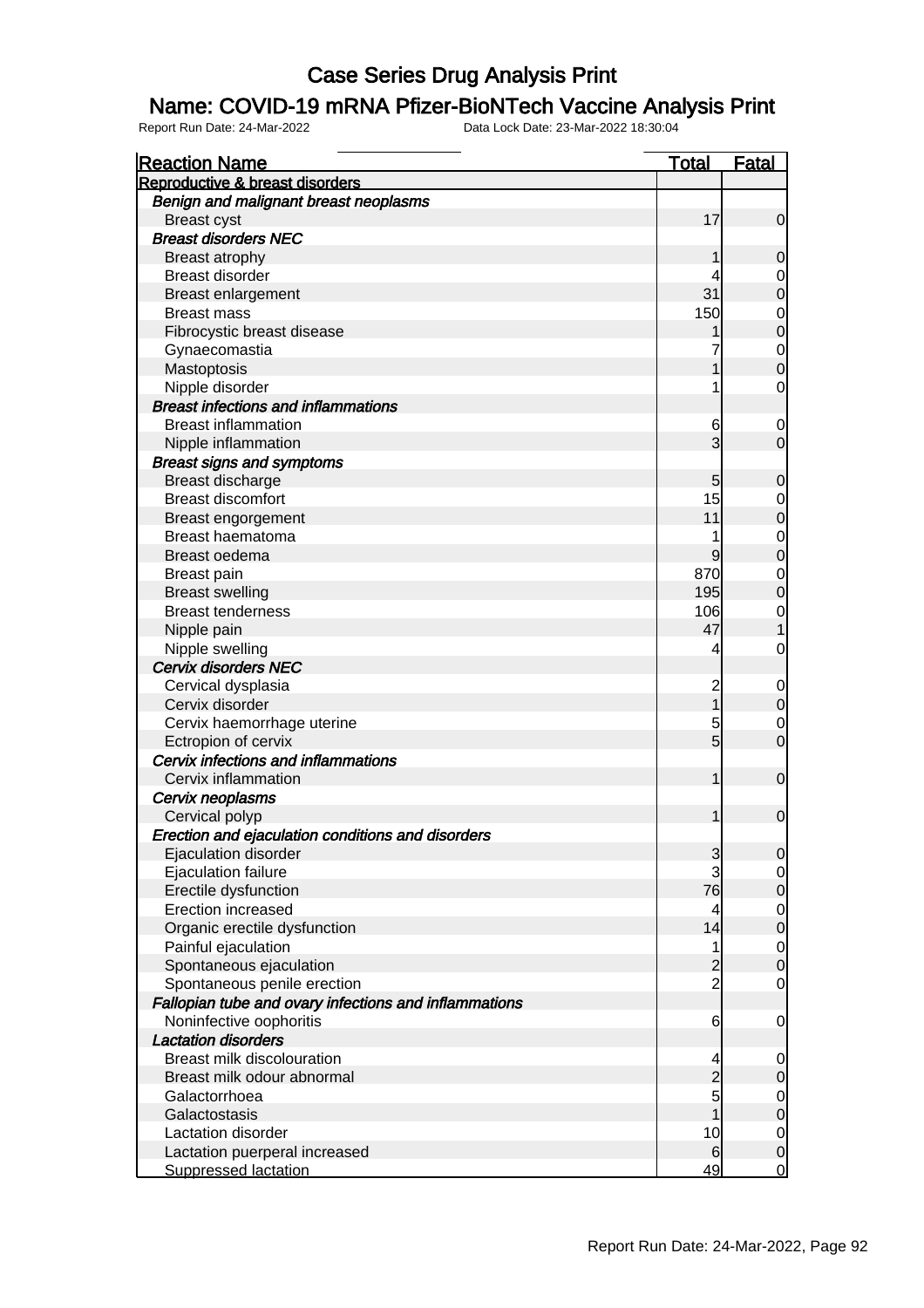# Case Series Drug Analysis Print

## Name: COVID-19 mRNA Pfizer-BioNTech Vaccine Analysis Print

Report Run Date: 24-Mar-2022 Data Lock Date: 23-Mar-2022 18:30:04

| Reaction Name | Total | Fatal |
|---|---|---|
| **Reproductive & breast disorders** | | |
| *Benign and malignant breast neoplasms* | | |
| Breast cyst | 17 | 0 |
| *Breast disorders NEC* | | |
| Breast atrophy | 1 | 0 |
| Breast disorder | 4 | 0 |
| Breast enlargement | 31 | 0 |
| Breast mass | 150 | 0 |
| Fibrocystic breast disease | 1 | 0 |
| Gynaecomastia | 7 | 0 |
| Mastoptosis | 1 | 0 |
| Nipple disorder | 1 | 0 |
| *Breast infections and inflammations* | | |
| Breast inflammation | 6 | 0 |
| Nipple inflammation | 3 | 0 |
| *Breast signs and symptoms* | | |
| Breast discharge | 5 | 0 |
| Breast discomfort | 15 | 0 |
| Breast engorgement | 11 | 0 |
| Breast haematoma | 1 | 0 |
| Breast oedema | 9 | 0 |
| Breast pain | 870 | 0 |
| Breast swelling | 195 | 0 |
| Breast tenderness | 106 | 0 |
| Nipple pain | 47 | 1 |
| Nipple swelling | 4 | 0 |
| *Cervix disorders NEC* | | |
| Cervical dysplasia | 2 | 0 |
| Cervix disorder | 1 | 0 |
| Cervix haemorrhage uterine | 5 | 0 |
| Ectropion of cervix | 5 | 0 |
| *Cervix infections and inflammations* | | |
| Cervix inflammation | 1 | 0 |
| *Cervix neoplasms* | | |
| Cervical polyp | 1 | 0 |
| *Erection and ejaculation conditions and disorders* | | |
| Ejaculation disorder | 3 | 0 |
| Ejaculation failure | 3 | 0 |
| Erectile dysfunction | 76 | 0 |
| Erection increased | 4 | 0 |
| Organic erectile dysfunction | 14 | 0 |
| Painful ejaculation | 1 | 0 |
| Spontaneous ejaculation | 2 | 0 |
| Spontaneous penile erection | 2 | 0 |
| *Fallopian tube and ovary infections and inflammations* | | |
| Noninfective oophoritis | 6 | 0 |
| *Lactation disorders* | | |
| Breast milk discolouration | 4 | 0 |
| Breast milk odour abnormal | 2 | 0 |
| Galactorrhoea | 5 | 0 |
| Galactostasis | 1 | 0 |
| Lactation disorder | 10 | 0 |
| Lactation puerperal increased | 6 | 0 |
| Suppressed lactation | 49 | 0 |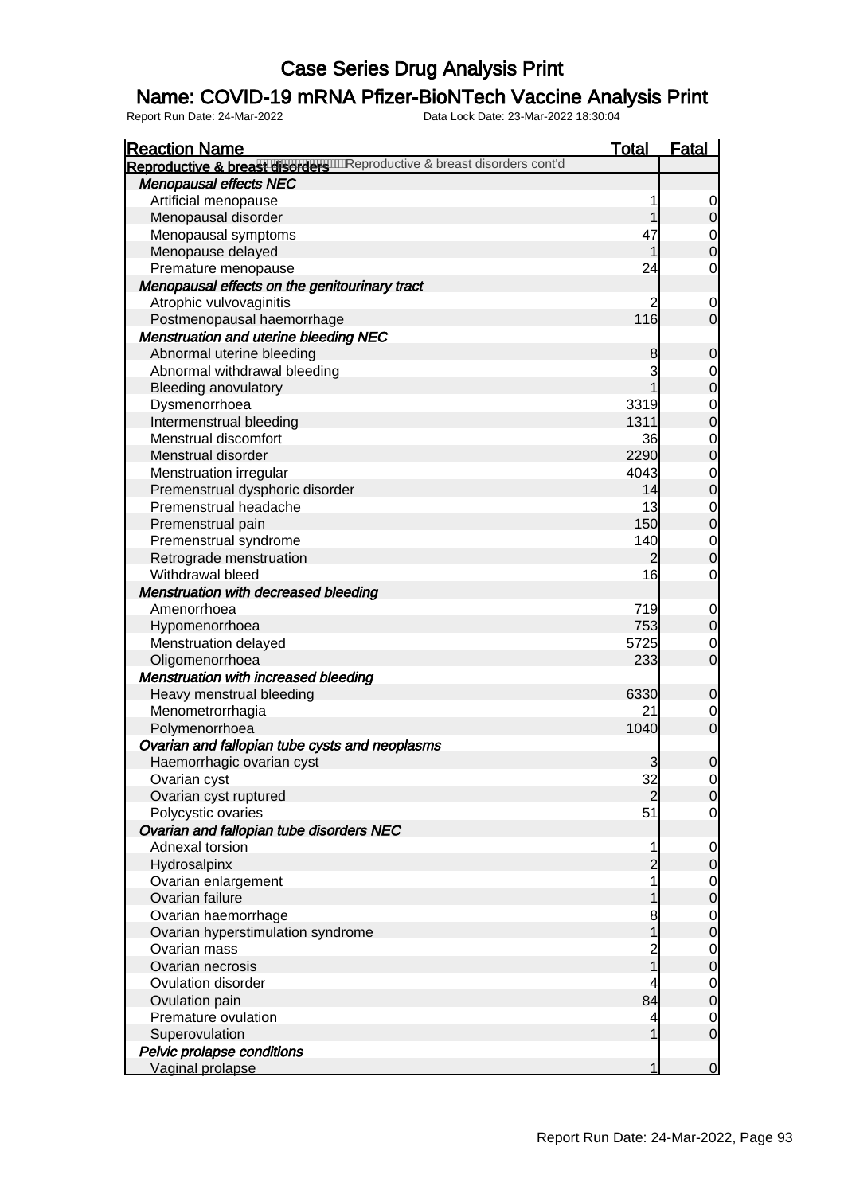# Case Series Drug Analysis Print

## Name: COVID-19 mRNA Pfizer-BioNTech Vaccine Analysis Print

Report Run Date: 24-Mar-2022    Data Lock Date: 23-Mar-2022 18:30:04

| Reaction Name | Total | Fatal |
|---|---|---|
| **Reproductive & breast disorders** Reproductive & breast disorders cont'd | | |
| ***Menopausal effects NEC*** | | |
| Artificial menopause | 1 | 0 |
| Menopausal disorder | 1 | 0 |
| Menopausal symptoms | 47 | 0 |
| Menopause delayed | 1 | 0 |
| Premature menopause | 24 | 0 |
| ***Menopausal effects on the genitourinary tract*** | | |
| Atrophic vulvovaginitis | 2 | 0 |
| Postmenopausal haemorrhage | 116 | 0 |
| ***Menstruation and uterine bleeding NEC*** | | |
| Abnormal uterine bleeding | 8 | 0 |
| Abnormal withdrawal bleeding | 3 | 0 |
| Bleeding anovulatory | 1 | 0 |
| Dysmenorrhoea | 3319 | 0 |
| Intermenstrual bleeding | 1311 | 0 |
| Menstrual discomfort | 36 | 0 |
| Menstrual disorder | 2290 | 0 |
| Menstruation irregular | 4043 | 0 |
| Premenstrual dysphoric disorder | 14 | 0 |
| Premenstrual headache | 13 | 0 |
| Premenstrual pain | 150 | 0 |
| Premenstrual syndrome | 140 | 0 |
| Retrograde menstruation | 2 | 0 |
| Withdrawal bleed | 16 | 0 |
| ***Menstruation with decreased bleeding*** | | |
| Amenorrhoea | 719 | 0 |
| Hypomenorrhoea | 753 | 0 |
| Menstruation delayed | 5725 | 0 |
| Oligomenorrhoea | 233 | 0 |
| ***Menstruation with increased bleeding*** | | |
| Heavy menstrual bleeding | 6330 | 0 |
| Menometrorrhagia | 21 | 0 |
| Polymenorrhoea | 1040 | 0 |
| ***Ovarian and fallopian tube cysts and neoplasms*** | | |
| Haemorrhagic ovarian cyst | 3 | 0 |
| Ovarian cyst | 32 | 0 |
| Ovarian cyst ruptured | 2 | 0 |
| Polycystic ovaries | 51 | 0 |
| ***Ovarian and fallopian tube disorders NEC*** | | |
| Adnexal torsion | 1 | 0 |
| Hydrosalpinx | 2 | 0 |
| Ovarian enlargement | 1 | 0 |
| Ovarian failure | 1 | 0 |
| Ovarian haemorrhage | 8 | 0 |
| Ovarian hyperstimulation syndrome | 1 | 0 |
| Ovarian mass | 2 | 0 |
| Ovarian necrosis | 1 | 0 |
| Ovulation disorder | 4 | 0 |
| Ovulation pain | 84 | 0 |
| Premature ovulation | 4 | 0 |
| Superovulation | 1 | 0 |
| ***Pelvic prolapse conditions*** | | |
| Vaginal prolapse | 1 | 0 |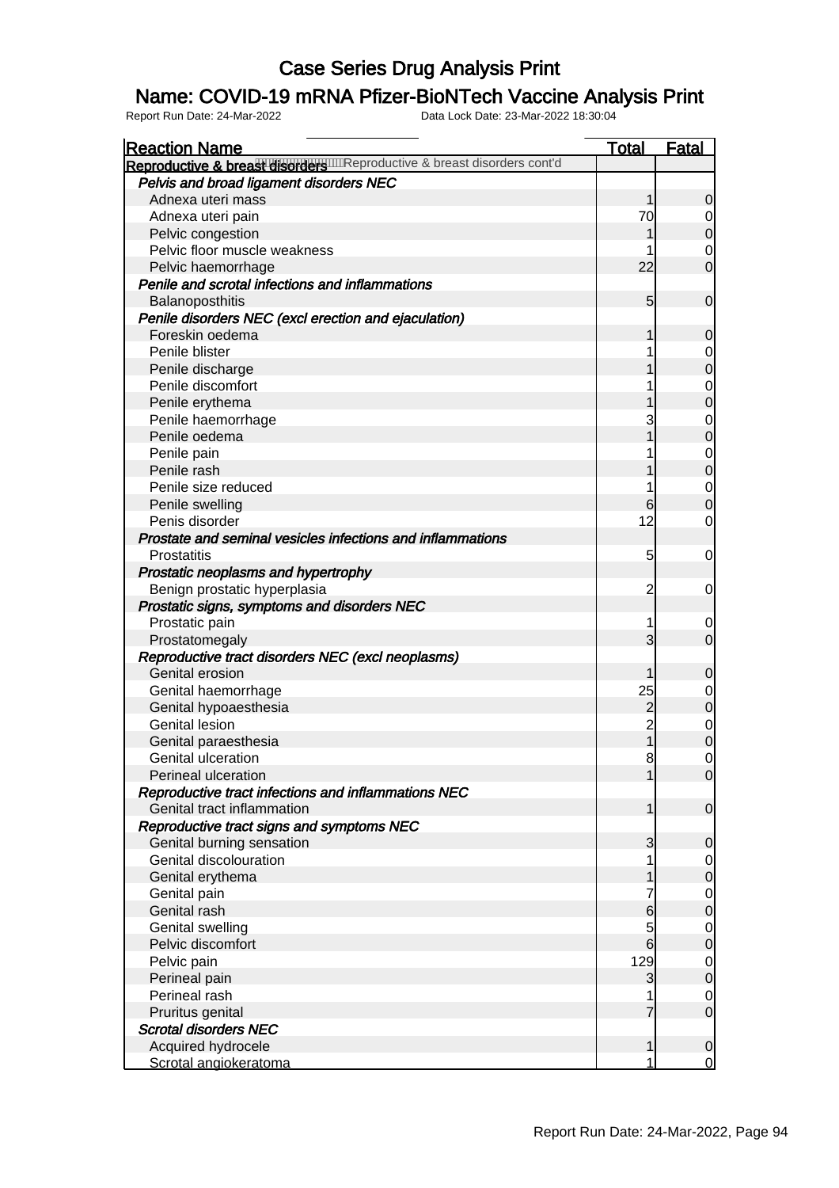# Case Series Drug Analysis Print

## Name: COVID-19 mRNA Pfizer-BioNTech Vaccine Analysis Print

Report Run Date: 24-Mar-2022 Data Lock Date: 23-Mar-2022 18:30:04

| Reaction Name | Total | Fatal |
|---|---|---|
| **Reproductive & breast disorders** Reproductive & breast disorders cont'd | | |
| ***Pelvis and broad ligament disorders NEC*** | | |
| Adnexa uteri mass | 1 | 0 |
| Adnexa uteri pain | 70 | 0 |
| Pelvic congestion | 1 | 0 |
| Pelvic floor muscle weakness | 1 | 0 |
| Pelvic haemorrhage | 22 | 0 |
| ***Penile and scrotal infections and inflammations*** | | |
| Balanoposthitis | 5 | 0 |
| ***Penile disorders NEC (excl erection and ejaculation)*** | | |
| Foreskin oedema | 1 | 0 |
| Penile blister | 1 | 0 |
| Penile discharge | 1 | 0 |
| Penile discomfort | 1 | 0 |
| Penile erythema | 1 | 0 |
| Penile haemorrhage | 3 | 0 |
| Penile oedema | 1 | 0 |
| Penile pain | 1 | 0 |
| Penile rash | 1 | 0 |
| Penile size reduced | 1 | 0 |
| Penile swelling | 6 | 0 |
| Penis disorder | 12 | 0 |
| ***Prostate and seminal vesicles infections and inflammations*** | | |
| Prostatitis | 5 | 0 |
| ***Prostatic neoplasms and hypertrophy*** | | |
| Benign prostatic hyperplasia | 2 | 0 |
| ***Prostatic signs, symptoms and disorders NEC*** | | |
| Prostatic pain | 1 | 0 |
| Prostatomegaly | 3 | 0 |
| ***Reproductive tract disorders NEC (excl neoplasms)*** | | |
| Genital erosion | 1 | 0 |
| Genital haemorrhage | 25 | 0 |
| Genital hypoaesthesia | 2 | 0 |
| Genital lesion | 2 | 0 |
| Genital paraesthesia | 1 | 0 |
| Genital ulceration | 8 | 0 |
| Perineal ulceration | 1 | 0 |
| ***Reproductive tract infections and inflammations NEC*** | | |
| Genital tract inflammation | 1 | 0 |
| ***Reproductive tract signs and symptoms NEC*** | | |
| Genital burning sensation | 3 | 0 |
| Genital discolouration | 1 | 0 |
| Genital erythema | 1 | 0 |
| Genital pain | 7 | 0 |
| Genital rash | 6 | 0 |
| Genital swelling | 5 | 0 |
| Pelvic discomfort | 6 | 0 |
| Pelvic pain | 129 | 0 |
| Perineal pain | 3 | 0 |
| Perineal rash | 1 | 0 |
| Pruritus genital | 7 | 0 |
| ***Scrotal disorders NEC*** | | |
| Acquired hydrocele | 1 | 0 |
| Scrotal angiokeratoma | 1 | 0 |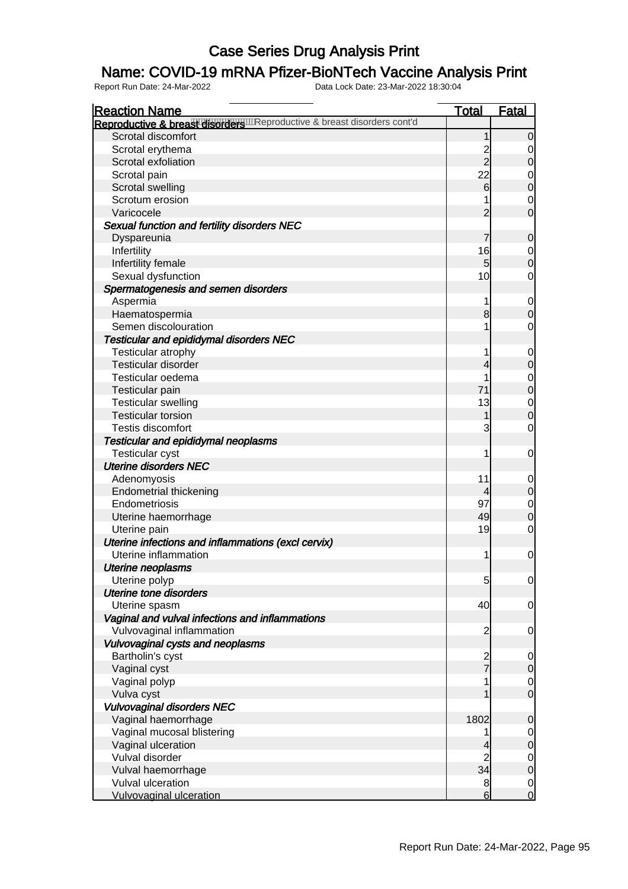# Case Series Drug Analysis Print

## Name: COVID-19 mRNA Pfizer-BioNTech Vaccine Analysis Print

Report Run Date: 24-Mar-2022 Data Lock Date: 23-Mar-2022 18:30:04

| Reaction Name | Total | Fatal |
|---|---|---|
| **Reproductive & breast disorders** Reproductive & breast disorders cont'd | | |
| Scrotal discomfort | 1 | 0 |
| Scrotal erythema | 2 | 0 |
| Scrotal exfoliation | 2 | 0 |
| Scrotal pain | 22 | 0 |
| Scrotal swelling | 6 | 0 |
| Scrotum erosion | 1 | 0 |
| Varicocele | 2 | 0 |
| ***Sexual function and fertility disorders NEC*** | | |
| Dyspareunia | 7 | 0 |
| Infertility | 16 | 0 |
| Infertility female | 5 | 0 |
| Sexual dysfunction | 10 | 0 |
| ***Spermatogenesis and semen disorders*** | | |
| Aspermia | 1 | 0 |
| Haematospermia | 8 | 0 |
| Semen discolouration | 1 | 0 |
| ***Testicular and epididymal disorders NEC*** | | |
| Testicular atrophy | 1 | 0 |
| Testicular disorder | 4 | 0 |
| Testicular oedema | 1 | 0 |
| Testicular pain | 71 | 0 |
| Testicular swelling | 13 | 0 |
| Testicular torsion | 1 | 0 |
| Testis discomfort | 3 | 0 |
| ***Testicular and epididymal neoplasms*** | | |
| Testicular cyst | 1 | 0 |
| ***Uterine disorders NEC*** | | |
| Adenomyosis | 11 | 0 |
| Endometrial thickening | 4 | 0 |
| Endometriosis | 97 | 0 |
| Uterine haemorrhage | 49 | 0 |
| Uterine pain | 19 | 0 |
| ***Uterine infections and inflammations (excl cervix)*** | | |
| Uterine inflammation | 1 | 0 |
| ***Uterine neoplasms*** | | |
| Uterine polyp | 5 | 0 |
| ***Uterine tone disorders*** | | |
| Uterine spasm | 40 | 0 |
| ***Vaginal and vulval infections and inflammations*** | | |
| Vulvovaginal inflammation | 2 | 0 |
| ***Vulvovaginal cysts and neoplasms*** | | |
| Bartholin's cyst | 2 | 0 |
| Vaginal cyst | 7 | 0 |
| Vaginal polyp | 1 | 0 |
| Vulva cyst | 1 | 0 |
| ***Vulvovaginal disorders NEC*** | | |
| Vaginal haemorrhage | 1802 | 0 |
| Vaginal mucosal blistering | 1 | 0 |
| Vaginal ulceration | 4 | 0 |
| Vulval disorder | 2 | 0 |
| Vulval haemorrhage | 34 | 0 |
| Vulval ulceration | 8 | 0 |
| Vulvovaginal ulceration | 6 | 0 |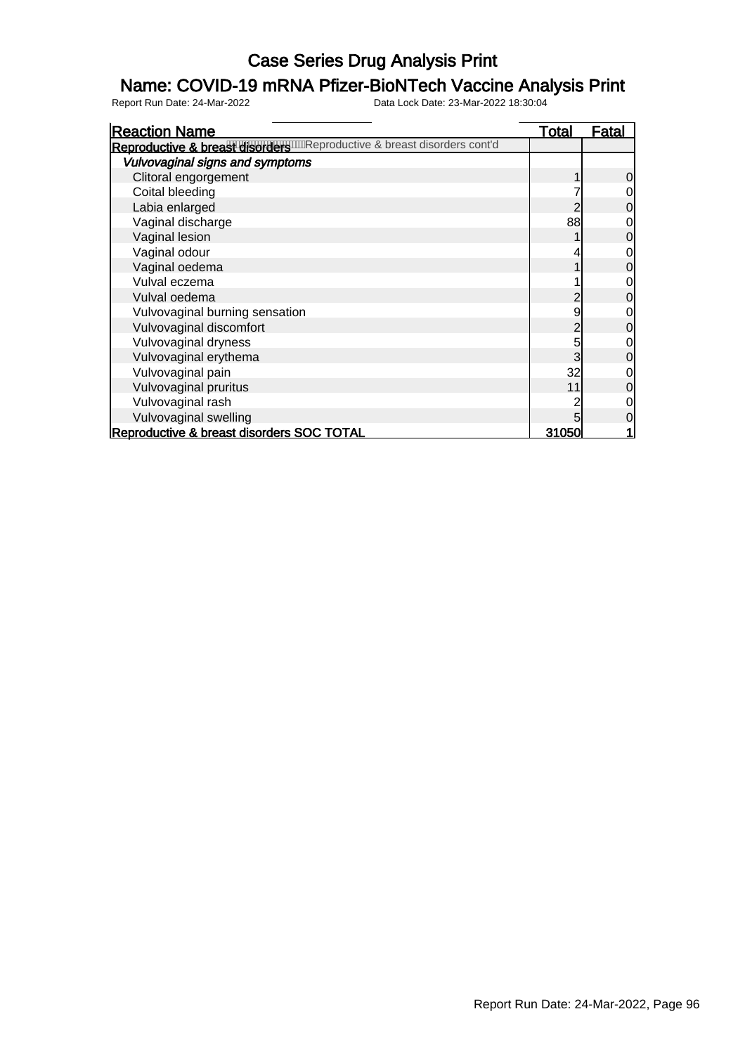# Case Series Drug Analysis Print

## Name: COVID-19 mRNA Pfizer-BioNTech Vaccine Analysis Print

Report Run Date: 24-Mar-2022 Data Lock Date: 23-Mar-2022 18:30:04

| Reaction Name | Total | Fatal |
|---|---|---|
| **Reproductive & breast disorders** Reproductive & breast disorders cont'd | | |
| ***Vulvovaginal signs and symptoms*** | | |
| Clitoral engorgement | 1 | 0 |
| Coital bleeding | 7 | 0 |
| Labia enlarged | 2 | 0 |
| Vaginal discharge | 88 | 0 |
| Vaginal lesion | 1 | 0 |
| Vaginal odour | 4 | 0 |
| Vaginal oedema | 1 | 0 |
| Vulval eczema | 1 | 0 |
| Vulval oedema | 2 | 0 |
| Vulvovaginal burning sensation | 9 | 0 |
| Vulvovaginal discomfort | 2 | 0 |
| Vulvovaginal dryness | 5 | 0 |
| Vulvovaginal erythema | 3 | 0 |
| Vulvovaginal pain | 32 | 0 |
| Vulvovaginal pruritus | 11 | 0 |
| Vulvovaginal rash | 2 | 0 |
| Vulvovaginal swelling | 5 | 0 |
| **Reproductive & breast disorders SOC TOTAL** | **31050** | **1** |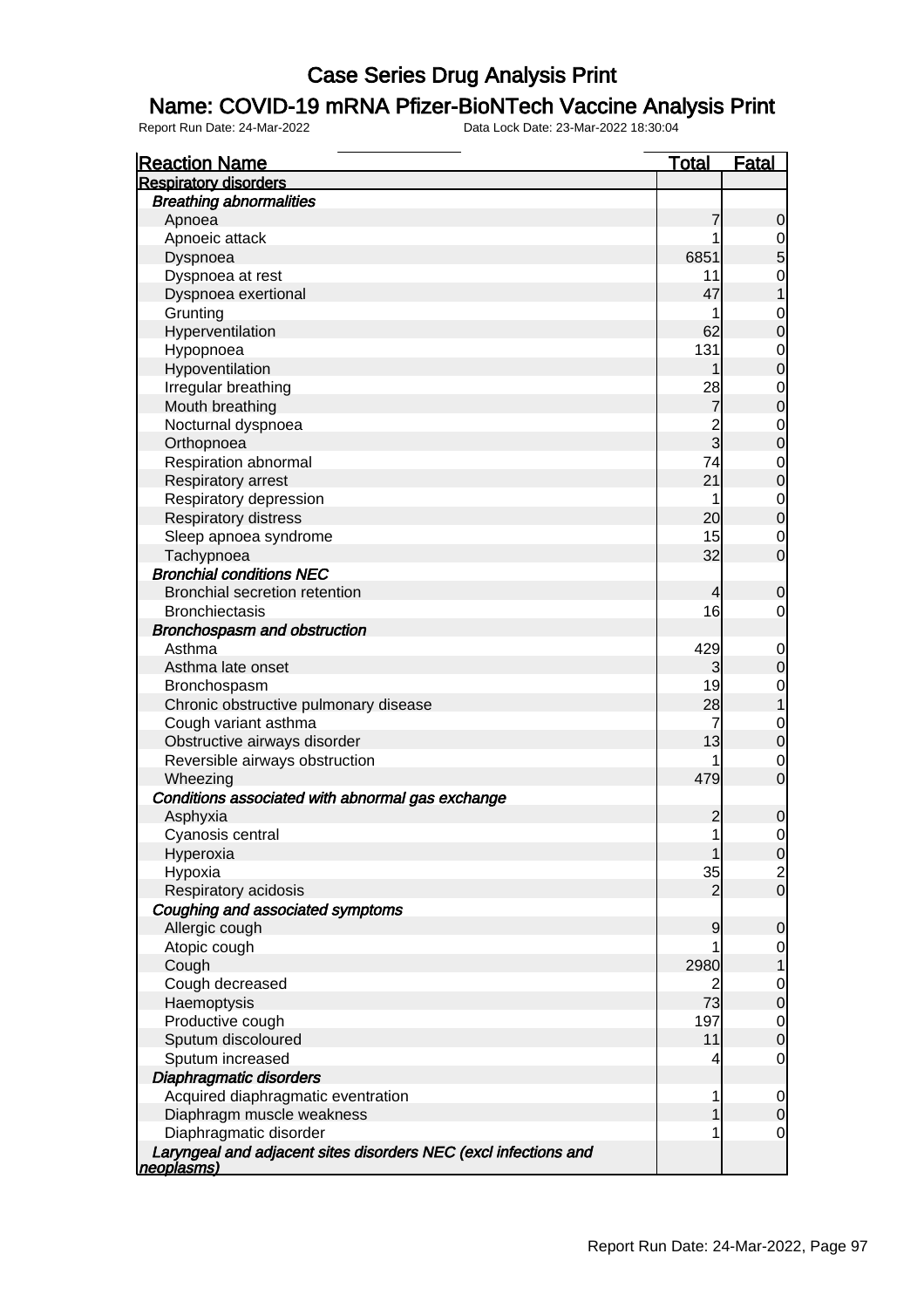# Case Series Drug Analysis Print

## Name: COVID-19 mRNA Pfizer-BioNTech Vaccine Analysis Print

Report Run Date: 24-Mar-2022 Data Lock Date: 23-Mar-2022 18:30:04

| Reaction Name | Total | Fatal |
|---|---|---|
| **Respiratory disorders** | | |
| ***Breathing abnormalities*** | | |
| Apnoea | 7 | 0 |
| Apnoeic attack | 1 | 0 |
| Dyspnoea | 6851 | 5 |
| Dyspnoea at rest | 11 | 0 |
| Dyspnoea exertional | 47 | 1 |
| Grunting | 1 | 0 |
| Hyperventilation | 62 | 0 |
| Hypopnoea | 131 | 0 |
| Hypoventilation | 1 | 0 |
| Irregular breathing | 28 | 0 |
| Mouth breathing | 7 | 0 |
| Nocturnal dyspnoea | 2 | 0 |
| Orthopnoea | 3 | 0 |
| Respiration abnormal | 74 | 0 |
| Respiratory arrest | 21 | 0 |
| Respiratory depression | 1 | 0 |
| Respiratory distress | 20 | 0 |
| Sleep apnoea syndrome | 15 | 0 |
| Tachypnoea | 32 | 0 |
| ***Bronchial conditions NEC*** | | |
| Bronchial secretion retention | 4 | 0 |
| Bronchiectasis | 16 | 0 |
| ***Bronchospasm and obstruction*** | | |
| Asthma | 429 | 0 |
| Asthma late onset | 3 | 0 |
| Bronchospasm | 19 | 0 |
| Chronic obstructive pulmonary disease | 28 | 1 |
| Cough variant asthma | 7 | 0 |
| Obstructive airways disorder | 13 | 0 |
| Reversible airways obstruction | 1 | 0 |
| Wheezing | 479 | 0 |
| ***Conditions associated with abnormal gas exchange*** | | |
| Asphyxia | 2 | 0 |
| Cyanosis central | 1 | 0 |
| Hyperoxia | 1 | 0 |
| Hypoxia | 35 | 2 |
| Respiratory acidosis | 2 | 0 |
| ***Coughing and associated symptoms*** | | |
| Allergic cough | 9 | 0 |
| Atopic cough | 1 | 0 |
| Cough | 2980 | 1 |
| Cough decreased | 2 | 0 |
| Haemoptysis | 73 | 0 |
| Productive cough | 197 | 0 |
| Sputum discoloured | 11 | 0 |
| Sputum increased | 4 | 0 |
| ***Diaphragmatic disorders*** | | |
| Acquired diaphragmatic eventration | 1 | 0 |
| Diaphragm muscle weakness | 1 | 0 |
| Diaphragmatic disorder | 1 | 0 |
| ***Laryngeal and adjacent sites disorders NEC (excl infections and neoplasms)*** | | |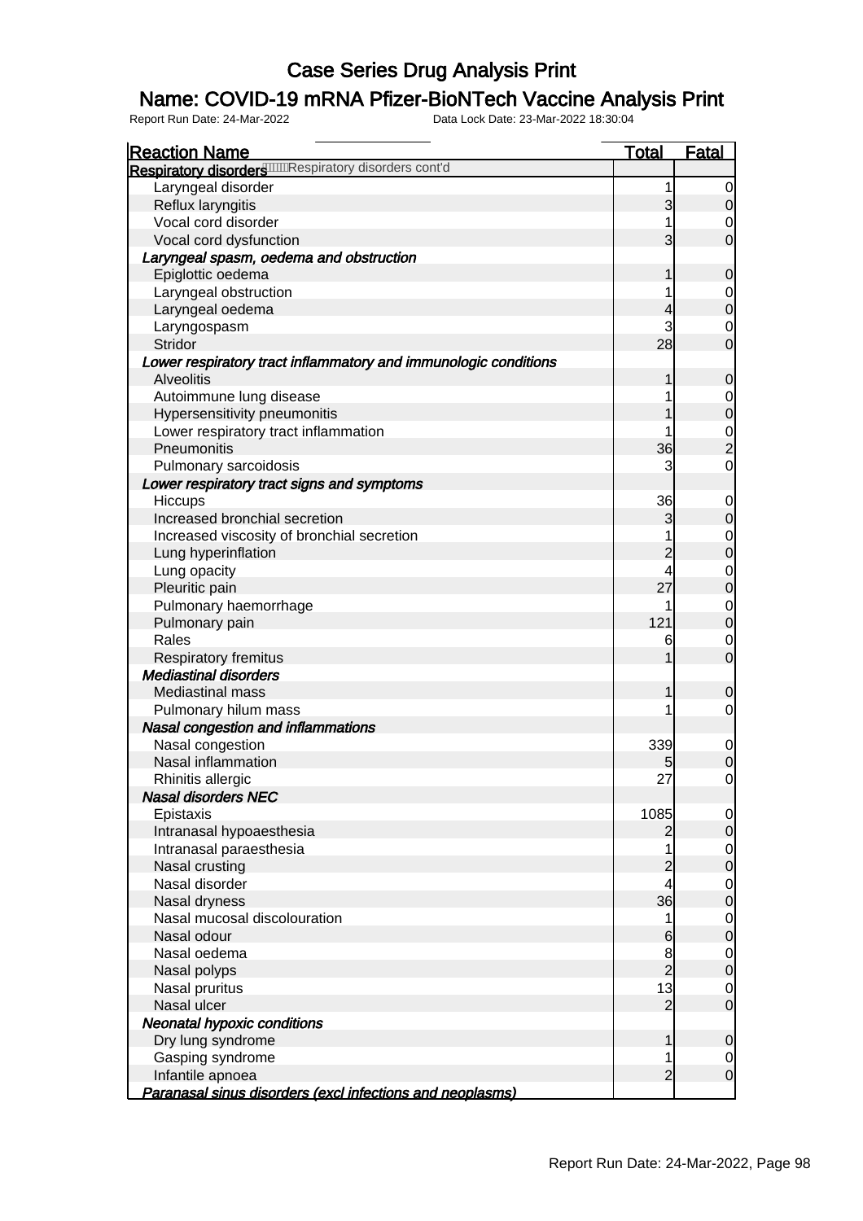# Case Series Drug Analysis Print

## Name: COVID-19 mRNA Pfizer-BioNTech Vaccine Analysis Print

Report Run Date: 24-Mar-2022 Data Lock Date: 23-Mar-2022 18:30:04

| Reaction Name | Total | Fatal |
|---|---|---|
| **Respiratory disorders** Respiratory disorders cont'd | | |
| Laryngeal disorder | 1 | 0 |
| Reflux laryngitis | 3 | 0 |
| Vocal cord disorder | 1 | 0 |
| Vocal cord dysfunction | 3 | 0 |
| ***Laryngeal spasm, oedema and obstruction*** | | |
| Epiglottic oedema | 1 | 0 |
| Laryngeal obstruction | 1 | 0 |
| Laryngeal oedema | 4 | 0 |
| Laryngospasm | 3 | 0 |
| Stridor | 28 | 0 |
| ***Lower respiratory tract inflammatory and immunologic conditions*** | | |
| Alveolitis | 1 | 0 |
| Autoimmune lung disease | 1 | 0 |
| Hypersensitivity pneumonitis | 1 | 0 |
| Lower respiratory tract inflammation | 1 | 0 |
| Pneumonitis | 36 | 2 |
| Pulmonary sarcoidosis | 3 | 0 |
| ***Lower respiratory tract signs and symptoms*** | | |
| Hiccups | 36 | 0 |
| Increased bronchial secretion | 3 | 0 |
| Increased viscosity of bronchial secretion | 1 | 0 |
| Lung hyperinflation | 2 | 0 |
| Lung opacity | 4 | 0 |
| Pleuritic pain | 27 | 0 |
| Pulmonary haemorrhage | 1 | 0 |
| Pulmonary pain | 121 | 0 |
| Rales | 6 | 0 |
| Respiratory fremitus | 1 | 0 |
| ***Mediastinal disorders*** | | |
| Mediastinal mass | 1 | 0 |
| Pulmonary hilum mass | 1 | 0 |
| ***Nasal congestion and inflammations*** | | |
| Nasal congestion | 339 | 0 |
| Nasal inflammation | 5 | 0 |
| Rhinitis allergic | 27 | 0 |
| ***Nasal disorders NEC*** | | |
| Epistaxis | 1085 | 0 |
| Intranasal hypoaesthesia | 2 | 0 |
| Intranasal paraesthesia | 1 | 0 |
| Nasal crusting | 2 | 0 |
| Nasal disorder | 4 | 0 |
| Nasal dryness | 36 | 0 |
| Nasal mucosal discolouration | 1 | 0 |
| Nasal odour | 6 | 0 |
| Nasal oedema | 8 | 0 |
| Nasal polyps | 2 | 0 |
| Nasal pruritus | 13 | 0 |
| Nasal ulcer | 2 | 0 |
| ***Neonatal hypoxic conditions*** | | |
| Dry lung syndrome | 1 | 0 |
| Gasping syndrome | 1 | 0 |
| Infantile apnoea | 2 | 0 |
| ***Paranasal sinus disorders (excl infections and neoplasms)*** | | |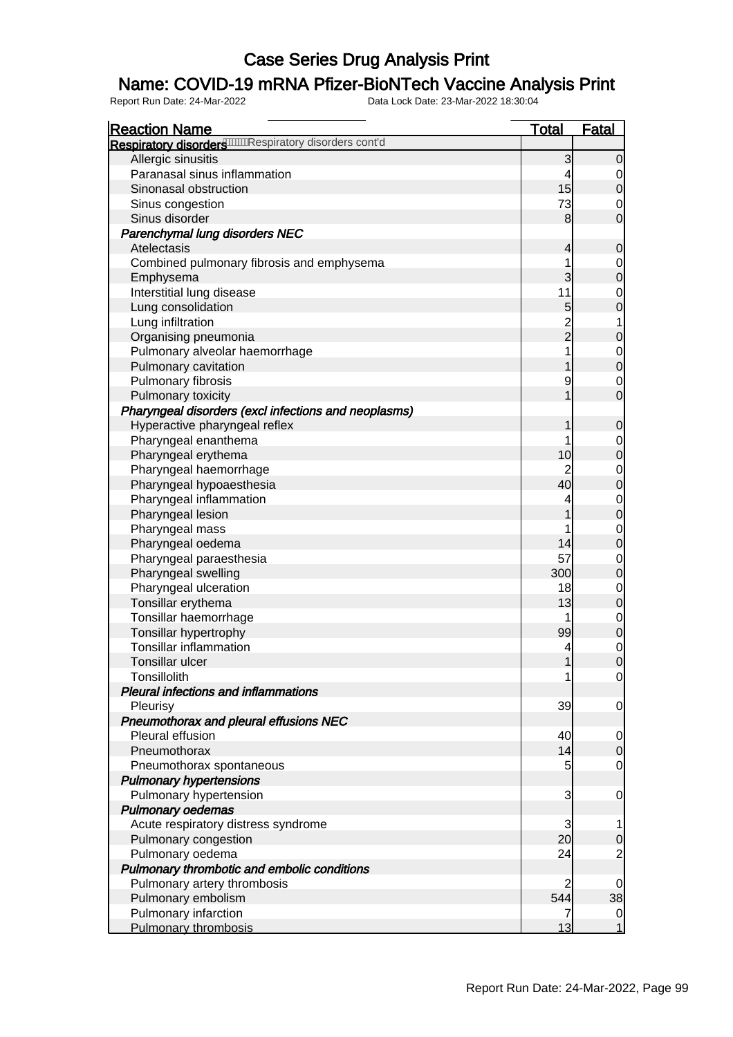# Case Series Drug Analysis Print

## Name: COVID-19 mRNA Pfizer-BioNTech Vaccine Analysis Print

Report Run Date: 24-Mar-2022 Data Lock Date: 23-Mar-2022 18:30:04

| Reaction Name | Total | Fatal |
|---|---|---|
| **Respiratory disorders** Respiratory disorders cont'd | | |
| Allergic sinusitis | 3 | 0 |
| Paranasal sinus inflammation | 4 | 0 |
| Sinonasal obstruction | 15 | 0 |
| Sinus congestion | 73 | 0 |
| Sinus disorder | 8 | 0 |
| ***Parenchymal lung disorders NEC*** | | |
| Atelectasis | 4 | 0 |
| Combined pulmonary fibrosis and emphysema | 1 | 0 |
| Emphysema | 3 | 0 |
| Interstitial lung disease | 11 | 0 |
| Lung consolidation | 5 | 0 |
| Lung infiltration | 2 | 1 |
| Organising pneumonia | 2 | 0 |
| Pulmonary alveolar haemorrhage | 1 | 0 |
| Pulmonary cavitation | 1 | 0 |
| Pulmonary fibrosis | 9 | 0 |
| Pulmonary toxicity | 1 | 0 |
| ***Pharyngeal disorders (excl infections and neoplasms)*** | | |
| Hyperactive pharyngeal reflex | 1 | 0 |
| Pharyngeal enanthema | 1 | 0 |
| Pharyngeal erythema | 10 | 0 |
| Pharyngeal haemorrhage | 2 | 0 |
| Pharyngeal hypoaesthesia | 40 | 0 |
| Pharyngeal inflammation | 4 | 0 |
| Pharyngeal lesion | 1 | 0 |
| Pharyngeal mass | 1 | 0 |
| Pharyngeal oedema | 14 | 0 |
| Pharyngeal paraesthesia | 57 | 0 |
| Pharyngeal swelling | 300 | 0 |
| Pharyngeal ulceration | 18 | 0 |
| Tonsillar erythema | 13 | 0 |
| Tonsillar haemorrhage | 1 | 0 |
| Tonsillar hypertrophy | 99 | 0 |
| Tonsillar inflammation | 4 | 0 |
| Tonsillar ulcer | 1 | 0 |
| Tonsillolith | 1 | 0 |
| ***Pleural infections and inflammations*** | | |
| Pleurisy | 39 | 0 |
| ***Pneumothorax and pleural effusions NEC*** | | |
| Pleural effusion | 40 | 0 |
| Pneumothorax | 14 | 0 |
| Pneumothorax spontaneous | 5 | 0 |
| ***Pulmonary hypertensions*** | | |
| Pulmonary hypertension | 3 | 0 |
| ***Pulmonary oedemas*** | | |
| Acute respiratory distress syndrome | 3 | 1 |
| Pulmonary congestion | 20 | 0 |
| Pulmonary oedema | 24 | 2 |
| ***Pulmonary thrombotic and embolic conditions*** | | |
| Pulmonary artery thrombosis | 2 | 0 |
| Pulmonary embolism | 544 | 38 |
| Pulmonary infarction | 7 | 0 |
| Pulmonary thrombosis | 13 | 1 |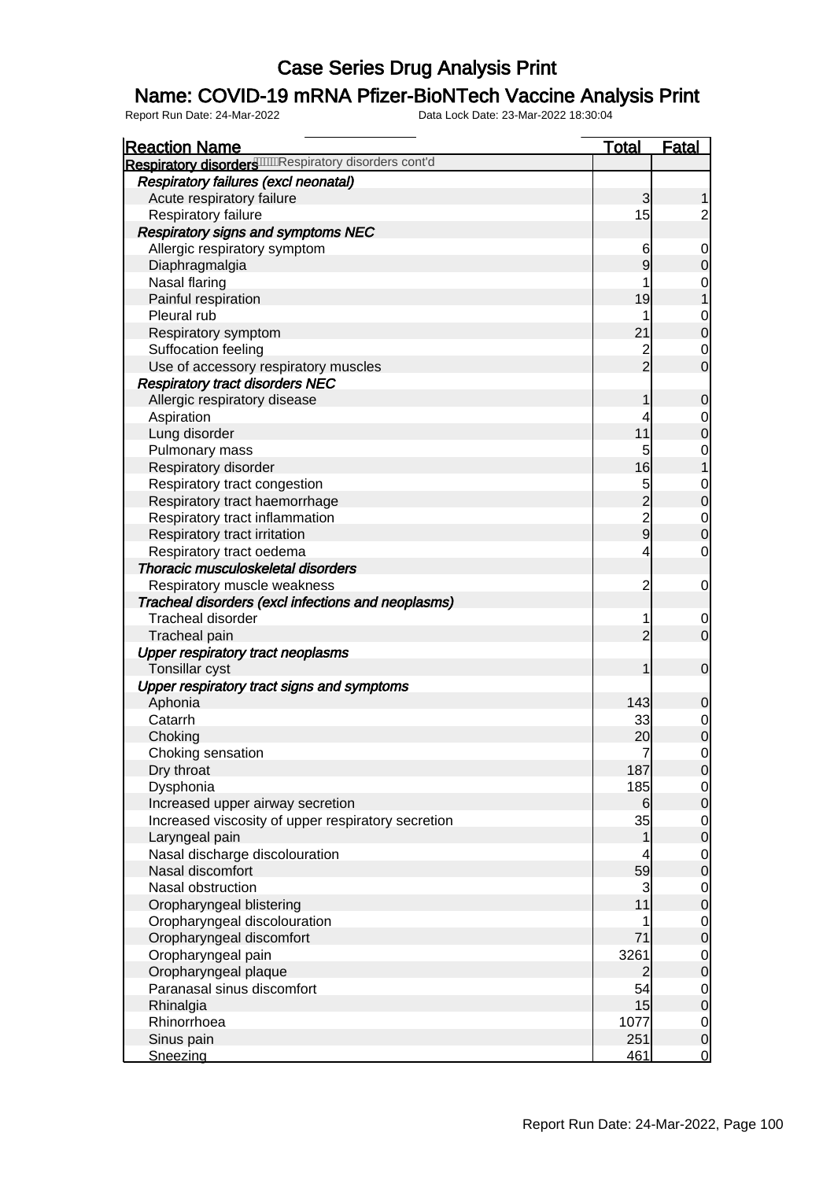# Case Series Drug Analysis Print

## Name: COVID-19 mRNA Pfizer-BioNTech Vaccine Analysis Print

Report Run Date: 24-Mar-2022    Data Lock Date: 23-Mar-2022 18:30:04

| Reaction Name | Total | Fatal |
|---|---|---|
| **Respiratory disorders** Respiratory disorders cont'd | | |
| ***Respiratory failures (excl neonatal)*** | | |
| Acute respiratory failure | 3 | 1 |
| Respiratory failure | 15 | 2 |
| ***Respiratory signs and symptoms NEC*** | | |
| Allergic respiratory symptom | 6 | 0 |
| Diaphragmalgia | 9 | 0 |
| Nasal flaring | 1 | 0 |
| Painful respiration | 19 | 1 |
| Pleural rub | 1 | 0 |
| Respiratory symptom | 21 | 0 |
| Suffocation feeling | 2 | 0 |
| Use of accessory respiratory muscles | 2 | 0 |
| ***Respiratory tract disorders NEC*** | | |
| Allergic respiratory disease | 1 | 0 |
| Aspiration | 4 | 0 |
| Lung disorder | 11 | 0 |
| Pulmonary mass | 5 | 0 |
| Respiratory disorder | 16 | 1 |
| Respiratory tract congestion | 5 | 0 |
| Respiratory tract haemorrhage | 2 | 0 |
| Respiratory tract inflammation | 2 | 0 |
| Respiratory tract irritation | 9 | 0 |
| Respiratory tract oedema | 4 | 0 |
| ***Thoracic musculoskeletal disorders*** | | |
| Respiratory muscle weakness | 2 | 0 |
| ***Tracheal disorders (excl infections and neoplasms)*** | | |
| Tracheal disorder | 1 | 0 |
| Tracheal pain | 2 | 0 |
| ***Upper respiratory tract neoplasms*** | | |
| Tonsillar cyst | 1 | 0 |
| ***Upper respiratory tract signs and symptoms*** | | |
| Aphonia | 143 | 0 |
| Catarrh | 33 | 0 |
| Choking | 20 | 0 |
| Choking sensation | 7 | 0 |
| Dry throat | 187 | 0 |
| Dysphonia | 185 | 0 |
| Increased upper airway secretion | 6 | 0 |
| Increased viscosity of upper respiratory secretion | 35 | 0 |
| Laryngeal pain | 1 | 0 |
| Nasal discharge discolouration | 4 | 0 |
| Nasal discomfort | 59 | 0 |
| Nasal obstruction | 3 | 0 |
| Oropharyngeal blistering | 11 | 0 |
| Oropharyngeal discolouration | 1 | 0 |
| Oropharyngeal discomfort | 71 | 0 |
| Oropharyngeal pain | 3261 | 0 |
| Oropharyngeal plaque | 2 | 0 |
| Paranasal sinus discomfort | 54 | 0 |
| Rhinalgia | 15 | 0 |
| Rhinorrhoea | 1077 | 0 |
| Sinus pain | 251 | 0 |
| Sneezing | 461 | 0 |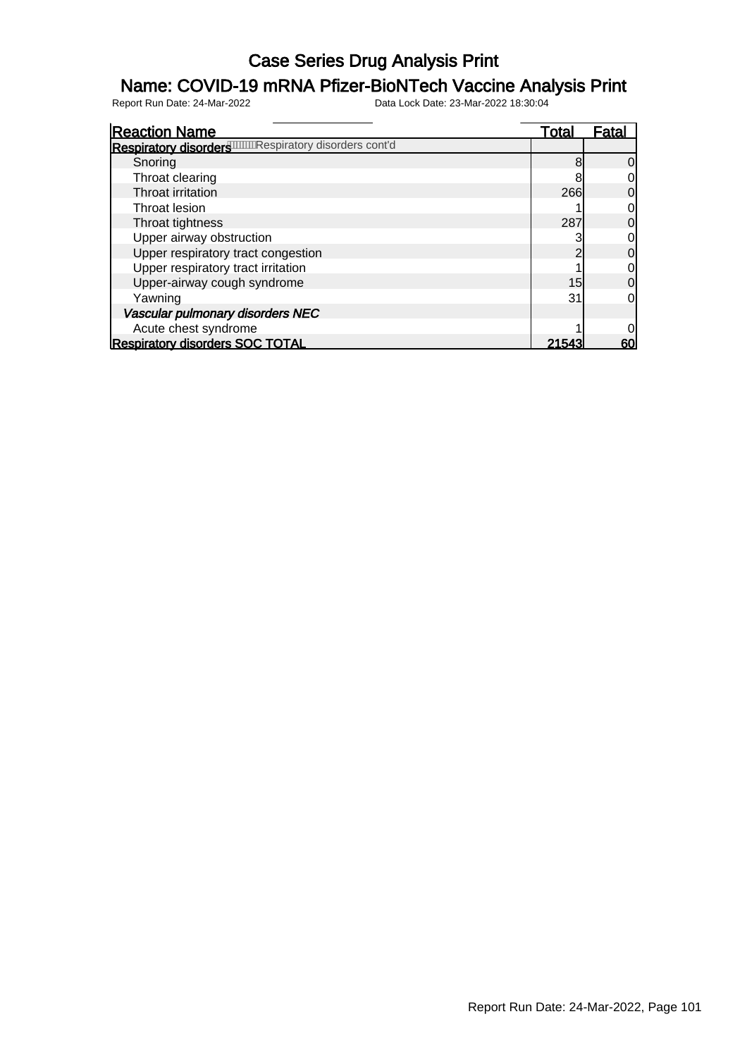# Case Series Drug Analysis Print

## Name: COVID-19 mRNA Pfizer-BioNTech Vaccine Analysis Print

Report Run Date: 24-Mar-2022 Data Lock Date: 23-Mar-2022 18:30:04

| Reaction Name | Total | Fatal |
|---|---|---|
| **Respiratory disorders** Respiratory disorders cont'd | | |
| Snoring | 8 | 0 |
| Throat clearing | 8 | 0 |
| Throat irritation | 266 | 0 |
| Throat lesion | 1 | 0 |
| Throat tightness | 287 | 0 |
| Upper airway obstruction | 3 | 0 |
| Upper respiratory tract congestion | 2 | 0 |
| Upper respiratory tract irritation | 1 | 0 |
| Upper-airway cough syndrome | 15 | 0 |
| Yawning | 31 | 0 |
| *Vascular pulmonary disorders NEC* | | |
| Acute chest syndrome | 1 | 0 |
| **Respiratory disorders SOC TOTAL** | **21543** | **60** |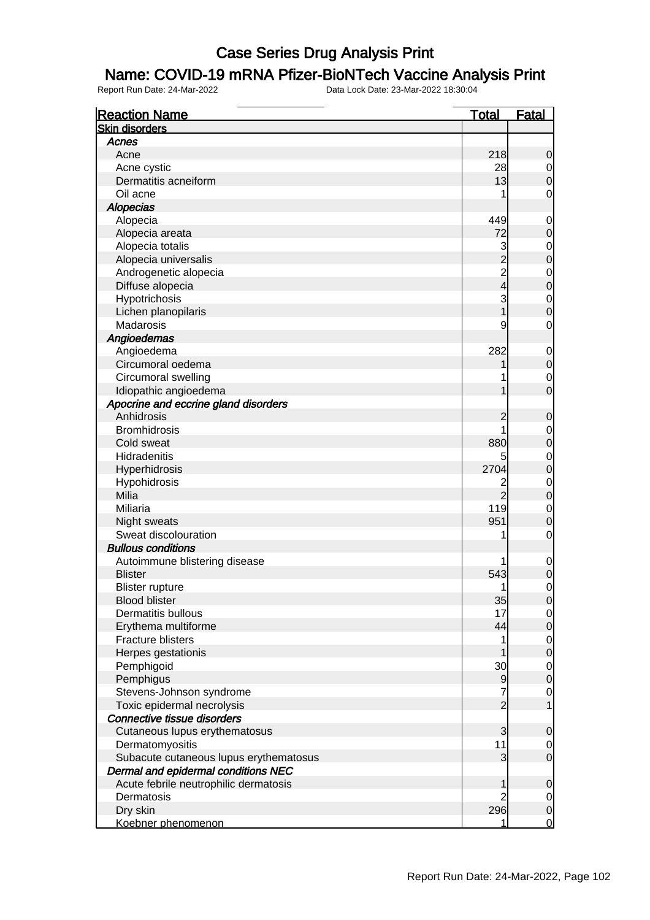# Case Series Drug Analysis Print

## Name: COVID-19 mRNA Pfizer-BioNTech Vaccine Analysis Print

Report Run Date: 24-Mar-2022 Data Lock Date: 23-Mar-2022 18:30:04

| Reaction Name | Total | Fatal |
|---|---|---|
| **Skin disorders** | | |
| *Acnes* | | |
| Acne | 218 | 0 |
| Acne cystic | 28 | 0 |
| Dermatitis acneiform | 13 | 0 |
| Oil acne | 1 | 0 |
| *Alopecias* | | |
| Alopecia | 449 | 0 |
| Alopecia areata | 72 | 0 |
| Alopecia totalis | 3 | 0 |
| Alopecia universalis | 2 | 0 |
| Androgenetic alopecia | 2 | 0 |
| Diffuse alopecia | 4 | 0 |
| Hypotrichosis | 3 | 0 |
| Lichen planopilaris | 1 | 0 |
| Madarosis | 9 | 0 |
| *Angioedemas* | | |
| Angioedema | 282 | 0 |
| Circumoral oedema | 1 | 0 |
| Circumoral swelling | 1 | 0 |
| Idiopathic angioedema | 1 | 0 |
| *Apocrine and eccrine gland disorders* | | |
| Anhidrosis | 2 | 0 |
| Bromhidrosis | 1 | 0 |
| Cold sweat | 880 | 0 |
| Hidradenitis | 5 | 0 |
| Hyperhidrosis | 2704 | 0 |
| Hypohidrosis | 2 | 0 |
| Milia | 2 | 0 |
| Miliaria | 119 | 0 |
| Night sweats | 951 | 0 |
| Sweat discolouration | 1 | 0 |
| *Bullous conditions* | | |
| Autoimmune blistering disease | 1 | 0 |
| Blister | 543 | 0 |
| Blister rupture | 1 | 0 |
| Blood blister | 35 | 0 |
| Dermatitis bullous | 17 | 0 |
| Erythema multiforme | 44 | 0 |
| Fracture blisters | 1 | 0 |
| Herpes gestationis | 1 | 0 |
| Pemphigoid | 30 | 0 |
| Pemphigus | 9 | 0 |
| Stevens-Johnson syndrome | 7 | 0 |
| Toxic epidermal necrolysis | 2 | 1 |
| *Connective tissue disorders* | | |
| Cutaneous lupus erythematosus | 3 | 0 |
| Dermatomyositis | 11 | 0 |
| Subacute cutaneous lupus erythematosus | 3 | 0 |
| *Dermal and epidermal conditions NEC* | | |
| Acute febrile neutrophilic dermatosis | 1 | 0 |
| Dermatosis | 2 | 0 |
| Dry skin | 296 | 0 |
| Koebner phenomenon | 1 | 0 |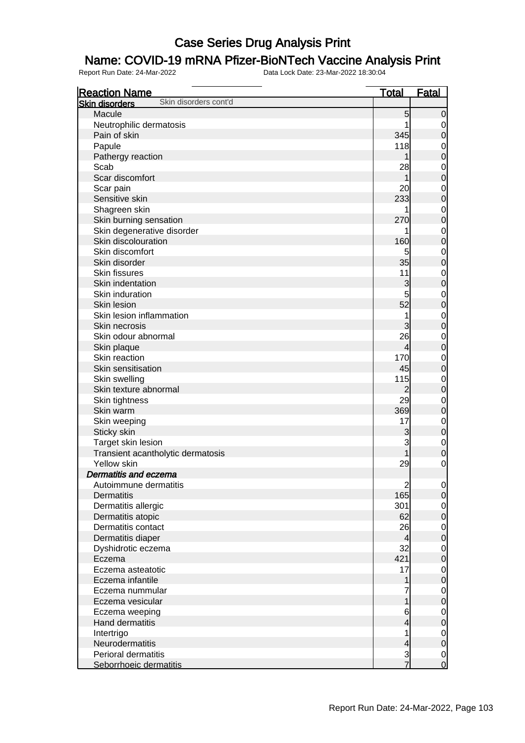# Case Series Drug Analysis Print

## Name: COVID-19 mRNA Pfizer-BioNTech Vaccine Analysis Print

Report Run Date: 24-Mar-2022 Data Lock Date: 23-Mar-2022 18:30:04

| Reaction Name | Total | Fatal |
|---|---|---|
| **Skin disorders** Skin disorders cont'd | | |
| Macule | 5 | 0 |
| Neutrophilic dermatosis | 1 | 0 |
| Pain of skin | 345 | 0 |
| Papule | 118 | 0 |
| Pathergy reaction | 1 | 0 |
| Scab | 28 | 0 |
| Scar discomfort | 1 | 0 |
| Scar pain | 20 | 0 |
| Sensitive skin | 233 | 0 |
| Shagreen skin | 1 | 0 |
| Skin burning sensation | 270 | 0 |
| Skin degenerative disorder | 1 | 0 |
| Skin discolouration | 160 | 0 |
| Skin discomfort | 5 | 0 |
| Skin disorder | 35 | 0 |
| Skin fissures | 11 | 0 |
| Skin indentation | 3 | 0 |
| Skin induration | 5 | 0 |
| Skin lesion | 52 | 0 |
| Skin lesion inflammation | 1 | 0 |
| Skin necrosis | 3 | 0 |
| Skin odour abnormal | 26 | 0 |
| Skin plaque | 4 | 0 |
| Skin reaction | 170 | 0 |
| Skin sensitisation | 45 | 0 |
| Skin swelling | 115 | 0 |
| Skin texture abnormal | 2 | 0 |
| Skin tightness | 29 | 0 |
| Skin warm | 369 | 0 |
| Skin weeping | 17 | 0 |
| Sticky skin | 3 | 0 |
| Target skin lesion | 3 | 0 |
| Transient acantholytic dermatosis | 1 | 0 |
| Yellow skin | 29 | 0 |
| *Dermatitis and eczema* | | |
| Autoimmune dermatitis | 2 | 0 |
| Dermatitis | 165 | 0 |
| Dermatitis allergic | 301 | 0 |
| Dermatitis atopic | 62 | 0 |
| Dermatitis contact | 26 | 0 |
| Dermatitis diaper | 4 | 0 |
| Dyshidrotic eczema | 32 | 0 |
| Eczema | 421 | 0 |
| Eczema asteatotic | 17 | 0 |
| Eczema infantile | 1 | 0 |
| Eczema nummular | 7 | 0 |
| Eczema vesicular | 1 | 0 |
| Eczema weeping | 6 | 0 |
| Hand dermatitis | 4 | 0 |
| Intertrigo | 1 | 0 |
| Neurodermatitis | 4 | 0 |
| Perioral dermatitis | 3 | 0 |
| Seborrhoeic dermatitis | 7 | 0 |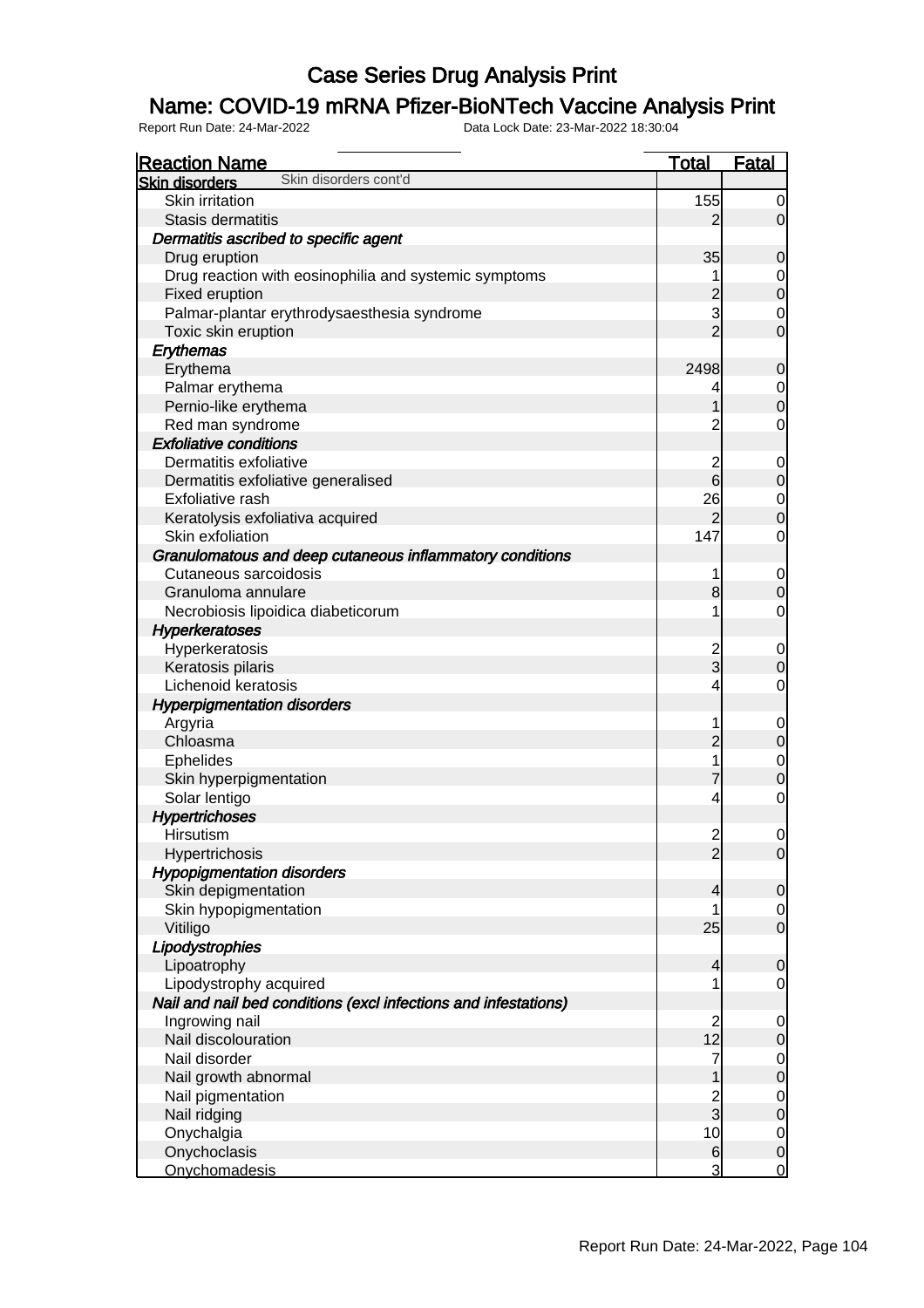# Case Series Drug Analysis Print

## Name: COVID-19 mRNA Pfizer-BioNTech Vaccine Analysis Print

Report Run Date: 24-Mar-2022 Data Lock Date: 23-Mar-2022 18:30:04

| Reaction Name | Total | Fatal |
|---|---|---|
| **Skin disorders** Skin disorders cont'd | | |
| Skin irritation | 155 | 0 |
| Stasis dermatitis | 2 | 0 |
| ***Dermatitis ascribed to specific agent*** | | |
| Drug eruption | 35 | 0 |
| Drug reaction with eosinophilia and systemic symptoms | 1 | 0 |
| Fixed eruption | 2 | 0 |
| Palmar-plantar erythrodysaesthesia syndrome | 3 | 0 |
| Toxic skin eruption | 2 | 0 |
| ***Erythemas*** | | |
| Erythema | 2498 | 0 |
| Palmar erythema | 4 | 0 |
| Pernio-like erythema | 1 | 0 |
| Red man syndrome | 2 | 0 |
| ***Exfoliative conditions*** | | |
| Dermatitis exfoliative | 2 | 0 |
| Dermatitis exfoliative generalised | 6 | 0 |
| Exfoliative rash | 26 | 0 |
| Keratolysis exfoliativa acquired | 2 | 0 |
| Skin exfoliation | 147 | 0 |
| ***Granulomatous and deep cutaneous inflammatory conditions*** | | |
| Cutaneous sarcoidosis | 1 | 0 |
| Granuloma annulare | 8 | 0 |
| Necrobiosis lipoidica diabeticorum | 1 | 0 |
| ***Hyperkeratoses*** | | |
| Hyperkeratosis | 2 | 0 |
| Keratosis pilaris | 3 | 0 |
| Lichenoid keratosis | 4 | 0 |
| ***Hyperpigmentation disorders*** | | |
| Argyria | 1 | 0 |
| Chloasma | 2 | 0 |
| Ephelides | 1 | 0 |
| Skin hyperpigmentation | 7 | 0 |
| Solar lentigo | 4 | 0 |
| ***Hypertrichoses*** | | |
| Hirsutism | 2 | 0 |
| Hypertrichosis | 2 | 0 |
| ***Hypopigmentation disorders*** | | |
| Skin depigmentation | 4 | 0 |
| Skin hypopigmentation | 1 | 0 |
| Vitiligo | 25 | 0 |
| ***Lipodystrophies*** | | |
| Lipoatrophy | 4 | 0 |
| Lipodystrophy acquired | 1 | 0 |
| ***Nail and nail bed conditions (excl infections and infestations)*** | | |
| Ingrowing nail | 2 | 0 |
| Nail discolouration | 12 | 0 |
| Nail disorder | 7 | 0 |
| Nail growth abnormal | 1 | 0 |
| Nail pigmentation | 2 | 0 |
| Nail ridging | 3 | 0 |
| Onychalgia | 10 | 0 |
| Onychoclasis | 6 | 0 |
| Onychomadesis | 3 | 0 |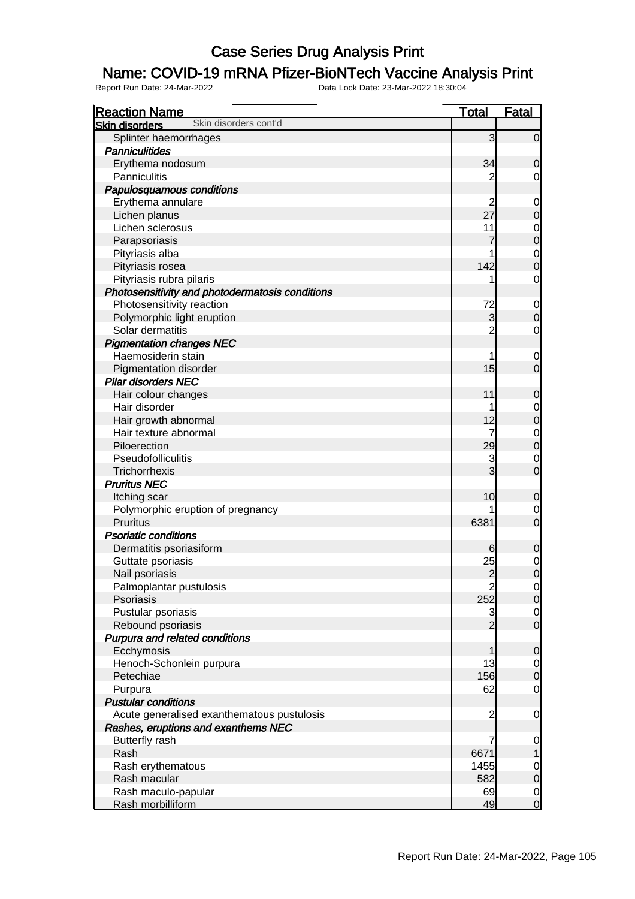# Case Series Drug Analysis Print

## Name: COVID-19 mRNA Pfizer-BioNTech Vaccine Analysis Print

Report Run Date: 24-Mar-2022 Data Lock Date: 23-Mar-2022 18:30:04

| Reaction Name | Total | Fatal |
|---|---|---|
| **Skin disorders** Skin disorders cont'd | | |
| Splinter haemorrhages | 3 | 0 |
| ***Panniculitides*** | | |
| Erythema nodosum | 34 | 0 |
| Panniculitis | 2 | 0 |
| ***Papulosquamous conditions*** | | |
| Erythema annulare | 2 | 0 |
| Lichen planus | 27 | 0 |
| Lichen sclerosus | 11 | 0 |
| Parapsoriasis | 7 | 0 |
| Pityriasis alba | 1 | 0 |
| Pityriasis rosea | 142 | 0 |
| Pityriasis rubra pilaris | 1 | 0 |
| ***Photosensitivity and photodermatosis conditions*** | | |
| Photosensitivity reaction | 72 | 0 |
| Polymorphic light eruption | 3 | 0 |
| Solar dermatitis | 2 | 0 |
| ***Pigmentation changes NEC*** | | |
| Haemosiderin stain | 1 | 0 |
| Pigmentation disorder | 15 | 0 |
| ***Pilar disorders NEC*** | | |
| Hair colour changes | 11 | 0 |
| Hair disorder | 1 | 0 |
| Hair growth abnormal | 12 | 0 |
| Hair texture abnormal | 7 | 0 |
| Piloerection | 29 | 0 |
| Pseudofolliculitis | 3 | 0 |
| Trichorrhexis | 3 | 0 |
| ***Pruritus NEC*** | | |
| Itching scar | 10 | 0 |
| Polymorphic eruption of pregnancy | 1 | 0 |
| Pruritus | 6381 | 0 |
| ***Psoriatic conditions*** | | |
| Dermatitis psoriasiform | 6 | 0 |
| Guttate psoriasis | 25 | 0 |
| Nail psoriasis | 2 | 0 |
| Palmoplantar pustulosis | 2 | 0 |
| Psoriasis | 252 | 0 |
| Pustular psoriasis | 3 | 0 |
| Rebound psoriasis | 2 | 0 |
| ***Purpura and related conditions*** | | |
| Ecchymosis | 1 | 0 |
| Henoch-Schonlein purpura | 13 | 0 |
| Petechiae | 156 | 0 |
| Purpura | 62 | 0 |
| ***Pustular conditions*** | | |
| Acute generalised exanthematous pustulosis | 2 | 0 |
| ***Rashes, eruptions and exanthems NEC*** | | |
| Butterfly rash | 7 | 0 |
| Rash | 6671 | 1 |
| Rash erythematous | 1455 | 0 |
| Rash macular | 582 | 0 |
| Rash maculo-papular | 69 | 0 |
| Rash morbilliform | 49 | 0 |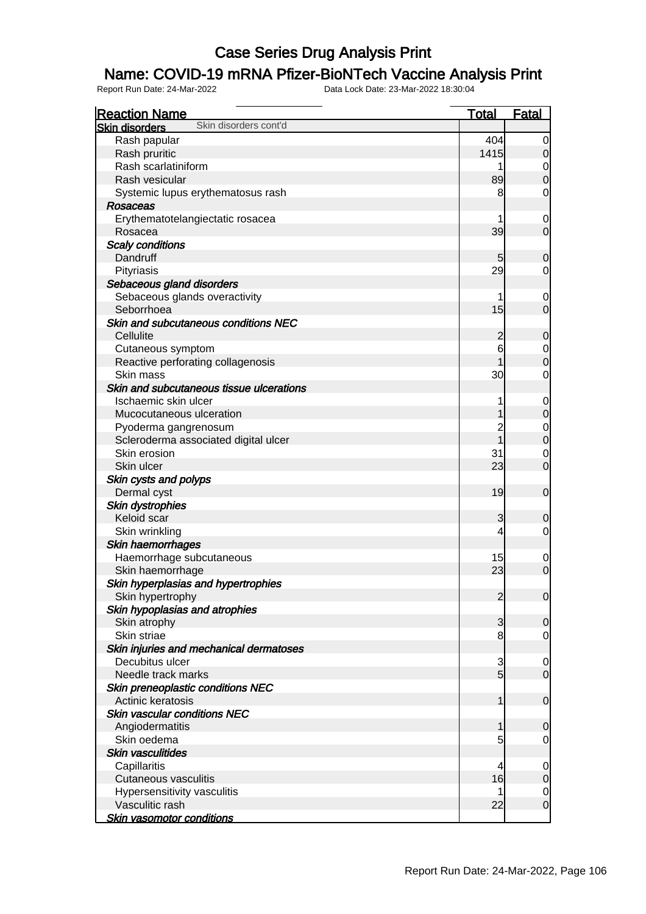# Case Series Drug Analysis Print

## Name: COVID-19 mRNA Pfizer-BioNTech Vaccine Analysis Print

Report Run Date: 24-Mar-2022    Data Lock Date: 23-Mar-2022 18:30:04

| Reaction Name | Total | Fatal |
|---|---|---|
| **Skin disorders** Skin disorders cont'd | | |
| Rash papular | 404 | 0 |
| Rash pruritic | 1415 | 0 |
| Rash scarlatiniform | 1 | 0 |
| Rash vesicular | 89 | 0 |
| Systemic lupus erythematosus rash | 8 | 0 |
| ***Rosaceas*** | | |
| Erythematotelangiectatic rosacea | 1 | 0 |
| Rosacea | 39 | 0 |
| ***Scaly conditions*** | | |
| Dandruff | 5 | 0 |
| Pityriasis | 29 | 0 |
| ***Sebaceous gland disorders*** | | |
| Sebaceous glands overactivity | 1 | 0 |
| Seborrhoea | 15 | 0 |
| ***Skin and subcutaneous conditions NEC*** | | |
| Cellulite | 2 | 0 |
| Cutaneous symptom | 6 | 0 |
| Reactive perforating collagenosis | 1 | 0 |
| Skin mass | 30 | 0 |
| ***Skin and subcutaneous tissue ulcerations*** | | |
| Ischaemic skin ulcer | 1 | 0 |
| Mucocutaneous ulceration | 1 | 0 |
| Pyoderma gangrenosum | 2 | 0 |
| Scleroderma associated digital ulcer | 1 | 0 |
| Skin erosion | 31 | 0 |
| Skin ulcer | 23 | 0 |
| ***Skin cysts and polyps*** | | |
| Dermal cyst | 19 | 0 |
| ***Skin dystrophies*** | | |
| Keloid scar | 3 | 0 |
| Skin wrinkling | 4 | 0 |
| ***Skin haemorrhages*** | | |
| Haemorrhage subcutaneous | 15 | 0 |
| Skin haemorrhage | 23 | 0 |
| ***Skin hyperplasias and hypertrophies*** | | |
| Skin hypertrophy | 2 | 0 |
| ***Skin hypoplasias and atrophies*** | | |
| Skin atrophy | 3 | 0 |
| Skin striae | 8 | 0 |
| ***Skin injuries and mechanical dermatoses*** | | |
| Decubitus ulcer | 3 | 0 |
| Needle track marks | 5 | 0 |
| ***Skin preneoplastic conditions NEC*** | | |
| Actinic keratosis | 1 | 0 |
| ***Skin vascular conditions NEC*** | | |
| Angiodermatitis | 1 | 0 |
| Skin oedema | 5 | 0 |
| ***Skin vasculitides*** | | |
| Capillaritis | 4 | 0 |
| Cutaneous vasculitis | 16 | 0 |
| Hypersensitivity vasculitis | 1 | 0 |
| Vasculitic rash | 22 | 0 |
| ***Skin vasomotor conditions*** | | |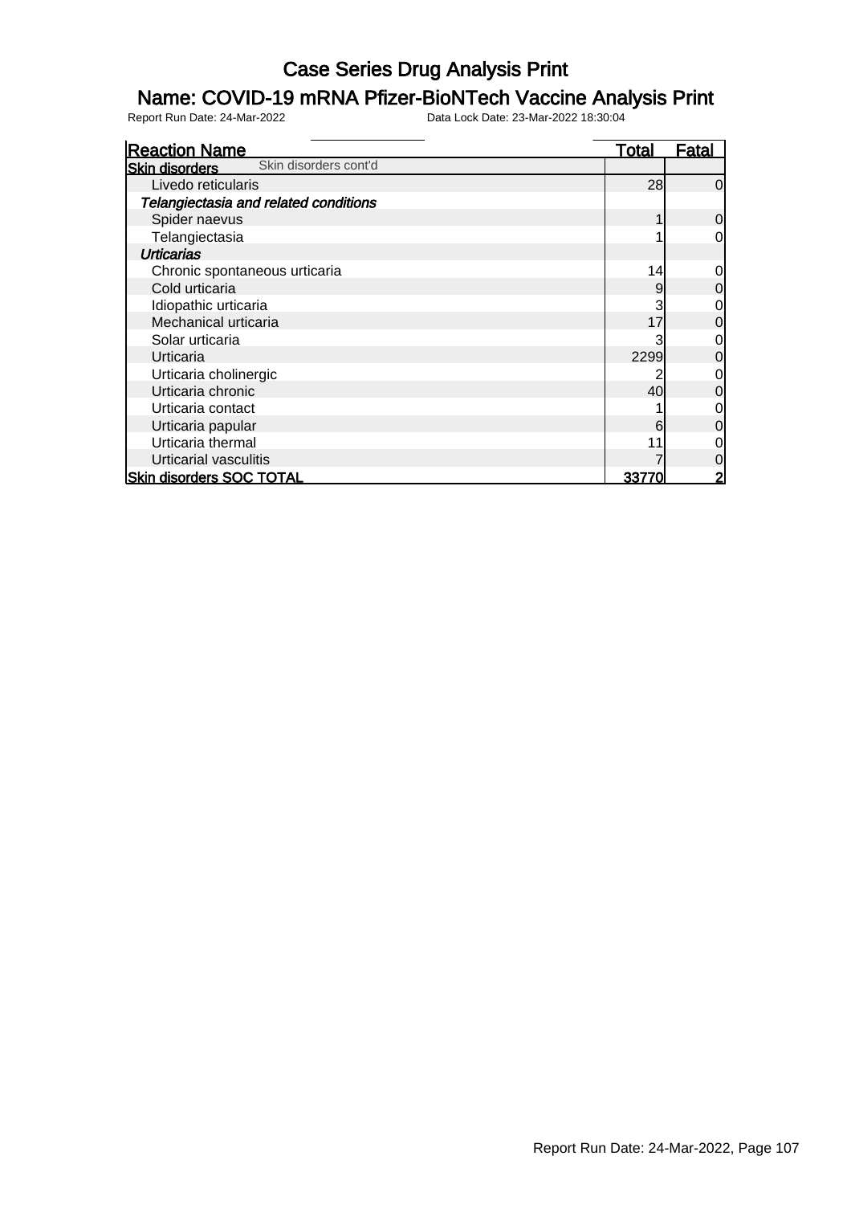# Case Series Drug Analysis Print

## Name: COVID-19 mRNA Pfizer-BioNTech Vaccine Analysis Print

Report Run Date: 24-Mar-2022    Data Lock Date: 23-Mar-2022 18:30:04

| Reaction Name | Total | Fatal |
|---|---|---|
| **Skin disorders** Skin disorders cont'd | | |
| Livedo reticularis | 28 | 0 |
| ***Telangiectasia and related conditions*** | | |
| Spider naevus | 1 | 0 |
| Telangiectasia | 1 | 0 |
| ***Urticarias*** | | |
| Chronic spontaneous urticaria | 14 | 0 |
| Cold urticaria | 9 | 0 |
| Idiopathic urticaria | 3 | 0 |
| Mechanical urticaria | 17 | 0 |
| Solar urticaria | 3 | 0 |
| Urticaria | 2299 | 0 |
| Urticaria cholinergic | 2 | 0 |
| Urticaria chronic | 40 | 0 |
| Urticaria contact | 1 | 0 |
| Urticaria papular | 6 | 0 |
| Urticaria thermal | 11 | 0 |
| Urticarial vasculitis | 7 | 0 |
| **Skin disorders SOC TOTAL** | **33770** | **2** |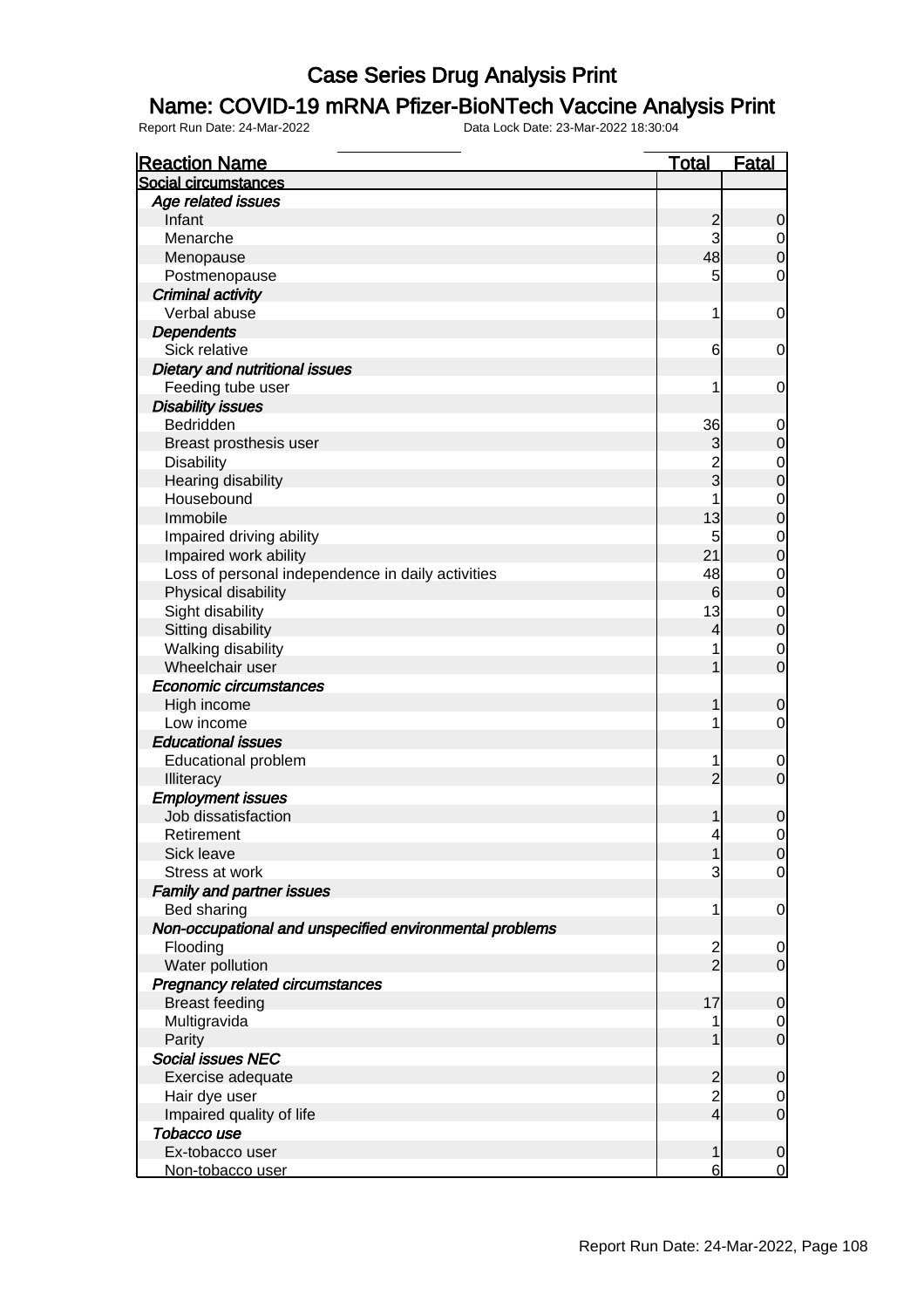# Case Series Drug Analysis Print

## Name: COVID-19 mRNA Pfizer-BioNTech Vaccine Analysis Print

Report Run Date: 24-Mar-2022    Data Lock Date: 23-Mar-2022 18:30:04

| Reaction Name | Total | Fatal |
|---|---|---|
| **Social circumstances** | | |
| *Age related issues* | | |
| Infant | 2 | 0 |
| Menarche | 3 | 0 |
| Menopause | 48 | 0 |
| Postmenopause | 5 | 0 |
| *Criminal activity* | | |
| Verbal abuse | 1 | 0 |
| *Dependents* | | |
| Sick relative | 6 | 0 |
| *Dietary and nutritional issues* | | |
| Feeding tube user | 1 | 0 |
| *Disability issues* | | |
| Bedridden | 36 | 0 |
| Breast prosthesis user | 3 | 0 |
| Disability | 2 | 0 |
| Hearing disability | 3 | 0 |
| Housebound | 1 | 0 |
| Immobile | 13 | 0 |
| Impaired driving ability | 5 | 0 |
| Impaired work ability | 21 | 0 |
| Loss of personal independence in daily activities | 48 | 0 |
| Physical disability | 6 | 0 |
| Sight disability | 13 | 0 |
| Sitting disability | 4 | 0 |
| Walking disability | 1 | 0 |
| Wheelchair user | 1 | 0 |
| *Economic circumstances* | | |
| High income | 1 | 0 |
| Low income | 1 | 0 |
| *Educational issues* | | |
| Educational problem | 1 | 0 |
| Illiteracy | 2 | 0 |
| *Employment issues* | | |
| Job dissatisfaction | 1 | 0 |
| Retirement | 4 | 0 |
| Sick leave | 1 | 0 |
| Stress at work | 3 | 0 |
| *Family and partner issues* | | |
| Bed sharing | 1 | 0 |
| *Non-occupational and unspecified environmental problems* | | |
| Flooding | 2 | 0 |
| Water pollution | 2 | 0 |
| *Pregnancy related circumstances* | | |
| Breast feeding | 17 | 0 |
| Multigravida | 1 | 0 |
| Parity | 1 | 0 |
| *Social issues NEC* | | |
| Exercise adequate | 2 | 0 |
| Hair dye user | 2 | 0 |
| Impaired quality of life | 4 | 0 |
| *Tobacco use* | | |
| Ex-tobacco user | 1 | 0 |
| Non-tobacco user | 6 | 0 |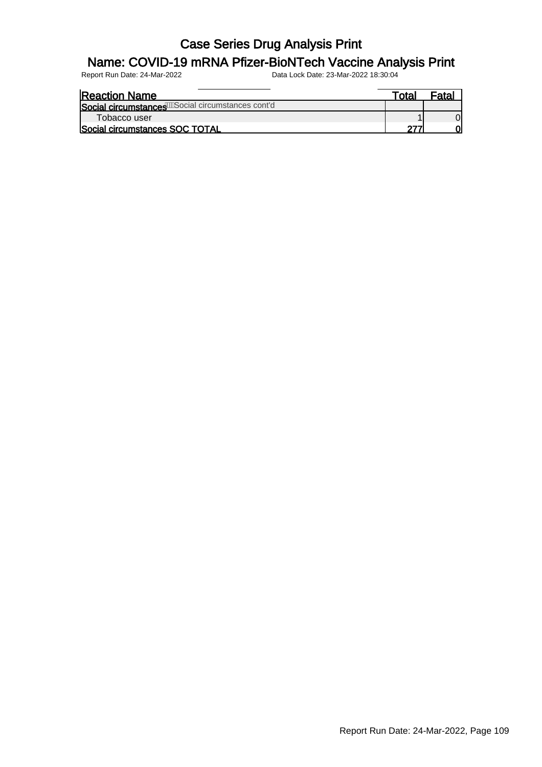# Case Series Drug Analysis Print

## Name: COVID-19 mRNA Pfizer-BioNTech Vaccine Analysis Print

Report Run Date: 24-Mar-2022    Data Lock Date: 23-Mar-2022 18:30:04

| Reaction Name | Total | Fatal |
|---|---|---|
| **Social circumstances** Social circumstances cont'd | | |
| Tobacco user | 1 | 0 |
| **Social circumstances SOC TOTAL** | **277** | **0** |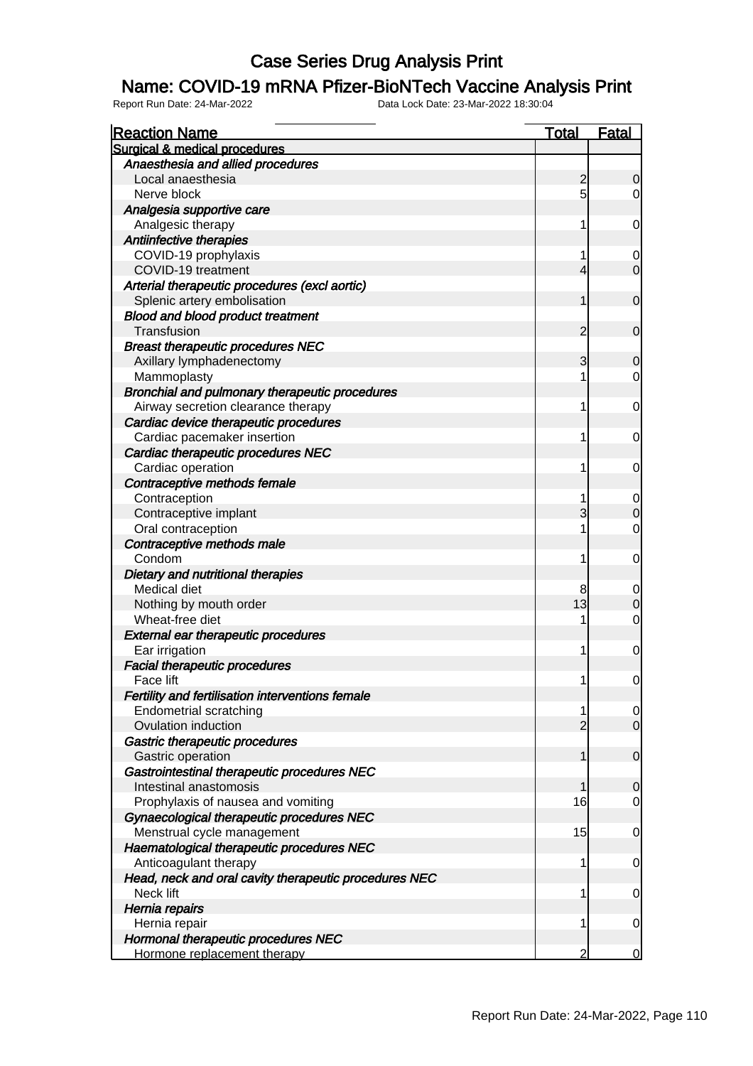# Case Series Drug Analysis Print

## Name: COVID-19 mRNA Pfizer-BioNTech Vaccine Analysis Print

Report Run Date: 24-Mar-2022 Data Lock Date: 23-Mar-2022 18:30:04

| Reaction Name | Total | Fatal |
|---|---|---|
| Surgical & medical procedures | | |
| *Anaesthesia and allied procedures* | | |
| Local anaesthesia | 2 | 0 |
| Nerve block | 5 | 0 |
| *Analgesia supportive care* | | |
| Analgesic therapy | 1 | 0 |
| *Antiinfective therapies* | | |
| COVID-19 prophylaxis | 1 | 0 |
| COVID-19 treatment | 4 | 0 |
| *Arterial therapeutic procedures (excl aortic)* | | |
| Splenic artery embolisation | 1 | 0 |
| *Blood and blood product treatment* | | |
| Transfusion | 2 | 0 |
| *Breast therapeutic procedures NEC* | | |
| Axillary lymphadenectomy | 3 | 0 |
| Mammoplasty | 1 | 0 |
| *Bronchial and pulmonary therapeutic procedures* | | |
| Airway secretion clearance therapy | 1 | 0 |
| *Cardiac device therapeutic procedures* | | |
| Cardiac pacemaker insertion | 1 | 0 |
| *Cardiac therapeutic procedures NEC* | | |
| Cardiac operation | 1 | 0 |
| *Contraceptive methods female* | | |
| Contraception | 1 | 0 |
| Contraceptive implant | 3 | 0 |
| Oral contraception | 1 | 0 |
| *Contraceptive methods male* | | |
| Condom | 1 | 0 |
| *Dietary and nutritional therapies* | | |
| Medical diet | 8 | 0 |
| Nothing by mouth order | 13 | 0 |
| Wheat-free diet | 1 | 0 |
| *External ear therapeutic procedures* | | |
| Ear irrigation | 1 | 0 |
| *Facial therapeutic procedures* | | |
| Face lift | 1 | 0 |
| *Fertility and fertilisation interventions female* | | |
| Endometrial scratching | 1 | 0 |
| Ovulation induction | 2 | 0 |
| *Gastric therapeutic procedures* | | |
| Gastric operation | 1 | 0 |
| *Gastrointestinal therapeutic procedures NEC* | | |
| Intestinal anastomosis | 1 | 0 |
| Prophylaxis of nausea and vomiting | 16 | 0 |
| *Gynaecological therapeutic procedures NEC* | | |
| Menstrual cycle management | 15 | 0 |
| *Haematological therapeutic procedures NEC* | | |
| Anticoagulant therapy | 1 | 0 |
| *Head, neck and oral cavity therapeutic procedures NEC* | | |
| Neck lift | 1 | 0 |
| *Hernia repairs* | | |
| Hernia repair | 1 | 0 |
| *Hormonal therapeutic procedures NEC* | | |
| Hormone replacement therapy | 2 | 0 |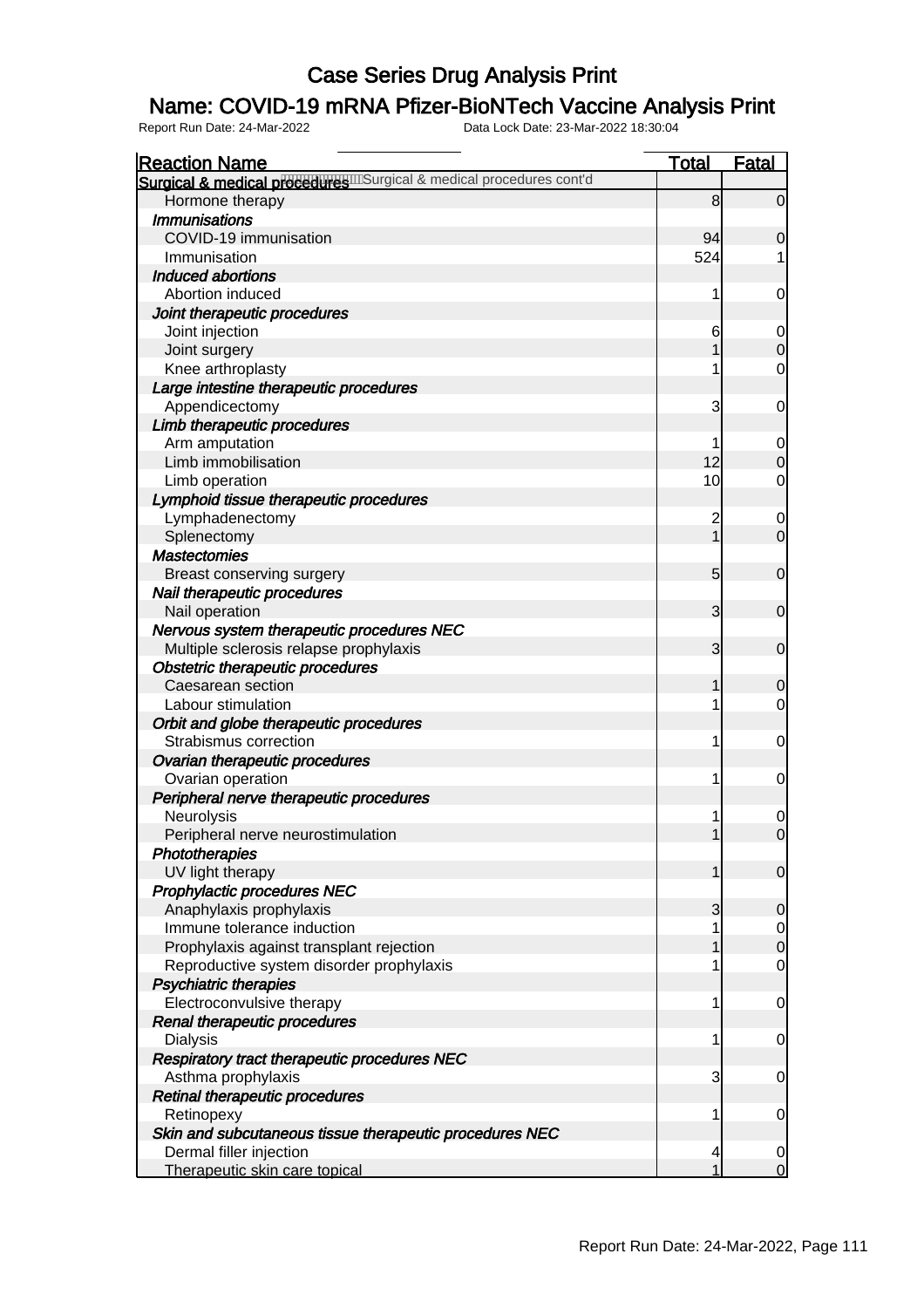# Case Series Drug Analysis Print

## Name: COVID-19 mRNA Pfizer-BioNTech Vaccine Analysis Print

Report Run Date: 24-Mar-2022 Data Lock Date: 23-Mar-2022 18:30:04

| Reaction Name | Total | Fatal |
|---|---|---|
| **Surgical & medical procedures** Surgical & medical procedures cont'd | | |
| Hormone therapy | 8 | 0 |
| ***Immunisations*** | | |
| COVID-19 immunisation | 94 | 0 |
| Immunisation | 524 | 1 |
| ***Induced abortions*** | | |
| Abortion induced | 1 | 0 |
| ***Joint therapeutic procedures*** | | |
| Joint injection | 6 | 0 |
| Joint surgery | 1 | 0 |
| Knee arthroplasty | 1 | 0 |
| ***Large intestine therapeutic procedures*** | | |
| Appendicectomy | 3 | 0 |
| ***Limb therapeutic procedures*** | | |
| Arm amputation | 1 | 0 |
| Limb immobilisation | 12 | 0 |
| Limb operation | 10 | 0 |
| ***Lymphoid tissue therapeutic procedures*** | | |
| Lymphadenectomy | 2 | 0 |
| Splenectomy | 1 | 0 |
| ***Mastectomies*** | | |
| Breast conserving surgery | 5 | 0 |
| ***Nail therapeutic procedures*** | | |
| Nail operation | 3 | 0 |
| ***Nervous system therapeutic procedures NEC*** | | |
| Multiple sclerosis relapse prophylaxis | 3 | 0 |
| ***Obstetric therapeutic procedures*** | | |
| Caesarean section | 1 | 0 |
| Labour stimulation | 1 | 0 |
| ***Orbit and globe therapeutic procedures*** | | |
| Strabismus correction | 1 | 0 |
| ***Ovarian therapeutic procedures*** | | |
| Ovarian operation | 1 | 0 |
| ***Peripheral nerve therapeutic procedures*** | | |
| Neurolysis | 1 | 0 |
| Peripheral nerve neurostimulation | 1 | 0 |
| ***Phototherapies*** | | |
| UV light therapy | 1 | 0 |
| ***Prophylactic procedures NEC*** | | |
| Anaphylaxis prophylaxis | 3 | 0 |
| Immune tolerance induction | 1 | 0 |
| Prophylaxis against transplant rejection | 1 | 0 |
| Reproductive system disorder prophylaxis | 1 | 0 |
| ***Psychiatric therapies*** | | |
| Electroconvulsive therapy | 1 | 0 |
| ***Renal therapeutic procedures*** | | |
| Dialysis | 1 | 0 |
| ***Respiratory tract therapeutic procedures NEC*** | | |
| Asthma prophylaxis | 3 | 0 |
| ***Retinal therapeutic procedures*** | | |
| Retinopexy | 1 | 0 |
| ***Skin and subcutaneous tissue therapeutic procedures NEC*** | | |
| Dermal filler injection | 4 | 0 |
| Therapeutic skin care topical | 1 | 0 |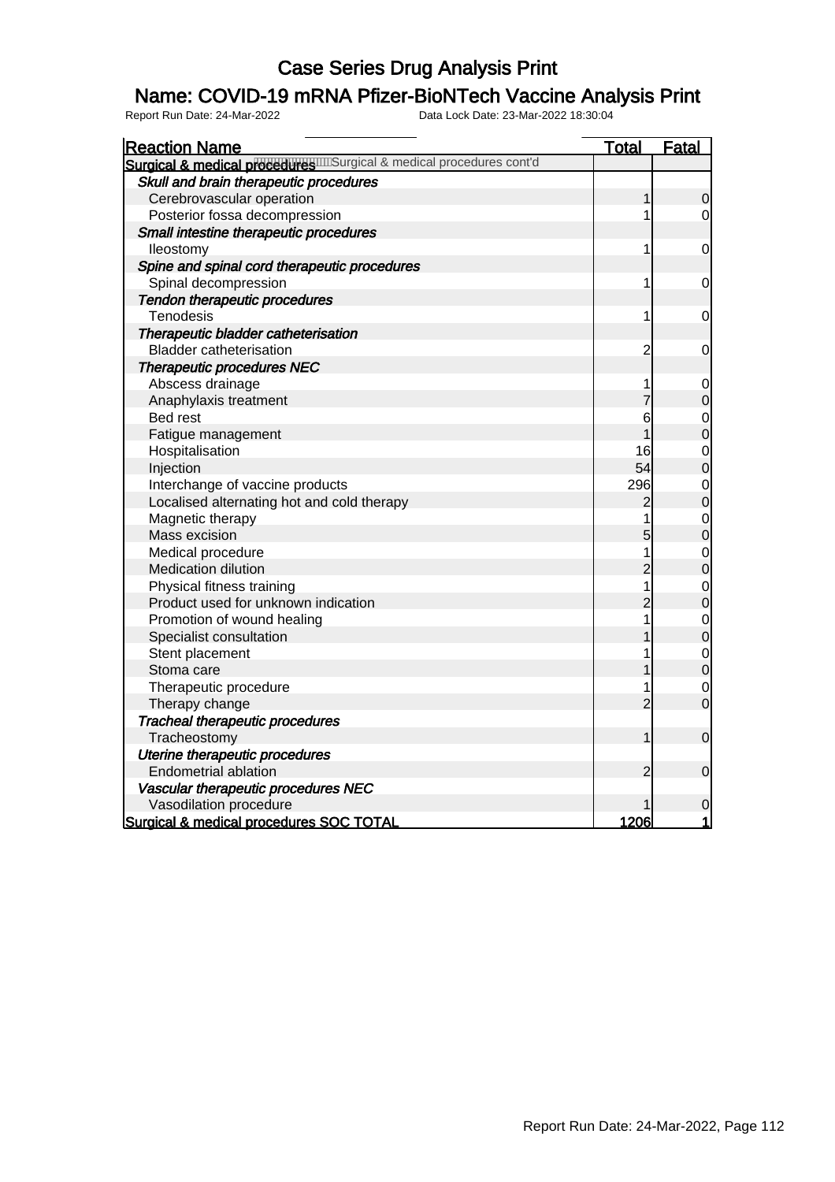# Case Series Drug Analysis Print

## Name: COVID-19 mRNA Pfizer-BioNTech Vaccine Analysis Print

Report Run Date: 24-Mar-2022 Data Lock Date: 23-Mar-2022 18:30:04

| Reaction Name | Total | Fatal |
|---|---|---|
| **Surgical & medical procedures** Surgical & medical procedures cont'd | | |
| ***Skull and brain therapeutic procedures*** | | |
| Cerebrovascular operation | 1 | 0 |
| Posterior fossa decompression | 1 | 0 |
| ***Small intestine therapeutic procedures*** | | |
| Ileostomy | 1 | 0 |
| ***Spine and spinal cord therapeutic procedures*** | | |
| Spinal decompression | 1 | 0 |
| ***Tendon therapeutic procedures*** | | |
| Tenodesis | 1 | 0 |
| ***Therapeutic bladder catheterisation*** | | |
| Bladder catheterisation | 2 | 0 |
| ***Therapeutic procedures NEC*** | | |
| Abscess drainage | 1 | 0 |
| Anaphylaxis treatment | 7 | 0 |
| Bed rest | 6 | 0 |
| Fatigue management | 1 | 0 |
| Hospitalisation | 16 | 0 |
| Injection | 54 | 0 |
| Interchange of vaccine products | 296 | 0 |
| Localised alternating hot and cold therapy | 2 | 0 |
| Magnetic therapy | 1 | 0 |
| Mass excision | 5 | 0 |
| Medical procedure | 1 | 0 |
| Medication dilution | 2 | 0 |
| Physical fitness training | 1 | 0 |
| Product used for unknown indication | 2 | 0 |
| Promotion of wound healing | 1 | 0 |
| Specialist consultation | 1 | 0 |
| Stent placement | 1 | 0 |
| Stoma care | 1 | 0 |
| Therapeutic procedure | 1 | 0 |
| Therapy change | 2 | 0 |
| ***Tracheal therapeutic procedures*** | | |
| Tracheostomy | 1 | 0 |
| ***Uterine therapeutic procedures*** | | |
| Endometrial ablation | 2 | 0 |
| ***Vascular therapeutic procedures NEC*** | | |
| Vasodilation procedure | 1 | 0 |
| **Surgical & medical procedures SOC TOTAL** | **1206** | **1** |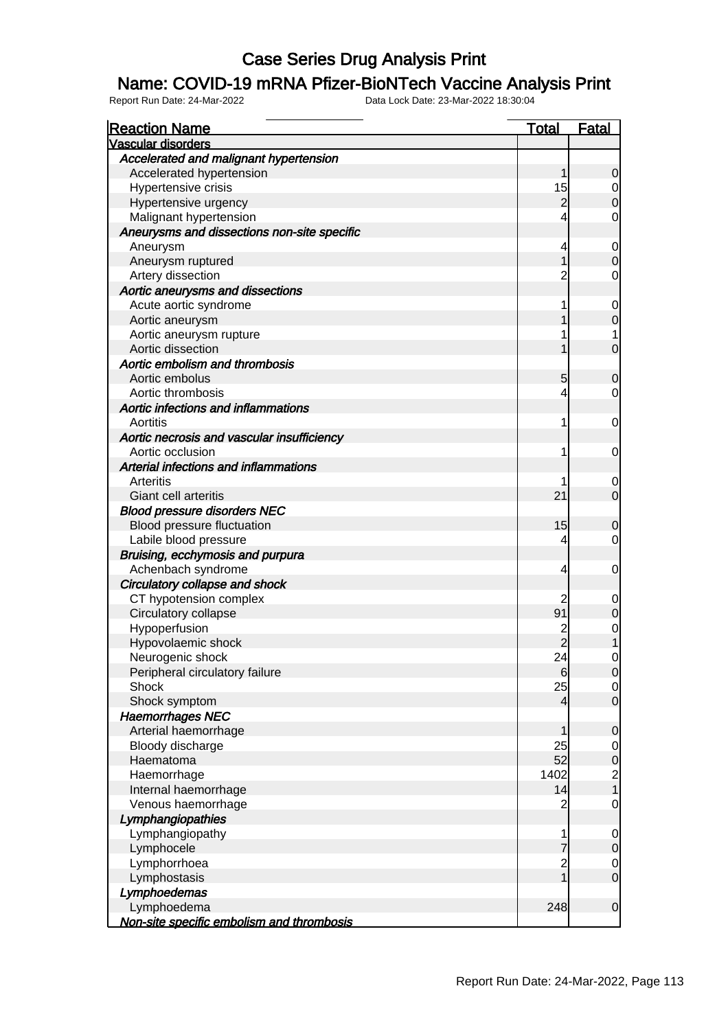# Case Series Drug Analysis Print

## Name: COVID-19 mRNA Pfizer-BioNTech Vaccine Analysis Print

Report Run Date: 24-Mar-2022    Data Lock Date: 23-Mar-2022 18:30:04

| Reaction Name | Total | Fatal |
|---|---|---|
| **Vascular disorders** | | |
| *Accelerated and malignant hypertension* | | |
| Accelerated hypertension | 1 | 0 |
| Hypertensive crisis | 15 | 0 |
| Hypertensive urgency | 2 | 0 |
| Malignant hypertension | 4 | 0 |
| *Aneurysms and dissections non-site specific* | | |
| Aneurysm | 4 | 0 |
| Aneurysm ruptured | 1 | 0 |
| Artery dissection | 2 | 0 |
| *Aortic aneurysms and dissections* | | |
| Acute aortic syndrome | 1 | 0 |
| Aortic aneurysm | 1 | 0 |
| Aortic aneurysm rupture | 1 | 1 |
| Aortic dissection | 1 | 0 |
| *Aortic embolism and thrombosis* | | |
| Aortic embolus | 5 | 0 |
| Aortic thrombosis | 4 | 0 |
| *Aortic infections and inflammations* | | |
| Aortitis | 1 | 0 |
| *Aortic necrosis and vascular insufficiency* | | |
| Aortic occlusion | 1 | 0 |
| *Arterial infections and inflammations* | | |
| Arteritis | 1 | 0 |
| Giant cell arteritis | 21 | 0 |
| *Blood pressure disorders NEC* | | |
| Blood pressure fluctuation | 15 | 0 |
| Labile blood pressure | 4 | 0 |
| *Bruising, ecchymosis and purpura* | | |
| Achenbach syndrome | 4 | 0 |
| *Circulatory collapse and shock* | | |
| CT hypotension complex | 2 | 0 |
| Circulatory collapse | 91 | 0 |
| Hypoperfusion | 2 | 0 |
| Hypovolaemic shock | 2 | 1 |
| Neurogenic shock | 24 | 0 |
| Peripheral circulatory failure | 6 | 0 |
| Shock | 25 | 0 |
| Shock symptom | 4 | 0 |
| *Haemorrhages NEC* | | |
| Arterial haemorrhage | 1 | 0 |
| Bloody discharge | 25 | 0 |
| Haematoma | 52 | 0 |
| Haemorrhage | 1402 | 2 |
| Internal haemorrhage | 14 | 1 |
| Venous haemorrhage | 2 | 0 |
| *Lymphangiopathies* | | |
| Lymphangiopathy | 1 | 0 |
| Lymphocele | 7 | 0 |
| Lymphorrhoea | 2 | 0 |
| Lymphostasis | 1 | 0 |
| *Lymphoedemas* | | |
| Lymphoedema | 248 | 0 |
| *Non-site specific embolism and thrombosis* | | |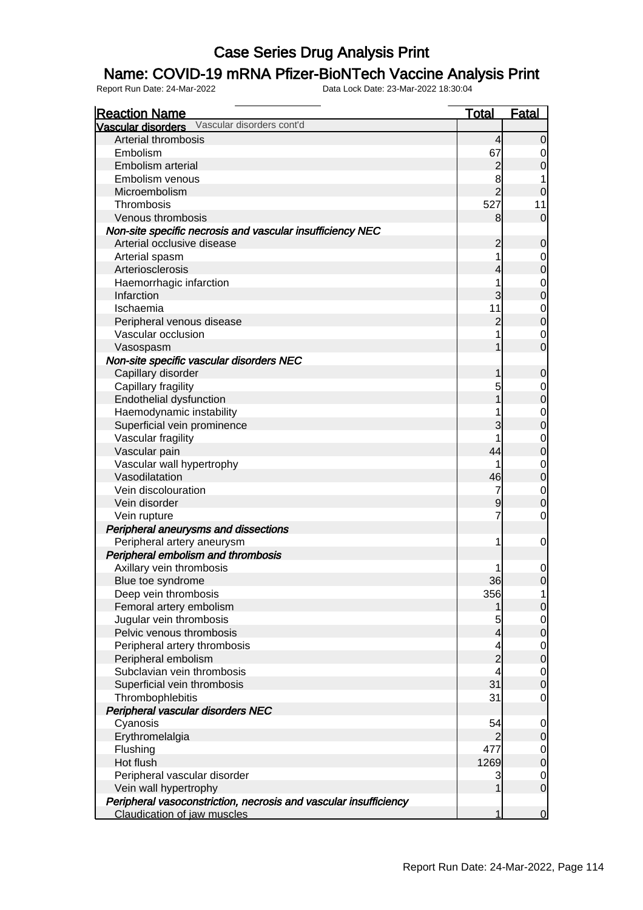# Case Series Drug Analysis Print

## Name: COVID-19 mRNA Pfizer-BioNTech Vaccine Analysis Print

Report Run Date: 24-Mar-2022    Data Lock Date: 23-Mar-2022 18:30:04

| Reaction Name | Total | Fatal |
|---|---|---|
| **Vascular disorders** Vascular disorders cont'd | | |
| Arterial thrombosis | 4 | 0 |
| Embolism | 67 | 0 |
| Embolism arterial | 2 | 0 |
| Embolism venous | 8 | 1 |
| Microembolism | 2 | 0 |
| Thrombosis | 527 | 11 |
| Venous thrombosis | 8 | 0 |
| ***Non-site specific necrosis and vascular insufficiency NEC*** | | |
| Arterial occlusive disease | 2 | 0 |
| Arterial spasm | 1 | 0 |
| Arteriosclerosis | 4 | 0 |
| Haemorrhagic infarction | 1 | 0 |
| Infarction | 3 | 0 |
| Ischaemia | 11 | 0 |
| Peripheral venous disease | 2 | 0 |
| Vascular occlusion | 1 | 0 |
| Vasospasm | 1 | 0 |
| ***Non-site specific vascular disorders NEC*** | | |
| Capillary disorder | 1 | 0 |
| Capillary fragility | 5 | 0 |
| Endothelial dysfunction | 1 | 0 |
| Haemodynamic instability | 1 | 0 |
| Superficial vein prominence | 3 | 0 |
| Vascular fragility | 1 | 0 |
| Vascular pain | 44 | 0 |
| Vascular wall hypertrophy | 1 | 0 |
| Vasodilatation | 46 | 0 |
| Vein discolouration | 7 | 0 |
| Vein disorder | 9 | 0 |
| Vein rupture | 7 | 0 |
| ***Peripheral aneurysms and dissections*** | | |
| Peripheral artery aneurysm | 1 | 0 |
| ***Peripheral embolism and thrombosis*** | | |
| Axillary vein thrombosis | 1 | 0 |
| Blue toe syndrome | 36 | 0 |
| Deep vein thrombosis | 356 | 1 |
| Femoral artery embolism | 1 | 0 |
| Jugular vein thrombosis | 5 | 0 |
| Pelvic venous thrombosis | 4 | 0 |
| Peripheral artery thrombosis | 4 | 0 |
| Peripheral embolism | 2 | 0 |
| Subclavian vein thrombosis | 4 | 0 |
| Superficial vein thrombosis | 31 | 0 |
| Thrombophlebitis | 31 | 0 |
| ***Peripheral vascular disorders NEC*** | | |
| Cyanosis | 54 | 0 |
| Erythromelalgia | 2 | 0 |
| Flushing | 477 | 0 |
| Hot flush | 1269 | 0 |
| Peripheral vascular disorder | 3 | 0 |
| Vein wall hypertrophy | 1 | 0 |
| ***Peripheral vasoconstriction, necrosis and vascular insufficiency*** | | |
| Claudication of jaw muscles | 1 | 0 |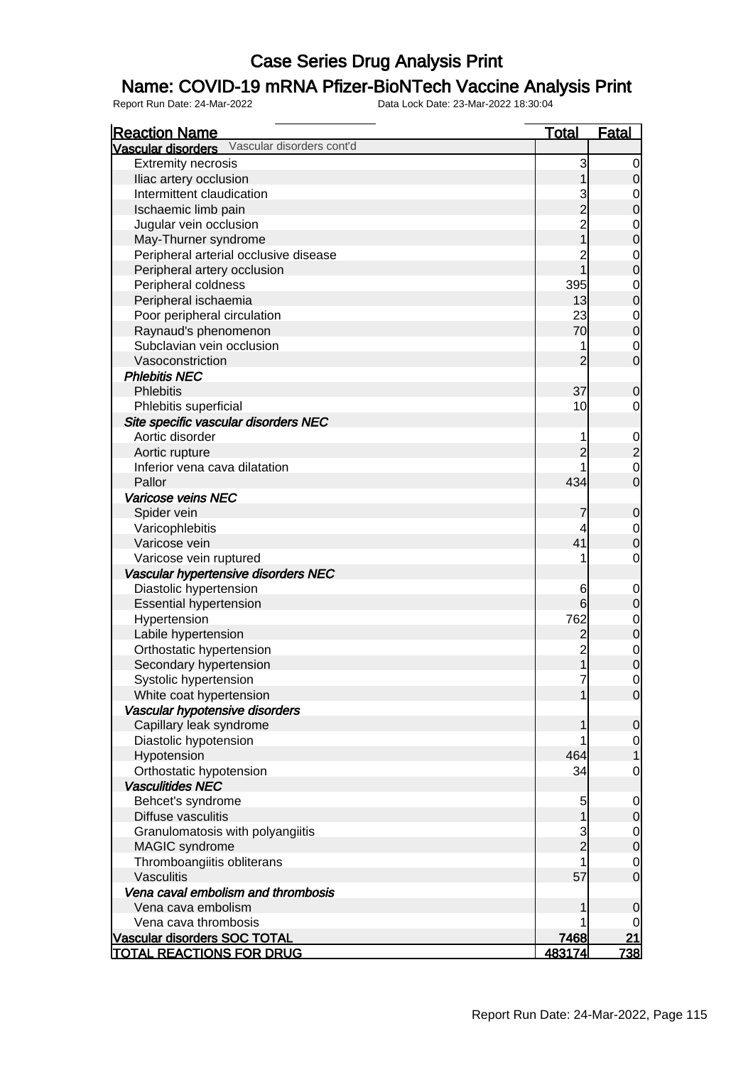# Case Series Drug Analysis Print

## Name: COVID-19 mRNA Pfizer-BioNTech Vaccine Analysis Print

Report Run Date: 24-Mar-2022 Data Lock Date: 23-Mar-2022 18:30:04

| Reaction Name | Total | Fatal |
|---|---|---|
| **Vascular disorders** Vascular disorders cont'd | | |
| Extremity necrosis | 3 | 0 |
| Iliac artery occlusion | 1 | 0 |
| Intermittent claudication | 3 | 0 |
| Ischaemic limb pain | 2 | 0 |
| Jugular vein occlusion | 2 | 0 |
| May-Thurner syndrome | 1 | 0 |
| Peripheral arterial occlusive disease | 2 | 0 |
| Peripheral artery occlusion | 1 | 0 |
| Peripheral coldness | 395 | 0 |
| Peripheral ischaemia | 13 | 0 |
| Poor peripheral circulation | 23 | 0 |
| Raynaud's phenomenon | 70 | 0 |
| Subclavian vein occlusion | 1 | 0 |
| Vasoconstriction | 2 | 0 |
| ***Phlebitis NEC*** | | |
| Phlebitis | 37 | 0 |
| Phlebitis superficial | 10 | 0 |
| ***Site specific vascular disorders NEC*** | | |
| Aortic disorder | 1 | 0 |
| Aortic rupture | 2 | 2 |
| Inferior vena cava dilatation | 1 | 0 |
| Pallor | 434 | 0 |
| ***Varicose veins NEC*** | | |
| Spider vein | 7 | 0 |
| Varicophlebitis | 4 | 0 |
| Varicose vein | 41 | 0 |
| Varicose vein ruptured | 1 | 0 |
| ***Vascular hypertensive disorders NEC*** | | |
| Diastolic hypertension | 6 | 0 |
| Essential hypertension | 6 | 0 |
| Hypertension | 762 | 0 |
| Labile hypertension | 2 | 0 |
| Orthostatic hypertension | 2 | 0 |
| Secondary hypertension | 1 | 0 |
| Systolic hypertension | 7 | 0 |
| White coat hypertension | 1 | 0 |
| ***Vascular hypotensive disorders*** | | |
| Capillary leak syndrome | 1 | 0 |
| Diastolic hypotension | 1 | 0 |
| Hypotension | 464 | 1 |
| Orthostatic hypotension | 34 | 0 |
| ***Vasculitides NEC*** | | |
| Behcet's syndrome | 5 | 0 |
| Diffuse vasculitis | 1 | 0 |
| Granulomatosis with polyangiitis | 3 | 0 |
| MAGIC syndrome | 2 | 0 |
| Thromboangiitis obliterans | 1 | 0 |
| Vasculitis | 57 | 0 |
| ***Vena caval embolism and thrombosis*** | | |
| Vena cava embolism | 1 | 0 |
| Vena cava thrombosis | 1 | 0 |
| **Vascular disorders SOC TOTAL** | **7468** | **21** |
| **TOTAL REACTIONS FOR DRUG** | **483174** | **738** |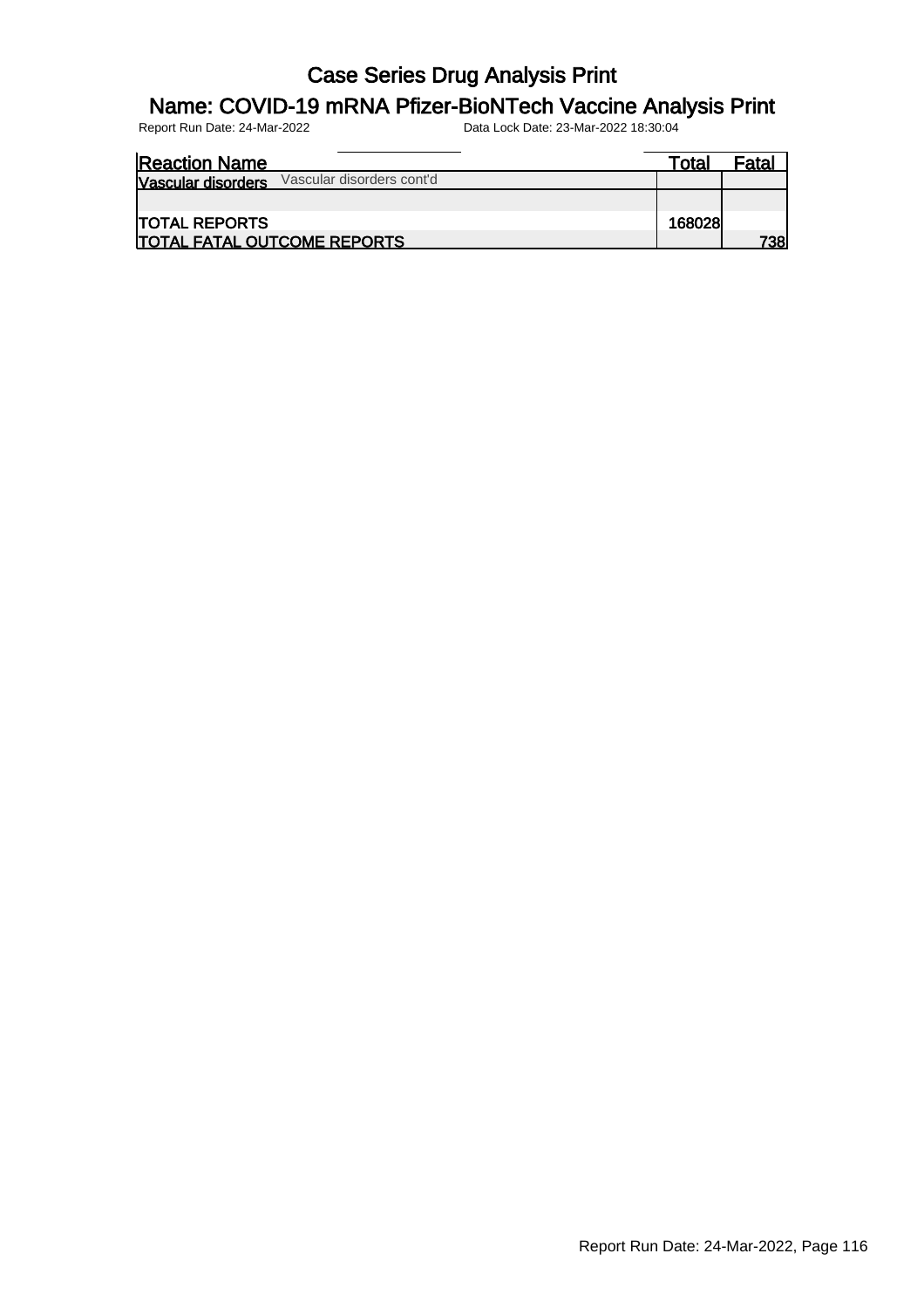# Case Series Drug Analysis Print

## Name: COVID-19 mRNA Pfizer-BioNTech Vaccine Analysis Print

Report Run Date: 24-Mar-2022 Data Lock Date: 23-Mar-2022 18:30:04

| Reaction Name | Total | Fatal |
|---|---|---|
| **Vascular disorders** Vascular disorders cont'd | | |
| | | |
| **TOTAL REPORTS** | 168028 | |
| **TOTAL FATAL OUTCOME REPORTS** | | 738 |